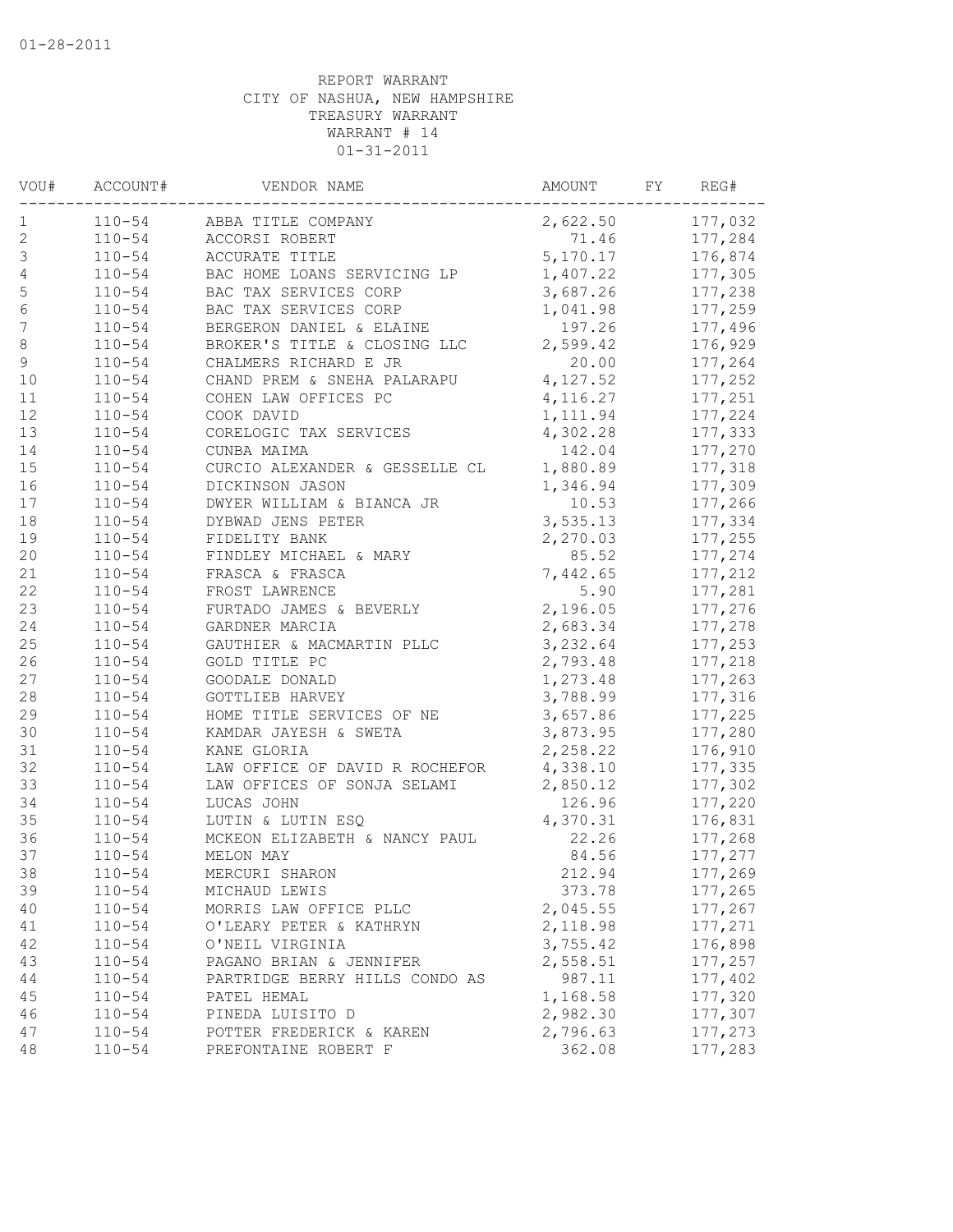01-28-2011

REPORT WARRANT
CITY OF NASHUA, NEW HAMPSHIRE
TREASURY WARRANT
WARRANT # 14
01-31-2011

| VOU# | ACCOUNT# | VENDOR NAME | AMOUNT | FY | REG# |
|---|---|---|---|---|---|
| 1 | 110-54 | ABBA TITLE COMPANY | 2,622.50 | | 177,032 |
| 2 | 110-54 | ACCORSI ROBERT | 71.46 | | 177,284 |
| 3 | 110-54 | ACCURATE TITLE | 5,170.17 | | 176,874 |
| 4 | 110-54 | BAC HOME LOANS SERVICING LP | 1,407.22 | | 177,305 |
| 5 | 110-54 | BAC TAX SERVICES CORP | 3,687.26 | | 177,238 |
| 6 | 110-54 | BAC TAX SERVICES CORP | 1,041.98 | | 177,259 |
| 7 | 110-54 | BERGERON DANIEL & ELAINE | 197.26 | | 177,496 |
| 8 | 110-54 | BROKER'S TITLE & CLOSING LLC | 2,599.42 | | 176,929 |
| 9 | 110-54 | CHALMERS RICHARD E JR | 20.00 | | 177,264 |
| 10 | 110-54 | CHAND PREM & SNEHA PALARAPU | 4,127.52 | | 177,252 |
| 11 | 110-54 | COHEN LAW OFFICES PC | 4,116.27 | | 177,251 |
| 12 | 110-54 | COOK DAVID | 1,111.94 | | 177,224 |
| 13 | 110-54 | CORELOGIC TAX SERVICES | 4,302.28 | | 177,333 |
| 14 | 110-54 | CUNBA MAIMA | 142.04 | | 177,270 |
| 15 | 110-54 | CURCIO ALEXANDER & GESSELLE CL | 1,880.89 | | 177,318 |
| 16 | 110-54 | DICKINSON JASON | 1,346.94 | | 177,309 |
| 17 | 110-54 | DWYER WILLIAM & BIANCA JR | 10.53 | | 177,266 |
| 18 | 110-54 | DYBWAD JENS PETER | 3,535.13 | | 177,334 |
| 19 | 110-54 | FIDELITY BANK | 2,270.03 | | 177,255 |
| 20 | 110-54 | FINDLEY MICHAEL & MARY | 85.52 | | 177,274 |
| 21 | 110-54 | FRASCA & FRASCA | 7,442.65 | | 177,212 |
| 22 | 110-54 | FROST LAWRENCE | 5.90 | | 177,281 |
| 23 | 110-54 | FURTADO JAMES & BEVERLY | 2,196.05 | | 177,276 |
| 24 | 110-54 | GARDNER MARCIA | 2,683.34 | | 177,278 |
| 25 | 110-54 | GAUTHIER & MACMARTIN PLLC | 3,232.64 | | 177,253 |
| 26 | 110-54 | GOLD TITLE PC | 2,793.48 | | 177,218 |
| 27 | 110-54 | GOODALE DONALD | 1,273.48 | | 177,263 |
| 28 | 110-54 | GOTTLIEB HARVEY | 3,788.99 | | 177,316 |
| 29 | 110-54 | HOME TITLE SERVICES OF NE | 3,657.86 | | 177,225 |
| 30 | 110-54 | KAMDAR JAYESH & SWETA | 3,873.95 | | 177,280 |
| 31 | 110-54 | KANE GLORIA | 2,258.22 | | 176,910 |
| 32 | 110-54 | LAW OFFICE OF DAVID R ROCHEFOR | 4,338.10 | | 177,335 |
| 33 | 110-54 | LAW OFFICES OF SONJA SELAMI | 2,850.12 | | 177,302 |
| 34 | 110-54 | LUCAS JOHN | 126.96 | | 177,220 |
| 35 | 110-54 | LUTIN & LUTIN ESQ | 4,370.31 | | 176,831 |
| 36 | 110-54 | MCKEON ELIZABETH & NANCY PAUL | 22.26 | | 177,268 |
| 37 | 110-54 | MELON MAY | 84.56 | | 177,277 |
| 38 | 110-54 | MERCURI SHARON | 212.94 | | 177,269 |
| 39 | 110-54 | MICHAUD LEWIS | 373.78 | | 177,265 |
| 40 | 110-54 | MORRIS LAW OFFICE PLLC | 2,045.55 | | 177,267 |
| 41 | 110-54 | O'LEARY PETER & KATHRYN | 2,118.98 | | 177,271 |
| 42 | 110-54 | O'NEIL VIRGINIA | 3,755.42 | | 176,898 |
| 43 | 110-54 | PAGANO BRIAN & JENNIFER | 2,558.51 | | 177,257 |
| 44 | 110-54 | PARTRIDGE BERRY HILLS CONDO AS | 987.11 | | 177,402 |
| 45 | 110-54 | PATEL HEMAL | 1,168.58 | | 177,320 |
| 46 | 110-54 | PINEDA LUISITO D | 2,982.30 | | 177,307 |
| 47 | 110-54 | POTTER FREDERICK & KAREN | 2,796.63 | | 177,273 |
| 48 | 110-54 | PREFONTAINE ROBERT F | 362.08 | | 177,283 |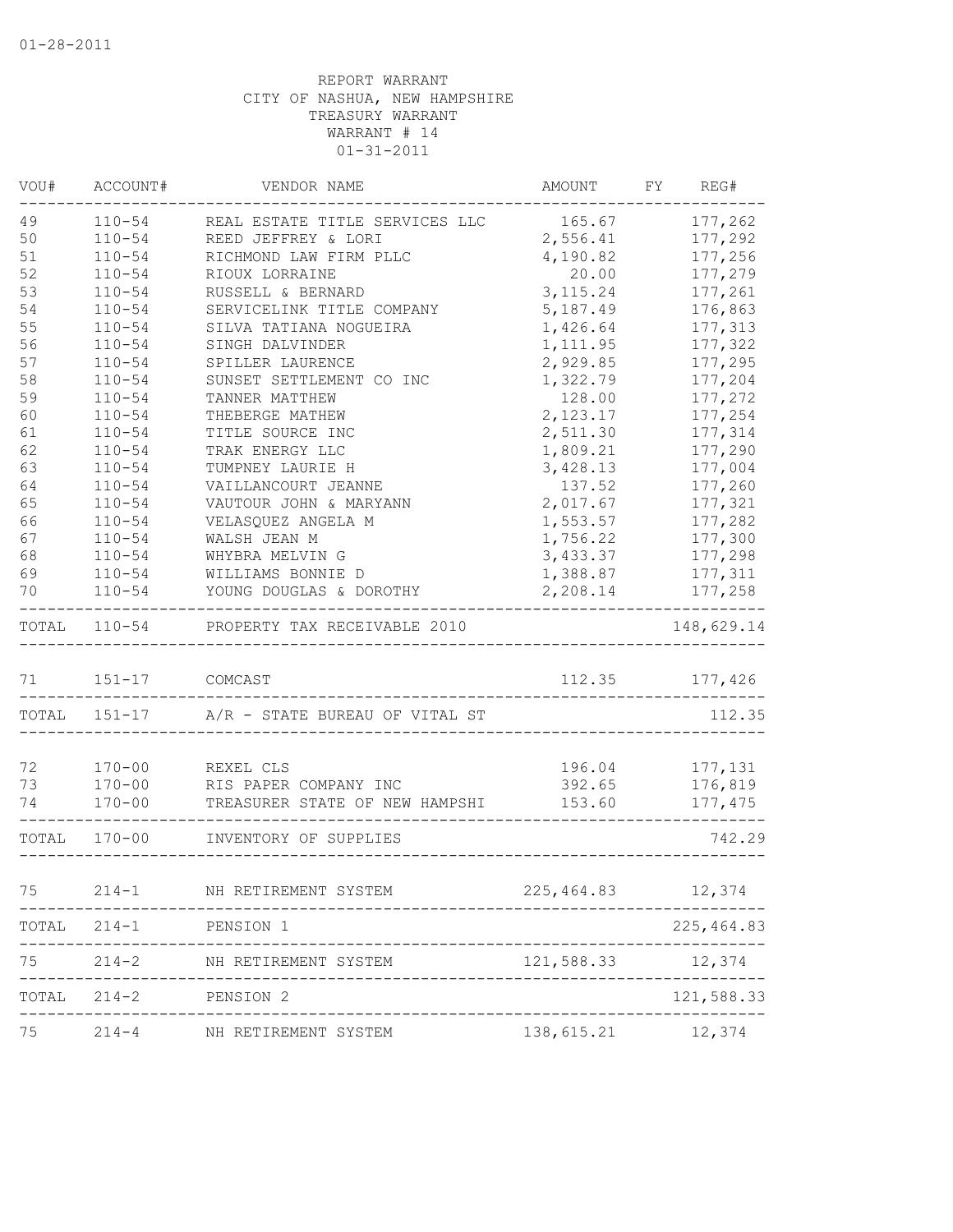01-28-2011

REPORT WARRANT
CITY OF NASHUA, NEW HAMPSHIRE
TREASURY WARRANT
WARRANT # 14
01-31-2011

| VOU# | ACCOUNT# | VENDOR NAME | AMOUNT | FY | REG# |
|---|---|---|---|---|---|
| 49 | 110-54 | REAL ESTATE TITLE SERVICES LLC | 165.67 | | 177,262 |
| 50 | 110-54 | REED JEFFREY & LORI | 2,556.41 | | 177,292 |
| 51 | 110-54 | RICHMOND LAW FIRM PLLC | 4,190.82 | | 177,256 |
| 52 | 110-54 | RIOUX LORRAINE | 20.00 | | 177,279 |
| 53 | 110-54 | RUSSELL & BERNARD | 3,115.24 | | 177,261 |
| 54 | 110-54 | SERVICELINK TITLE COMPANY | 5,187.49 | | 176,863 |
| 55 | 110-54 | SILVA TATIANA NOGUEIRA | 1,426.64 | | 177,313 |
| 56 | 110-54 | SINGH DALVINDER | 1,111.95 | | 177,322 |
| 57 | 110-54 | SPILLER LAURENCE | 2,929.85 | | 177,295 |
| 58 | 110-54 | SUNSET SETTLEMENT CO INC | 1,322.79 | | 177,204 |
| 59 | 110-54 | TANNER MATTHEW | 128.00 | | 177,272 |
| 60 | 110-54 | THEBERGE MATHEW | 2,123.17 | | 177,254 |
| 61 | 110-54 | TITLE SOURCE INC | 2,511.30 | | 177,314 |
| 62 | 110-54 | TRAK ENERGY LLC | 1,809.21 | | 177,290 |
| 63 | 110-54 | TUMPNEY LAURIE H | 3,428.13 | | 177,004 |
| 64 | 110-54 | VAILLANCOURT JEANNE | 137.52 | | 177,260 |
| 65 | 110-54 | VAUTOUR JOHN & MARYANN | 2,017.67 | | 177,321 |
| 66 | 110-54 | VELASQUEZ ANGELA M | 1,553.57 | | 177,282 |
| 67 | 110-54 | WALSH JEAN M | 1,756.22 | | 177,300 |
| 68 | 110-54 | WHYBRA MELVIN G | 3,433.37 | | 177,298 |
| 69 | 110-54 | WILLIAMS BONNIE D | 1,388.87 | | 177,311 |
| 70 | 110-54 | YOUNG DOUGLAS & DOROTHY | 2,208.14 | | 177,258 |
| TOTAL | 110-54 | PROPERTY TAX RECEIVABLE 2010 | | | 148,629.14 |
| 71 | 151-17 | COMCAST | 112.35 | | 177,426 |
| TOTAL | 151-17 | A/R - STATE BUREAU OF VITAL ST | | | 112.35 |
| 72 | 170-00 | REXEL CLS | 196.04 | | 177,131 |
| 73 | 170-00 | RIS PAPER COMPANY INC | 392.65 | | 176,819 |
| 74 | 170-00 | TREASURER STATE OF NEW HAMPSHI | 153.60 | | 177,475 |
| TOTAL | 170-00 | INVENTORY OF SUPPLIES | | | 742.29 |
| 75 | 214-1 | NH RETIREMENT SYSTEM | 225,464.83 | | 12,374 |
| TOTAL | 214-1 | PENSION 1 | | | 225,464.83 |
| 75 | 214-2 | NH RETIREMENT SYSTEM | 121,588.33 | | 12,374 |
| TOTAL | 214-2 | PENSION 2 | | | 121,588.33 |
| 75 | 214-4 | NH RETIREMENT SYSTEM | 138,615.21 | | 12,374 |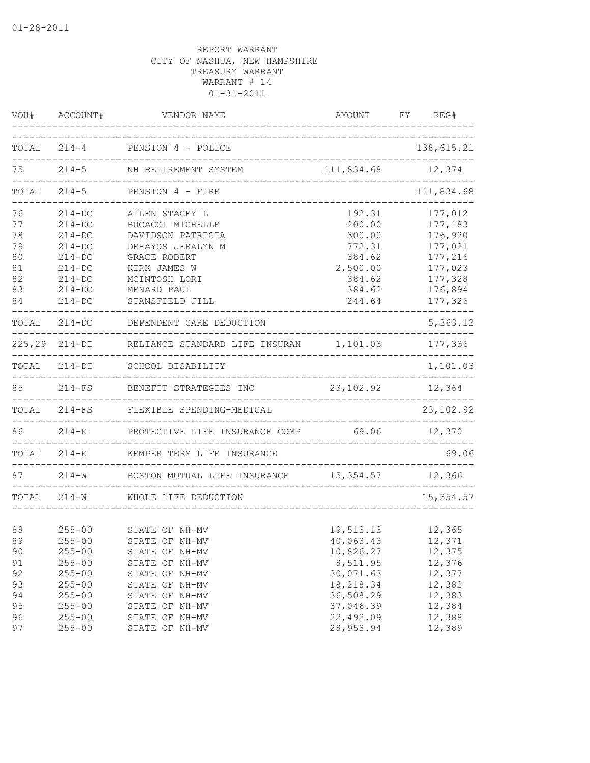01-28-2011

REPORT WARRANT
CITY OF NASHUA, NEW HAMPSHIRE
TREASURY WARRANT
WARRANT # 14
01-31-2011

| VOU# | ACCOUNT# | VENDOR NAME | AMOUNT | FY | REG# |
|---|---|---|---|---|---|
| TOTAL | 214-4 | PENSION 4 - POLICE | | | 138,615.21 |
| 75 | 214-5 | NH RETIREMENT SYSTEM | 111,834.68 | | 12,374 |
| TOTAL | 214-5 | PENSION 4 - FIRE | | | 111,834.68 |
| 76 | 214-DC | ALLEN STACEY L | 192.31 | | 177,012 |
| 77 | 214-DC | BUCACCI MICHELLE | 200.00 | | 177,183 |
| 78 | 214-DC | DAVIDSON PATRICIA | 300.00 | | 176,920 |
| 79 | 214-DC | DEHAYOS JERALYN M | 772.31 | | 177,021 |
| 80 | 214-DC | GRACE ROBERT | 384.62 | | 177,216 |
| 81 | 214-DC | KIRK JAMES W | 2,500.00 | | 177,023 |
| 82 | 214-DC | MCINTOSH LORI | 384.62 | | 177,328 |
| 83 | 214-DC | MENARD PAUL | 384.62 | | 176,894 |
| 84 | 214-DC | STANSFIELD JILL | 244.64 | | 177,326 |
| TOTAL | 214-DC | DEPENDENT CARE DEDUCTION | | | 5,363.12 |
| 225,29 | 214-DI | RELIANCE STANDARD LIFE INSURAN | 1,101.03 | | 177,336 |
| TOTAL | 214-DI | SCHOOL DISABILITY | | | 1,101.03 |
| 85 | 214-FS | BENEFIT STRATEGIES INC | 23,102.92 | | 12,364 |
| TOTAL | 214-FS | FLEXIBLE SPENDING-MEDICAL | | | 23,102.92 |
| 86 | 214-K | PROTECTIVE LIFE INSURANCE COMP | 69.06 | | 12,370 |
| TOTAL | 214-K | KEMPER TERM LIFE INSURANCE | | | 69.06 |
| 87 | 214-W | BOSTON MUTUAL LIFE INSURANCE | 15,354.57 | | 12,366 |
| TOTAL | 214-W | WHOLE LIFE DEDUCTION | | | 15,354.57 |
| 88 | 255-00 | STATE OF NH-MV | 19,513.13 | | 12,365 |
| 89 | 255-00 | STATE OF NH-MV | 40,063.43 | | 12,371 |
| 90 | 255-00 | STATE OF NH-MV | 10,826.27 | | 12,375 |
| 91 | 255-00 | STATE OF NH-MV | 8,511.95 | | 12,376 |
| 92 | 255-00 | STATE OF NH-MV | 30,071.63 | | 12,377 |
| 93 | 255-00 | STATE OF NH-MV | 18,218.34 | | 12,382 |
| 94 | 255-00 | STATE OF NH-MV | 36,508.29 | | 12,383 |
| 95 | 255-00 | STATE OF NH-MV | 37,046.39 | | 12,384 |
| 96 | 255-00 | STATE OF NH-MV | 22,492.09 | | 12,388 |
| 97 | 255-00 | STATE OF NH-MV | 28,953.94 | | 12,389 |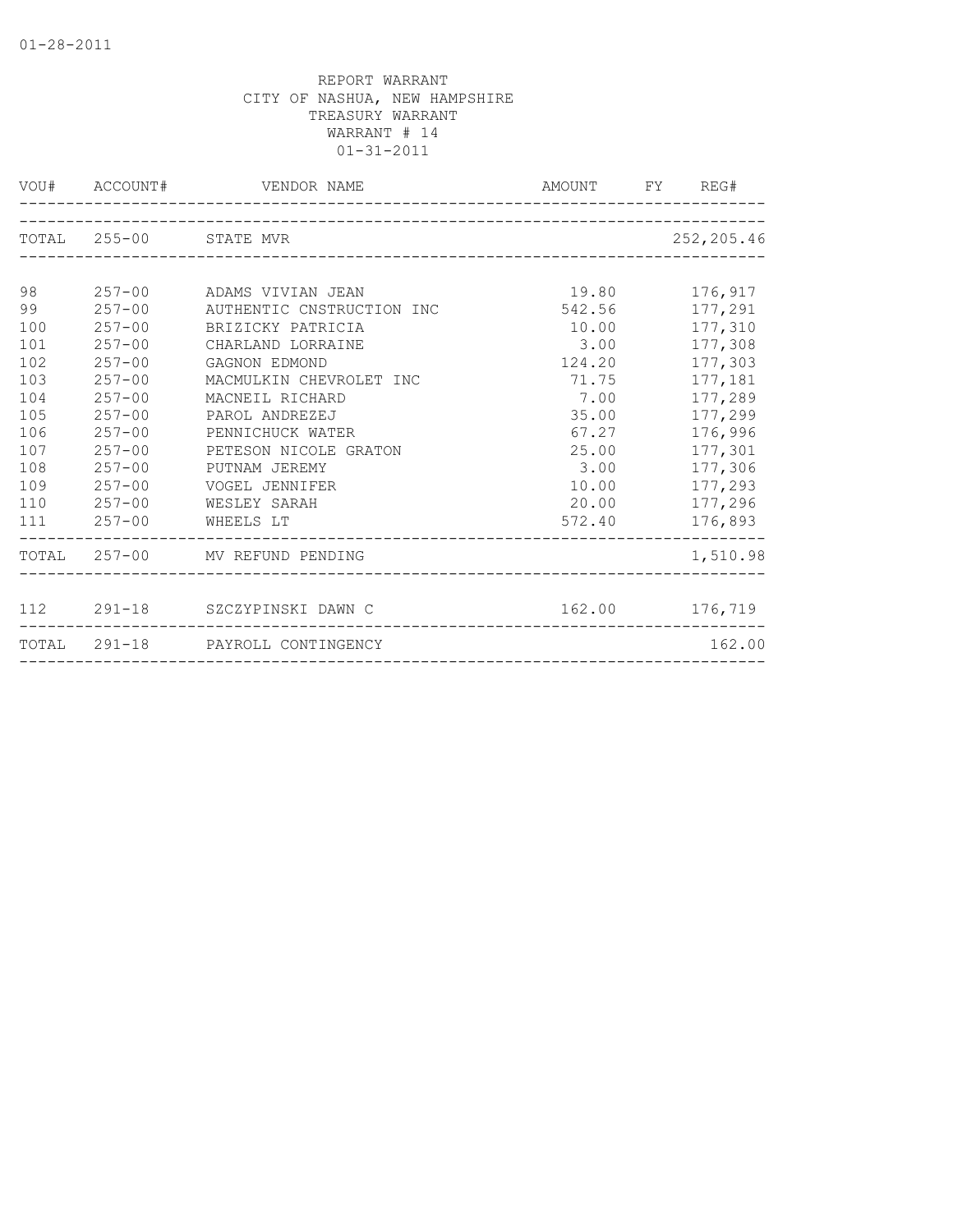REPORT WARRANT
CITY OF NASHUA, NEW HAMPSHIRE
TREASURY WARRANT
WARRANT # 14
01-31-2011

| VOU# | ACCOUNT# | VENDOR NAME | AMOUNT | FY | REG# |
|---|---|---|---|---|---|
| TOTAL | 255-00 | STATE MVR | | | 252,205.46 |
| 98 | 257-00 | ADAMS VIVIAN JEAN | 19.80 | | 176,917 |
| 99 | 257-00 | AUTHENTIC CNSTRUCTION INC | 542.56 | | 177,291 |
| 100 | 257-00 | BRIZICKY PATRICIA | 10.00 | | 177,310 |
| 101 | 257-00 | CHARLAND LORRAINE | 3.00 | | 177,308 |
| 102 | 257-00 | GAGNON EDMOND | 124.20 | | 177,303 |
| 103 | 257-00 | MACMULKIN CHEVROLET INC | 71.75 | | 177,181 |
| 104 | 257-00 | MACNEIL RICHARD | 7.00 | | 177,289 |
| 105 | 257-00 | PAROL ANDREZEJ | 35.00 | | 177,299 |
| 106 | 257-00 | PENNICHUCK WATER | 67.27 | | 176,996 |
| 107 | 257-00 | PETESON NICOLE GRATON | 25.00 | | 177,301 |
| 108 | 257-00 | PUTNAM JEREMY | 3.00 | | 177,306 |
| 109 | 257-00 | VOGEL JENNIFER | 10.00 | | 177,293 |
| 110 | 257-00 | WESLEY SARAH | 20.00 | | 177,296 |
| 111 | 257-00 | WHEELS LT | 572.40 | | 176,893 |
| TOTAL | 257-00 | MV REFUND PENDING | | | 1,510.98 |
| 112 | 291-18 | SZCZYPINSKI DAWN C | 162.00 | | 176,719 |
| TOTAL | 291-18 | PAYROLL CONTINGENCY | | | 162.00 |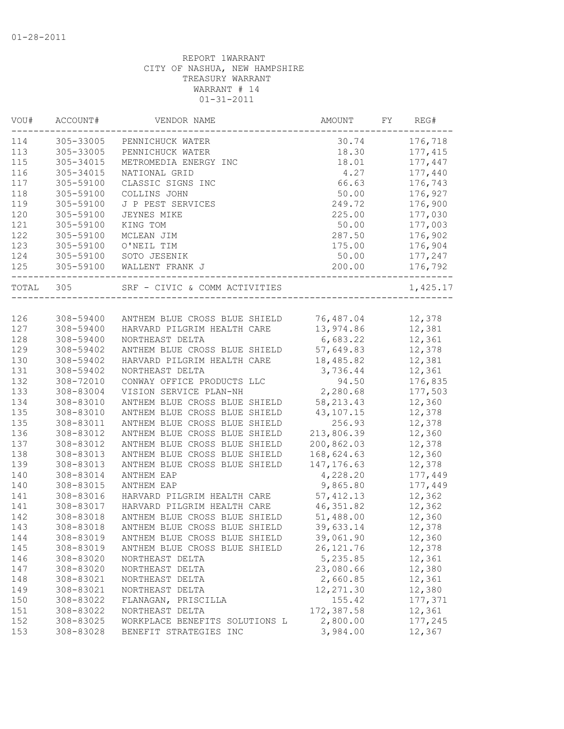01-28-2011

REPORT 1WARRANT
CITY OF NASHUA, NEW HAMPSHIRE
TREASURY WARRANT
WARRANT # 14
01-31-2011

| VOU# | ACCOUNT# | VENDOR NAME | AMOUNT | FY | REG# |
|---|---|---|---|---|---|
| 114 | 305-33005 | PENNICHUCK WATER | 30.74 | | 176,718 |
| 113 | 305-33005 | PENNICHUCK WATER | 18.30 | | 177,415 |
| 115 | 305-34015 | METROMEDIA ENERGY INC | 18.01 | | 177,447 |
| 116 | 305-34015 | NATIONAL GRID | 4.27 | | 177,440 |
| 117 | 305-59100 | CLASSIC SIGNS INC | 66.63 | | 176,743 |
| 118 | 305-59100 | COLLINS JOHN | 50.00 | | 176,927 |
| 119 | 305-59100 | J P PEST SERVICES | 249.72 | | 176,900 |
| 120 | 305-59100 | JEYNES MIKE | 225.00 | | 177,030 |
| 121 | 305-59100 | KING TOM | 50.00 | | 177,003 |
| 122 | 305-59100 | MCLEAN JIM | 287.50 | | 176,902 |
| 123 | 305-59100 | O'NEIL TIM | 175.00 | | 176,904 |
| 124 | 305-59100 | SOTO JESENIK | 50.00 | | 177,247 |
| 125 | 305-59100 | WALLENT FRANK J | 200.00 | | 176,792 |
| TOTAL | 305 | SRF - CIVIC & COMM ACTIVITIES | | | 1,425.17 |
| 126 | 308-59400 | ANTHEM BLUE CROSS BLUE SHIELD | 76,487.04 | | 12,378 |
| 127 | 308-59400 | HARVARD PILGRIM HEALTH CARE | 13,974.86 | | 12,381 |
| 128 | 308-59400 | NORTHEAST DELTA | 6,683.22 | | 12,361 |
| 129 | 308-59402 | ANTHEM BLUE CROSS BLUE SHIELD | 57,649.83 | | 12,378 |
| 130 | 308-59402 | HARVARD PILGRIM HEALTH CARE | 18,485.82 | | 12,381 |
| 131 | 308-59402 | NORTHEAST DELTA | 3,736.44 | | 12,361 |
| 132 | 308-72010 | CONWAY OFFICE PRODUCTS LLC | 94.50 | | 176,835 |
| 133 | 308-83004 | VISION SERVICE PLAN-NH | 2,280.68 | | 177,503 |
| 134 | 308-83010 | ANTHEM BLUE CROSS BLUE SHIELD | 58,213.43 | | 12,360 |
| 135 | 308-83010 | ANTHEM BLUE CROSS BLUE SHIELD | 43,107.15 | | 12,378 |
| 135 | 308-83011 | ANTHEM BLUE CROSS BLUE SHIELD | 256.93 | | 12,378 |
| 136 | 308-83012 | ANTHEM BLUE CROSS BLUE SHIELD | 213,806.39 | | 12,360 |
| 137 | 308-83012 | ANTHEM BLUE CROSS BLUE SHIELD | 200,862.03 | | 12,378 |
| 138 | 308-83013 | ANTHEM BLUE CROSS BLUE SHIELD | 168,624.63 | | 12,360 |
| 139 | 308-83013 | ANTHEM BLUE CROSS BLUE SHIELD | 147,176.63 | | 12,378 |
| 140 | 308-83014 | ANTHEM EAP | 4,228.20 | | 177,449 |
| 140 | 308-83015 | ANTHEM EAP | 9,865.80 | | 177,449 |
| 141 | 308-83016 | HARVARD PILGRIM HEALTH CARE | 57,412.13 | | 12,362 |
| 141 | 308-83017 | HARVARD PILGRIM HEALTH CARE | 46,351.82 | | 12,362 |
| 142 | 308-83018 | ANTHEM BLUE CROSS BLUE SHIELD | 51,488.00 | | 12,360 |
| 143 | 308-83018 | ANTHEM BLUE CROSS BLUE SHIELD | 39,633.14 | | 12,378 |
| 144 | 308-83019 | ANTHEM BLUE CROSS BLUE SHIELD | 39,061.90 | | 12,360 |
| 145 | 308-83019 | ANTHEM BLUE CROSS BLUE SHIELD | 26,121.76 | | 12,378 |
| 146 | 308-83020 | NORTHEAST DELTA | 5,235.85 | | 12,361 |
| 147 | 308-83020 | NORTHEAST DELTA | 23,080.66 | | 12,380 |
| 148 | 308-83021 | NORTHEAST DELTA | 2,660.85 | | 12,361 |
| 149 | 308-83021 | NORTHEAST DELTA | 12,271.30 | | 12,380 |
| 150 | 308-83022 | FLANAGAN, PRISCILLA | 155.42 | | 177,371 |
| 151 | 308-83022 | NORTHEAST DELTA | 172,387.58 | | 12,361 |
| 152 | 308-83025 | WORKPLACE BENEFITS SOLUTIONS L | 2,800.00 | | 177,245 |
| 153 | 308-83028 | BENEFIT STRATEGIES INC | 3,984.00 | | 12,367 |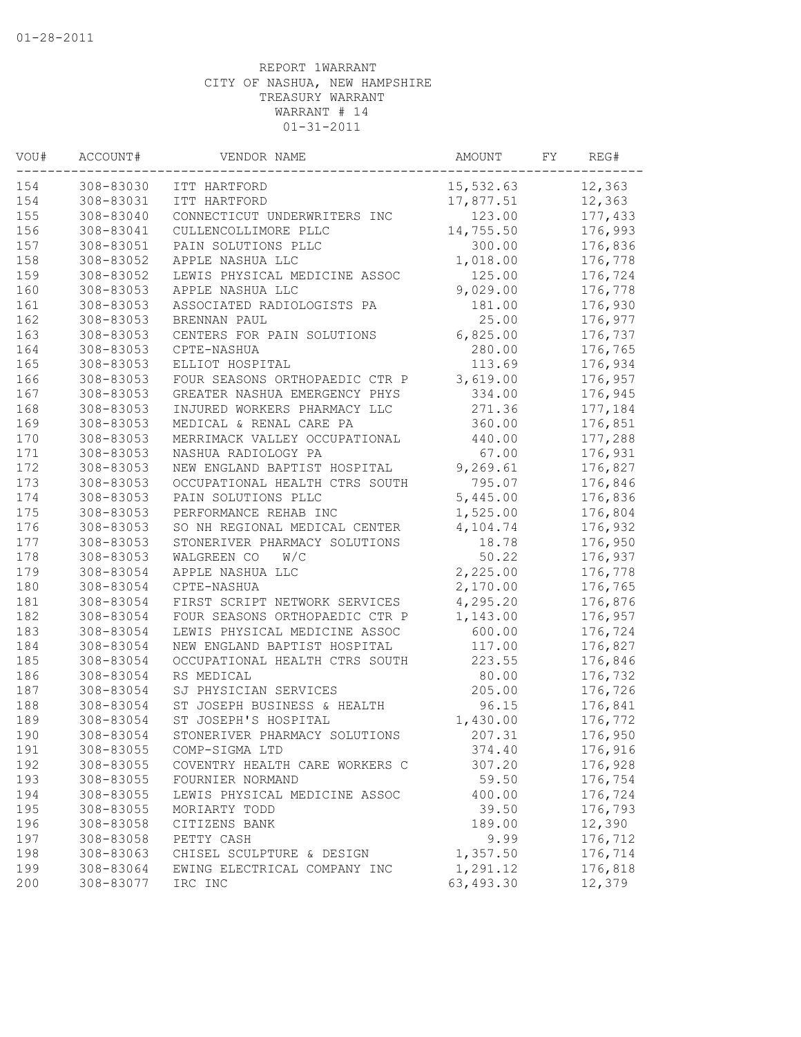01-28-2011

REPORT 1WARRANT
CITY OF NASHUA, NEW HAMPSHIRE
TREASURY WARRANT
WARRANT # 14
01-31-2011

| VOU# | ACCOUNT# | VENDOR NAME | AMOUNT | FY | REG# |
|---|---|---|---|---|---|
| 154 | 308-83030 | ITT HARTFORD | 15,532.63 | | 12,363 |
| 154 | 308-83031 | ITT HARTFORD | 17,877.51 | | 12,363 |
| 155 | 308-83040 | CONNECTICUT UNDERWRITERS INC | 123.00 | | 177,433 |
| 156 | 308-83041 | CULLENCOLLIMORE PLLC | 14,755.50 | | 176,993 |
| 157 | 308-83051 | PAIN SOLUTIONS PLLC | 300.00 | | 176,836 |
| 158 | 308-83052 | APPLE NASHUA LLC | 1,018.00 | | 176,778 |
| 159 | 308-83052 | LEWIS PHYSICAL MEDICINE ASSOC | 125.00 | | 176,724 |
| 160 | 308-83053 | APPLE NASHUA LLC | 9,029.00 | | 176,778 |
| 161 | 308-83053 | ASSOCIATED RADIOLOGISTS PA | 181.00 | | 176,930 |
| 162 | 308-83053 | BRENNAN PAUL | 25.00 | | 176,977 |
| 163 | 308-83053 | CENTERS FOR PAIN SOLUTIONS | 6,825.00 | | 176,737 |
| 164 | 308-83053 | CPTE-NASHUA | 280.00 | | 176,765 |
| 165 | 308-83053 | ELLIOT HOSPITAL | 113.69 | | 176,934 |
| 166 | 308-83053 | FOUR SEASONS ORTHOPAEDIC CTR P | 3,619.00 | | 176,957 |
| 167 | 308-83053 | GREATER NASHUA EMERGENCY PHYS | 334.00 | | 176,945 |
| 168 | 308-83053 | INJURED WORKERS PHARMACY LLC | 271.36 | | 177,184 |
| 169 | 308-83053 | MEDICAL & RENAL CARE PA | 360.00 | | 176,851 |
| 170 | 308-83053 | MERRIMACK VALLEY OCCUPATIONAL | 440.00 | | 177,288 |
| 171 | 308-83053 | NASHUA RADIOLOGY PA | 67.00 | | 176,931 |
| 172 | 308-83053 | NEW ENGLAND BAPTIST HOSPITAL | 9,269.61 | | 176,827 |
| 173 | 308-83053 | OCCUPATIONAL HEALTH CTRS SOUTH | 795.07 | | 176,846 |
| 174 | 308-83053 | PAIN SOLUTIONS PLLC | 5,445.00 | | 176,836 |
| 175 | 308-83053 | PERFORMANCE REHAB INC | 1,525.00 | | 176,804 |
| 176 | 308-83053 | SO NH REGIONAL MEDICAL CENTER | 4,104.74 | | 176,932 |
| 177 | 308-83053 | STONERIVER PHARMACY SOLUTIONS | 18.78 | | 176,950 |
| 178 | 308-83053 | WALGREEN CO W/C | 50.22 | | 176,937 |
| 179 | 308-83054 | APPLE NASHUA LLC | 2,225.00 | | 176,778 |
| 180 | 308-83054 | CPTE-NASHUA | 2,170.00 | | 176,765 |
| 181 | 308-83054 | FIRST SCRIPT NETWORK SERVICES | 4,295.20 | | 176,876 |
| 182 | 308-83054 | FOUR SEASONS ORTHOPAEDIC CTR P | 1,143.00 | | 176,957 |
| 183 | 308-83054 | LEWIS PHYSICAL MEDICINE ASSOC | 600.00 | | 176,724 |
| 184 | 308-83054 | NEW ENGLAND BAPTIST HOSPITAL | 117.00 | | 176,827 |
| 185 | 308-83054 | OCCUPATIONAL HEALTH CTRS SOUTH | 223.55 | | 176,846 |
| 186 | 308-83054 | RS MEDICAL | 80.00 | | 176,732 |
| 187 | 308-83054 | SJ PHYSICIAN SERVICES | 205.00 | | 176,726 |
| 188 | 308-83054 | ST JOSEPH BUSINESS & HEALTH | 96.15 | | 176,841 |
| 189 | 308-83054 | ST JOSEPH'S HOSPITAL | 1,430.00 | | 176,772 |
| 190 | 308-83054 | STONERIVER PHARMACY SOLUTIONS | 207.31 | | 176,950 |
| 191 | 308-83055 | COMP-SIGMA LTD | 374.40 | | 176,916 |
| 192 | 308-83055 | COVENTRY HEALTH CARE WORKERS C | 307.20 | | 176,928 |
| 193 | 308-83055 | FOURNIER NORMAND | 59.50 | | 176,754 |
| 194 | 308-83055 | LEWIS PHYSICAL MEDICINE ASSOC | 400.00 | | 176,724 |
| 195 | 308-83055 | MORIARTY TODD | 39.50 | | 176,793 |
| 196 | 308-83058 | CITIZENS BANK | 189.00 | | 12,390 |
| 197 | 308-83058 | PETTY CASH | 9.99 | | 176,712 |
| 198 | 308-83063 | CHISEL SCULPTURE & DESIGN | 1,357.50 | | 176,714 |
| 199 | 308-83064 | EWING ELECTRICAL COMPANY INC | 1,291.12 | | 176,818 |
| 200 | 308-83077 | IRC INC | 63,493.30 | | 12,379 |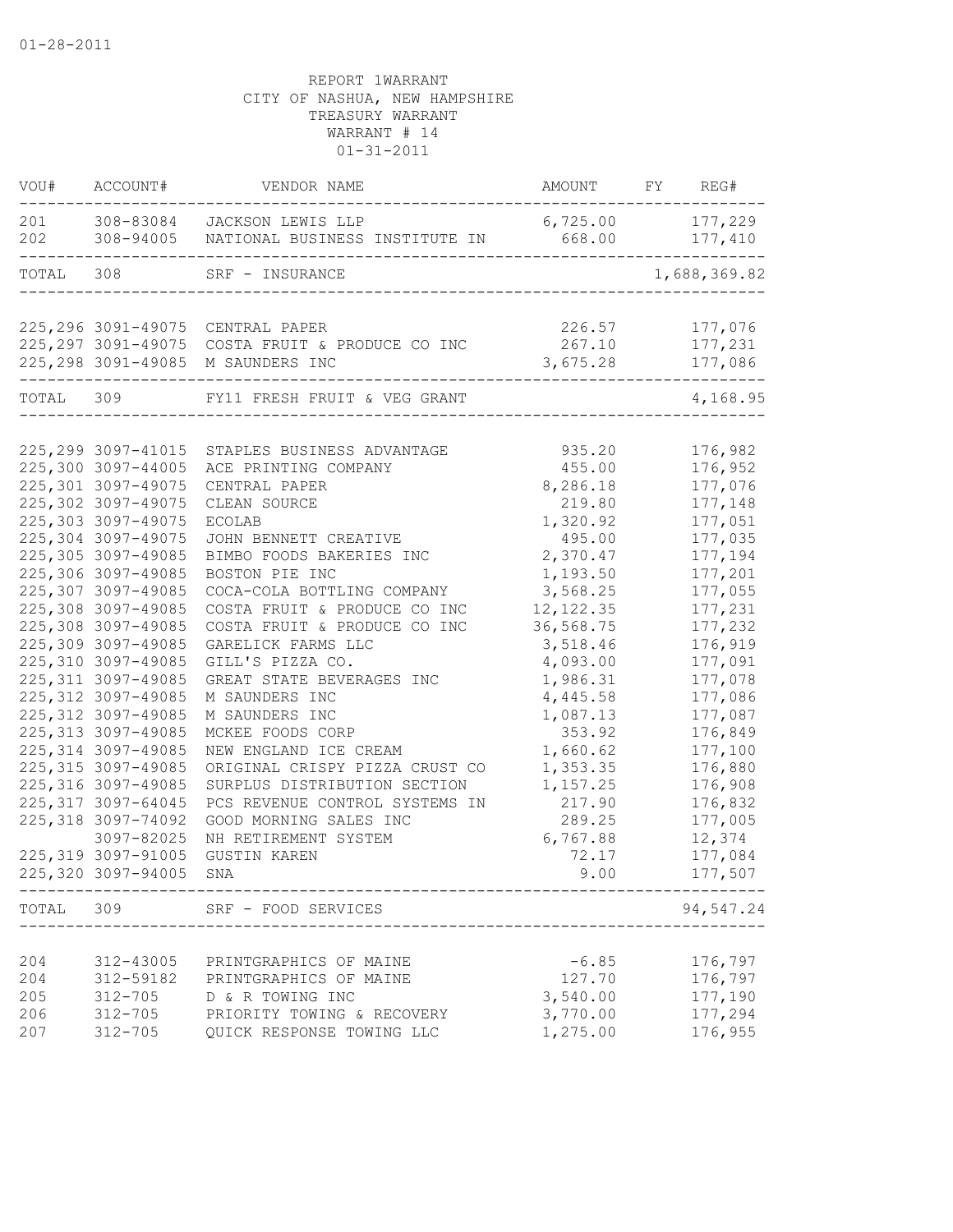01-28-2011

REPORT 1WARRANT
CITY OF NASHUA, NEW HAMPSHIRE
TREASURY WARRANT
WARRANT # 14
01-31-2011

| VOU# | ACCOUNT# | VENDOR NAME | AMOUNT | FY | REG# |
|---|---|---|---|---|---|
| 201 | 308-83084 | JACKSON LEWIS LLP | 6,725.00 | | 177,229 |
| 202 | 308-94005 | NATIONAL BUSINESS INSTITUTE IN | 668.00 | | 177,410 |
| TOTAL | 308 | SRF - INSURANCE | | | 1,688,369.82 |
| 225,296 | 3091-49075 | CENTRAL PAPER | 226.57 | | 177,076 |
| 225,297 | 3091-49075 | COSTA FRUIT & PRODUCE CO INC | 267.10 | | 177,231 |
| 225,298 | 3091-49085 | M SAUNDERS INC | 3,675.28 | | 177,086 |
| TOTAL | 309 | FY11 FRESH FRUIT & VEG GRANT | | | 4,168.95 |
| 225,299 | 3097-41015 | STAPLES BUSINESS ADVANTAGE | 935.20 | | 176,982 |
| 225,300 | 3097-44005 | ACE PRINTING COMPANY | 455.00 | | 176,952 |
| 225,301 | 3097-49075 | CENTRAL PAPER | 8,286.18 | | 177,076 |
| 225,302 | 3097-49075 | CLEAN SOURCE | 219.80 | | 177,148 |
| 225,303 | 3097-49075 | ECOLAB | 1,320.92 | | 177,051 |
| 225,304 | 3097-49075 | JOHN BENNETT CREATIVE | 495.00 | | 177,035 |
| 225,305 | 3097-49085 | BIMBO FOODS BAKERIES INC | 2,370.47 | | 177,194 |
| 225,306 | 3097-49085 | BOSTON PIE INC | 1,193.50 | | 177,201 |
| 225,307 | 3097-49085 | COCA-COLA BOTTLING COMPANY | 3,568.25 | | 177,055 |
| 225,308 | 3097-49085 | COSTA FRUIT & PRODUCE CO INC | 12,122.35 | | 177,231 |
| 225,308 | 3097-49085 | COSTA FRUIT & PRODUCE CO INC | 36,568.75 | | 177,232 |
| 225,309 | 3097-49085 | GARELICK FARMS LLC | 3,518.46 | | 176,919 |
| 225,310 | 3097-49085 | GILL'S PIZZA CO. | 4,093.00 | | 177,091 |
| 225,311 | 3097-49085 | GREAT STATE BEVERAGES INC | 1,986.31 | | 177,078 |
| 225,312 | 3097-49085 | M SAUNDERS INC | 4,445.58 | | 177,086 |
| 225,312 | 3097-49085 | M SAUNDERS INC | 1,087.13 | | 177,087 |
| 225,313 | 3097-49085 | MCKEE FOODS CORP | 353.92 | | 176,849 |
| 225,314 | 3097-49085 | NEW ENGLAND ICE CREAM | 1,660.62 | | 177,100 |
| 225,315 | 3097-49085 | ORIGINAL CRISPY PIZZA CRUST CO | 1,353.35 | | 176,880 |
| 225,316 | 3097-49085 | SURPLUS DISTRIBUTION SECTION | 1,157.25 | | 176,908 |
| 225,317 | 3097-64045 | PCS REVENUE CONTROL SYSTEMS IN | 217.90 | | 176,832 |
| 225,318 | 3097-74092 | GOOD MORNING SALES INC | 289.25 | | 177,005 |
| | 3097-82025 | NH RETIREMENT SYSTEM | 6,767.88 | | 12,374 |
| 225,319 | 3097-91005 | GUSTIN KAREN | 72.17 | | 177,084 |
| 225,320 | 3097-94005 | SNA | 9.00 | | 177,507 |
| TOTAL | 309 | SRF - FOOD SERVICES | | | 94,547.24 |
| 204 | 312-43005 | PRINTGRAPHICS OF MAINE | -6.85 | | 176,797 |
| 204 | 312-59182 | PRINTGRAPHICS OF MAINE | 127.70 | | 176,797 |
| 205 | 312-705 | D & R TOWING INC | 3,540.00 | | 177,190 |
| 206 | 312-705 | PRIORITY TOWING & RECOVERY | 3,770.00 | | 177,294 |
| 207 | 312-705 | QUICK RESPONSE TOWING LLC | 1,275.00 | | 176,955 |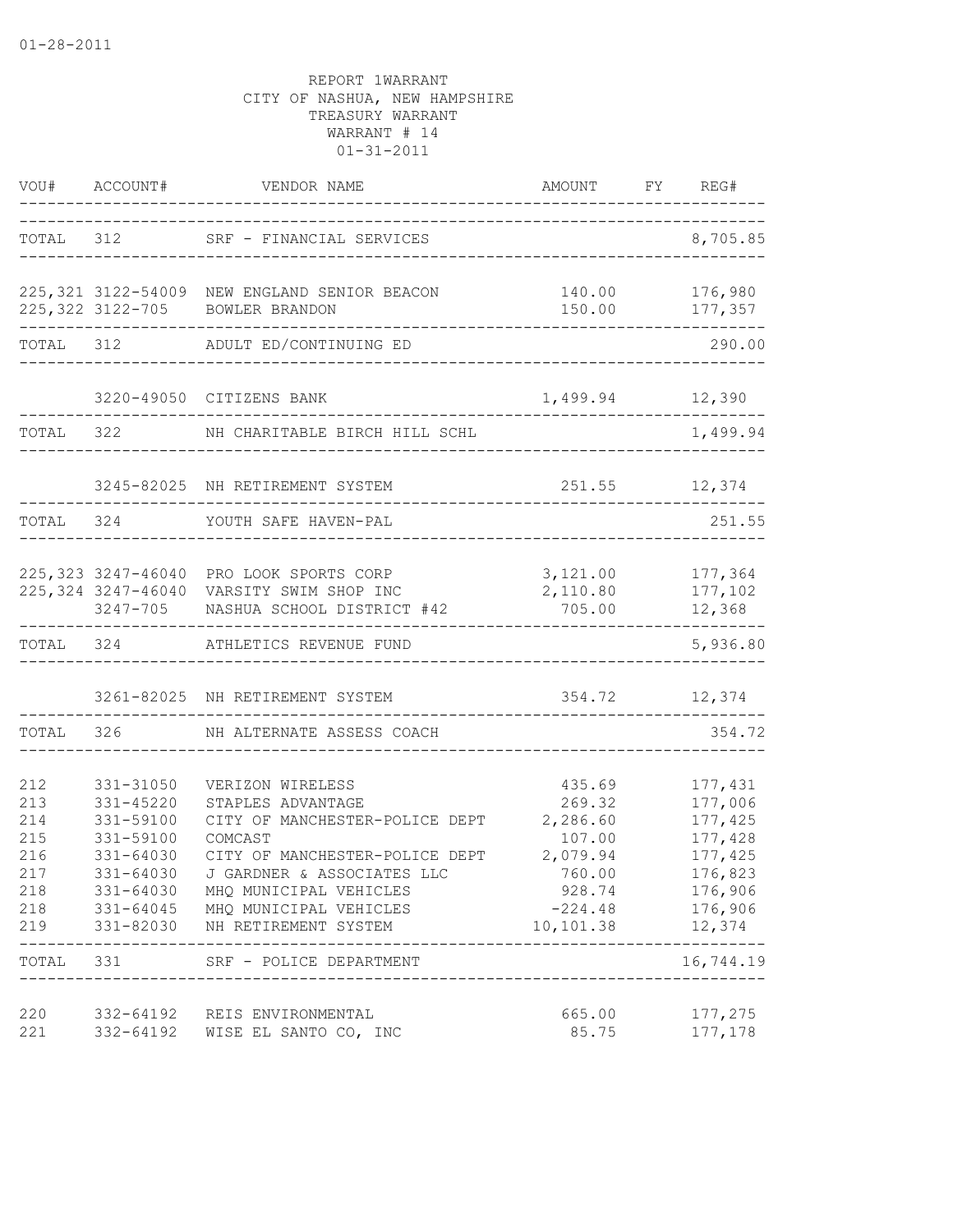01-28-2011

REPORT 1WARRANT
CITY OF NASHUA, NEW HAMPSHIRE
TREASURY WARRANT
WARRANT # 14
01-31-2011

| VOU# | ACCOUNT# | VENDOR NAME | AMOUNT | FY | REG# |
|---|---|---|---|---|---|
| TOTAL | 312 | SRF - FINANCIAL SERVICES | | | 8,705.85 |
| 225,321 | 3122-54009 | NEW ENGLAND SENIOR BEACON | 140.00 | | 176,980 |
| 225,322 | 3122-705 | BOWLER BRANDON | 150.00 | | 177,357 |
| TOTAL | 312 | ADULT ED/CONTINUING ED | | | 290.00 |
| | 3220-49050 | CITIZENS BANK | 1,499.94 | | 12,390 |
| TOTAL | 322 | NH CHARITABLE BIRCH HILL SCHL | | | 1,499.94 |
| | 3245-82025 | NH RETIREMENT SYSTEM | 251.55 | | 12,374 |
| TOTAL | 324 | YOUTH SAFE HAVEN-PAL | | | 251.55 |
| 225,323 | 3247-46040 | PRO LOOK SPORTS CORP | 3,121.00 | | 177,364 |
| 225,324 | 3247-46040 | VARSITY SWIM SHOP INC | 2,110.80 | | 177,102 |
| | 3247-705 | NASHUA SCHOOL DISTRICT #42 | 705.00 | | 12,368 |
| TOTAL | 324 | ATHLETICS REVENUE FUND | | | 5,936.80 |
| | 3261-82025 | NH RETIREMENT SYSTEM | 354.72 | | 12,374 |
| TOTAL | 326 | NH ALTERNATE ASSESS COACH | | | 354.72 |
| 212 | 331-31050 | VERIZON WIRELESS | 435.69 | | 177,431 |
| 213 | 331-45220 | STAPLES ADVANTAGE | 269.32 | | 177,006 |
| 214 | 331-59100 | CITY OF MANCHESTER-POLICE DEPT | 2,286.60 | | 177,425 |
| 215 | 331-59100 | COMCAST | 107.00 | | 177,428 |
| 216 | 331-64030 | CITY OF MANCHESTER-POLICE DEPT | 2,079.94 | | 177,425 |
| 217 | 331-64030 | J GARDNER & ASSOCIATES LLC | 760.00 | | 176,823 |
| 218 | 331-64030 | MHQ MUNICIPAL VEHICLES | 928.74 | | 176,906 |
| 218 | 331-64045 | MHQ MUNICIPAL VEHICLES | -224.48 | | 176,906 |
| 219 | 331-82030 | NH RETIREMENT SYSTEM | 10,101.38 | | 12,374 |
| TOTAL | 331 | SRF - POLICE DEPARTMENT | | | 16,744.19 |
| 220 | 332-64192 | REIS ENVIRONMENTAL | 665.00 | | 177,275 |
| 221 | 332-64192 | WISE EL SANTO CO, INC | 85.75 | | 177,178 |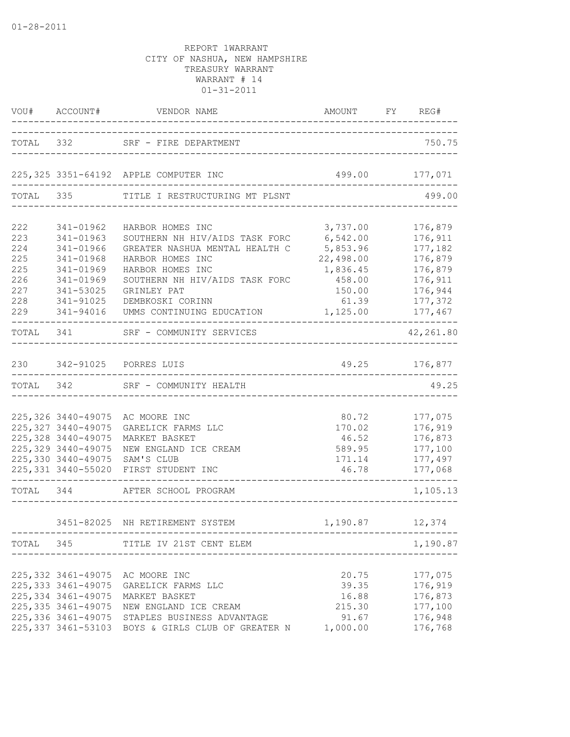01-28-2011

REPORT 1WARRANT
CITY OF NASHUA, NEW HAMPSHIRE
TREASURY WARRANT
WARRANT # 14
01-31-2011

| VOU# | ACCOUNT# | VENDOR NAME | AMOUNT | FY | REG# |
|---|---|---|---|---|---|
| TOTAL | 332 | SRF - FIRE DEPARTMENT | | | 750.75 |
| 225,325 | 3351-64192 | APPLE COMPUTER INC | 499.00 | | 177,071 |
| TOTAL | 335 | TITLE I RESTRUCTURING MT PLSNT | | | 499.00 |
| 222 | 341-01962 | HARBOR HOMES INC | 3,737.00 | | 176,879 |
| 223 | 341-01963 | SOUTHERN NH HIV/AIDS TASK FORC | 6,542.00 | | 176,911 |
| 224 | 341-01966 | GREATER NASHUA MENTAL HEALTH C | 5,853.96 | | 177,182 |
| 225 | 341-01968 | HARBOR HOMES INC | 22,498.00 | | 176,879 |
| 225 | 341-01969 | HARBOR HOMES INC | 1,836.45 | | 176,879 |
| 226 | 341-01969 | SOUTHERN NH HIV/AIDS TASK FORC | 458.00 | | 176,911 |
| 227 | 341-53025 | GRINLEY PAT | 150.00 | | 176,944 |
| 228 | 341-91025 | DEMBKOSKI CORINN | 61.39 | | 177,372 |
| 229 | 341-94016 | UMMS CONTINUING EDUCATION | 1,125.00 | | 177,467 |
| TOTAL | 341 | SRF - COMMUNITY SERVICES | | | 42,261.80 |
| 230 | 342-91025 | PORRES LUIS | 49.25 | | 176,877 |
| TOTAL | 342 | SRF - COMMUNITY HEALTH | | | 49.25 |
| 225,326 | 3440-49075 | AC MOORE INC | 80.72 | | 177,075 |
| 225,327 | 3440-49075 | GARELICK FARMS LLC | 170.02 | | 176,919 |
| 225,328 | 3440-49075 | MARKET BASKET | 46.52 | | 176,873 |
| 225,329 | 3440-49075 | NEW ENGLAND ICE CREAM | 589.95 | | 177,100 |
| 225,330 | 3440-49075 | SAM'S CLUB | 171.14 | | 177,497 |
| 225,331 | 3440-55020 | FIRST STUDENT INC | 46.78 | | 177,068 |
| TOTAL | 344 | AFTER SCHOOL PROGRAM | | | 1,105.13 |
| | 3451-82025 | NH RETIREMENT SYSTEM | 1,190.87 | | 12,374 |
| TOTAL | 345 | TITLE IV 21ST CENT ELEM | | | 1,190.87 |
| 225,332 | 3461-49075 | AC MOORE INC | 20.75 | | 177,075 |
| 225,333 | 3461-49075 | GARELICK FARMS LLC | 39.35 | | 176,919 |
| 225,334 | 3461-49075 | MARKET BASKET | 16.88 | | 176,873 |
| 225,335 | 3461-49075 | NEW ENGLAND ICE CREAM | 215.30 | | 177,100 |
| 225,336 | 3461-49075 | STAPLES BUSINESS ADVANTAGE | 91.67 | | 176,948 |
| 225,337 | 3461-53103 | BOYS & GIRLS CLUB OF GREATER N | 1,000.00 | | 176,768 |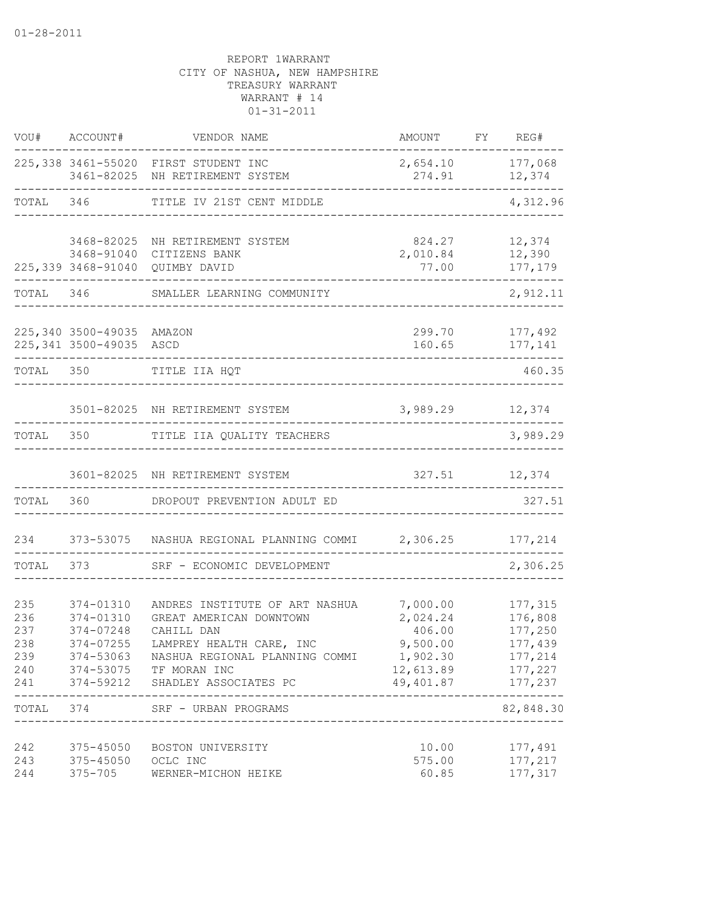01-28-2011

REPORT 1WARRANT
CITY OF NASHUA, NEW HAMPSHIRE
TREASURY WARRANT
WARRANT # 14
01-31-2011

| VOU# | ACCOUNT# | VENDOR NAME | AMOUNT | FY | REG# |
|---|---|---|---|---|---|
| 225,338 | 3461-55020 | FIRST STUDENT INC | 2,654.10 | | 177,068 |
| | 3461-82025 | NH RETIREMENT SYSTEM | 274.91 | | 12,374 |
| TOTAL | 346 | TITLE IV 21ST CENT MIDDLE | | | 4,312.96 |
| | 3468-82025 | NH RETIREMENT SYSTEM | 824.27 | | 12,374 |
| | 3468-91040 | CITIZENS BANK | 2,010.84 | | 12,390 |
| 225,339 | 3468-91040 | QUIMBY DAVID | 77.00 | | 177,179 |
| TOTAL | 346 | SMALLER LEARNING COMMUNITY | | | 2,912.11 |
| 225,340 | 3500-49035 | AMAZON | 299.70 | | 177,492 |
| 225,341 | 3500-49035 | ASCD | 160.65 | | 177,141 |
| TOTAL | 350 | TITLE IIA HQT | | | 460.35 |
| | 3501-82025 | NH RETIREMENT SYSTEM | 3,989.29 | | 12,374 |
| TOTAL | 350 | TITLE IIA QUALITY TEACHERS | | | 3,989.29 |
| | 3601-82025 | NH RETIREMENT SYSTEM | 327.51 | | 12,374 |
| TOTAL | 360 | DROPOUT PREVENTION ADULT ED | | | 327.51 |
| 234 | 373-53075 | NASHUA REGIONAL PLANNING COMMI | 2,306.25 | | 177,214 |
| TOTAL | 373 | SRF - ECONOMIC DEVELOPMENT | | | 2,306.25 |
| 235 | 374-01310 | ANDRES INSTITUTE OF ART NASHUA | 7,000.00 | | 177,315 |
| 236 | 374-01310 | GREAT AMERICAN DOWNTOWN | 2,024.24 | | 176,808 |
| 237 | 374-07248 | CAHILL DAN | 406.00 | | 177,250 |
| 238 | 374-07255 | LAMPREY HEALTH CARE, INC | 9,500.00 | | 177,439 |
| 239 | 374-53063 | NASHUA REGIONAL PLANNING COMMI | 1,902.30 | | 177,214 |
| 240 | 374-53075 | TF MORAN INC | 12,613.89 | | 177,227 |
| 241 | 374-59212 | SHADLEY ASSOCIATES PC | 49,401.87 | | 177,237 |
| TOTAL | 374 | SRF - URBAN PROGRAMS | | | 82,848.30 |
| 242 | 375-45050 | BOSTON UNIVERSITY | 10.00 | | 177,491 |
| 243 | 375-45050 | OCLC INC | 575.00 | | 177,217 |
| 244 | 375-705 | WERNER-MICHON HEIKE | 60.85 | | 177,317 |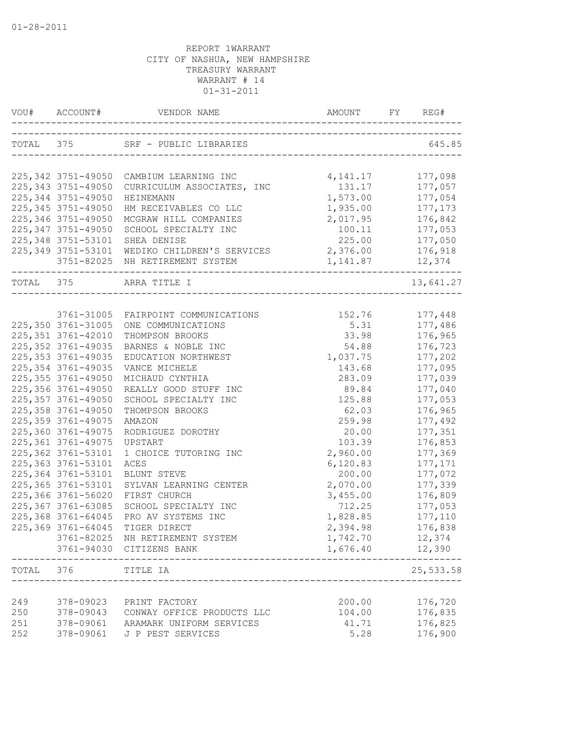01-28-2011

REPORT 1WARRANT
CITY OF NASHUA, NEW HAMPSHIRE
TREASURY WARRANT
WARRANT # 14
01-31-2011

| VOU# | ACCOUNT# | VENDOR NAME | AMOUNT | FY | REG# |
|---|---|---|---|---|---|
| TOTAL | 375 | SRF - PUBLIC LIBRARIES | | | 645.85 |
| 225,342 | 3751-49050 | CAMBIUM LEARNING INC | 4,141.17 | | 177,098 |
| 225,343 | 3751-49050 | CURRICULUM ASSOCIATES, INC | 131.17 | | 177,057 |
| 225,344 | 3751-49050 | HEINEMANN | 1,573.00 | | 177,054 |
| 225,345 | 3751-49050 | HM RECEIVABLES CO LLC | 1,935.00 | | 177,173 |
| 225,346 | 3751-49050 | MCGRAW HILL COMPANIES | 2,017.95 | | 176,842 |
| 225,347 | 3751-49050 | SCHOOL SPECIALTY INC | 100.11 | | 177,053 |
| 225,348 | 3751-53101 | SHEA DENISE | 225.00 | | 177,050 |
| 225,349 | 3751-53101 | WEDIKO CHILDREN'S SERVICES | 2,376.00 | | 176,918 |
| | 3751-82025 | NH RETIREMENT SYSTEM | 1,141.87 | | 12,374 |
| TOTAL | 375 | ARRA TITLE I | | | 13,641.27 |
| | 3761-31005 | FAIRPOINT COMMUNICATIONS | 152.76 | | 177,448 |
| 225,350 | 3761-31005 | ONE COMMUNICATIONS | 5.31 | | 177,486 |
| 225,351 | 3761-42010 | THOMPSON BROOKS | 33.98 | | 176,965 |
| 225,352 | 3761-49035 | BARNES & NOBLE INC | 54.88 | | 176,723 |
| 225,353 | 3761-49035 | EDUCATION NORTHWEST | 1,037.75 | | 177,202 |
| 225,354 | 3761-49035 | VANCE MICHELE | 143.68 | | 177,095 |
| 225,355 | 3761-49050 | MICHAUD CYNTHIA | 283.09 | | 177,039 |
| 225,356 | 3761-49050 | REALLY GOOD STUFF INC | 89.84 | | 177,040 |
| 225,357 | 3761-49050 | SCHOOL SPECIALTY INC | 125.88 | | 177,053 |
| 225,358 | 3761-49050 | THOMPSON BROOKS | 62.03 | | 176,965 |
| 225,359 | 3761-49075 | AMAZON | 259.98 | | 177,492 |
| 225,360 | 3761-49075 | RODRIGUEZ DOROTHY | 20.00 | | 177,351 |
| 225,361 | 3761-49075 | UPSTART | 103.39 | | 176,853 |
| 225,362 | 3761-53101 | 1 CHOICE TUTORING INC | 2,960.00 | | 177,369 |
| 225,363 | 3761-53101 | ACES | 6,120.83 | | 177,171 |
| 225,364 | 3761-53101 | BLUNT STEVE | 200.00 | | 177,072 |
| 225,365 | 3761-53101 | SYLVAN LEARNING CENTER | 2,070.00 | | 177,339 |
| 225,366 | 3761-56020 | FIRST CHURCH | 3,455.00 | | 176,809 |
| 225,367 | 3761-63085 | SCHOOL SPECIALTY INC | 712.25 | | 177,053 |
| 225,368 | 3761-64045 | PRO AV SYSTEMS INC | 1,828.85 | | 177,110 |
| 225,369 | 3761-64045 | TIGER DIRECT | 2,394.98 | | 176,838 |
| | 3761-82025 | NH RETIREMENT SYSTEM | 1,742.70 | | 12,374 |
| | 3761-94030 | CITIZENS BANK | 1,676.40 | | 12,390 |
| TOTAL | 376 | TITLE IA | | | 25,533.58 |
| 249 | 378-09023 | PRINT FACTORY | 200.00 | | 176,720 |
| 250 | 378-09043 | CONWAY OFFICE PRODUCTS LLC | 104.00 | | 176,835 |
| 251 | 378-09061 | ARAMARK UNIFORM SERVICES | 41.71 | | 176,825 |
| 252 | 378-09061 | J P PEST SERVICES | 5.28 | | 176,900 |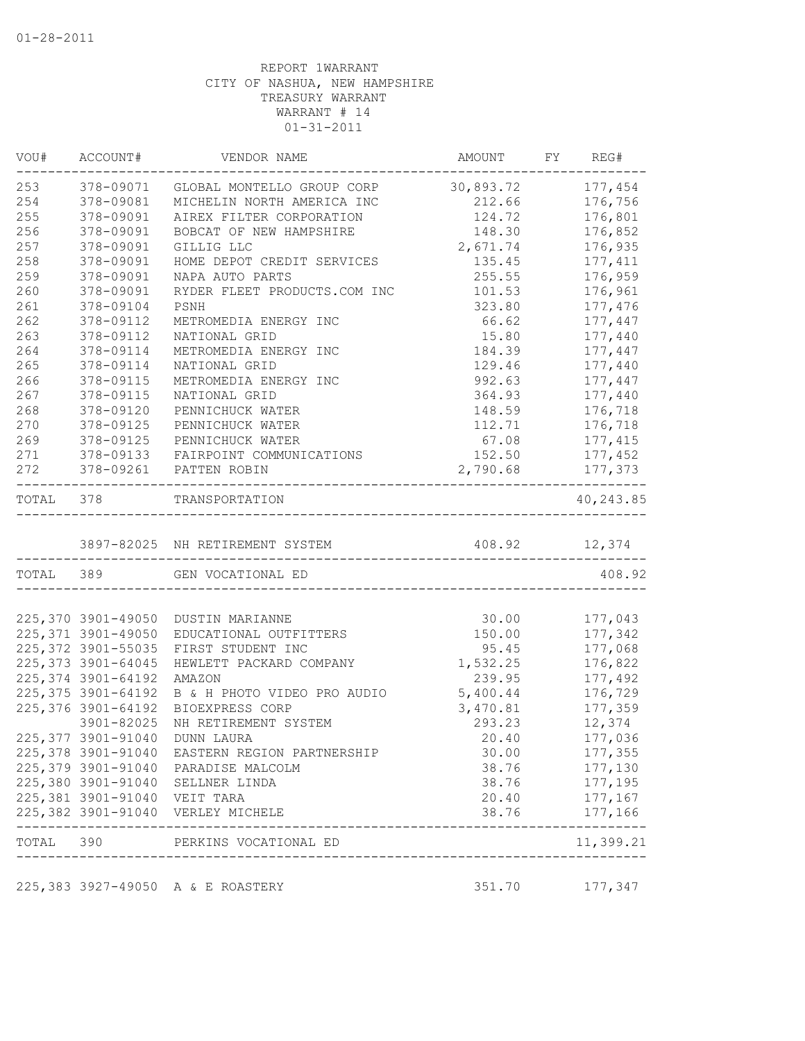01-28-2011

REPORT 1WARRANT
CITY OF NASHUA, NEW HAMPSHIRE
TREASURY WARRANT
WARRANT # 14
01-31-2011

| VOU# | ACCOUNT# | VENDOR NAME | AMOUNT | FY | REG# |
|---|---|---|---|---|---|
| 253 | 378-09071 | GLOBAL MONTELLO GROUP CORP | 30,893.72 | | 177,454 |
| 254 | 378-09081 | MICHELIN NORTH AMERICA INC | 212.66 | | 176,756 |
| 255 | 378-09091 | AIREX FILTER CORPORATION | 124.72 | | 176,801 |
| 256 | 378-09091 | BOBCAT OF NEW HAMPSHIRE | 148.30 | | 176,852 |
| 257 | 378-09091 | GILLIG LLC | 2,671.74 | | 176,935 |
| 258 | 378-09091 | HOME DEPOT CREDIT SERVICES | 135.45 | | 177,411 |
| 259 | 378-09091 | NAPA AUTO PARTS | 255.55 | | 176,959 |
| 260 | 378-09091 | RYDER FLEET PRODUCTS.COM INC | 101.53 | | 176,961 |
| 261 | 378-09104 | PSNH | 323.80 | | 177,476 |
| 262 | 378-09112 | METROMEDIA ENERGY INC | 66.62 | | 177,447 |
| 263 | 378-09112 | NATIONAL GRID | 15.80 | | 177,440 |
| 264 | 378-09114 | METROMEDIA ENERGY INC | 184.39 | | 177,447 |
| 265 | 378-09114 | NATIONAL GRID | 129.46 | | 177,440 |
| 266 | 378-09115 | METROMEDIA ENERGY INC | 992.63 | | 177,447 |
| 267 | 378-09115 | NATIONAL GRID | 364.93 | | 177,440 |
| 268 | 378-09120 | PENNICHUCK WATER | 148.59 | | 176,718 |
| 270 | 378-09125 | PENNICHUCK WATER | 112.71 | | 176,718 |
| 269 | 378-09125 | PENNICHUCK WATER | 67.08 | | 177,415 |
| 271 | 378-09133 | FAIRPOINT COMMUNICATIONS | 152.50 | | 177,452 |
| 272 | 378-09261 | PATTEN ROBIN | 2,790.68 | | 177,373 |
| TOTAL | 378 | TRANSPORTATION | | | 40,243.85 |
| | 3897-82025 | NH RETIREMENT SYSTEM | 408.92 | | 12,374 |
| TOTAL | 389 | GEN VOCATIONAL ED | | | 408.92 |
| 225,370 | 3901-49050 | DUSTIN MARIANNE | 30.00 | | 177,043 |
| 225,371 | 3901-49050 | EDUCATIONAL OUTFITTERS | 150.00 | | 177,342 |
| 225,372 | 3901-55035 | FIRST STUDENT INC | 95.45 | | 177,068 |
| 225,373 | 3901-64045 | HEWLETT PACKARD COMPANY | 1,532.25 | | 176,822 |
| 225,374 | 3901-64192 | AMAZON | 239.95 | | 177,492 |
| 225,375 | 3901-64192 | B & H PHOTO VIDEO PRO AUDIO | 5,400.44 | | 176,729 |
| 225,376 | 3901-64192 | BIOEXPRESS CORP | 3,470.81 | | 177,359 |
| | 3901-82025 | NH RETIREMENT SYSTEM | 293.23 | | 12,374 |
| 225,377 | 3901-91040 | DUNN LAURA | 20.40 | | 177,036 |
| 225,378 | 3901-91040 | EASTERN REGION PARTNERSHIP | 30.00 | | 177,355 |
| 225,379 | 3901-91040 | PARADISE MALCOLM | 38.76 | | 177,130 |
| 225,380 | 3901-91040 | SELLNER LINDA | 38.76 | | 177,195 |
| 225,381 | 3901-91040 | VEIT TARA | 20.40 | | 177,167 |
| 225,382 | 3901-91040 | VERLEY MICHELE | 38.76 | | 177,166 |
| TOTAL | 390 | PERKINS VOCATIONAL ED | | | 11,399.21 |
| 225,383 | 3927-49050 | A & E ROASTERY | 351.70 | | 177,347 |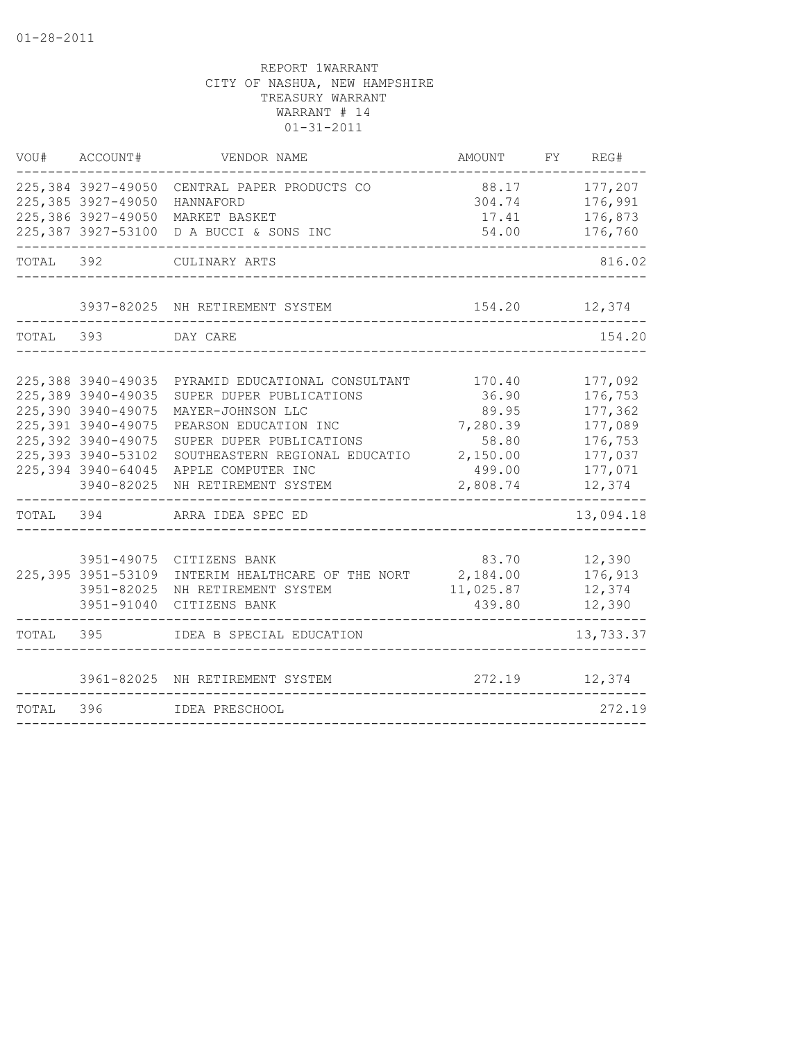REPORT 1WARRANT
CITY OF NASHUA, NEW HAMPSHIRE
TREASURY WARRANT
WARRANT # 14
01-31-2011

| VOU# | ACCOUNT# | VENDOR NAME | AMOUNT | FY | REG# |
|---|---|---|---|---|---|
| 225,384 | 3927-49050 | CENTRAL PAPER PRODUCTS CO | 88.17 | | 177,207 |
| 225,385 | 3927-49050 | HANNAFORD | 304.74 | | 176,991 |
| 225,386 | 3927-49050 | MARKET BASKET | 17.41 | | 176,873 |
| 225,387 | 3927-53100 | D A BUCCI & SONS INC | 54.00 | | 176,760 |
| TOTAL | 392 | CULINARY ARTS | | | 816.02 |
| | 3937-82025 | NH RETIREMENT SYSTEM | 154.20 | | 12,374 |
| TOTAL | 393 | DAY CARE | | | 154.20 |
| 225,388 | 3940-49035 | PYRAMID EDUCATIONAL CONSULTANT | 170.40 | | 177,092 |
| 225,389 | 3940-49035 | SUPER DUPER PUBLICATIONS | 36.90 | | 176,753 |
| 225,390 | 3940-49075 | MAYER-JOHNSON LLC | 89.95 | | 177,362 |
| 225,391 | 3940-49075 | PEARSON EDUCATION INC | 7,280.39 | | 177,089 |
| 225,392 | 3940-49075 | SUPER DUPER PUBLICATIONS | 58.80 | | 176,753 |
| 225,393 | 3940-53102 | SOUTHEASTERN REGIONAL EDUCATIO | 2,150.00 | | 177,037 |
| 225,394 | 3940-64045 | APPLE COMPUTER INC | 499.00 | | 177,071 |
| | 3940-82025 | NH RETIREMENT SYSTEM | 2,808.74 | | 12,374 |
| TOTAL | 394 | ARRA IDEA SPEC ED | | | 13,094.18 |
| | 3951-49075 | CITIZENS BANK | 83.70 | | 12,390 |
| 225,395 | 3951-53109 | INTERIM HEALTHCARE OF THE NORT | 2,184.00 | | 176,913 |
| | 3951-82025 | NH RETIREMENT SYSTEM | 11,025.87 | | 12,374 |
| | 3951-91040 | CITIZENS BANK | 439.80 | | 12,390 |
| TOTAL | 395 | IDEA B SPECIAL EDUCATION | | | 13,733.37 |
| | 3961-82025 | NH RETIREMENT SYSTEM | 272.19 | | 12,374 |
| TOTAL | 396 | IDEA PRESCHOOL | | | 272.19 |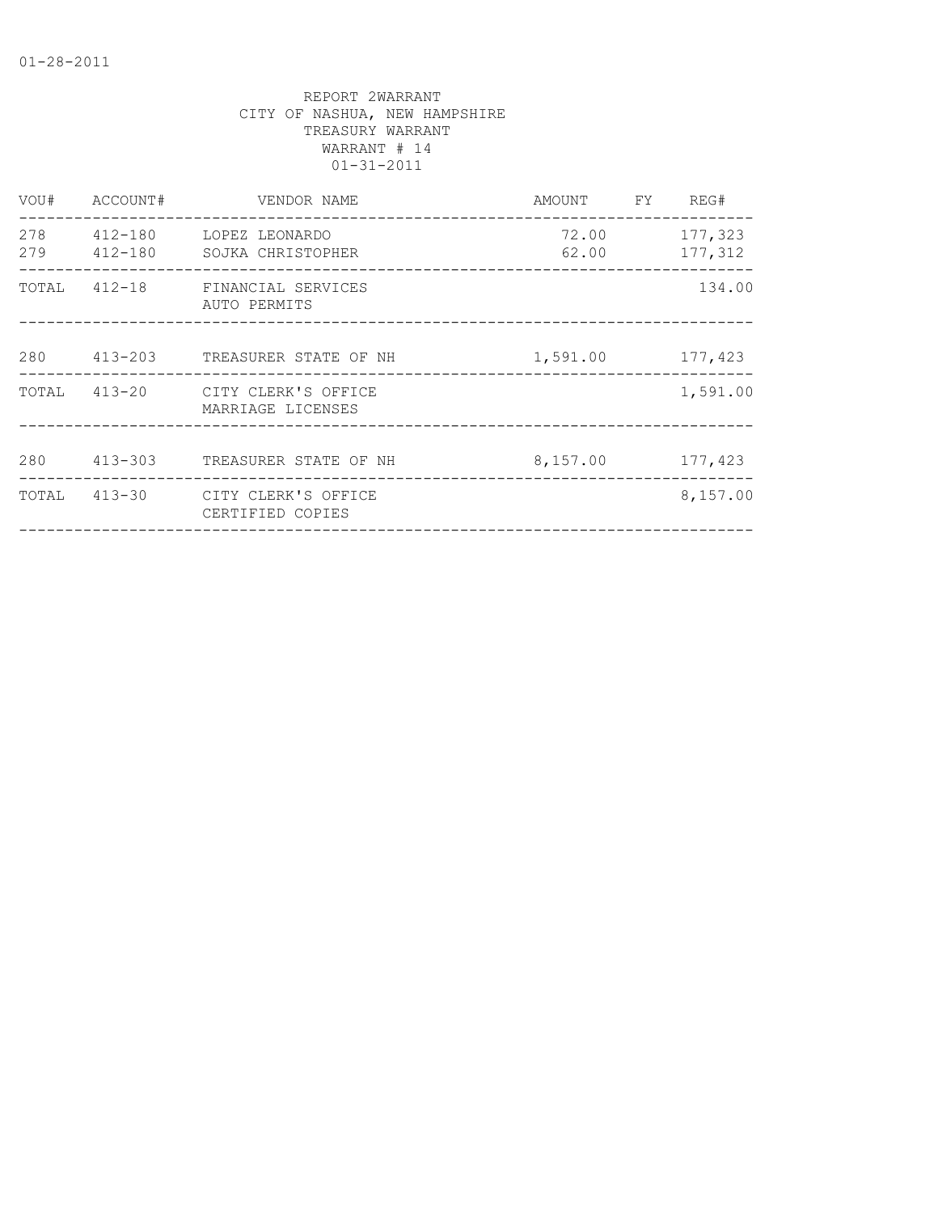01-28-2011

REPORT 2WARRANT
CITY OF NASHUA, NEW HAMPSHIRE
TREASURY WARRANT
WARRANT # 14
01-31-2011

| VOU# | ACCOUNT# | VENDOR NAME | AMOUNT | FY | REG# |
|---|---|---|---|---|---|
| 278 | 412-180 | LOPEZ LEONARDO | 72.00 | | 177,323 |
| 279 | 412-180 | SOJKA CHRISTOPHER | 62.00 | | 177,312 |
| TOTAL | 412-18 | FINANCIAL SERVICES AUTO PERMITS | | | 134.00 |
| 280 | 413-203 | TREASURER STATE OF NH | 1,591.00 | | 177,423 |
| TOTAL | 413-20 | CITY CLERK'S OFFICE MARRIAGE LICENSES | | | 1,591.00 |
| 280 | 413-303 | TREASURER STATE OF NH | 8,157.00 | | 177,423 |
| TOTAL | 413-30 | CITY CLERK'S OFFICE CERTIFIED COPIES | | | 8,157.00 |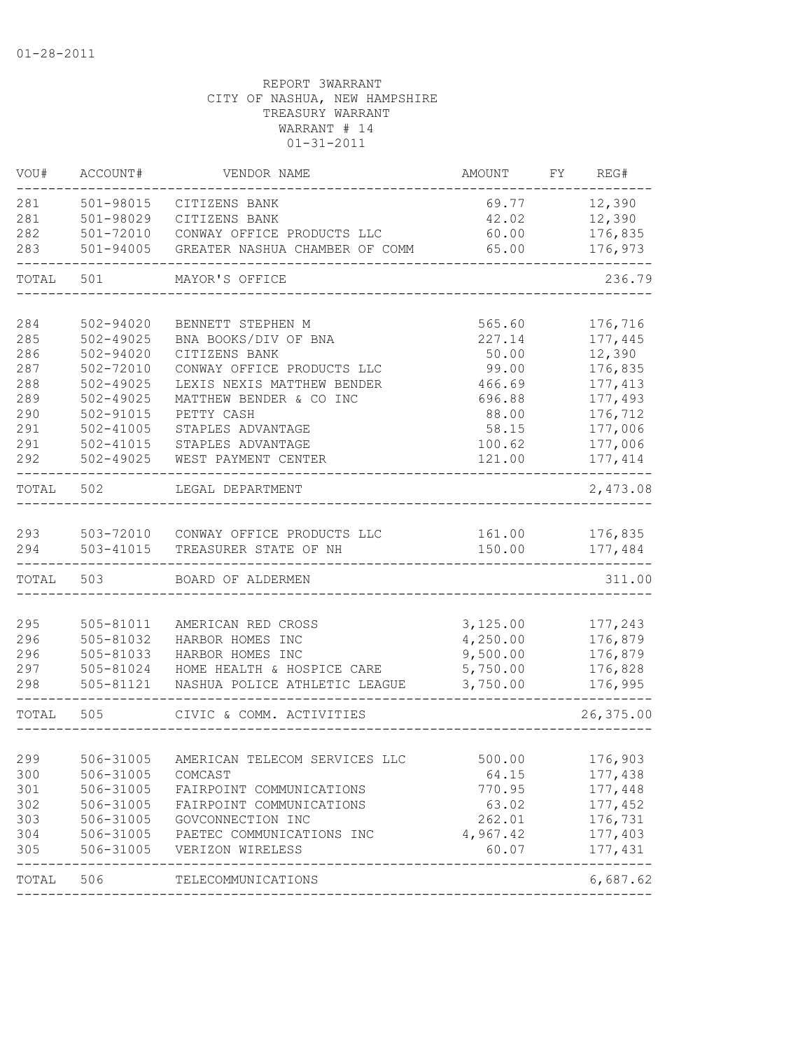01-28-2011

REPORT 3WARRANT
CITY OF NASHUA, NEW HAMPSHIRE
TREASURY WARRANT
WARRANT # 14
01-31-2011

| VOU# | ACCOUNT# | VENDOR NAME | AMOUNT | FY | REG# |
|---|---|---|---|---|---|
| 281 | 501-98015 | CITIZENS BANK | 69.77 | | 12,390 |
| 281 | 501-98029 | CITIZENS BANK | 42.02 | | 12,390 |
| 282 | 501-72010 | CONWAY OFFICE PRODUCTS LLC | 60.00 | | 176,835 |
| 283 | 501-94005 | GREATER NASHUA CHAMBER OF COMM | 65.00 | | 176,973 |
| TOTAL | 501 | MAYOR'S OFFICE | | | 236.79 |
| 284 | 502-94020 | BENNETT STEPHEN M | 565.60 | | 176,716 |
| 285 | 502-49025 | BNA BOOKS/DIV OF BNA | 227.14 | | 177,445 |
| 286 | 502-94020 | CITIZENS BANK | 50.00 | | 12,390 |
| 287 | 502-72010 | CONWAY OFFICE PRODUCTS LLC | 99.00 | | 176,835 |
| 288 | 502-49025 | LEXIS NEXIS MATTHEW BENDER | 466.69 | | 177,413 |
| 289 | 502-49025 | MATTHEW BENDER & CO INC | 696.88 | | 177,493 |
| 290 | 502-91015 | PETTY CASH | 88.00 | | 176,712 |
| 291 | 502-41005 | STAPLES ADVANTAGE | 58.15 | | 177,006 |
| 291 | 502-41015 | STAPLES ADVANTAGE | 100.62 | | 177,006 |
| 292 | 502-49025 | WEST PAYMENT CENTER | 121.00 | | 177,414 |
| TOTAL | 502 | LEGAL DEPARTMENT | | | 2,473.08 |
| 293 | 503-72010 | CONWAY OFFICE PRODUCTS LLC | 161.00 | | 176,835 |
| 294 | 503-41015 | TREASURER STATE OF NH | 150.00 | | 177,484 |
| TOTAL | 503 | BOARD OF ALDERMEN | | | 311.00 |
| 295 | 505-81011 | AMERICAN RED CROSS | 3,125.00 | | 177,243 |
| 296 | 505-81032 | HARBOR HOMES INC | 4,250.00 | | 176,879 |
| 296 | 505-81033 | HARBOR HOMES INC | 9,500.00 | | 176,879 |
| 297 | 505-81024 | HOME HEALTH & HOSPICE CARE | 5,750.00 | | 176,828 |
| 298 | 505-81121 | NASHUA POLICE ATHLETIC LEAGUE | 3,750.00 | | 176,995 |
| TOTAL | 505 | CIVIC & COMM. ACTIVITIES | | | 26,375.00 |
| 299 | 506-31005 | AMERICAN TELECOM SERVICES LLC | 500.00 | | 176,903 |
| 300 | 506-31005 | COMCAST | 64.15 | | 177,438 |
| 301 | 506-31005 | FAIRPOINT COMMUNICATIONS | 770.95 | | 177,448 |
| 302 | 506-31005 | FAIRPOINT COMMUNICATIONS | 63.02 | | 177,452 |
| 303 | 506-31005 | GOVCONNECTION INC | 262.01 | | 176,731 |
| 304 | 506-31005 | PAETEC COMMUNICATIONS INC | 4,967.42 | | 177,403 |
| 305 | 506-31005 | VERIZON WIRELESS | 60.07 | | 177,431 |
| TOTAL | 506 | TELECOMMUNICATIONS | | | 6,687.62 |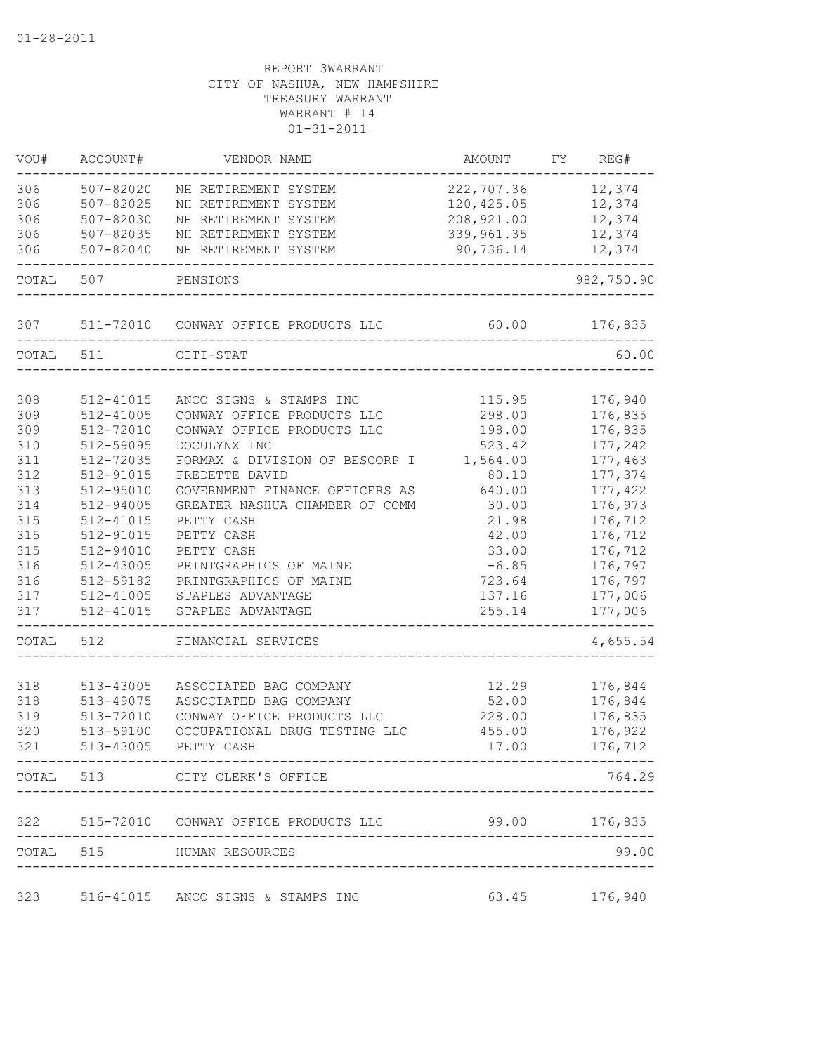01-28-2011

REPORT 3WARRANT
CITY OF NASHUA, NEW HAMPSHIRE
TREASURY WARRANT
WARRANT # 14
01-31-2011

| VOU# | ACCOUNT# | VENDOR NAME | AMOUNT | FY | REG# |
|---|---|---|---|---|---|
| 306 | 507-82020 | NH RETIREMENT SYSTEM | 222,707.36 | | 12,374 |
| 306 | 507-82025 | NH RETIREMENT SYSTEM | 120,425.05 | | 12,374 |
| 306 | 507-82030 | NH RETIREMENT SYSTEM | 208,921.00 | | 12,374 |
| 306 | 507-82035 | NH RETIREMENT SYSTEM | 339,961.35 | | 12,374 |
| 306 | 507-82040 | NH RETIREMENT SYSTEM | 90,736.14 | | 12,374 |
| TOTAL | 507 | PENSIONS | | | 982,750.90 |
| 307 | 511-72010 | CONWAY OFFICE PRODUCTS LLC | 60.00 | | 176,835 |
| TOTAL | 511 | CITI-STAT | | | 60.00 |
| 308 | 512-41015 | ANCO SIGNS & STAMPS INC | 115.95 | | 176,940 |
| 309 | 512-41005 | CONWAY OFFICE PRODUCTS LLC | 298.00 | | 176,835 |
| 309 | 512-72010 | CONWAY OFFICE PRODUCTS LLC | 198.00 | | 176,835 |
| 310 | 512-59095 | DOCULYNX INC | 523.42 | | 177,242 |
| 311 | 512-72035 | FORMAX & DIVISION OF BESCORP I | 1,564.00 | | 177,463 |
| 312 | 512-91015 | FREDETTE DAVID | 80.10 | | 177,374 |
| 313 | 512-95010 | GOVERNMENT FINANCE OFFICERS AS | 640.00 | | 177,422 |
| 314 | 512-94005 | GREATER NASHUA CHAMBER OF COMM | 30.00 | | 176,973 |
| 315 | 512-41015 | PETTY CASH | 21.98 | | 176,712 |
| 315 | 512-91015 | PETTY CASH | 42.00 | | 176,712 |
| 315 | 512-94010 | PETTY CASH | 33.00 | | 176,712 |
| 316 | 512-43005 | PRINTGRAPHICS OF MAINE | -6.85 | | 176,797 |
| 316 | 512-59182 | PRINTGRAPHICS OF MAINE | 723.64 | | 176,797 |
| 317 | 512-41005 | STAPLES ADVANTAGE | 137.16 | | 177,006 |
| 317 | 512-41015 | STAPLES ADVANTAGE | 255.14 | | 177,006 |
| TOTAL | 512 | FINANCIAL SERVICES | | | 4,655.54 |
| 318 | 513-43005 | ASSOCIATED BAG COMPANY | 12.29 | | 176,844 |
| 318 | 513-49075 | ASSOCIATED BAG COMPANY | 52.00 | | 176,844 |
| 319 | 513-72010 | CONWAY OFFICE PRODUCTS LLC | 228.00 | | 176,835 |
| 320 | 513-59100 | OCCUPATIONAL DRUG TESTING LLC | 455.00 | | 176,922 |
| 321 | 513-43005 | PETTY CASH | 17.00 | | 176,712 |
| TOTAL | 513 | CITY CLERK'S OFFICE | | | 764.29 |
| 322 | 515-72010 | CONWAY OFFICE PRODUCTS LLC | 99.00 | | 176,835 |
| TOTAL | 515 | HUMAN RESOURCES | | | 99.00 |
| 323 | 516-41015 | ANCO SIGNS & STAMPS INC | 63.45 | | 176,940 |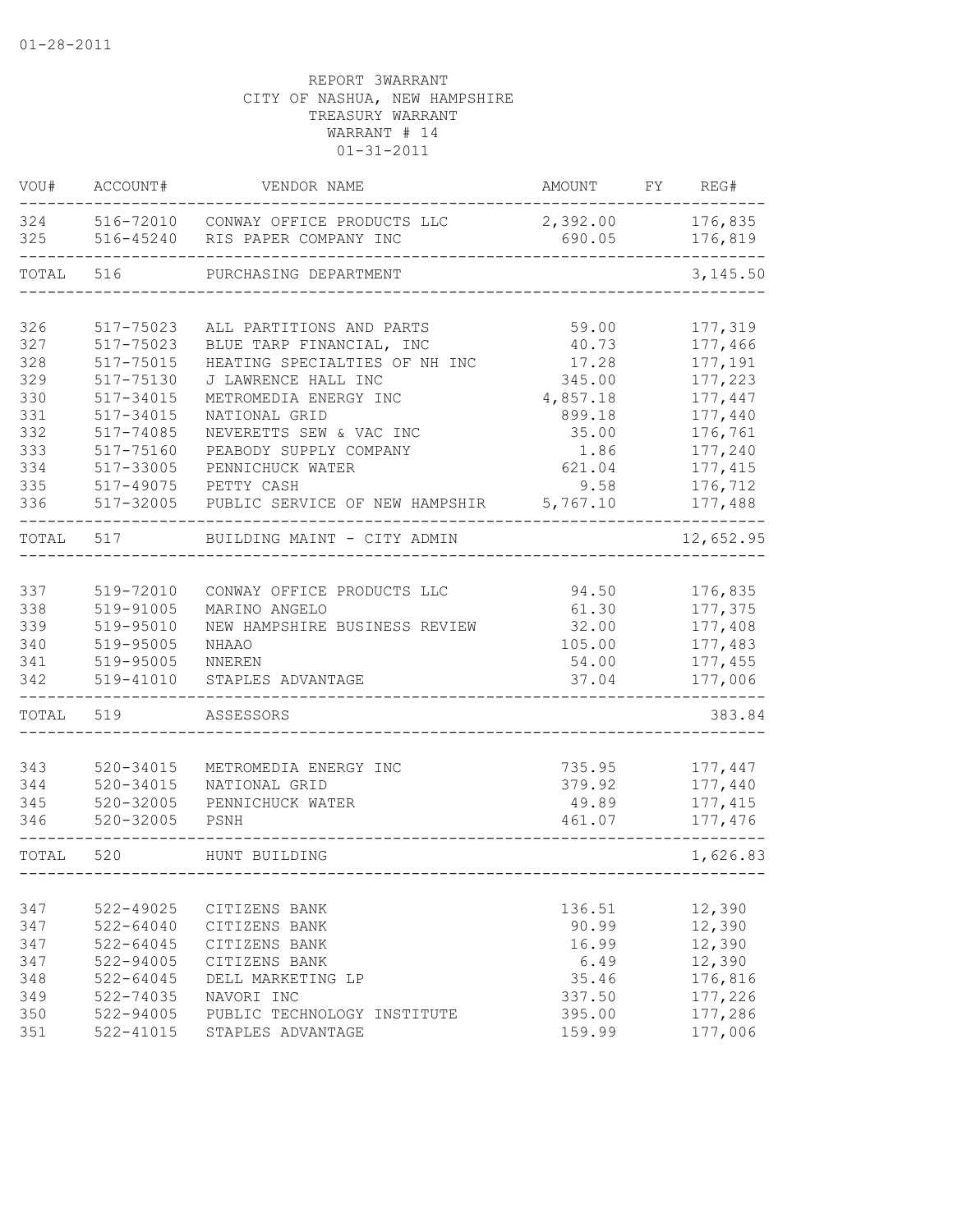01-28-2011

REPORT 3WARRANT
CITY OF NASHUA, NEW HAMPSHIRE
TREASURY WARRANT
WARRANT # 14
01-31-2011

| VOU# | ACCOUNT# | VENDOR NAME | AMOUNT | FY | REG# |
|---|---|---|---|---|---|
| 324 | 516-72010 | CONWAY OFFICE PRODUCTS LLC | 2,392.00 | | 176,835 |
| 325 | 516-45240 | RIS PAPER COMPANY INC | 690.05 | | 176,819 |
| TOTAL | 516 | PURCHASING DEPARTMENT | | | 3,145.50 |
| 326 | 517-75023 | ALL PARTITIONS AND PARTS | 59.00 | | 177,319 |
| 327 | 517-75023 | BLUE TARP FINANCIAL, INC | 40.73 | | 177,466 |
| 328 | 517-75015 | HEATING SPECIALTIES OF NH INC | 17.28 | | 177,191 |
| 329 | 517-75130 | J LAWRENCE HALL INC | 345.00 | | 177,223 |
| 330 | 517-34015 | METROMEDIA ENERGY INC | 4,857.18 | | 177,447 |
| 331 | 517-34015 | NATIONAL GRID | 899.18 | | 177,440 |
| 332 | 517-74085 | NEVERETTS SEW & VAC INC | 35.00 | | 176,761 |
| 333 | 517-75160 | PEABODY SUPPLY COMPANY | 1.86 | | 177,240 |
| 334 | 517-33005 | PENNICHUCK WATER | 621.04 | | 177,415 |
| 335 | 517-49075 | PETTY CASH | 9.58 | | 176,712 |
| 336 | 517-32005 | PUBLIC SERVICE OF NEW HAMPSHIR | 5,767.10 | | 177,488 |
| TOTAL | 517 | BUILDING MAINT - CITY ADMIN | | | 12,652.95 |
| 337 | 519-72010 | CONWAY OFFICE PRODUCTS LLC | 94.50 | | 176,835 |
| 338 | 519-91005 | MARINO ANGELO | 61.30 | | 177,375 |
| 339 | 519-95010 | NEW HAMPSHIRE BUSINESS REVIEW | 32.00 | | 177,408 |
| 340 | 519-95005 | NHAAO | 105.00 | | 177,483 |
| 341 | 519-95005 | NNEREN | 54.00 | | 177,455 |
| 342 | 519-41010 | STAPLES ADVANTAGE | 37.04 | | 177,006 |
| TOTAL | 519 | ASSESSORS | | | 383.84 |
| 343 | 520-34015 | METROMEDIA ENERGY INC | 735.95 | | 177,447 |
| 344 | 520-34015 | NATIONAL GRID | 379.92 | | 177,440 |
| 345 | 520-32005 | PENNICHUCK WATER | 49.89 | | 177,415 |
| 346 | 520-32005 | PSNH | 461.07 | | 177,476 |
| TOTAL | 520 | HUNT BUILDING | | | 1,626.83 |
| 347 | 522-49025 | CITIZENS BANK | 136.51 | | 12,390 |
| 347 | 522-64040 | CITIZENS BANK | 90.99 | | 12,390 |
| 347 | 522-64045 | CITIZENS BANK | 16.99 | | 12,390 |
| 347 | 522-94005 | CITIZENS BANK | 6.49 | | 12,390 |
| 348 | 522-64045 | DELL MARKETING LP | 35.46 | | 176,816 |
| 349 | 522-74035 | NAVORI INC | 337.50 | | 177,226 |
| 350 | 522-94005 | PUBLIC TECHNOLOGY INSTITUTE | 395.00 | | 177,286 |
| 351 | 522-41015 | STAPLES ADVANTAGE | 159.99 | | 177,006 |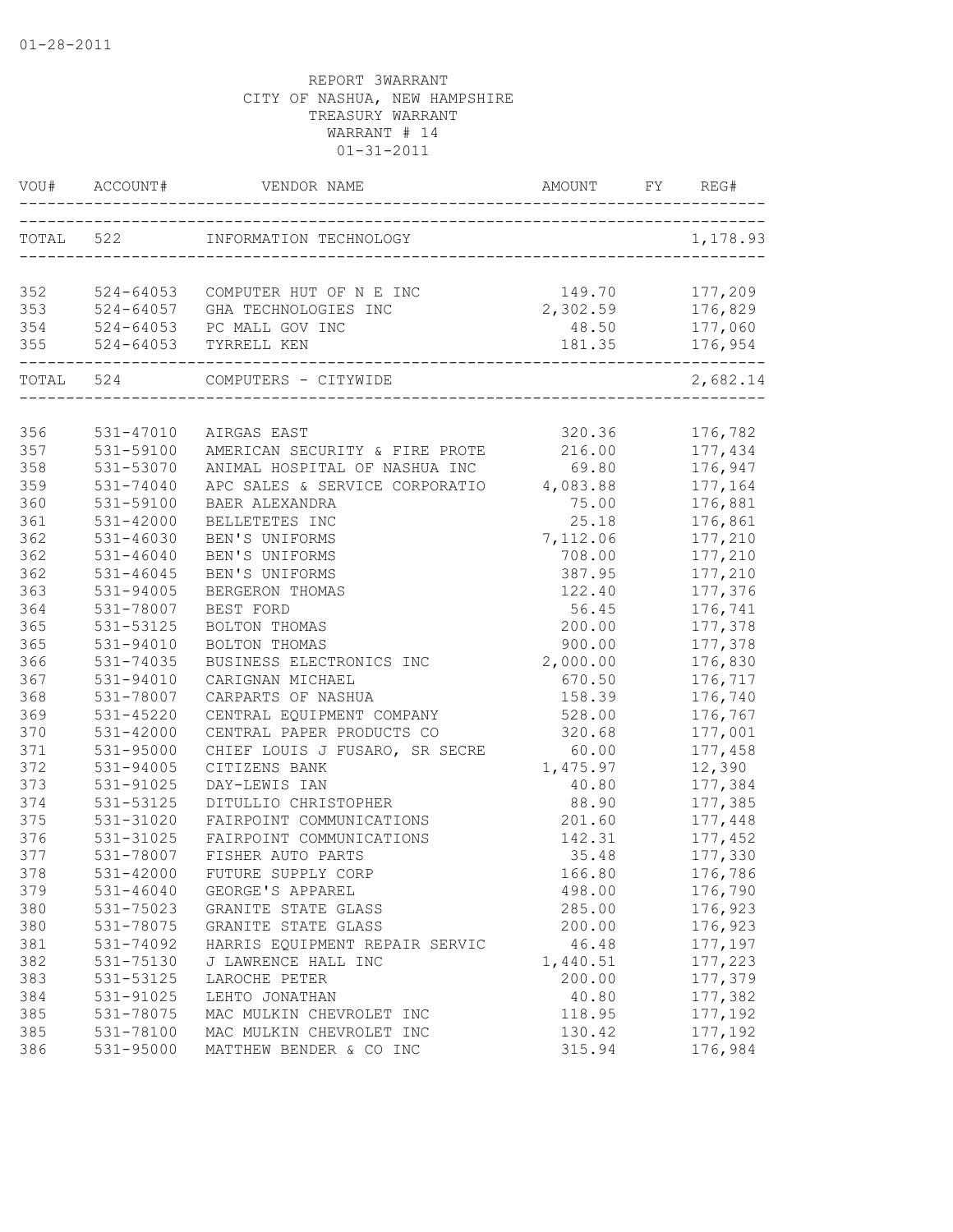01-28-2011

REPORT 3WARRANT
CITY OF NASHUA, NEW HAMPSHIRE
TREASURY WARRANT
WARRANT # 14
01-31-2011

| VOU# | ACCOUNT# | VENDOR NAME | AMOUNT | FY | REG# |
|---|---|---|---|---|---|
| TOTAL | 522 | INFORMATION TECHNOLOGY | | | 1,178.93 |
| 352 | 524-64053 | COMPUTER HUT OF N E INC | 149.70 | | 177,209 |
| 353 | 524-64057 | GHA TECHNOLOGIES INC | 2,302.59 | | 176,829 |
| 354 | 524-64053 | PC MALL GOV INC | 48.50 | | 177,060 |
| 355 | 524-64053 | TYRRELL KEN | 181.35 | | 176,954 |
| TOTAL | 524 | COMPUTERS - CITYWIDE | | | 2,682.14 |
| 356 | 531-47010 | AIRGAS EAST | 320.36 | | 176,782 |
| 357 | 531-59100 | AMERICAN SECURITY & FIRE PROTE | 216.00 | | 177,434 |
| 358 | 531-53070 | ANIMAL HOSPITAL OF NASHUA INC | 69.80 | | 176,947 |
| 359 | 531-74040 | APC SALES & SERVICE CORPORATIO | 4,083.88 | | 177,164 |
| 360 | 531-59100 | BAER ALEXANDRA | 75.00 | | 176,881 |
| 361 | 531-42000 | BELLETETES INC | 25.18 | | 176,861 |
| 362 | 531-46030 | BEN'S UNIFORMS | 7,112.06 | | 177,210 |
| 362 | 531-46040 | BEN'S UNIFORMS | 708.00 | | 177,210 |
| 362 | 531-46045 | BEN'S UNIFORMS | 387.95 | | 177,210 |
| 363 | 531-94005 | BERGERON THOMAS | 122.40 | | 177,376 |
| 364 | 531-78007 | BEST FORD | 56.45 | | 176,741 |
| 365 | 531-53125 | BOLTON THOMAS | 200.00 | | 177,378 |
| 365 | 531-94010 | BOLTON THOMAS | 900.00 | | 177,378 |
| 366 | 531-74035 | BUSINESS ELECTRONICS INC | 2,000.00 | | 176,830 |
| 367 | 531-94010 | CARIGNAN MICHAEL | 670.50 | | 176,717 |
| 368 | 531-78007 | CARPARTS OF NASHUA | 158.39 | | 176,740 |
| 369 | 531-45220 | CENTRAL EQUIPMENT COMPANY | 528.00 | | 176,767 |
| 370 | 531-42000 | CENTRAL PAPER PRODUCTS CO | 320.68 | | 177,001 |
| 371 | 531-95000 | CHIEF LOUIS J FUSARO, SR SECRE | 60.00 | | 177,458 |
| 372 | 531-94005 | CITIZENS BANK | 1,475.97 | | 12,390 |
| 373 | 531-91025 | DAY-LEWIS IAN | 40.80 | | 177,384 |
| 374 | 531-53125 | DITULLIO CHRISTOPHER | 88.90 | | 177,385 |
| 375 | 531-31020 | FAIRPOINT COMMUNICATIONS | 201.60 | | 177,448 |
| 376 | 531-31025 | FAIRPOINT COMMUNICATIONS | 142.31 | | 177,452 |
| 377 | 531-78007 | FISHER AUTO PARTS | 35.48 | | 177,330 |
| 378 | 531-42000 | FUTURE SUPPLY CORP | 166.80 | | 176,786 |
| 379 | 531-46040 | GEORGE'S APPAREL | 498.00 | | 176,790 |
| 380 | 531-75023 | GRANITE STATE GLASS | 285.00 | | 176,923 |
| 380 | 531-78075 | GRANITE STATE GLASS | 200.00 | | 176,923 |
| 381 | 531-74092 | HARRIS EQUIPMENT REPAIR SERVIC | 46.48 | | 177,197 |
| 382 | 531-75130 | J LAWRENCE HALL INC | 1,440.51 | | 177,223 |
| 383 | 531-53125 | LAROCHE PETER | 200.00 | | 177,379 |
| 384 | 531-91025 | LEHTO JONATHAN | 40.80 | | 177,382 |
| 385 | 531-78075 | MAC MULKIN CHEVROLET INC | 118.95 | | 177,192 |
| 385 | 531-78100 | MAC MULKIN CHEVROLET INC | 130.42 | | 177,192 |
| 386 | 531-95000 | MATTHEW BENDER & CO INC | 315.94 | | 176,984 |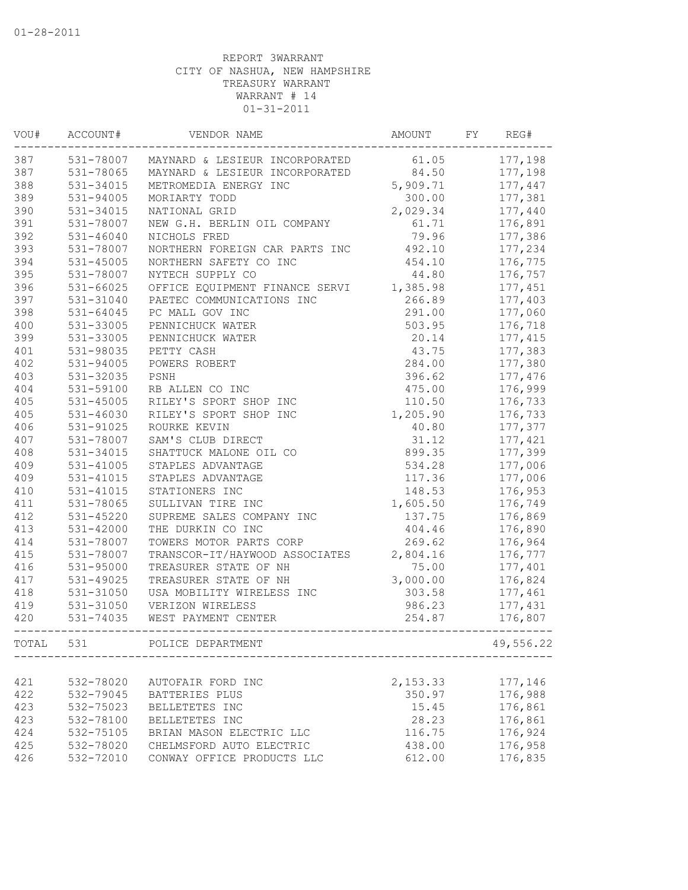01-28-2011

REPORT 3WARRANT
CITY OF NASHUA, NEW HAMPSHIRE
TREASURY WARRANT
WARRANT # 14
01-31-2011

| VOU# | ACCOUNT# | VENDOR NAME | AMOUNT | FY | REG# |
|---|---|---|---|---|---|
| 387 | 531-78007 | MAYNARD & LESIEUR INCORPORATED | 61.05 | | 177,198 |
| 387 | 531-78065 | MAYNARD & LESIEUR INCORPORATED | 84.50 | | 177,198 |
| 388 | 531-34015 | METROMEDIA ENERGY INC | 5,909.71 | | 177,447 |
| 389 | 531-94005 | MORIARTY TODD | 300.00 | | 177,381 |
| 390 | 531-34015 | NATIONAL GRID | 2,029.34 | | 177,440 |
| 391 | 531-78007 | NEW G.H. BERLIN OIL COMPANY | 61.71 | | 176,891 |
| 392 | 531-46040 | NICHOLS FRED | 79.96 | | 177,386 |
| 393 | 531-78007 | NORTHERN FOREIGN CAR PARTS INC | 492.10 | | 177,234 |
| 394 | 531-45005 | NORTHERN SAFETY CO INC | 454.10 | | 176,775 |
| 395 | 531-78007 | NYTECH SUPPLY CO | 44.80 | | 176,757 |
| 396 | 531-66025 | OFFICE EQUIPMENT FINANCE SERVI | 1,385.98 | | 177,451 |
| 397 | 531-31040 | PAETEC COMMUNICATIONS INC | 266.89 | | 177,403 |
| 398 | 531-64045 | PC MALL GOV INC | 291.00 | | 177,060 |
| 400 | 531-33005 | PENNICHUCK WATER | 503.95 | | 176,718 |
| 399 | 531-33005 | PENNICHUCK WATER | 20.14 | | 177,415 |
| 401 | 531-98035 | PETTY CASH | 43.75 | | 177,383 |
| 402 | 531-94005 | POWERS ROBERT | 284.00 | | 177,380 |
| 403 | 531-32035 | PSNH | 396.62 | | 177,476 |
| 404 | 531-59100 | RB ALLEN CO INC | 475.00 | | 176,999 |
| 405 | 531-45005 | RILEY'S SPORT SHOP INC | 110.50 | | 176,733 |
| 405 | 531-46030 | RILEY'S SPORT SHOP INC | 1,205.90 | | 176,733 |
| 406 | 531-91025 | ROURKE KEVIN | 40.80 | | 177,377 |
| 407 | 531-78007 | SAM'S CLUB DIRECT | 31.12 | | 177,421 |
| 408 | 531-34015 | SHATTUCK MALONE OIL CO | 899.35 | | 177,399 |
| 409 | 531-41005 | STAPLES ADVANTAGE | 534.28 | | 177,006 |
| 409 | 531-41015 | STAPLES ADVANTAGE | 117.36 | | 177,006 |
| 410 | 531-41015 | STATIONERS INC | 148.53 | | 176,953 |
| 411 | 531-78065 | SULLIVAN TIRE INC | 1,605.50 | | 176,749 |
| 412 | 531-45220 | SUPREME SALES COMPANY INC | 137.75 | | 176,869 |
| 413 | 531-42000 | THE DURKIN CO INC | 404.46 | | 176,890 |
| 414 | 531-78007 | TOWERS MOTOR PARTS CORP | 269.62 | | 176,964 |
| 415 | 531-78007 | TRANSCOR-IT/HAYWOOD ASSOCIATES | 2,804.16 | | 176,777 |
| 416 | 531-95000 | TREASURER STATE OF NH | 75.00 | | 177,401 |
| 417 | 531-49025 | TREASURER STATE OF NH | 3,000.00 | | 176,824 |
| 418 | 531-31050 | USA MOBILITY WIRELESS INC | 303.58 | | 177,461 |
| 419 | 531-31050 | VERIZON WIRELESS | 986.23 | | 177,431 |
| 420 | 531-74035 | WEST PAYMENT CENTER | 254.87 | | 176,807 |
| TOTAL | 531 | POLICE DEPARTMENT | | | 49,556.22 |
| 421 | 532-78020 | AUTOFAIR FORD INC | 2,153.33 | | 177,146 |
| 422 | 532-79045 | BATTERIES PLUS | 350.97 | | 176,988 |
| 423 | 532-75023 | BELLETETES INC | 15.45 | | 176,861 |
| 423 | 532-78100 | BELLETETES INC | 28.23 | | 176,861 |
| 424 | 532-75105 | BRIAN MASON ELECTRIC LLC | 116.75 | | 176,924 |
| 425 | 532-78020 | CHELMSFORD AUTO ELECTRIC | 438.00 | | 176,958 |
| 426 | 532-72010 | CONWAY OFFICE PRODUCTS LLC | 612.00 | | 176,835 |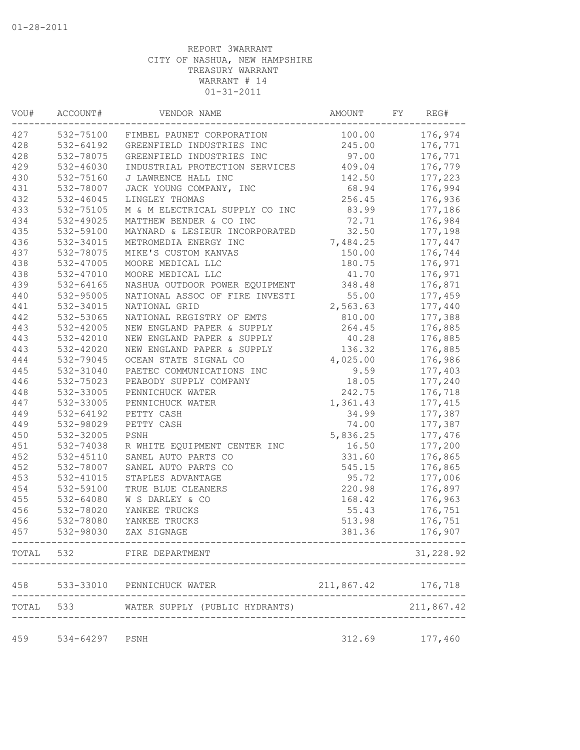01-28-2011

REPORT 3WARRANT
CITY OF NASHUA, NEW HAMPSHIRE
TREASURY WARRANT
WARRANT # 14
01-31-2011

| VOU# | ACCOUNT# | VENDOR NAME | AMOUNT | FY | REG# |
|---|---|---|---|---|---|
| 427 | 532-75100 | FIMBEL PAUNET CORPORATION | 100.00 | | 176,974 |
| 428 | 532-64192 | GREENFIELD INDUSTRIES INC | 245.00 | | 176,771 |
| 428 | 532-78075 | GREENFIELD INDUSTRIES INC | 97.00 | | 176,771 |
| 429 | 532-46030 | INDUSTRIAL PROTECTION SERVICES | 409.04 | | 176,779 |
| 430 | 532-75160 | J LAWRENCE HALL INC | 142.50 | | 177,223 |
| 431 | 532-78007 | JACK YOUNG COMPANY, INC | 68.94 | | 176,994 |
| 432 | 532-46045 | LINGLEY THOMAS | 256.45 | | 176,936 |
| 433 | 532-75105 | M & M ELECTRICAL SUPPLY CO INC | 83.99 | | 177,186 |
| 434 | 532-49025 | MATTHEW BENDER & CO INC | 72.71 | | 176,984 |
| 435 | 532-59100 | MAYNARD & LESIEUR INCORPORATED | 32.50 | | 177,198 |
| 436 | 532-34015 | METROMEDIA ENERGY INC | 7,484.25 | | 177,447 |
| 437 | 532-78075 | MIKE'S CUSTOM KANVAS | 150.00 | | 176,744 |
| 438 | 532-47005 | MOORE MEDICAL LLC | 180.75 | | 176,971 |
| 438 | 532-47010 | MOORE MEDICAL LLC | 41.70 | | 176,971 |
| 439 | 532-64165 | NASHUA OUTDOOR POWER EQUIPMENT | 348.48 | | 176,871 |
| 440 | 532-95005 | NATIONAL ASSOC OF FIRE INVESTI | 55.00 | | 177,459 |
| 441 | 532-34015 | NATIONAL GRID | 2,563.63 | | 177,440 |
| 442 | 532-53065 | NATIONAL REGISTRY OF EMTS | 810.00 | | 177,388 |
| 443 | 532-42005 | NEW ENGLAND PAPER & SUPPLY | 264.45 | | 176,885 |
| 443 | 532-42010 | NEW ENGLAND PAPER & SUPPLY | 40.28 | | 176,885 |
| 443 | 532-42020 | NEW ENGLAND PAPER & SUPPLY | 136.32 | | 176,885 |
| 444 | 532-79045 | OCEAN STATE SIGNAL CO | 4,025.00 | | 176,986 |
| 445 | 532-31040 | PAETEC COMMUNICATIONS INC | 9.59 | | 177,403 |
| 446 | 532-75023 | PEABODY SUPPLY COMPANY | 18.05 | | 177,240 |
| 448 | 532-33005 | PENNICHUCK WATER | 242.75 | | 176,718 |
| 447 | 532-33005 | PENNICHUCK WATER | 1,361.43 | | 177,415 |
| 449 | 532-64192 | PETTY CASH | 34.99 | | 177,387 |
| 449 | 532-98029 | PETTY CASH | 74.00 | | 177,387 |
| 450 | 532-32005 | PSNH | 5,836.25 | | 177,476 |
| 451 | 532-74038 | R WHITE EQUIPMENT CENTER INC | 16.50 | | 177,200 |
| 452 | 532-45110 | SANEL AUTO PARTS CO | 331.60 | | 176,865 |
| 452 | 532-78007 | SANEL AUTO PARTS CO | 545.15 | | 176,865 |
| 453 | 532-41015 | STAPLES ADVANTAGE | 95.72 | | 177,006 |
| 454 | 532-59100 | TRUE BLUE CLEANERS | 220.98 | | 176,897 |
| 455 | 532-64080 | W S DARLEY & CO | 168.42 | | 176,963 |
| 456 | 532-78020 | YANKEE TRUCKS | 55.43 | | 176,751 |
| 456 | 532-78080 | YANKEE TRUCKS | 513.98 | | 176,751 |
| 457 | 532-98030 | ZAX SIGNAGE | 381.36 | | 176,907 |
| TOTAL | 532 | FIRE DEPARTMENT | | | 31,228.92 |
| 458 | 533-33010 | PENNICHUCK WATER | 211,867.42 | | 176,718 |
| TOTAL | 533 | WATER SUPPLY (PUBLIC HYDRANTS) | | | 211,867.42 |
| 459 | 534-64297 | PSNH | 312.69 | | 177,460 |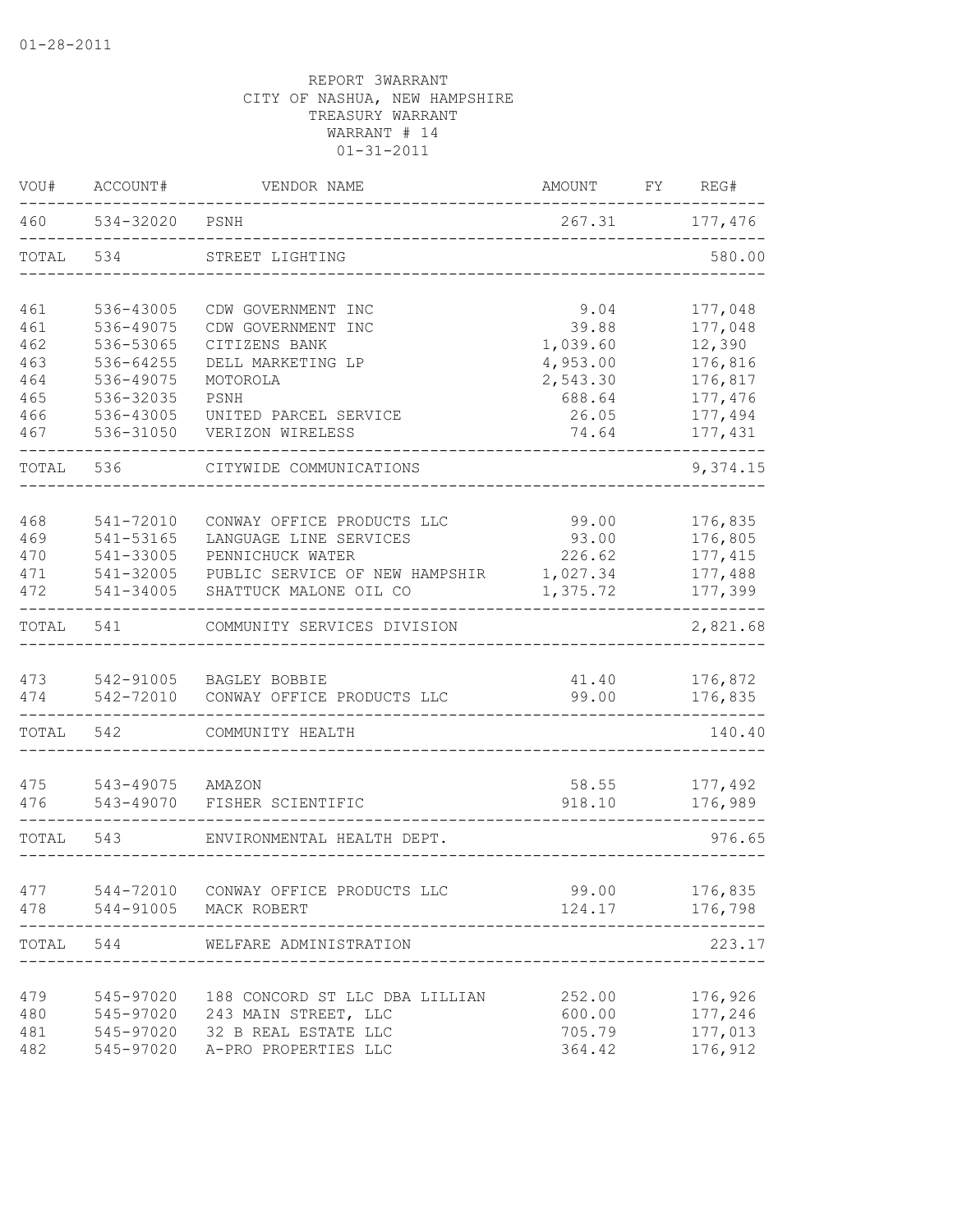01-28-2011

REPORT 3WARRANT
CITY OF NASHUA, NEW HAMPSHIRE
TREASURY WARRANT
WARRANT # 14
01-31-2011

| VOU# | ACCOUNT# | VENDOR NAME | AMOUNT | FY | REG# |
|---|---|---|---|---|---|
| 460 | 534-32020 | PSNH | 267.31 | | 177,476 |
| TOTAL | 534 | STREET LIGHTING | | | 580.00 |
| 461 | 536-43005 | CDW GOVERNMENT INC | 9.04 | | 177,048 |
| 461 | 536-49075 | CDW GOVERNMENT INC | 39.88 | | 177,048 |
| 462 | 536-53065 | CITIZENS BANK | 1,039.60 | | 12,390 |
| 463 | 536-64255 | DELL MARKETING LP | 4,953.00 | | 176,816 |
| 464 | 536-49075 | MOTOROLA | 2,543.30 | | 176,817 |
| 465 | 536-32035 | PSNH | 688.64 | | 177,476 |
| 466 | 536-43005 | UNITED PARCEL SERVICE | 26.05 | | 177,494 |
| 467 | 536-31050 | VERIZON WIRELESS | 74.64 | | 177,431 |
| TOTAL | 536 | CITYWIDE COMMUNICATIONS | | | 9,374.15 |
| 468 | 541-72010 | CONWAY OFFICE PRODUCTS LLC | 99.00 | | 176,835 |
| 469 | 541-53165 | LANGUAGE LINE SERVICES | 93.00 | | 176,805 |
| 470 | 541-33005 | PENNICHUCK WATER | 226.62 | | 177,415 |
| 471 | 541-32005 | PUBLIC SERVICE OF NEW HAMPSHIR | 1,027.34 | | 177,488 |
| 472 | 541-34005 | SHATTUCK MALONE OIL CO | 1,375.72 | | 177,399 |
| TOTAL | 541 | COMMUNITY SERVICES DIVISION | | | 2,821.68 |
| 473 | 542-91005 | BAGLEY BOBBIE | 41.40 | | 176,872 |
| 474 | 542-72010 | CONWAY OFFICE PRODUCTS LLC | 99.00 | | 176,835 |
| TOTAL | 542 | COMMUNITY HEALTH | | | 140.40 |
| 475 | 543-49075 | AMAZON | 58.55 | | 177,492 |
| 476 | 543-49070 | FISHER SCIENTIFIC | 918.10 | | 176,989 |
| TOTAL | 543 | ENVIRONMENTAL HEALTH DEPT. | | | 976.65 |
| 477 | 544-72010 | CONWAY OFFICE PRODUCTS LLC | 99.00 | | 176,835 |
| 478 | 544-91005 | MACK ROBERT | 124.17 | | 176,798 |
| TOTAL | 544 | WELFARE ADMINISTRATION | | | 223.17 |
| 479 | 545-97020 | 188 CONCORD ST LLC DBA LILLIAN | 252.00 | | 176,926 |
| 480 | 545-97020 | 243 MAIN STREET, LLC | 600.00 | | 177,246 |
| 481 | 545-97020 | 32 B REAL ESTATE LLC | 705.79 | | 177,013 |
| 482 | 545-97020 | A-PRO PROPERTIES LLC | 364.42 | | 176,912 |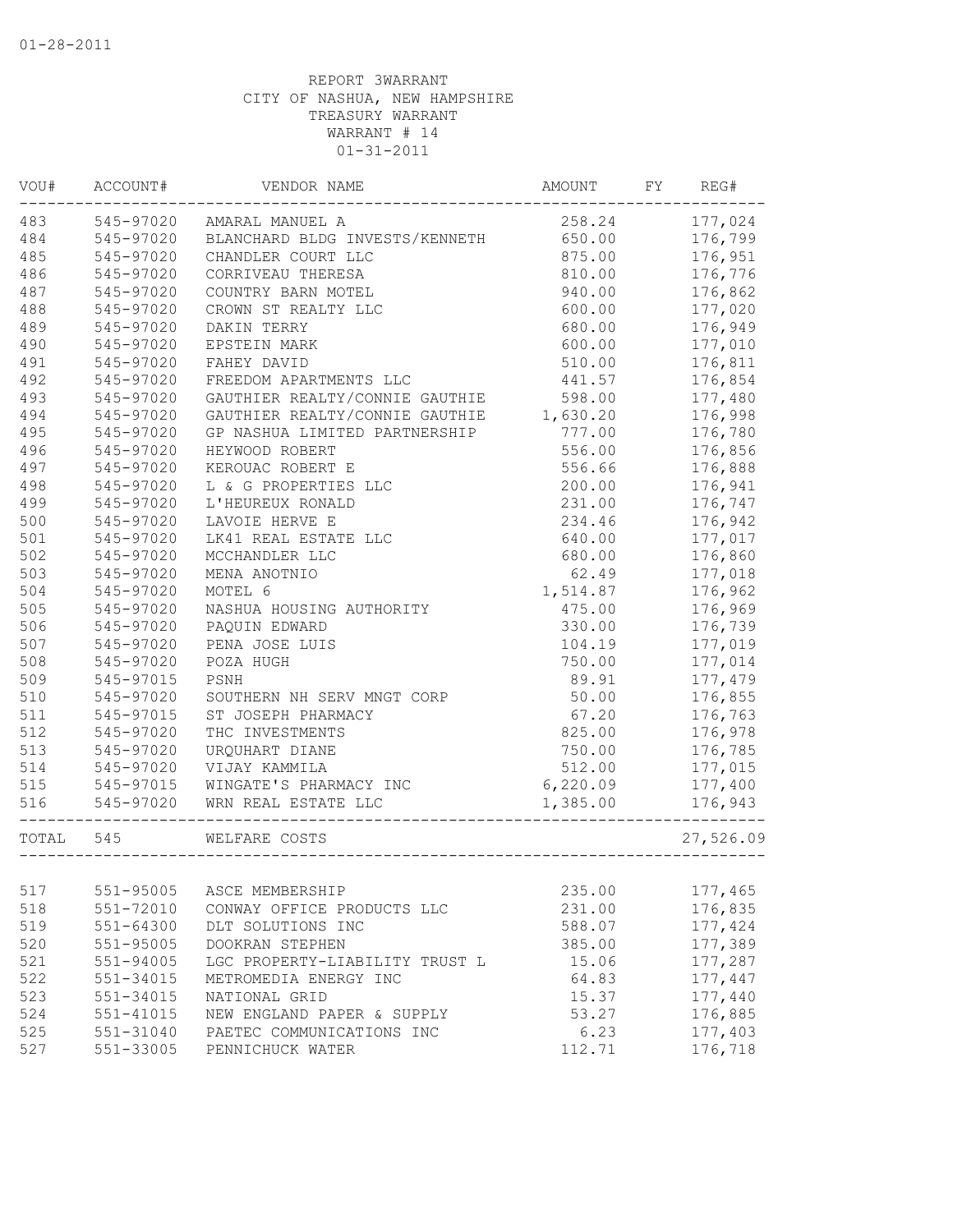01-28-2011

REPORT 3WARRANT
CITY OF NASHUA, NEW HAMPSHIRE
TREASURY WARRANT
WARRANT # 14
01-31-2011

| VOU# | ACCOUNT# | VENDOR NAME | AMOUNT | FY | REG# |
|---|---|---|---|---|---|
| 483 | 545-97020 | AMARAL MANUEL A | 258.24 | | 177,024 |
| 484 | 545-97020 | BLANCHARD BLDG INVESTS/KENNETH | 650.00 | | 176,799 |
| 485 | 545-97020 | CHANDLER COURT LLC | 875.00 | | 176,951 |
| 486 | 545-97020 | CORRIVEAU THERESA | 810.00 | | 176,776 |
| 487 | 545-97020 | COUNTRY BARN MOTEL | 940.00 | | 176,862 |
| 488 | 545-97020 | CROWN ST REALTY LLC | 600.00 | | 177,020 |
| 489 | 545-97020 | DAKIN TERRY | 680.00 | | 176,949 |
| 490 | 545-97020 | EPSTEIN MARK | 600.00 | | 177,010 |
| 491 | 545-97020 | FAHEY DAVID | 510.00 | | 176,811 |
| 492 | 545-97020 | FREEDOM APARTMENTS LLC | 441.57 | | 176,854 |
| 493 | 545-97020 | GAUTHIER REALTY/CONNIE GAUTHIE | 598.00 | | 177,480 |
| 494 | 545-97020 | GAUTHIER REALTY/CONNIE GAUTHIE | 1,630.20 | | 176,998 |
| 495 | 545-97020 | GP NASHUA LIMITED PARTNERSHIP | 777.00 | | 176,780 |
| 496 | 545-97020 | HEYWOOD ROBERT | 556.00 | | 176,856 |
| 497 | 545-97020 | KEROUAC ROBERT E | 556.66 | | 176,888 |
| 498 | 545-97020 | L & G PROPERTIES LLC | 200.00 | | 176,941 |
| 499 | 545-97020 | L'HEUREUX RONALD | 231.00 | | 176,747 |
| 500 | 545-97020 | LAVOIE HERVE E | 234.46 | | 176,942 |
| 501 | 545-97020 | LK41 REAL ESTATE LLC | 640.00 | | 177,017 |
| 502 | 545-97020 | MCCHANDLER LLC | 680.00 | | 176,860 |
| 503 | 545-97020 | MENA ANOTNIO | 62.49 | | 177,018 |
| 504 | 545-97020 | MOTEL 6 | 1,514.87 | | 176,962 |
| 505 | 545-97020 | NASHUA HOUSING AUTHORITY | 475.00 | | 176,969 |
| 506 | 545-97020 | PAQUIN EDWARD | 330.00 | | 176,739 |
| 507 | 545-97020 | PENA JOSE LUIS | 104.19 | | 177,019 |
| 508 | 545-97020 | POZA HUGH | 750.00 | | 177,014 |
| 509 | 545-97015 | PSNH | 89.91 | | 177,479 |
| 510 | 545-97020 | SOUTHERN NH SERV MNGT CORP | 50.00 | | 176,855 |
| 511 | 545-97015 | ST JOSEPH PHARMACY | 67.20 | | 176,763 |
| 512 | 545-97020 | THC INVESTMENTS | 825.00 | | 176,978 |
| 513 | 545-97020 | URQUHART DIANE | 750.00 | | 176,785 |
| 514 | 545-97020 | VIJAY KAMMILA | 512.00 | | 177,015 |
| 515 | 545-97015 | WINGATE'S PHARMACY INC | 6,220.09 | | 177,400 |
| 516 | 545-97020 | WRN REAL ESTATE LLC | 1,385.00 | | 176,943 |
| TOTAL | 545 | WELFARE COSTS | | | 27,526.09 |
| 517 | 551-95005 | ASCE MEMBERSHIP | 235.00 | | 177,465 |
| 518 | 551-72010 | CONWAY OFFICE PRODUCTS LLC | 231.00 | | 176,835 |
| 519 | 551-64300 | DLT SOLUTIONS INC | 588.07 | | 177,424 |
| 520 | 551-95005 | DOOKRAN STEPHEN | 385.00 | | 177,389 |
| 521 | 551-94005 | LGC PROPERTY-LIABILITY TRUST L | 15.06 | | 177,287 |
| 522 | 551-34015 | METROMEDIA ENERGY INC | 64.83 | | 177,447 |
| 523 | 551-34015 | NATIONAL GRID | 15.37 | | 177,440 |
| 524 | 551-41015 | NEW ENGLAND PAPER & SUPPLY | 53.27 | | 176,885 |
| 525 | 551-31040 | PAETEC COMMUNICATIONS INC | 6.23 | | 177,403 |
| 527 | 551-33005 | PENNICHUCK WATER | 112.71 | | 176,718 |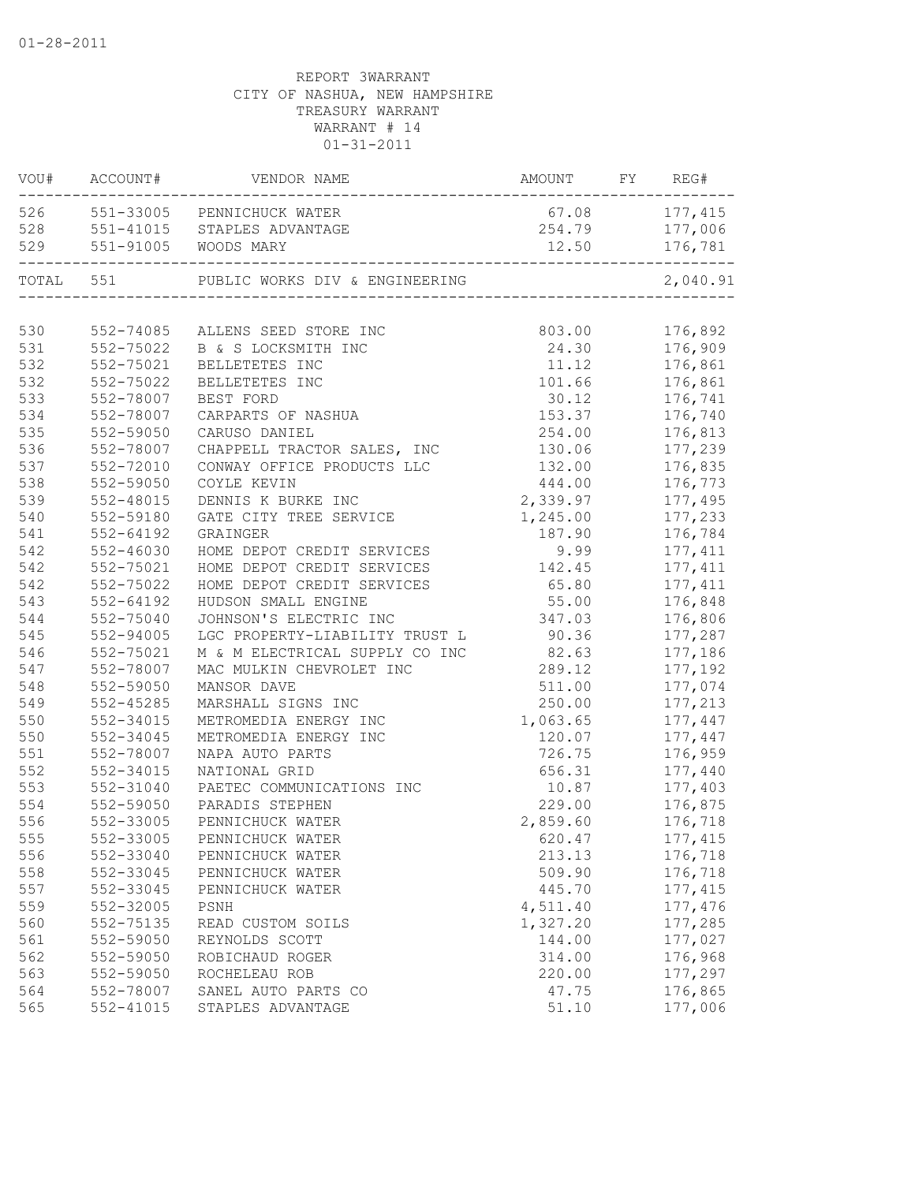01-28-2011

REPORT 3WARRANT
CITY OF NASHUA, NEW HAMPSHIRE
TREASURY WARRANT
WARRANT # 14
01-31-2011

| VOU# | ACCOUNT# | VENDOR NAME | AMOUNT | FY | REG# |
|---|---|---|---|---|---|
| 526 | 551-33005 | PENNICHUCK WATER | 67.08 | | 177,415 |
| 528 | 551-41015 | STAPLES ADVANTAGE | 254.79 | | 177,006 |
| 529 | 551-91005 | WOODS MARY | 12.50 | | 176,781 |
| TOTAL | 551 | PUBLIC WORKS DIV & ENGINEERING | | | 2,040.91 |
| 530 | 552-74085 | ALLENS SEED STORE INC | 803.00 | | 176,892 |
| 531 | 552-75022 | B & S LOCKSMITH INC | 24.30 | | 176,909 |
| 532 | 552-75021 | BELLETETES INC | 11.12 | | 176,861 |
| 532 | 552-75022 | BELLETETES INC | 101.66 | | 176,861 |
| 533 | 552-78007 | BEST FORD | 30.12 | | 176,741 |
| 534 | 552-78007 | CARPARTS OF NASHUA | 153.37 | | 176,740 |
| 535 | 552-59050 | CARUSO DANIEL | 254.00 | | 176,813 |
| 536 | 552-78007 | CHAPPELL TRACTOR SALES, INC | 130.06 | | 177,239 |
| 537 | 552-72010 | CONWAY OFFICE PRODUCTS LLC | 132.00 | | 176,835 |
| 538 | 552-59050 | COYLE KEVIN | 444.00 | | 176,773 |
| 539 | 552-48015 | DENNIS K BURKE INC | 2,339.97 | | 177,495 |
| 540 | 552-59180 | GATE CITY TREE SERVICE | 1,245.00 | | 177,233 |
| 541 | 552-64192 | GRAINGER | 187.90 | | 176,784 |
| 542 | 552-46030 | HOME DEPOT CREDIT SERVICES | 9.99 | | 177,411 |
| 542 | 552-75021 | HOME DEPOT CREDIT SERVICES | 142.45 | | 177,411 |
| 542 | 552-75022 | HOME DEPOT CREDIT SERVICES | 65.80 | | 177,411 |
| 543 | 552-64192 | HUDSON SMALL ENGINE | 55.00 | | 176,848 |
| 544 | 552-75040 | JOHNSON'S ELECTRIC INC | 347.03 | | 176,806 |
| 545 | 552-94005 | LGC PROPERTY-LIABILITY TRUST L | 90.36 | | 177,287 |
| 546 | 552-75021 | M & M ELECTRICAL SUPPLY CO INC | 82.63 | | 177,186 |
| 547 | 552-78007 | MAC MULKIN CHEVROLET INC | 289.12 | | 177,192 |
| 548 | 552-59050 | MANSOR DAVE | 511.00 | | 177,074 |
| 549 | 552-45285 | MARSHALL SIGNS INC | 250.00 | | 177,213 |
| 550 | 552-34015 | METROMEDIA ENERGY INC | 1,063.65 | | 177,447 |
| 550 | 552-34045 | METROMEDIA ENERGY INC | 120.07 | | 177,447 |
| 551 | 552-78007 | NAPA AUTO PARTS | 726.75 | | 176,959 |
| 552 | 552-34015 | NATIONAL GRID | 656.31 | | 177,440 |
| 553 | 552-31040 | PAETEC COMMUNICATIONS INC | 10.87 | | 177,403 |
| 554 | 552-59050 | PARADIS STEPHEN | 229.00 | | 176,875 |
| 556 | 552-33005 | PENNICHUCK WATER | 2,859.60 | | 176,718 |
| 555 | 552-33005 | PENNICHUCK WATER | 620.47 | | 177,415 |
| 556 | 552-33040 | PENNICHUCK WATER | 213.13 | | 176,718 |
| 558 | 552-33045 | PENNICHUCK WATER | 509.90 | | 176,718 |
| 557 | 552-33045 | PENNICHUCK WATER | 445.70 | | 177,415 |
| 559 | 552-32005 | PSNH | 4,511.40 | | 177,476 |
| 560 | 552-75135 | READ CUSTOM SOILS | 1,327.20 | | 177,285 |
| 561 | 552-59050 | REYNOLDS SCOTT | 144.00 | | 177,027 |
| 562 | 552-59050 | ROBICHAUD ROGER | 314.00 | | 176,968 |
| 563 | 552-59050 | ROCHELEAU ROB | 220.00 | | 177,297 |
| 564 | 552-78007 | SANEL AUTO PARTS CO | 47.75 | | 176,865 |
| 565 | 552-41015 | STAPLES ADVANTAGE | 51.10 | | 177,006 |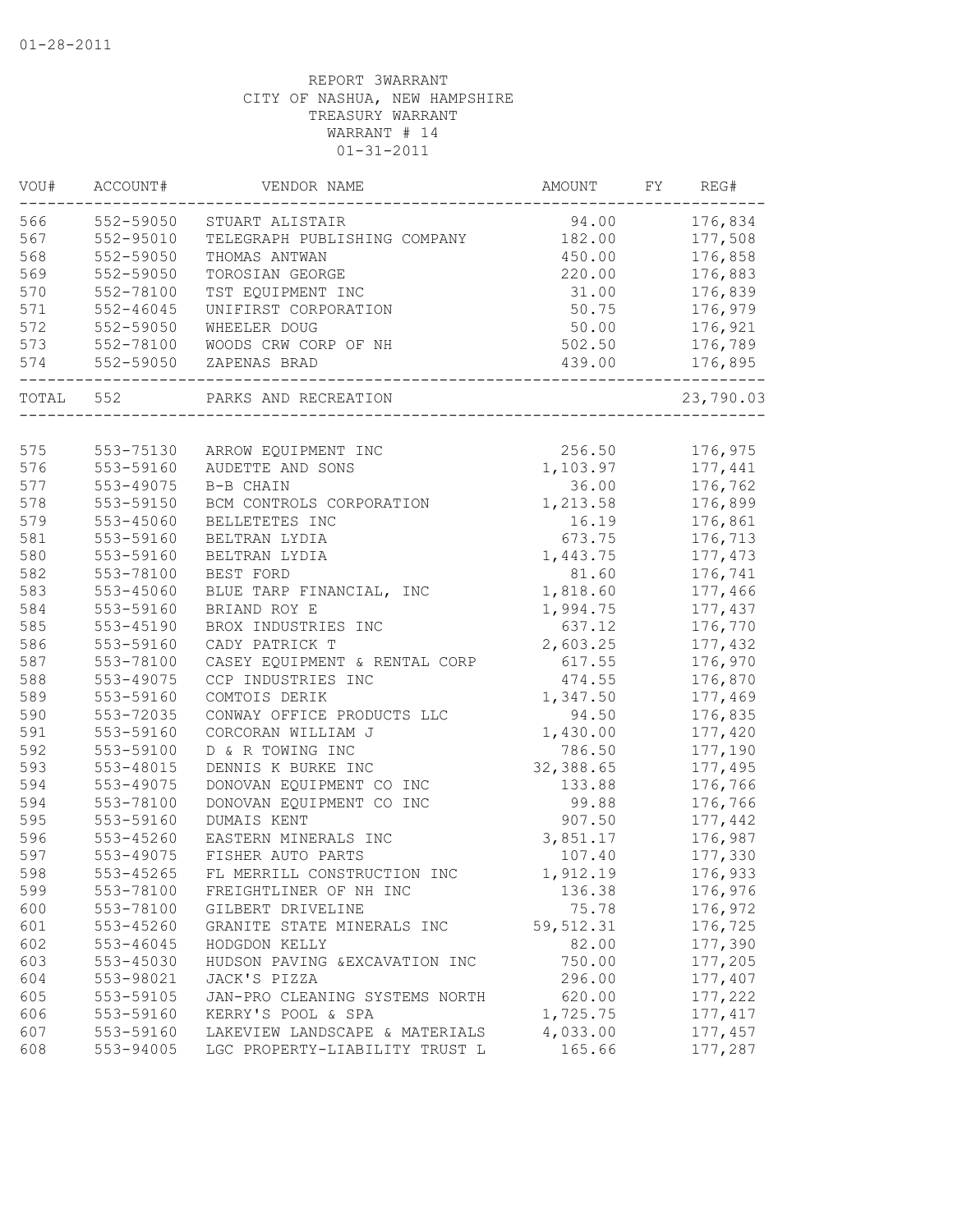01-28-2011

REPORT 3WARRANT
CITY OF NASHUA, NEW HAMPSHIRE
TREASURY WARRANT
WARRANT # 14
01-31-2011

| VOU# | ACCOUNT# | VENDOR NAME | AMOUNT | FY | REG# |
|---|---|---|---|---|---|
| 566 | 552-59050 | STUART ALISTAIR | 94.00 | | 176,834 |
| 567 | 552-95010 | TELEGRAPH PUBLISHING COMPANY | 182.00 | | 177,508 |
| 568 | 552-59050 | THOMAS ANTWAN | 450.00 | | 176,858 |
| 569 | 552-59050 | TOROSIAN GEORGE | 220.00 | | 176,883 |
| 570 | 552-78100 | TST EQUIPMENT INC | 31.00 | | 176,839 |
| 571 | 552-46045 | UNIFIRST CORPORATION | 50.75 | | 176,979 |
| 572 | 552-59050 | WHEELER DOUG | 50.00 | | 176,921 |
| 573 | 552-78100 | WOODS CRW CORP OF NH | 502.50 | | 176,789 |
| 574 | 552-59050 | ZAPENAS BRAD | 439.00 | | 176,895 |
| TOTAL | 552 | PARKS AND RECREATION | | | 23,790.03 |
| 575 | 553-75130 | ARROW EQUIPMENT INC | 256.50 | | 176,975 |
| 576 | 553-59160 | AUDETTE AND SONS | 1,103.97 | | 177,441 |
| 577 | 553-49075 | B-B CHAIN | 36.00 | | 176,762 |
| 578 | 553-59150 | BCM CONTROLS CORPORATION | 1,213.58 | | 176,899 |
| 579 | 553-45060 | BELLETETES INC | 16.19 | | 176,861 |
| 581 | 553-59160 | BELTRAN LYDIA | 673.75 | | 176,713 |
| 580 | 553-59160 | BELTRAN LYDIA | 1,443.75 | | 177,473 |
| 582 | 553-78100 | BEST FORD | 81.60 | | 176,741 |
| 583 | 553-45060 | BLUE TARP FINANCIAL, INC | 1,818.60 | | 177,466 |
| 584 | 553-59160 | BRIAND ROY E | 1,994.75 | | 177,437 |
| 585 | 553-45190 | BROX INDUSTRIES INC | 637.12 | | 176,770 |
| 586 | 553-59160 | CADY PATRICK T | 2,603.25 | | 177,432 |
| 587 | 553-78100 | CASEY EQUIPMENT & RENTAL CORP | 617.55 | | 176,970 |
| 588 | 553-49075 | CCP INDUSTRIES INC | 474.55 | | 176,870 |
| 589 | 553-59160 | COMTOIS DERIK | 1,347.50 | | 177,469 |
| 590 | 553-72035 | CONWAY OFFICE PRODUCTS LLC | 94.50 | | 176,835 |
| 591 | 553-59160 | CORCORAN WILLIAM J | 1,430.00 | | 177,420 |
| 592 | 553-59100 | D & R TOWING INC | 786.50 | | 177,190 |
| 593 | 553-48015 | DENNIS K BURKE INC | 32,388.65 | | 177,495 |
| 594 | 553-49075 | DONOVAN EQUIPMENT CO INC | 133.88 | | 176,766 |
| 594 | 553-78100 | DONOVAN EQUIPMENT CO INC | 99.88 | | 176,766 |
| 595 | 553-59160 | DUMAIS KENT | 907.50 | | 177,442 |
| 596 | 553-45260 | EASTERN MINERALS INC | 3,851.17 | | 176,987 |
| 597 | 553-49075 | FISHER AUTO PARTS | 107.40 | | 177,330 |
| 598 | 553-45265 | FL MERRILL CONSTRUCTION INC | 1,912.19 | | 176,933 |
| 599 | 553-78100 | FREIGHTLINER OF NH INC | 136.38 | | 176,976 |
| 600 | 553-78100 | GILBERT DRIVELINE | 75.78 | | 176,972 |
| 601 | 553-45260 | GRANITE STATE MINERALS INC | 59,512.31 | | 176,725 |
| 602 | 553-46045 | HODGDON KELLY | 82.00 | | 177,390 |
| 603 | 553-45030 | HUDSON PAVING &EXCAVATION INC | 750.00 | | 177,205 |
| 604 | 553-98021 | JACK'S PIZZA | 296.00 | | 177,407 |
| 605 | 553-59105 | JAN-PRO CLEANING SYSTEMS NORTH | 620.00 | | 177,222 |
| 606 | 553-59160 | KERRY'S POOL & SPA | 1,725.75 | | 177,417 |
| 607 | 553-59160 | LAKEVIEW LANDSCAPE & MATERIALS | 4,033.00 | | 177,457 |
| 608 | 553-94005 | LGC PROPERTY-LIABILITY TRUST L | 165.66 | | 177,287 |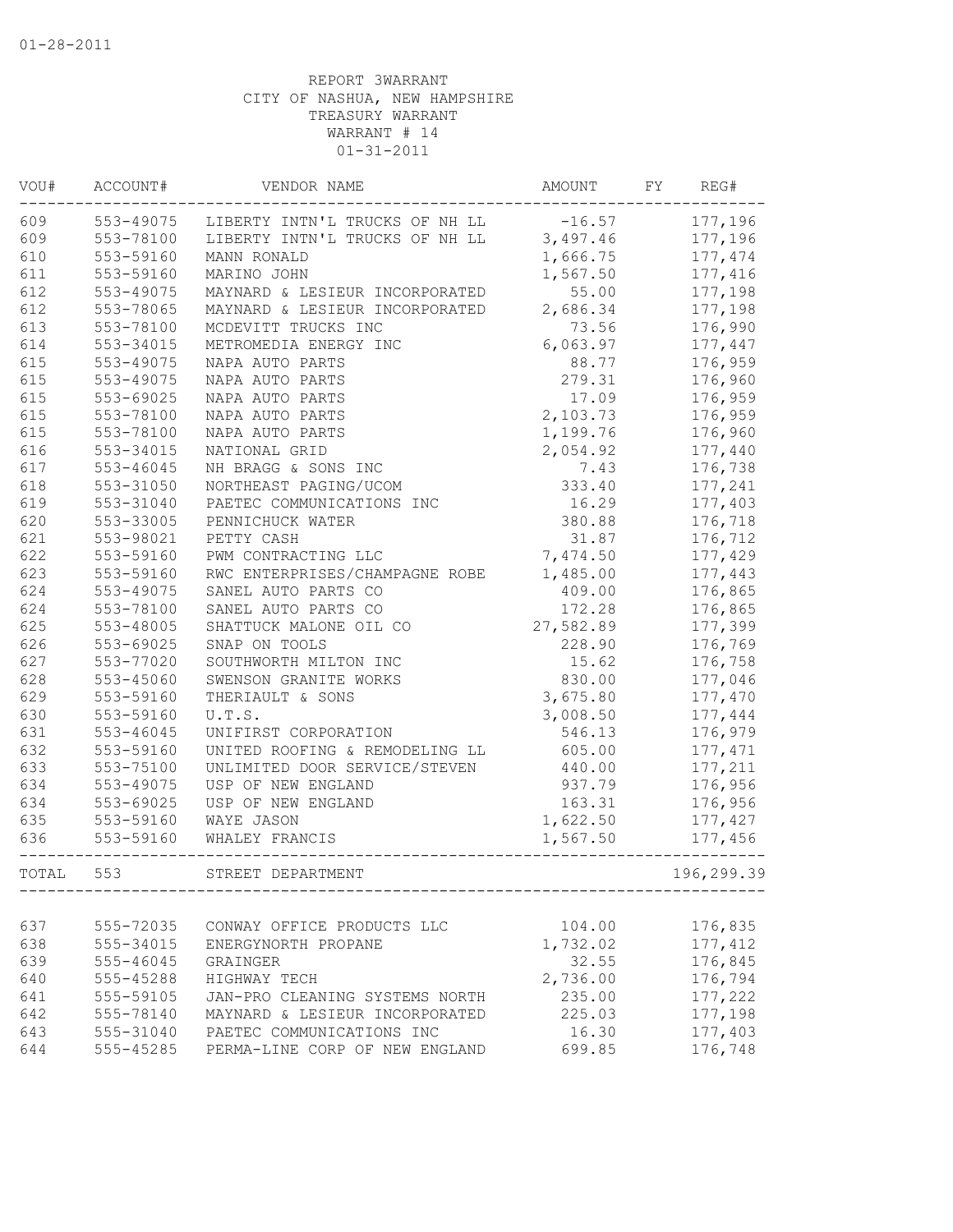01-28-2011

REPORT 3WARRANT
CITY OF NASHUA, NEW HAMPSHIRE
TREASURY WARRANT
WARRANT # 14
01-31-2011

| VOU# | ACCOUNT# | VENDOR NAME | AMOUNT | FY | REG# |
|---|---|---|---|---|---|
| 609 | 553-49075 | LIBERTY INTN'L TRUCKS OF NH LL | -16.57 | | 177,196 |
| 609 | 553-78100 | LIBERTY INTN'L TRUCKS OF NH LL | 3,497.46 | | 177,196 |
| 610 | 553-59160 | MANN RONALD | 1,666.75 | | 177,474 |
| 611 | 553-59160 | MARINO JOHN | 1,567.50 | | 177,416 |
| 612 | 553-49075 | MAYNARD & LESIEUR INCORPORATED | 55.00 | | 177,198 |
| 612 | 553-78065 | MAYNARD & LESIEUR INCORPORATED | 2,686.34 | | 177,198 |
| 613 | 553-78100 | MCDEVITT TRUCKS INC | 73.56 | | 176,990 |
| 614 | 553-34015 | METROMEDIA ENERGY INC | 6,063.97 | | 177,447 |
| 615 | 553-49075 | NAPA AUTO PARTS | 88.77 | | 176,959 |
| 615 | 553-49075 | NAPA AUTO PARTS | 279.31 | | 176,960 |
| 615 | 553-69025 | NAPA AUTO PARTS | 17.09 | | 176,959 |
| 615 | 553-78100 | NAPA AUTO PARTS | 2,103.73 | | 176,959 |
| 615 | 553-78100 | NAPA AUTO PARTS | 1,199.76 | | 176,960 |
| 616 | 553-34015 | NATIONAL GRID | 2,054.92 | | 177,440 |
| 617 | 553-46045 | NH BRAGG & SONS INC | 7.43 | | 176,738 |
| 618 | 553-31050 | NORTHEAST PAGING/UCOM | 333.40 | | 177,241 |
| 619 | 553-31040 | PAETEC COMMUNICATIONS INC | 16.29 | | 177,403 |
| 620 | 553-33005 | PENNICHUCK WATER | 380.88 | | 176,718 |
| 621 | 553-98021 | PETTY CASH | 31.87 | | 176,712 |
| 622 | 553-59160 | PWM CONTRACTING LLC | 7,474.50 | | 177,429 |
| 623 | 553-59160 | RWC ENTERPRISES/CHAMPAGNE ROBE | 1,485.00 | | 177,443 |
| 624 | 553-49075 | SANEL AUTO PARTS CO | 409.00 | | 176,865 |
| 624 | 553-78100 | SANEL AUTO PARTS CO | 172.28 | | 176,865 |
| 625 | 553-48005 | SHATTUCK MALONE OIL CO | 27,582.89 | | 177,399 |
| 626 | 553-69025 | SNAP ON TOOLS | 228.90 | | 176,769 |
| 627 | 553-77020 | SOUTHWORTH MILTON INC | 15.62 | | 176,758 |
| 628 | 553-45060 | SWENSON GRANITE WORKS | 830.00 | | 177,046 |
| 629 | 553-59160 | THERIAULT & SONS | 3,675.80 | | 177,470 |
| 630 | 553-59160 | U.T.S. | 3,008.50 | | 177,444 |
| 631 | 553-46045 | UNIFIRST CORPORATION | 546.13 | | 176,979 |
| 632 | 553-59160 | UNITED ROOFING & REMODELING LL | 605.00 | | 177,471 |
| 633 | 553-75100 | UNLIMITED DOOR SERVICE/STEVEN | 440.00 | | 177,211 |
| 634 | 553-49075 | USP OF NEW ENGLAND | 937.79 | | 176,956 |
| 634 | 553-69025 | USP OF NEW ENGLAND | 163.31 | | 176,956 |
| 635 | 553-59160 | WAYE JASON | 1,622.50 | | 177,427 |
| 636 | 553-59160 | WHALEY FRANCIS | 1,567.50 | | 177,456 |
| TOTAL | 553 | STREET DEPARTMENT | | | 196,299.39 |
| 637 | 555-72035 | CONWAY OFFICE PRODUCTS LLC | 104.00 | | 176,835 |
| 638 | 555-34015 | ENERGYNORTH PROPANE | 1,732.02 | | 177,412 |
| 639 | 555-46045 | GRAINGER | 32.55 | | 176,845 |
| 640 | 555-45288 | HIGHWAY TECH | 2,736.00 | | 176,794 |
| 641 | 555-59105 | JAN-PRO CLEANING SYSTEMS NORTH | 235.00 | | 177,222 |
| 642 | 555-78140 | MAYNARD & LESIEUR INCORPORATED | 225.03 | | 177,198 |
| 643 | 555-31040 | PAETEC COMMUNICATIONS INC | 16.30 | | 177,403 |
| 644 | 555-45285 | PERMA-LINE CORP OF NEW ENGLAND | 699.85 | | 176,748 |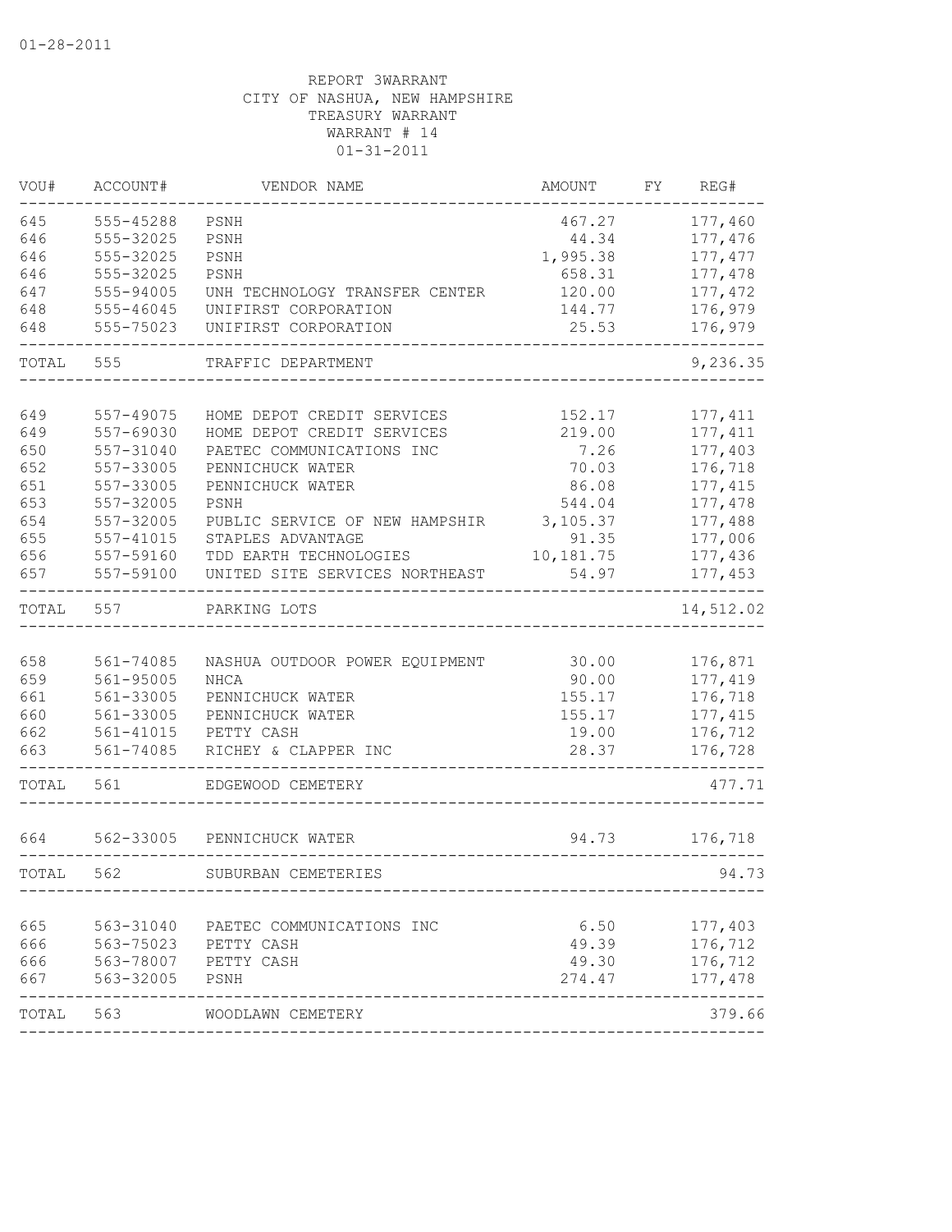01-28-2011

REPORT 3WARRANT
CITY OF NASHUA, NEW HAMPSHIRE
TREASURY WARRANT
WARRANT # 14
01-31-2011

| VOU# | ACCOUNT# | VENDOR NAME | AMOUNT | FY | REG# |
|---|---|---|---|---|---|
| 645 | 555-45288 | PSNH | 467.27 | | 177,460 |
| 646 | 555-32025 | PSNH | 44.34 | | 177,476 |
| 646 | 555-32025 | PSNH | 1,995.38 | | 177,477 |
| 646 | 555-32025 | PSNH | 658.31 | | 177,478 |
| 647 | 555-94005 | UNH TECHNOLOGY TRANSFER CENTER | 120.00 | | 177,472 |
| 648 | 555-46045 | UNIFIRST CORPORATION | 144.77 | | 176,979 |
| 648 | 555-75023 | UNIFIRST CORPORATION | 25.53 | | 176,979 |
| TOTAL | 555 | TRAFFIC DEPARTMENT | | | 9,236.35 |
| 649 | 557-49075 | HOME DEPOT CREDIT SERVICES | 152.17 | | 177,411 |
| 649 | 557-69030 | HOME DEPOT CREDIT SERVICES | 219.00 | | 177,411 |
| 650 | 557-31040 | PAETEC COMMUNICATIONS INC | 7.26 | | 177,403 |
| 652 | 557-33005 | PENNICHUCK WATER | 70.03 | | 176,718 |
| 651 | 557-33005 | PENNICHUCK WATER | 86.08 | | 177,415 |
| 653 | 557-32005 | PSNH | 544.04 | | 177,478 |
| 654 | 557-32005 | PUBLIC SERVICE OF NEW HAMPSHIR | 3,105.37 | | 177,488 |
| 655 | 557-41015 | STAPLES ADVANTAGE | 91.35 | | 177,006 |
| 656 | 557-59160 | TDD EARTH TECHNOLOGIES | 10,181.75 | | 177,436 |
| 657 | 557-59100 | UNITED SITE SERVICES NORTHEAST | 54.97 | | 177,453 |
| TOTAL | 557 | PARKING LOTS | | | 14,512.02 |
| 658 | 561-74085 | NASHUA OUTDOOR POWER EQUIPMENT | 30.00 | | 176,871 |
| 659 | 561-95005 | NHCA | 90.00 | | 177,419 |
| 661 | 561-33005 | PENNICHUCK WATER | 155.17 | | 176,718 |
| 660 | 561-33005 | PENNICHUCK WATER | 155.17 | | 177,415 |
| 662 | 561-41015 | PETTY CASH | 19.00 | | 176,712 |
| 663 | 561-74085 | RICHEY & CLAPPER INC | 28.37 | | 176,728 |
| TOTAL | 561 | EDGEWOOD CEMETERY | | | 477.71 |
| 664 | 562-33005 | PENNICHUCK WATER | 94.73 | | 176,718 |
| TOTAL | 562 | SUBURBAN CEMETERIES | | | 94.73 |
| 665 | 563-31040 | PAETEC COMMUNICATIONS INC | 6.50 | | 177,403 |
| 666 | 563-75023 | PETTY CASH | 49.39 | | 176,712 |
| 666 | 563-78007 | PETTY CASH | 49.30 | | 176,712 |
| 667 | 563-32005 | PSNH | 274.47 | | 177,478 |
| TOTAL | 563 | WOODLAWN CEMETERY | | | 379.66 |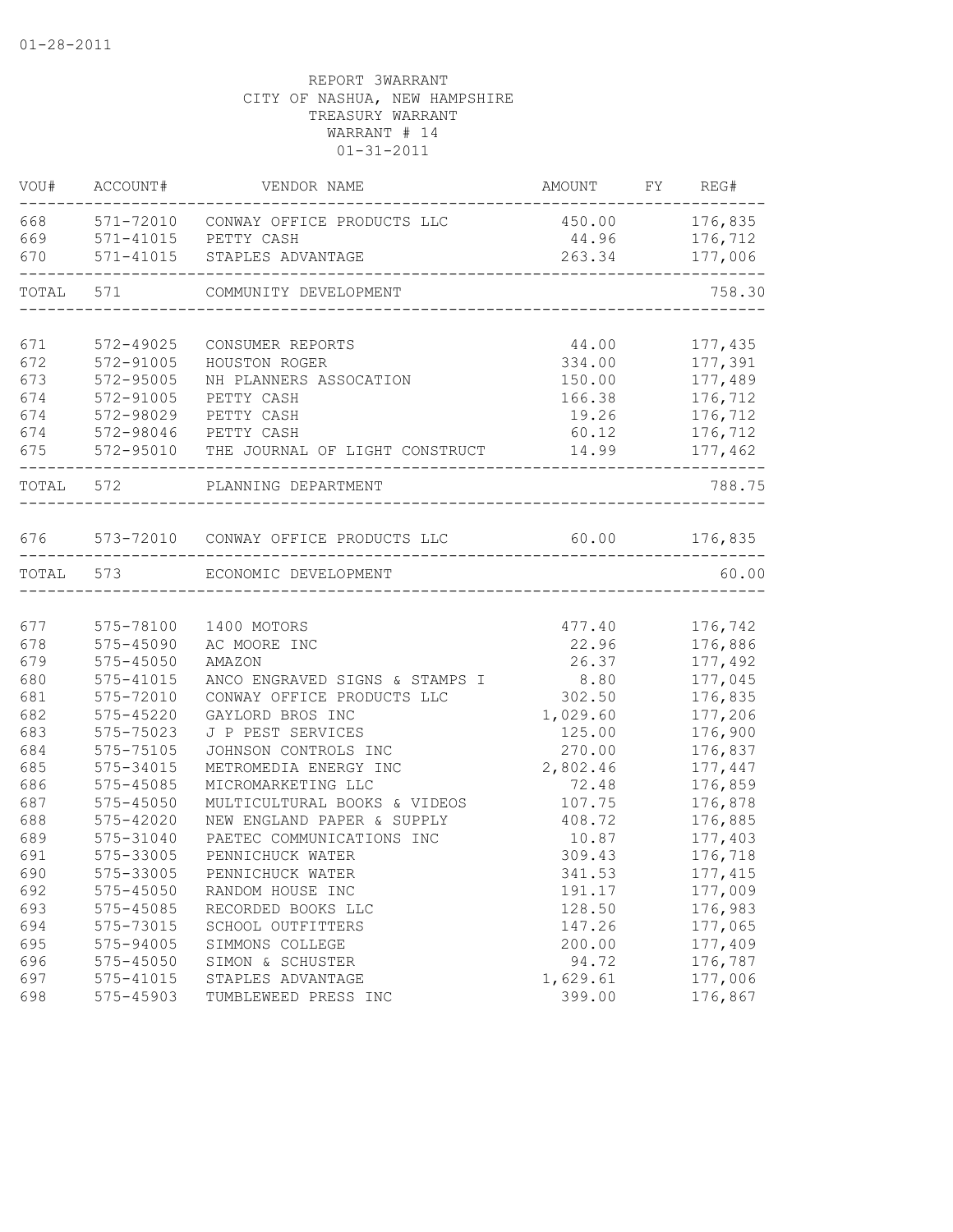01-28-2011

REPORT 3WARRANT
CITY OF NASHUA, NEW HAMPSHIRE
TREASURY WARRANT
WARRANT # 14
01-31-2011

| VOU# | ACCOUNT# | VENDOR NAME | AMOUNT | FY | REG# |
|---|---|---|---|---|---|
| 668 | 571-72010 | CONWAY OFFICE PRODUCTS LLC | 450.00 | | 176,835 |
| 669 | 571-41015 | PETTY CASH | 44.96 | | 176,712 |
| 670 | 571-41015 | STAPLES ADVANTAGE | 263.34 | | 177,006 |
| TOTAL | 571 | COMMUNITY DEVELOPMENT | | | 758.30 |
| 671 | 572-49025 | CONSUMER REPORTS | 44.00 | | 177,435 |
| 672 | 572-91005 | HOUSTON ROGER | 334.00 | | 177,391 |
| 673 | 572-95005 | NH PLANNERS ASSOCATION | 150.00 | | 177,489 |
| 674 | 572-91005 | PETTY CASH | 166.38 | | 176,712 |
| 674 | 572-98029 | PETTY CASH | 19.26 | | 176,712 |
| 674 | 572-98046 | PETTY CASH | 60.12 | | 176,712 |
| 675 | 572-95010 | THE JOURNAL OF LIGHT CONSTRUCT | 14.99 | | 177,462 |
| TOTAL | 572 | PLANNING DEPARTMENT | | | 788.75 |
| 676 | 573-72010 | CONWAY OFFICE PRODUCTS LLC | 60.00 | | 176,835 |
| TOTAL | 573 | ECONOMIC DEVELOPMENT | | | 60.00 |
| 677 | 575-78100 | 1400 MOTORS | 477.40 | | 176,742 |
| 678 | 575-45090 | AC MOORE INC | 22.96 | | 176,886 |
| 679 | 575-45050 | AMAZON | 26.37 | | 177,492 |
| 680 | 575-41015 | ANCO ENGRAVED SIGNS & STAMPS I | 8.80 | | 177,045 |
| 681 | 575-72010 | CONWAY OFFICE PRODUCTS LLC | 302.50 | | 176,835 |
| 682 | 575-45220 | GAYLORD BROS INC | 1,029.60 | | 177,206 |
| 683 | 575-75023 | J P PEST SERVICES | 125.00 | | 176,900 |
| 684 | 575-75105 | JOHNSON CONTROLS INC | 270.00 | | 176,837 |
| 685 | 575-34015 | METROMEDIA ENERGY INC | 2,802.46 | | 177,447 |
| 686 | 575-45085 | MICROMARKETING LLC | 72.48 | | 176,859 |
| 687 | 575-45050 | MULTICULTURAL BOOKS & VIDEOS | 107.75 | | 176,878 |
| 688 | 575-42020 | NEW ENGLAND PAPER & SUPPLY | 408.72 | | 176,885 |
| 689 | 575-31040 | PAETEC COMMUNICATIONS INC | 10.87 | | 177,403 |
| 691 | 575-33005 | PENNICHUCK WATER | 309.43 | | 176,718 |
| 690 | 575-33005 | PENNICHUCK WATER | 341.53 | | 177,415 |
| 692 | 575-45050 | RANDOM HOUSE INC | 191.17 | | 177,009 |
| 693 | 575-45085 | RECORDED BOOKS LLC | 128.50 | | 176,983 |
| 694 | 575-73015 | SCHOOL OUTFITTERS | 147.26 | | 177,065 |
| 695 | 575-94005 | SIMMONS COLLEGE | 200.00 | | 177,409 |
| 696 | 575-45050 | SIMON & SCHUSTER | 94.72 | | 176,787 |
| 697 | 575-41015 | STAPLES ADVANTAGE | 1,629.61 | | 177,006 |
| 698 | 575-45903 | TUMBLEWEED PRESS INC | 399.00 | | 176,867 |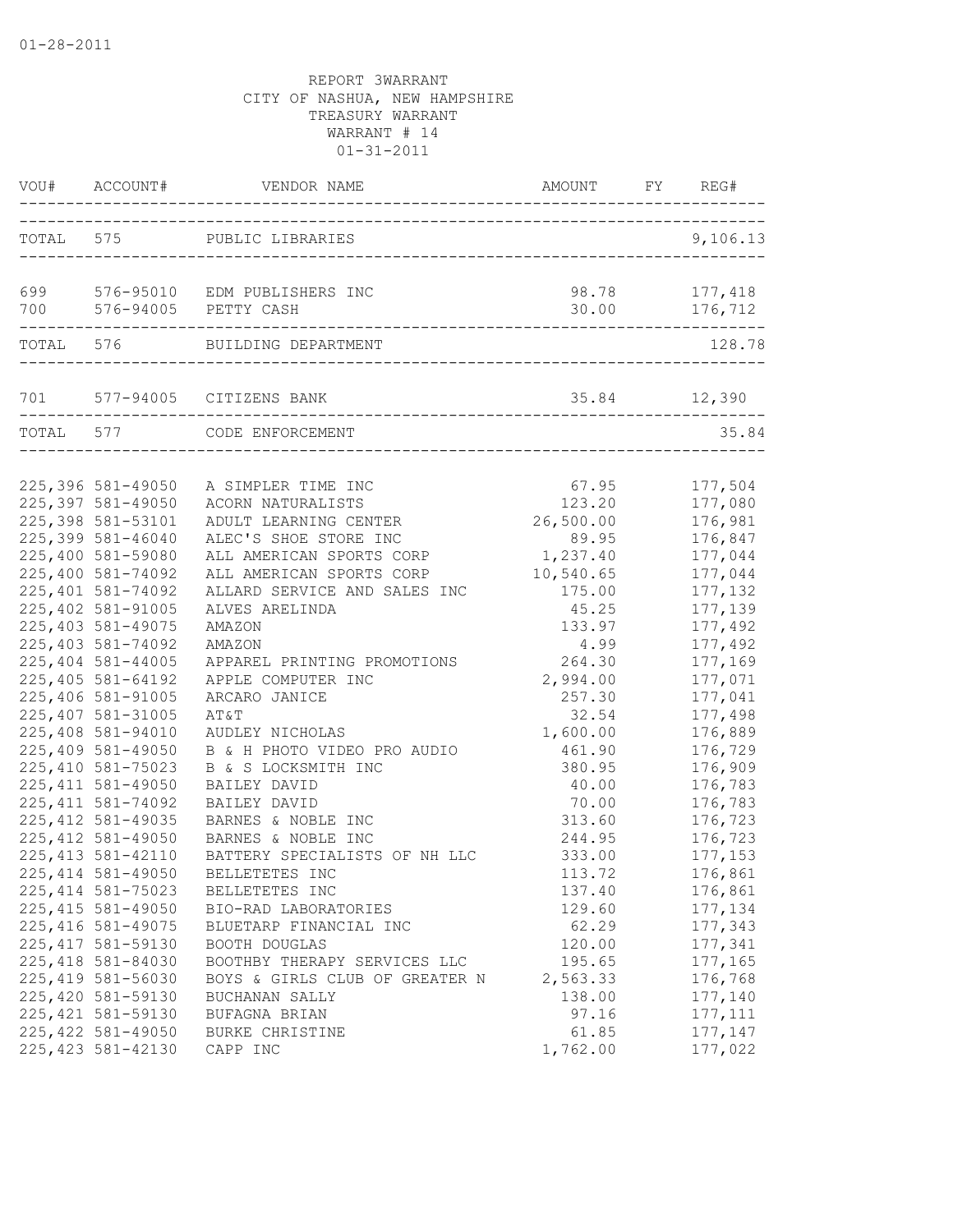01-28-2011

REPORT 3WARRANT
CITY OF NASHUA, NEW HAMPSHIRE
TREASURY WARRANT
WARRANT # 14
01-31-2011

| VOU# | ACCOUNT# | VENDOR NAME | AMOUNT | FY | REG# |
|---|---|---|---|---|---|
| TOTAL | 575 | PUBLIC LIBRARIES | | | 9,106.13 |
| 699 | 576-95010 | EDM PUBLISHERS INC | 98.78 | | 177,418 |
| 700 | 576-94005 | PETTY CASH | 30.00 | | 176,712 |
| TOTAL | 576 | BUILDING DEPARTMENT | | | 128.78 |
| 701 | 577-94005 | CITIZENS BANK | 35.84 | | 12,390 |
| TOTAL | 577 | CODE ENFORCEMENT | | | 35.84 |
| 225,396 | 581-49050 | A SIMPLER TIME INC | 67.95 | | 177,504 |
| 225,397 | 581-49050 | ACORN NATURALISTS | 123.20 | | 177,080 |
| 225,398 | 581-53101 | ADULT LEARNING CENTER | 26,500.00 | | 176,981 |
| 225,399 | 581-46040 | ALEC'S SHOE STORE INC | 89.95 | | 176,847 |
| 225,400 | 581-59080 | ALL AMERICAN SPORTS CORP | 1,237.40 | | 177,044 |
| 225,400 | 581-74092 | ALL AMERICAN SPORTS CORP | 10,540.65 | | 177,044 |
| 225,401 | 581-74092 | ALLARD SERVICE AND SALES INC | 175.00 | | 177,132 |
| 225,402 | 581-91005 | ALVES ARELINDA | 45.25 | | 177,139 |
| 225,403 | 581-49075 | AMAZON | 133.97 | | 177,492 |
| 225,403 | 581-74092 | AMAZON | 4.99 | | 177,492 |
| 225,404 | 581-44005 | APPAREL PRINTING PROMOTIONS | 264.30 | | 177,169 |
| 225,405 | 581-64192 | APPLE COMPUTER INC | 2,994.00 | | 177,071 |
| 225,406 | 581-91005 | ARCARO JANICE | 257.30 | | 177,041 |
| 225,407 | 581-31005 | AT&T | 32.54 | | 177,498 |
| 225,408 | 581-94010 | AUDLEY NICHOLAS | 1,600.00 | | 176,889 |
| 225,409 | 581-49050 | B & H PHOTO VIDEO PRO AUDIO | 461.90 | | 176,729 |
| 225,410 | 581-75023 | B & S LOCKSMITH INC | 380.95 | | 176,909 |
| 225,411 | 581-49050 | BAILEY DAVID | 40.00 | | 176,783 |
| 225,411 | 581-74092 | BAILEY DAVID | 70.00 | | 176,783 |
| 225,412 | 581-49035 | BARNES & NOBLE INC | 313.60 | | 176,723 |
| 225,412 | 581-49050 | BARNES & NOBLE INC | 244.95 | | 176,723 |
| 225,413 | 581-42110 | BATTERY SPECIALISTS OF NH LLC | 333.00 | | 177,153 |
| 225,414 | 581-49050 | BELLETETES INC | 113.72 | | 176,861 |
| 225,414 | 581-75023 | BELLETETES INC | 137.40 | | 176,861 |
| 225,415 | 581-49050 | BIO-RAD LABORATORIES | 129.60 | | 177,134 |
| 225,416 | 581-49075 | BLUETARP FINANCIAL INC | 62.29 | | 177,343 |
| 225,417 | 581-59130 | BOOTH DOUGLAS | 120.00 | | 177,341 |
| 225,418 | 581-84030 | BOOTHBY THERAPY SERVICES LLC | 195.65 | | 177,165 |
| 225,419 | 581-56030 | BOYS & GIRLS CLUB OF GREATER N | 2,563.33 | | 176,768 |
| 225,420 | 581-59130 | BUCHANAN SALLY | 138.00 | | 177,140 |
| 225,421 | 581-59130 | BUFAGNA BRIAN | 97.16 | | 177,111 |
| 225,422 | 581-49050 | BURKE CHRISTINE | 61.85 | | 177,147 |
| 225,423 | 581-42130 | CAPP INC | 1,762.00 | | 177,022 |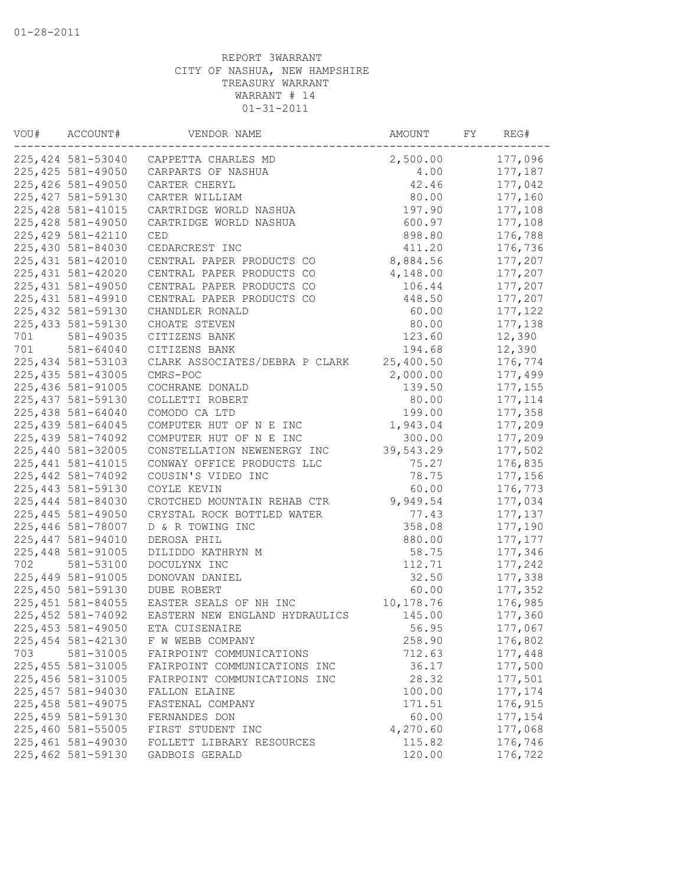01-28-2011

REPORT 3WARRANT
CITY OF NASHUA, NEW HAMPSHIRE
TREASURY WARRANT
WARRANT # 14
01-31-2011

| VOU# | ACCOUNT# | VENDOR NAME | AMOUNT | FY | REG# |
|---|---|---|---|---|---|
| 225,424 | 581-53040 | CAPPETTA CHARLES MD | 2,500.00 | | 177,096 |
| 225,425 | 581-49050 | CARPARTS OF NASHUA | 4.00 | | 177,187 |
| 225,426 | 581-49050 | CARTER CHERYL | 42.46 | | 177,042 |
| 225,427 | 581-59130 | CARTER WILLIAM | 80.00 | | 177,160 |
| 225,428 | 581-41015 | CARTRIDGE WORLD NASHUA | 197.90 | | 177,108 |
| 225,428 | 581-49050 | CARTRIDGE WORLD NASHUA | 600.97 | | 177,108 |
| 225,429 | 581-42110 | CED | 898.80 | | 176,788 |
| 225,430 | 581-84030 | CEDARCREST INC | 411.20 | | 176,736 |
| 225,431 | 581-42010 | CENTRAL PAPER PRODUCTS CO | 8,884.56 | | 177,207 |
| 225,431 | 581-42020 | CENTRAL PAPER PRODUCTS CO | 4,148.00 | | 177,207 |
| 225,431 | 581-49050 | CENTRAL PAPER PRODUCTS CO | 106.44 | | 177,207 |
| 225,431 | 581-49910 | CENTRAL PAPER PRODUCTS CO | 448.50 | | 177,207 |
| 225,432 | 581-59130 | CHANDLER RONALD | 60.00 | | 177,122 |
| 225,433 | 581-59130 | CHOATE STEVEN | 80.00 | | 177,138 |
| 701 | 581-49035 | CITIZENS BANK | 123.60 | | 12,390 |
| 701 | 581-64040 | CITIZENS BANK | 194.68 | | 12,390 |
| 225,434 | 581-53103 | CLARK ASSOCIATES/DEBRA P CLARK | 25,400.50 | | 176,774 |
| 225,435 | 581-43005 | CMRS-POC | 2,000.00 | | 177,499 |
| 225,436 | 581-91005 | COCHRANE DONALD | 139.50 | | 177,155 |
| 225,437 | 581-59130 | COLLETTI ROBERT | 80.00 | | 177,114 |
| 225,438 | 581-64040 | COMODO CA LTD | 199.00 | | 177,358 |
| 225,439 | 581-64045 | COMPUTER HUT OF N E INC | 1,943.04 | | 177,209 |
| 225,439 | 581-74092 | COMPUTER HUT OF N E INC | 300.00 | | 177,209 |
| 225,440 | 581-32005 | CONSTELLATION NEWENERGY INC | 39,543.29 | | 177,502 |
| 225,441 | 581-41015 | CONWAY OFFICE PRODUCTS LLC | 75.27 | | 176,835 |
| 225,442 | 581-74092 | COUSIN'S VIDEO INC | 78.75 | | 177,156 |
| 225,443 | 581-59130 | COYLE KEVIN | 60.00 | | 176,773 |
| 225,444 | 581-84030 | CROTCHED MOUNTAIN REHAB CTR | 9,949.54 | | 177,034 |
| 225,445 | 581-49050 | CRYSTAL ROCK BOTTLED WATER | 77.43 | | 177,137 |
| 225,446 | 581-78007 | D & R TOWING INC | 358.08 | | 177,190 |
| 225,447 | 581-94010 | DEROSA PHIL | 880.00 | | 177,177 |
| 225,448 | 581-91005 | DILIDDO KATHRYN M | 58.75 | | 177,346 |
| 702 | 581-53100 | DOCULYNX INC | 112.71 | | 177,242 |
| 225,449 | 581-91005 | DONOVAN DANIEL | 32.50 | | 177,338 |
| 225,450 | 581-59130 | DUBE ROBERT | 60.00 | | 177,352 |
| 225,451 | 581-84055 | EASTER SEALS OF NH INC | 10,178.76 | | 176,985 |
| 225,452 | 581-74092 | EASTERN NEW ENGLAND HYDRAULICS | 145.00 | | 177,360 |
| 225,453 | 581-49050 | ETA CUISENAIRE | 56.95 | | 177,067 |
| 225,454 | 581-42130 | F W WEBB COMPANY | 258.90 | | 176,802 |
| 703 | 581-31005 | FAIRPOINT COMMUNICATIONS | 712.63 | | 177,448 |
| 225,455 | 581-31005 | FAIRPOINT COMMUNICATIONS INC | 36.17 | | 177,500 |
| 225,456 | 581-31005 | FAIRPOINT COMMUNICATIONS INC | 28.32 | | 177,501 |
| 225,457 | 581-94030 | FALLON ELAINE | 100.00 | | 177,174 |
| 225,458 | 581-49075 | FASTENAL COMPANY | 171.51 | | 176,915 |
| 225,459 | 581-59130 | FERNANDES DON | 60.00 | | 177,154 |
| 225,460 | 581-55005 | FIRST STUDENT INC | 4,270.60 | | 177,068 |
| 225,461 | 581-49030 | FOLLETT LIBRARY RESOURCES | 115.82 | | 176,746 |
| 225,462 | 581-59130 | GADBOIS GERALD | 120.00 | | 176,722 |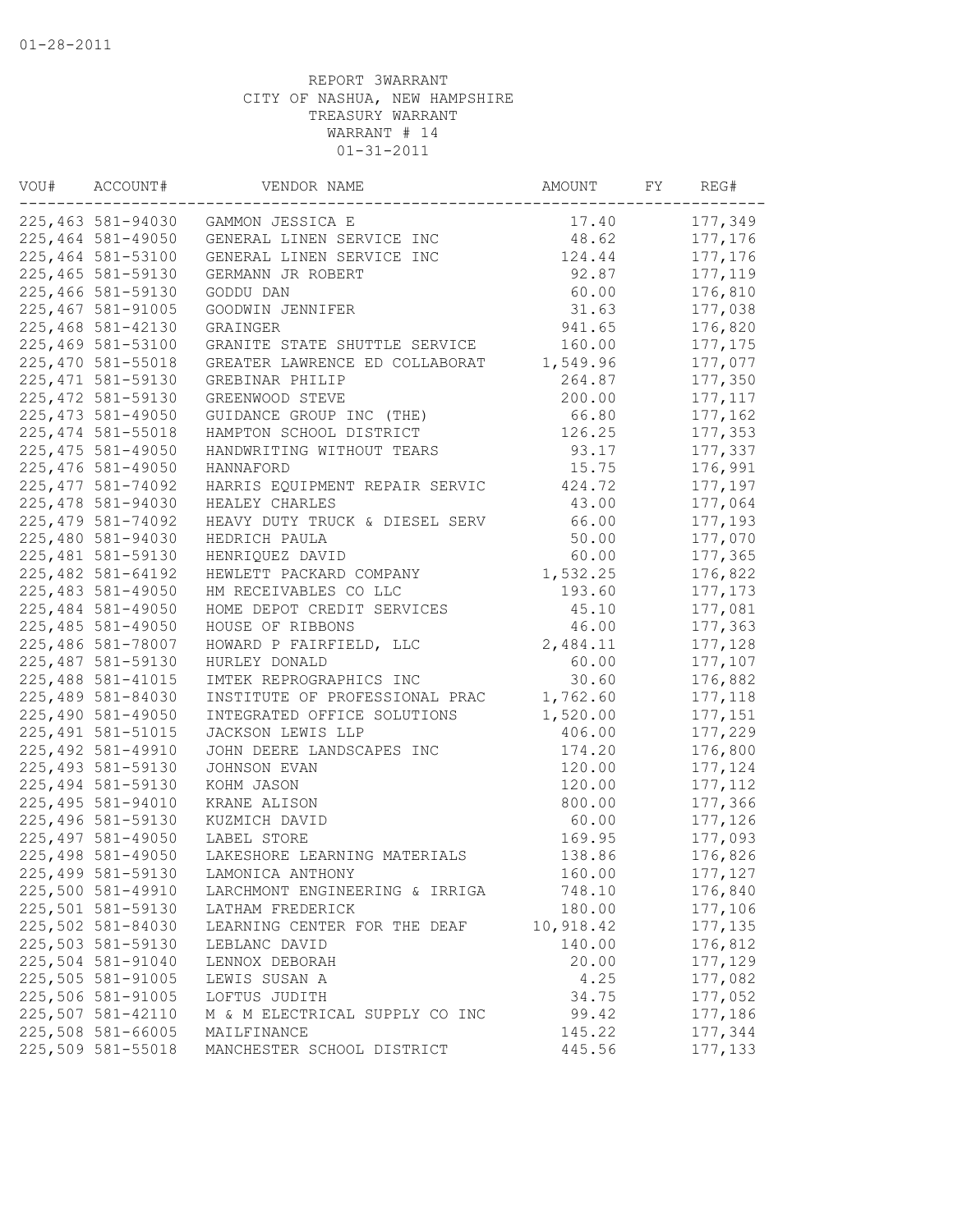01-28-2011

REPORT 3WARRANT
CITY OF NASHUA, NEW HAMPSHIRE
TREASURY WARRANT
WARRANT # 14
01-31-2011

| VOU# | ACCOUNT# | VENDOR NAME | AMOUNT | FY | REG# |
|---|---|---|---|---|---|
| 225,463 | 581-94030 | GAMMON JESSICA E | 17.40 | | 177,349 |
| 225,464 | 581-49050 | GENERAL LINEN SERVICE INC | 48.62 | | 177,176 |
| 225,464 | 581-53100 | GENERAL LINEN SERVICE INC | 124.44 | | 177,176 |
| 225,465 | 581-59130 | GERMANN JR ROBERT | 92.87 | | 177,119 |
| 225,466 | 581-59130 | GODDU DAN | 60.00 | | 176,810 |
| 225,467 | 581-91005 | GOODWIN JENNIFER | 31.63 | | 177,038 |
| 225,468 | 581-42130 | GRAINGER | 941.65 | | 176,820 |
| 225,469 | 581-53100 | GRANITE STATE SHUTTLE SERVICE | 160.00 | | 177,175 |
| 225,470 | 581-55018 | GREATER LAWRENCE ED COLLABORAT | 1,549.96 | | 177,077 |
| 225,471 | 581-59130 | GREBINAR PHILIP | 264.87 | | 177,350 |
| 225,472 | 581-59130 | GREENWOOD STEVE | 200.00 | | 177,117 |
| 225,473 | 581-49050 | GUIDANCE GROUP INC (THE) | 66.80 | | 177,162 |
| 225,474 | 581-55018 | HAMPTON SCHOOL DISTRICT | 126.25 | | 177,353 |
| 225,475 | 581-49050 | HANDWRITING WITHOUT TEARS | 93.17 | | 177,337 |
| 225,476 | 581-49050 | HANNAFORD | 15.75 | | 176,991 |
| 225,477 | 581-74092 | HARRIS EQUIPMENT REPAIR SERVIC | 424.72 | | 177,197 |
| 225,478 | 581-94030 | HEALEY CHARLES | 43.00 | | 177,064 |
| 225,479 | 581-74092 | HEAVY DUTY TRUCK & DIESEL SERV | 66.00 | | 177,193 |
| 225,480 | 581-94030 | HEDRICH PAULA | 50.00 | | 177,070 |
| 225,481 | 581-59130 | HENRIQUEZ DAVID | 60.00 | | 177,365 |
| 225,482 | 581-64192 | HEWLETT PACKARD COMPANY | 1,532.25 | | 176,822 |
| 225,483 | 581-49050 | HM RECEIVABLES CO LLC | 193.60 | | 177,173 |
| 225,484 | 581-49050 | HOME DEPOT CREDIT SERVICES | 45.10 | | 177,081 |
| 225,485 | 581-49050 | HOUSE OF RIBBONS | 46.00 | | 177,363 |
| 225,486 | 581-78007 | HOWARD P FAIRFIELD, LLC | 2,484.11 | | 177,128 |
| 225,487 | 581-59130 | HURLEY DONALD | 60.00 | | 177,107 |
| 225,488 | 581-41015 | IMTEK REPROGRAPHICS INC | 30.60 | | 176,882 |
| 225,489 | 581-84030 | INSTITUTE OF PROFESSIONAL PRAC | 1,762.60 | | 177,118 |
| 225,490 | 581-49050 | INTEGRATED OFFICE SOLUTIONS | 1,520.00 | | 177,151 |
| 225,491 | 581-51015 | JACKSON LEWIS LLP | 406.00 | | 177,229 |
| 225,492 | 581-49910 | JOHN DEERE LANDSCAPES INC | 174.20 | | 176,800 |
| 225,493 | 581-59130 | JOHNSON EVAN | 120.00 | | 177,124 |
| 225,494 | 581-59130 | KOHM JASON | 120.00 | | 177,112 |
| 225,495 | 581-94010 | KRANE ALISON | 800.00 | | 177,366 |
| 225,496 | 581-59130 | KUZMICH DAVID | 60.00 | | 177,126 |
| 225,497 | 581-49050 | LABEL STORE | 169.95 | | 177,093 |
| 225,498 | 581-49050 | LAKESHORE LEARNING MATERIALS | 138.86 | | 176,826 |
| 225,499 | 581-59130 | LAMONICA ANTHONY | 160.00 | | 177,127 |
| 225,500 | 581-49910 | LARCHMONT ENGINEERING & IRRIGA | 748.10 | | 176,840 |
| 225,501 | 581-59130 | LATHAM FREDERICK | 180.00 | | 177,106 |
| 225,502 | 581-84030 | LEARNING CENTER FOR THE DEAF | 10,918.42 | | 177,135 |
| 225,503 | 581-59130 | LEBLANC DAVID | 140.00 | | 176,812 |
| 225,504 | 581-91040 | LENNOX DEBORAH | 20.00 | | 177,129 |
| 225,505 | 581-91005 | LEWIS SUSAN A | 4.25 | | 177,082 |
| 225,506 | 581-91005 | LOFTUS JUDITH | 34.75 | | 177,052 |
| 225,507 | 581-42110 | M & M ELECTRICAL SUPPLY CO INC | 99.42 | | 177,186 |
| 225,508 | 581-66005 | MAILFINANCE | 145.22 | | 177,344 |
| 225,509 | 581-55018 | MANCHESTER SCHOOL DISTRICT | 445.56 | | 177,133 |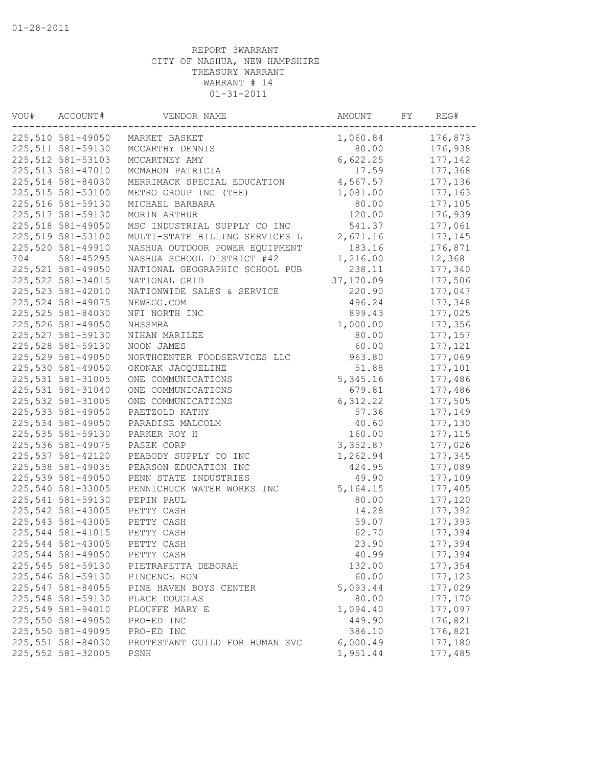01-28-2011

REPORT 3WARRANT
CITY OF NASHUA, NEW HAMPSHIRE
TREASURY WARRANT
WARRANT # 14
01-31-2011

| VOU# | ACCOUNT# | VENDOR NAME | AMOUNT | FY | REG# |
|---|---|---|---|---|---|
| 225,510 | 581-49050 | MARKET BASKET | 1,060.84 | | 176,873 |
| 225,511 | 581-59130 | MCCARTHY DENNIS | 80.00 | | 176,938 |
| 225,512 | 581-53103 | MCCARTNEY AMY | 6,622.25 | | 177,142 |
| 225,513 | 581-47010 | MCMAHON PATRICIA | 17.59 | | 177,368 |
| 225,514 | 581-84030 | MERRIMACK SPECIAL EDUCATION | 4,567.57 | | 177,136 |
| 225,515 | 581-53100 | METRO GROUP INC (THE) | 1,081.00 | | 177,163 |
| 225,516 | 581-59130 | MICHAEL BARBARA | 80.00 | | 177,105 |
| 225,517 | 581-59130 | MORIN ARTHUR | 120.00 | | 176,939 |
| 225,518 | 581-49050 | MSC INDUSTRIAL SUPPLY CO INC | 541.37 | | 177,061 |
| 225,519 | 581-53100 | MULTI-STATE BILLING SERVICES L | 2,671.16 | | 177,145 |
| 225,520 | 581-49910 | NASHUA OUTDOOR POWER EQUIPMENT | 183.16 | | 176,871 |
| 704 | 581-45295 | NASHUA SCHOOL DISTRICT #42 | 1,216.00 | | 12,368 |
| 225,521 | 581-49050 | NATIONAL GEOGRAPHIC SCHOOL PUB | 238.11 | | 177,340 |
| 225,522 | 581-34015 | NATIONAL GRID | 37,170.09 | | 177,506 |
| 225,523 | 581-42010 | NATIONWIDE SALES & SERVICE | 220.90 | | 177,047 |
| 225,524 | 581-49075 | NEWEGG.COM | 496.24 | | 177,348 |
| 225,525 | 581-84030 | NFI NORTH INC | 899.43 | | 177,025 |
| 225,526 | 581-49050 | NHSSMBA | 1,000.00 | | 177,356 |
| 225,527 | 581-59130 | NIHAN MARILEE | 80.00 | | 177,157 |
| 225,528 | 581-59130 | NOON JAMES | 60.00 | | 177,121 |
| 225,529 | 581-49050 | NORTHCENTER FOODSERVICES LLC | 963.80 | | 177,069 |
| 225,530 | 581-49050 | OKONAK JACQUELINE | 51.88 | | 177,101 |
| 225,531 | 581-31005 | ONE COMMUNICATIONS | 5,345.16 | | 177,486 |
| 225,531 | 581-31040 | ONE COMMUNICATIONS | 679.81 | | 177,486 |
| 225,532 | 581-31005 | ONE COMMUNICATIONS | 6,312.22 | | 177,505 |
| 225,533 | 581-49050 | PAETZOLD KATHY | 57.36 | | 177,149 |
| 225,534 | 581-49050 | PARADISE MALCOLM | 40.60 | | 177,130 |
| 225,535 | 581-59130 | PARKER ROY H | 160.00 | | 177,115 |
| 225,536 | 581-49075 | PASEK CORP | 3,352.87 | | 177,026 |
| 225,537 | 581-42120 | PEABODY SUPPLY CO INC | 1,262.94 | | 177,345 |
| 225,538 | 581-49035 | PEARSON EDUCATION INC | 424.95 | | 177,089 |
| 225,539 | 581-49050 | PENN STATE INDUSTRIES | 49.90 | | 177,109 |
| 225,540 | 581-33005 | PENNICHUCK WATER WORKS INC | 5,164.15 | | 177,405 |
| 225,541 | 581-59130 | PEPIN PAUL | 80.00 | | 177,120 |
| 225,542 | 581-43005 | PETTY CASH | 14.28 | | 177,392 |
| 225,543 | 581-43005 | PETTY CASH | 59.07 | | 177,393 |
| 225,544 | 581-41015 | PETTY CASH | 62.70 | | 177,394 |
| 225,544 | 581-43005 | PETTY CASH | 23.90 | | 177,394 |
| 225,544 | 581-49050 | PETTY CASH | 40.99 | | 177,394 |
| 225,545 | 581-59130 | PIETRAFETTA DEBORAH | 132.00 | | 177,354 |
| 225,546 | 581-59130 | PINCENCE RON | 60.00 | | 177,123 |
| 225,547 | 581-84055 | PINE HAVEN BOYS CENTER | 5,093.44 | | 177,029 |
| 225,548 | 581-59130 | PLACE DOUGLAS | 80.00 | | 177,170 |
| 225,549 | 581-94010 | PLOUFFE MARY E | 1,094.40 | | 177,097 |
| 225,550 | 581-49050 | PRO-ED INC | 449.90 | | 176,821 |
| 225,550 | 581-49095 | PRO-ED INC | 386.10 | | 176,821 |
| 225,551 | 581-84030 | PROTESTANT GUILD FOR HUMAN SVC | 6,000.49 | | 177,180 |
| 225,552 | 581-32005 | PSNH | 1,951.44 | | 177,485 |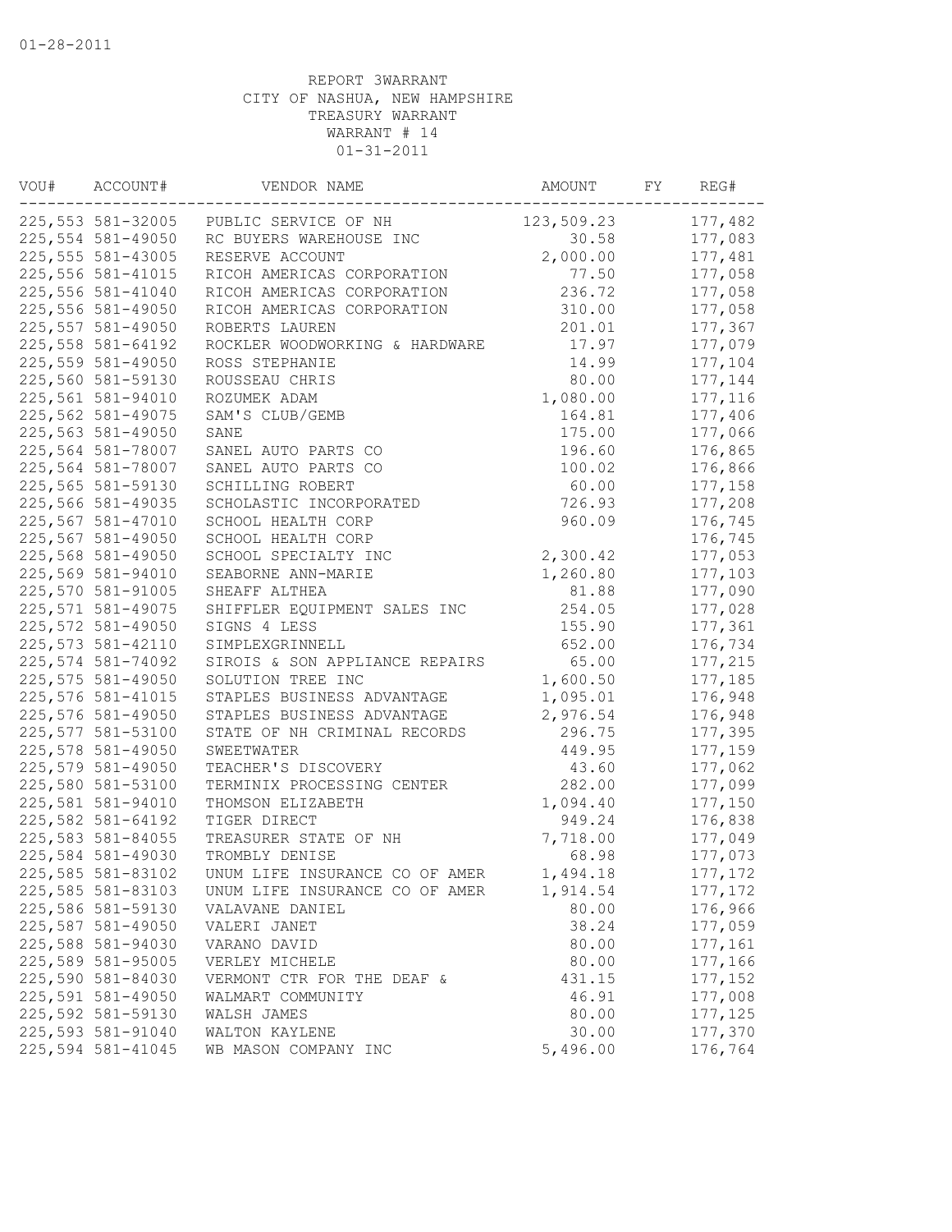01-28-2011

REPORT 3WARRANT
CITY OF NASHUA, NEW HAMPSHIRE
TREASURY WARRANT
WARRANT # 14
01-31-2011

| VOU# | ACCOUNT# | VENDOR NAME | AMOUNT | FY | REG# |
|---|---|---|---|---|---|
| 225,553 | 581-32005 | PUBLIC SERVICE OF NH | 123,509.23 | | 177,482 |
| 225,554 | 581-49050 | RC BUYERS WAREHOUSE INC | 30.58 | | 177,083 |
| 225,555 | 581-43005 | RESERVE ACCOUNT | 2,000.00 | | 177,481 |
| 225,556 | 581-41015 | RICOH AMERICAS CORPORATION | 77.50 | | 177,058 |
| 225,556 | 581-41040 | RICOH AMERICAS CORPORATION | 236.72 | | 177,058 |
| 225,556 | 581-49050 | RICOH AMERICAS CORPORATION | 310.00 | | 177,058 |
| 225,557 | 581-49050 | ROBERTS LAUREN | 201.01 | | 177,367 |
| 225,558 | 581-64192 | ROCKLER WOODWORKING & HARDWARE | 17.97 | | 177,079 |
| 225,559 | 581-49050 | ROSS STEPHANIE | 14.99 | | 177,104 |
| 225,560 | 581-59130 | ROUSSEAU CHRIS | 80.00 | | 177,144 |
| 225,561 | 581-94010 | ROZUMEK ADAM | 1,080.00 | | 177,116 |
| 225,562 | 581-49075 | SAM'S CLUB/GEMB | 164.81 | | 177,406 |
| 225,563 | 581-49050 | SANE | 175.00 | | 177,066 |
| 225,564 | 581-78007 | SANEL AUTO PARTS CO | 196.60 | | 176,865 |
| 225,564 | 581-78007 | SANEL AUTO PARTS CO | 100.02 | | 176,866 |
| 225,565 | 581-59130 | SCHILLING ROBERT | 60.00 | | 177,158 |
| 225,566 | 581-49035 | SCHOLASTIC INCORPORATED | 726.93 | | 177,208 |
| 225,567 | 581-47010 | SCHOOL HEALTH CORP | 960.09 | | 176,745 |
| 225,567 | 581-49050 | SCHOOL HEALTH CORP | | | 176,745 |
| 225,568 | 581-49050 | SCHOOL SPECIALTY INC | 2,300.42 | | 177,053 |
| 225,569 | 581-94010 | SEABORNE ANN-MARIE | 1,260.80 | | 177,103 |
| 225,570 | 581-91005 | SHEAFF ALTHEA | 81.88 | | 177,090 |
| 225,571 | 581-49075 | SHIFFLER EQUIPMENT SALES INC | 254.05 | | 177,028 |
| 225,572 | 581-49050 | SIGNS 4 LESS | 155.90 | | 177,361 |
| 225,573 | 581-42110 | SIMPLEXGRINNELL | 652.00 | | 176,734 |
| 225,574 | 581-74092 | SIROIS & SON APPLIANCE REPAIRS | 65.00 | | 177,215 |
| 225,575 | 581-49050 | SOLUTION TREE INC | 1,600.50 | | 177,185 |
| 225,576 | 581-41015 | STAPLES BUSINESS ADVANTAGE | 1,095.01 | | 176,948 |
| 225,576 | 581-49050 | STAPLES BUSINESS ADVANTAGE | 2,976.54 | | 176,948 |
| 225,577 | 581-53100 | STATE OF NH CRIMINAL RECORDS | 296.75 | | 177,395 |
| 225,578 | 581-49050 | SWEETWATER | 449.95 | | 177,159 |
| 225,579 | 581-49050 | TEACHER'S DISCOVERY | 43.60 | | 177,062 |
| 225,580 | 581-53100 | TERMINIX PROCESSING CENTER | 282.00 | | 177,099 |
| 225,581 | 581-94010 | THOMSON ELIZABETH | 1,094.40 | | 177,150 |
| 225,582 | 581-64192 | TIGER DIRECT | 949.24 | | 176,838 |
| 225,583 | 581-84055 | TREASURER STATE OF NH | 7,718.00 | | 177,049 |
| 225,584 | 581-49030 | TROMBLY DENISE | 68.98 | | 177,073 |
| 225,585 | 581-83102 | UNUM LIFE INSURANCE CO OF AMER | 1,494.18 | | 177,172 |
| 225,585 | 581-83103 | UNUM LIFE INSURANCE CO OF AMER | 1,914.54 | | 177,172 |
| 225,586 | 581-59130 | VALAVANE DANIEL | 80.00 | | 176,966 |
| 225,587 | 581-49050 | VALERI JANET | 38.24 | | 177,059 |
| 225,588 | 581-94030 | VARANO DAVID | 80.00 | | 177,161 |
| 225,589 | 581-95005 | VERLEY MICHELE | 80.00 | | 177,166 |
| 225,590 | 581-84030 | VERMONT CTR FOR THE DEAF & | 431.15 | | 177,152 |
| 225,591 | 581-49050 | WALMART COMMUNITY | 46.91 | | 177,008 |
| 225,592 | 581-59130 | WALSH JAMES | 80.00 | | 177,125 |
| 225,593 | 581-91040 | WALTON KAYLENE | 30.00 | | 177,370 |
| 225,594 | 581-41045 | WB MASON COMPANY INC | 5,496.00 | | 176,764 |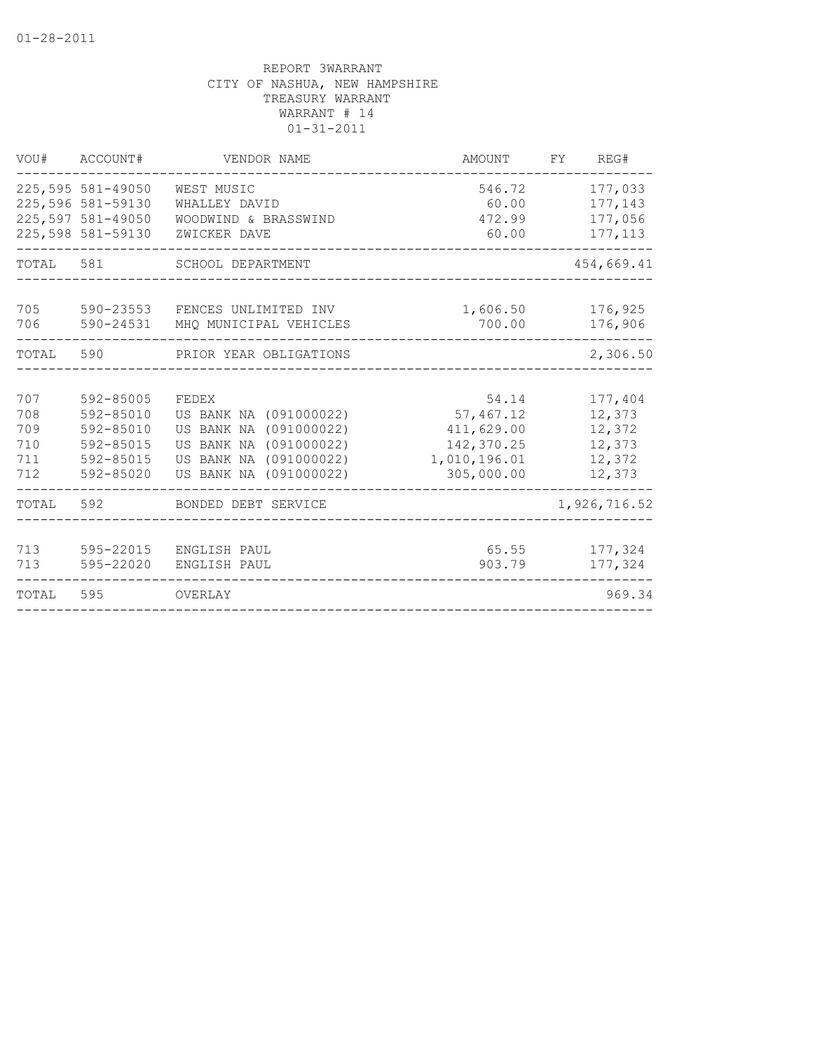REPORT 3WARRANT
CITY OF NASHUA, NEW HAMPSHIRE
TREASURY WARRANT
WARRANT # 14
01-31-2011

| VOU# | ACCOUNT# | VENDOR NAME | AMOUNT | FY | REG# |
|---|---|---|---|---|---|
| 225,595 | 581-49050 | WEST MUSIC | 546.72 | | 177,033 |
| 225,596 | 581-59130 | WHALLEY DAVID | 60.00 | | 177,143 |
| 225,597 | 581-49050 | WOODWIND & BRASSWIND | 472.99 | | 177,056 |
| 225,598 | 581-59130 | ZWICKER DAVE | 60.00 | | 177,113 |
| TOTAL | 581 | SCHOOL DEPARTMENT | | | 454,669.41 |
| 705 | 590-23553 | FENCES UNLIMITED INV | 1,606.50 | | 176,925 |
| 706 | 590-24531 | MHQ MUNICIPAL VEHICLES | 700.00 | | 176,906 |
| TOTAL | 590 | PRIOR YEAR OBLIGATIONS | | | 2,306.50 |
| 707 | 592-85005 | FEDEX | 54.14 | | 177,404 |
| 708 | 592-85010 | US BANK NA (091000022) | 57,467.12 | | 12,373 |
| 709 | 592-85010 | US BANK NA (091000022) | 411,629.00 | | 12,372 |
| 710 | 592-85015 | US BANK NA (091000022) | 142,370.25 | | 12,373 |
| 711 | 592-85015 | US BANK NA (091000022) | 1,010,196.01 | | 12,372 |
| 712 | 592-85020 | US BANK NA (091000022) | 305,000.00 | | 12,373 |
| TOTAL | 592 | BONDED DEBT SERVICE | | | 1,926,716.52 |
| 713 | 595-22015 | ENGLISH PAUL | 65.55 | | 177,324 |
| 713 | 595-22020 | ENGLISH PAUL | 903.79 | | 177,324 |
| TOTAL | 595 | OVERLAY | | | 969.34 |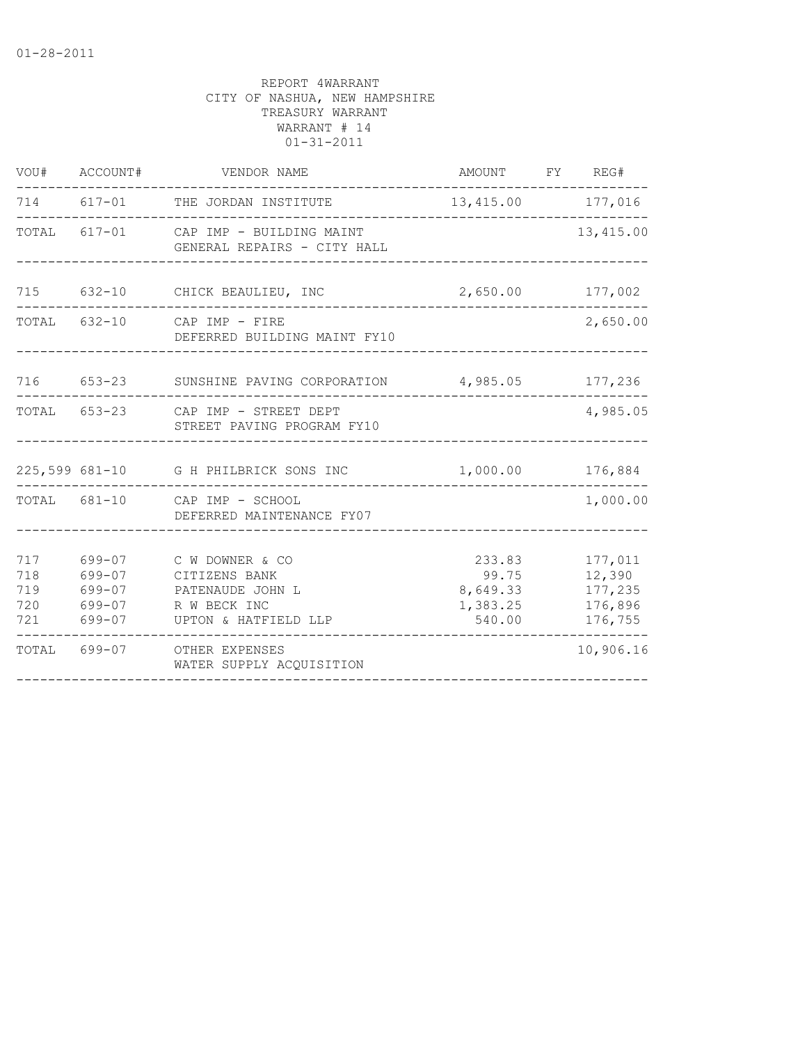01-28-2011

REPORT 4WARRANT
CITY OF NASHUA, NEW HAMPSHIRE
TREASURY WARRANT
WARRANT # 14
01-31-2011

| VOU# | ACCOUNT# | VENDOR NAME | AMOUNT | FY | REG# |
|---|---|---|---|---|---|
| 714 | 617-01 | THE JORDAN INSTITUTE | 13,415.00 | | 177,016 |
| TOTAL | 617-01 | CAP IMP - BUILDING MAINT<br>GENERAL REPAIRS - CITY HALL | | | 13,415.00 |
| 715 | 632-10 | CHICK BEAULIEU, INC | 2,650.00 | | 177,002 |
| TOTAL | 632-10 | CAP IMP - FIRE<br>DEFERRED BUILDING MAINT FY10 | | | 2,650.00 |
| 716 | 653-23 | SUNSHINE PAVING CORPORATION | 4,985.05 | | 177,236 |
| TOTAL | 653-23 | CAP IMP - STREET DEPT<br>STREET PAVING PROGRAM FY10 | | | 4,985.05 |
| 225,599 | 681-10 | G H PHILBRICK SONS INC | 1,000.00 | | 176,884 |
| TOTAL | 681-10 | CAP IMP - SCHOOL<br>DEFERRED MAINTENANCE FY07 | | | 1,000.00 |
| 717 | 699-07 | C W DOWNER & CO | 233.83 | | 177,011 |
| 718 | 699-07 | CITIZENS BANK | 99.75 | | 12,390 |
| 719 | 699-07 | PATENAUDE JOHN L | 8,649.33 | | 177,235 |
| 720 | 699-07 | R W BECK INC | 1,383.25 | | 176,896 |
| 721 | 699-07 | UPTON & HATFIELD LLP | 540.00 | | 176,755 |
| TOTAL | 699-07 | OTHER EXPENSES<br>WATER SUPPLY ACQUISITION | | | 10,906.16 |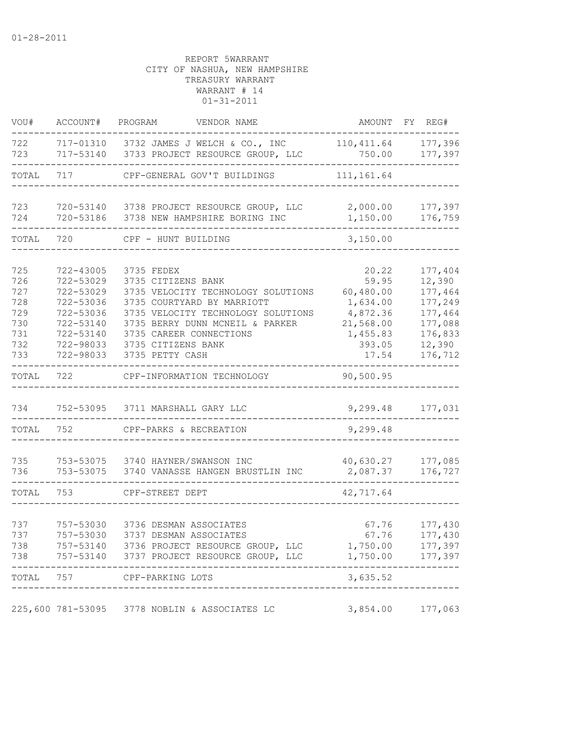01-28-2011

REPORT 5WARRANT
CITY OF NASHUA, NEW HAMPSHIRE
TREASURY WARRANT
WARRANT # 14
01-31-2011

| VOU# | ACCOUNT# | PROGRAM | VENDOR NAME | AMOUNT | FY | REG# |
|---|---|---|---|---|---|---|
| 722 | 717-01310 | 3732 | JAMES J WELCH & CO., INC | 110,411.64 | | 177,396 |
| 723 | 717-53140 | 3733 | PROJECT RESOURCE GROUP, LLC | 750.00 | | 177,397 |
| TOTAL | 717 | | CPF-GENERAL GOV'T BUILDINGS | 111,161.64 | | |
| 723 | 720-53140 | 3738 | PROJECT RESOURCE GROUP, LLC | 2,000.00 | | 177,397 |
| 724 | 720-53186 | 3738 | NEW HAMPSHIRE BORING INC | 1,150.00 | | 176,759 |
| TOTAL | 720 | | CPF - HUNT BUILDING | 3,150.00 | | |
| 725 | 722-43005 | 3735 | FEDEX | 20.22 | | 177,404 |
| 726 | 722-53029 | 3735 | CITIZENS BANK | 59.95 | | 12,390 |
| 727 | 722-53029 | 3735 | VELOCITY TECHNOLOGY SOLUTIONS | 60,480.00 | | 177,464 |
| 728 | 722-53036 | 3735 | COURTYARD BY MARRIOTT | 1,634.00 | | 177,249 |
| 729 | 722-53036 | 3735 | VELOCITY TECHNOLOGY SOLUTIONS | 4,872.36 | | 177,464 |
| 730 | 722-53140 | 3735 | BERRY DUNN MCNEIL & PARKER | 21,568.00 | | 177,088 |
| 731 | 722-53140 | 3735 | CAREER CONNECTIONS | 1,455.83 | | 176,833 |
| 732 | 722-98033 | 3735 | CITIZENS BANK | 393.05 | | 12,390 |
| 733 | 722-98033 | 3735 | PETTY CASH | 17.54 | | 176,712 |
| TOTAL | 722 | | CPF-INFORMATION TECHNOLOGY | 90,500.95 | | |
| 734 | 752-53095 | 3711 | MARSHALL GARY LLC | 9,299.48 | | 177,031 |
| TOTAL | 752 | | CPF-PARKS & RECREATION | 9,299.48 | | |
| 735 | 753-53075 | 3740 | HAYNER/SWANSON INC | 40,630.27 | | 177,085 |
| 736 | 753-53075 | 3740 | VANASSE HANGEN BRUSTLIN INC | 2,087.37 | | 176,727 |
| TOTAL | 753 | | CPF-STREET DEPT | 42,717.64 | | |
| 737 | 757-53030 | 3736 | DESMAN ASSOCIATES | 67.76 | | 177,430 |
| 737 | 757-53030 | 3737 | DESMAN ASSOCIATES | 67.76 | | 177,430 |
| 738 | 757-53140 | 3736 | PROJECT RESOURCE GROUP, LLC | 1,750.00 | | 177,397 |
| 738 | 757-53140 | 3737 | PROJECT RESOURCE GROUP, LLC | 1,750.00 | | 177,397 |
| TOTAL | 757 | | CPF-PARKING LOTS | 3,635.52 | | |
| 225,600 | 781-53095 | 3778 | NOBLIN & ASSOCIATES LC | 3,854.00 | | 177,063 |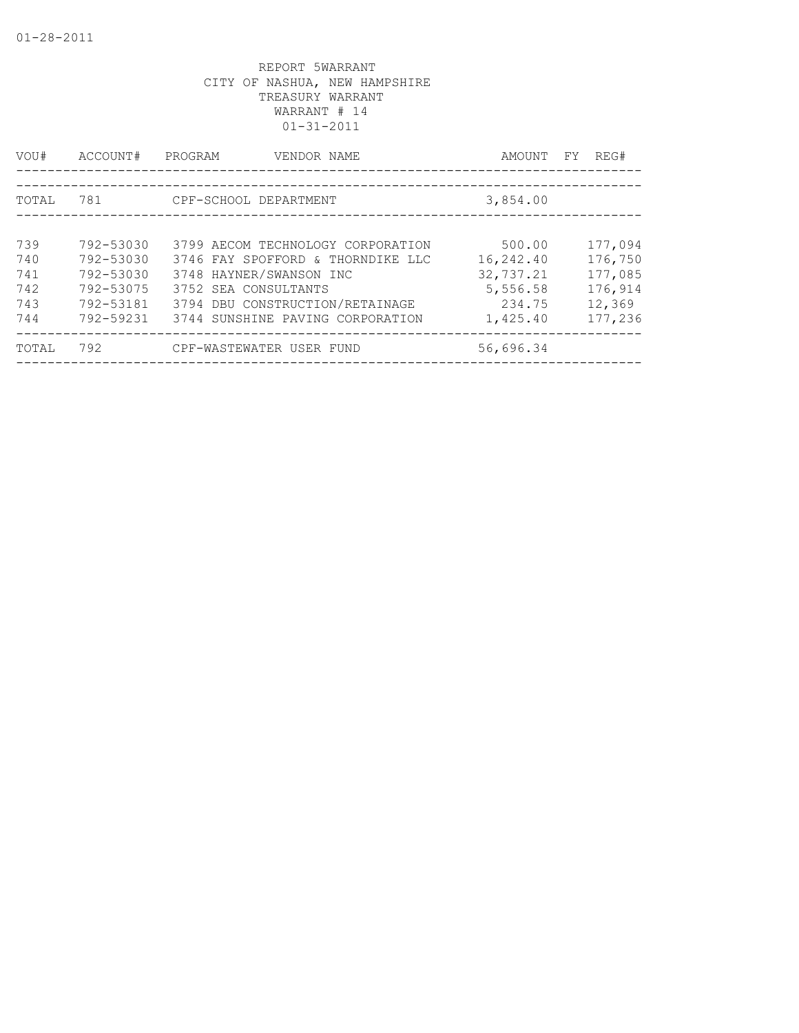01-28-2011

REPORT 5WARRANT
CITY OF NASHUA, NEW HAMPSHIRE
TREASURY WARRANT
WARRANT # 14
01-31-2011

| VOU# | ACCOUNT# | PROGRAM | VENDOR NAME | AMOUNT | FY | REG# |
|---|---|---|---|---|---|---|
| TOTAL | 781 | | CPF-SCHOOL DEPARTMENT | 3,854.00 | | |
| 739 | 792-53030 | 3799 | AECOM TECHNOLOGY CORPORATION | 500.00 | | 177,094 |
| 740 | 792-53030 | 3746 | FAY SPOFFORD & THORNDIKE LLC | 16,242.40 | | 176,750 |
| 741 | 792-53030 | 3748 | HAYNER/SWANSON INC | 32,737.21 | | 177,085 |
| 742 | 792-53075 | 3752 | SEA CONSULTANTS | 5,556.58 | | 176,914 |
| 743 | 792-53181 | 3794 | DBU CONSTRUCTION/RETAINAGE | 234.75 | | 12,369 |
| 744 | 792-59231 | 3744 | SUNSHINE PAVING CORPORATION | 1,425.40 | | 177,236 |
| TOTAL | 792 | | CPF-WASTEWATER USER FUND | 56,696.34 | | |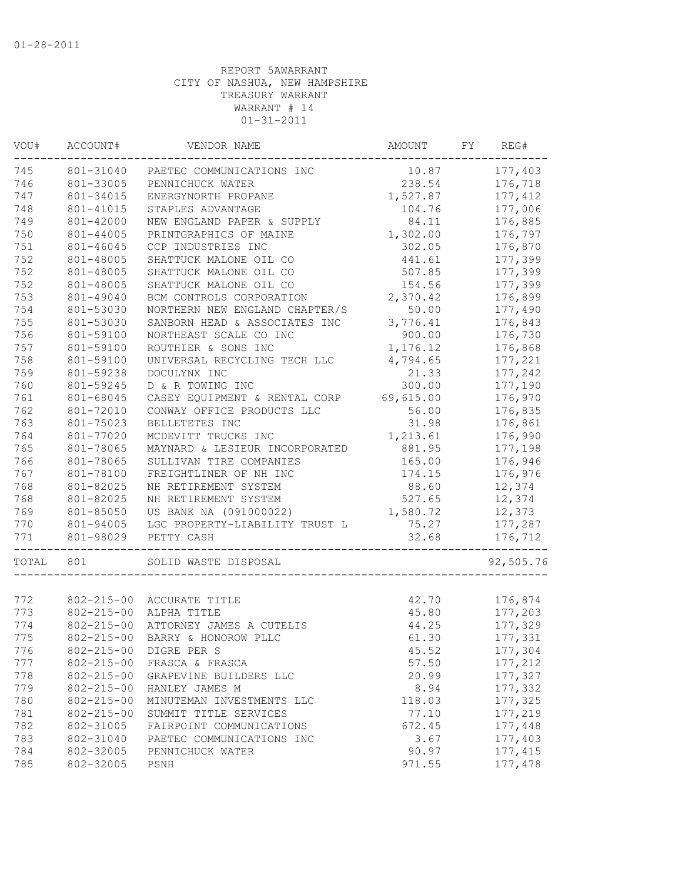01-28-2011

REPORT 5AWARRANT
CITY OF NASHUA, NEW HAMPSHIRE
TREASURY WARRANT
WARRANT # 14
01-31-2011

| VOU# | ACCOUNT# | VENDOR NAME | AMOUNT | FY | REG# |
|---|---|---|---|---|---|
| 745 | 801-31040 | PAETEC COMMUNICATIONS INC | 10.87 | | 177,403 |
| 746 | 801-33005 | PENNICHUCK WATER | 238.54 | | 176,718 |
| 747 | 801-34015 | ENERGYNORTH PROPANE | 1,527.87 | | 177,412 |
| 748 | 801-41015 | STAPLES ADVANTAGE | 104.76 | | 177,006 |
| 749 | 801-42000 | NEW ENGLAND PAPER & SUPPLY | 84.11 | | 176,885 |
| 750 | 801-44005 | PRINTGRAPHICS OF MAINE | 1,302.00 | | 176,797 |
| 751 | 801-46045 | CCP INDUSTRIES INC | 302.05 | | 176,870 |
| 752 | 801-48005 | SHATTUCK MALONE OIL CO | 441.61 | | 177,399 |
| 752 | 801-48005 | SHATTUCK MALONE OIL CO | 507.85 | | 177,399 |
| 752 | 801-48005 | SHATTUCK MALONE OIL CO | 154.56 | | 177,399 |
| 753 | 801-49040 | BCM CONTROLS CORPORATION | 2,370.42 | | 176,899 |
| 754 | 801-53030 | NORTHERN NEW ENGLAND CHAPTER/S | 50.00 | | 177,490 |
| 755 | 801-53030 | SANBORN HEAD & ASSOCIATES INC | 3,776.41 | | 176,843 |
| 756 | 801-59100 | NORTHEAST SCALE CO INC | 900.00 | | 176,730 |
| 757 | 801-59100 | ROUTHIER & SONS INC | 1,176.12 | | 176,868 |
| 758 | 801-59100 | UNIVERSAL RECYCLING TECH LLC | 4,794.65 | | 177,221 |
| 759 | 801-59238 | DOCULYNX INC | 21.33 | | 177,242 |
| 760 | 801-59245 | D & R TOWING INC | 300.00 | | 177,190 |
| 761 | 801-68045 | CASEY EQUIPMENT & RENTAL CORP | 69,615.00 | | 176,970 |
| 762 | 801-72010 | CONWAY OFFICE PRODUCTS LLC | 56.00 | | 176,835 |
| 763 | 801-75023 | BELLETETES INC | 31.98 | | 176,861 |
| 764 | 801-77020 | MCDEVITT TRUCKS INC | 1,213.61 | | 176,990 |
| 765 | 801-78065 | MAYNARD & LESIEUR INCORPORATED | 881.95 | | 177,198 |
| 766 | 801-78065 | SULLIVAN TIRE COMPANIES | 165.00 | | 176,946 |
| 767 | 801-78100 | FREIGHTLINER OF NH INC | 174.15 | | 176,976 |
| 768 | 801-82025 | NH RETIREMENT SYSTEM | 88.60 | | 12,374 |
| 768 | 801-82025 | NH RETIREMENT SYSTEM | 527.65 | | 12,374 |
| 769 | 801-85050 | US BANK NA (091000022) | 1,580.72 | | 12,373 |
| 770 | 801-94005 | LGC PROPERTY-LIABILITY TRUST L | 75.27 | | 177,287 |
| 771 | 801-98029 | PETTY CASH | 32.68 | | 176,712 |
| TOTAL | 801 | SOLID WASTE DISPOSAL | | | 92,505.76 |
| 772 | 802-215-00 | ACCURATE TITLE | 42.70 | | 176,874 |
| 773 | 802-215-00 | ALPHA TITLE | 45.80 | | 177,203 |
| 774 | 802-215-00 | ATTORNEY JAMES A CUTELIS | 44.25 | | 177,329 |
| 775 | 802-215-00 | BARRY & HONOROW PLLC | 61.30 | | 177,331 |
| 776 | 802-215-00 | DIGRE PER S | 45.52 | | 177,304 |
| 777 | 802-215-00 | FRASCA & FRASCA | 57.50 | | 177,212 |
| 778 | 802-215-00 | GRAPEVINE BUILDERS LLC | 20.99 | | 177,327 |
| 779 | 802-215-00 | HANLEY JAMES M | 8.94 | | 177,332 |
| 780 | 802-215-00 | MINUTEMAN INVESTMENTS LLC | 118.03 | | 177,325 |
| 781 | 802-215-00 | SUMMIT TITLE SERVICES | 77.10 | | 177,219 |
| 782 | 802-31005 | FAIRPOINT COMMUNICATIONS | 672.45 | | 177,448 |
| 783 | 802-31040 | PAETEC COMMUNICATIONS INC | 3.67 | | 177,403 |
| 784 | 802-32005 | PENNICHUCK WATER | 90.97 | | 177,415 |
| 785 | 802-32005 | PSNH | 971.55 | | 177,478 |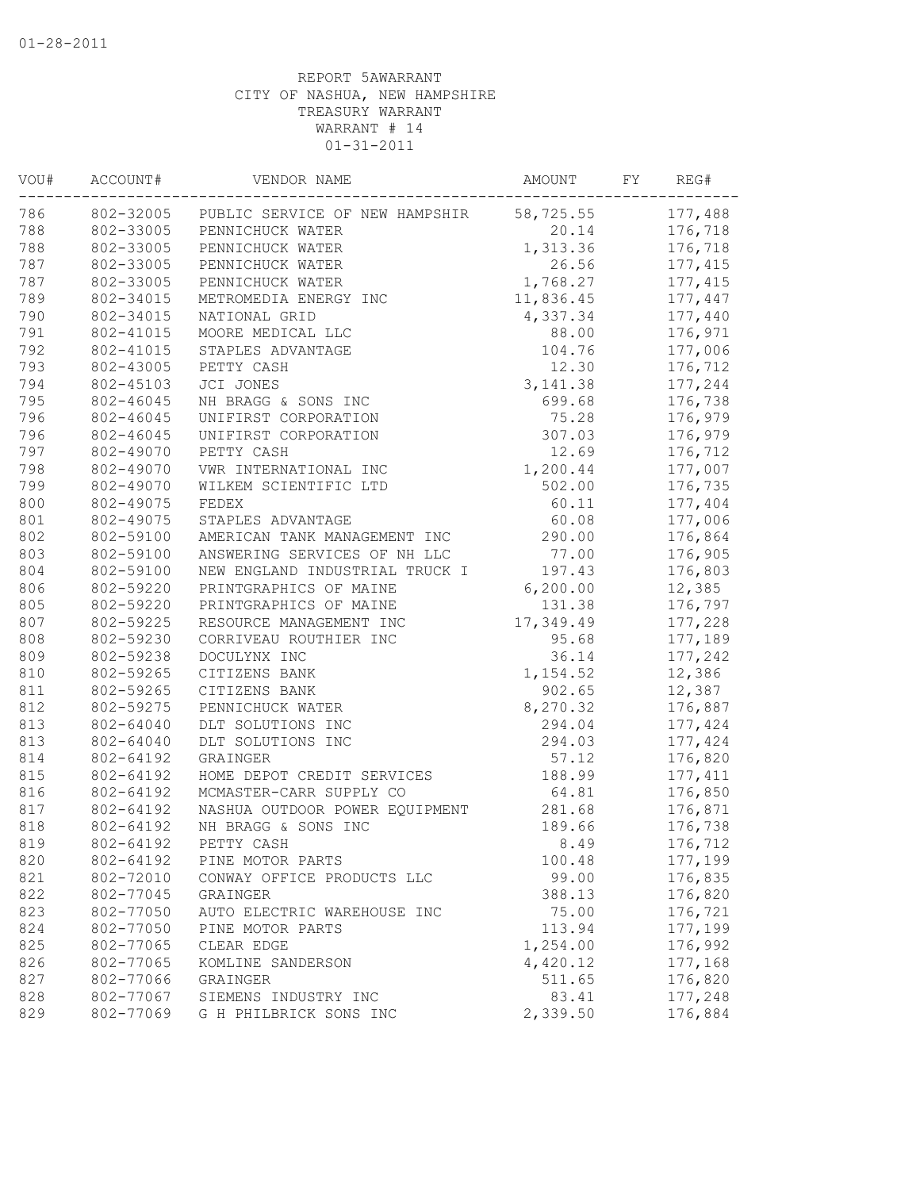01-28-2011

REPORT 5AWARRANT
CITY OF NASHUA, NEW HAMPSHIRE
TREASURY WARRANT
WARRANT # 14
01-31-2011

| VOU# | ACCOUNT# | VENDOR NAME | AMOUNT | FY | REG# |
|---|---|---|---|---|---|
| 786 | 802-32005 | PUBLIC SERVICE OF NEW HAMPSHIR | 58,725.55 | | 177,488 |
| 788 | 802-33005 | PENNICHUCK WATER | 20.14 | | 176,718 |
| 788 | 802-33005 | PENNICHUCK WATER | 1,313.36 | | 176,718 |
| 787 | 802-33005 | PENNICHUCK WATER | 26.56 | | 177,415 |
| 787 | 802-33005 | PENNICHUCK WATER | 1,768.27 | | 177,415 |
| 789 | 802-34015 | METROMEDIA ENERGY INC | 11,836.45 | | 177,447 |
| 790 | 802-34015 | NATIONAL GRID | 4,337.34 | | 177,440 |
| 791 | 802-41015 | MOORE MEDICAL LLC | 88.00 | | 176,971 |
| 792 | 802-41015 | STAPLES ADVANTAGE | 104.76 | | 177,006 |
| 793 | 802-43005 | PETTY CASH | 12.30 | | 176,712 |
| 794 | 802-45103 | JCI JONES | 3,141.38 | | 177,244 |
| 795 | 802-46045 | NH BRAGG & SONS INC | 699.68 | | 176,738 |
| 796 | 802-46045 | UNIFIRST CORPORATION | 75.28 | | 176,979 |
| 796 | 802-46045 | UNIFIRST CORPORATION | 307.03 | | 176,979 |
| 797 | 802-49070 | PETTY CASH | 12.69 | | 176,712 |
| 798 | 802-49070 | VWR INTERNATIONAL INC | 1,200.44 | | 177,007 |
| 799 | 802-49070 | WILKEM SCIENTIFIC LTD | 502.00 | | 176,735 |
| 800 | 802-49075 | FEDEX | 60.11 | | 177,404 |
| 801 | 802-49075 | STAPLES ADVANTAGE | 60.08 | | 177,006 |
| 802 | 802-59100 | AMERICAN TANK MANAGEMENT INC | 290.00 | | 176,864 |
| 803 | 802-59100 | ANSWERING SERVICES OF NH LLC | 77.00 | | 176,905 |
| 804 | 802-59100 | NEW ENGLAND INDUSTRIAL TRUCK I | 197.43 | | 176,803 |
| 806 | 802-59220 | PRINTGRAPHICS OF MAINE | 6,200.00 | | 12,385 |
| 805 | 802-59220 | PRINTGRAPHICS OF MAINE | 131.38 | | 176,797 |
| 807 | 802-59225 | RESOURCE MANAGEMENT INC | 17,349.49 | | 177,228 |
| 808 | 802-59230 | CORRIVEAU ROUTHIER INC | 95.68 | | 177,189 |
| 809 | 802-59238 | DOCULYNX INC | 36.14 | | 177,242 |
| 810 | 802-59265 | CITIZENS BANK | 1,154.52 | | 12,386 |
| 811 | 802-59265 | CITIZENS BANK | 902.65 | | 12,387 |
| 812 | 802-59275 | PENNICHUCK WATER | 8,270.32 | | 176,887 |
| 813 | 802-64040 | DLT SOLUTIONS INC | 294.04 | | 177,424 |
| 813 | 802-64040 | DLT SOLUTIONS INC | 294.03 | | 177,424 |
| 814 | 802-64192 | GRAINGER | 57.12 | | 176,820 |
| 815 | 802-64192 | HOME DEPOT CREDIT SERVICES | 188.99 | | 177,411 |
| 816 | 802-64192 | MCMASTER-CARR SUPPLY CO | 64.81 | | 176,850 |
| 817 | 802-64192 | NASHUA OUTDOOR POWER EQUIPMENT | 281.68 | | 176,871 |
| 818 | 802-64192 | NH BRAGG & SONS INC | 189.66 | | 176,738 |
| 819 | 802-64192 | PETTY CASH | 8.49 | | 176,712 |
| 820 | 802-64192 | PINE MOTOR PARTS | 100.48 | | 177,199 |
| 821 | 802-72010 | CONWAY OFFICE PRODUCTS LLC | 99.00 | | 176,835 |
| 822 | 802-77045 | GRAINGER | 388.13 | | 176,820 |
| 823 | 802-77050 | AUTO ELECTRIC WAREHOUSE INC | 75.00 | | 176,721 |
| 824 | 802-77050 | PINE MOTOR PARTS | 113.94 | | 177,199 |
| 825 | 802-77065 | CLEAR EDGE | 1,254.00 | | 176,992 |
| 826 | 802-77065 | KOMLINE SANDERSON | 4,420.12 | | 177,168 |
| 827 | 802-77066 | GRAINGER | 511.65 | | 176,820 |
| 828 | 802-77067 | SIEMENS INDUSTRY INC | 83.41 | | 177,248 |
| 829 | 802-77069 | G H PHILBRICK SONS INC | 2,339.50 | | 176,884 |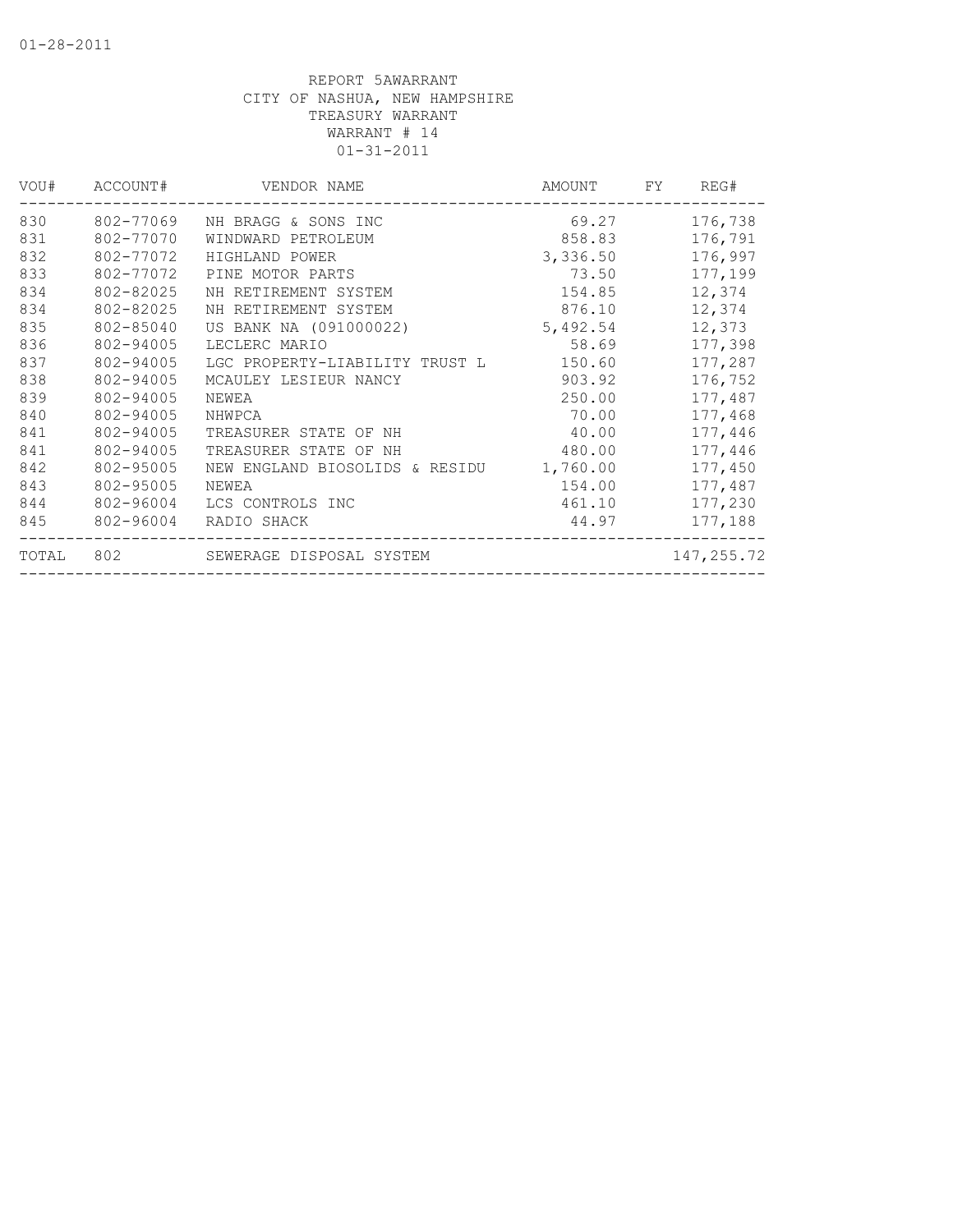01-28-2011

REPORT 5AWARRANT
CITY OF NASHUA, NEW HAMPSHIRE
TREASURY WARRANT
WARRANT # 14
01-31-2011

| VOU# | ACCOUNT# | VENDOR NAME | AMOUNT | FY | REG# |
|---|---|---|---|---|---|
| 830 | 802-77069 | NH BRAGG & SONS INC | 69.27 | | 176,738 |
| 831 | 802-77070 | WINDWARD PETROLEUM | 858.83 | | 176,791 |
| 832 | 802-77072 | HIGHLAND POWER | 3,336.50 | | 176,997 |
| 833 | 802-77072 | PINE MOTOR PARTS | 73.50 | | 177,199 |
| 834 | 802-82025 | NH RETIREMENT SYSTEM | 154.85 | | 12,374 |
| 834 | 802-82025 | NH RETIREMENT SYSTEM | 876.10 | | 12,374 |
| 835 | 802-85040 | US BANK NA (091000022) | 5,492.54 | | 12,373 |
| 836 | 802-94005 | LECLERC MARIO | 58.69 | | 177,398 |
| 837 | 802-94005 | LGC PROPERTY-LIABILITY TRUST L | 150.60 | | 177,287 |
| 838 | 802-94005 | MCAULEY LESIEUR NANCY | 903.92 | | 176,752 |
| 839 | 802-94005 | NEWEA | 250.00 | | 177,487 |
| 840 | 802-94005 | NHWPCA | 70.00 | | 177,468 |
| 841 | 802-94005 | TREASURER STATE OF NH | 40.00 | | 177,446 |
| 841 | 802-94005 | TREASURER STATE OF NH | 480.00 | | 177,446 |
| 842 | 802-95005 | NEW ENGLAND BIOSOLIDS & RESIDU | 1,760.00 | | 177,450 |
| 843 | 802-95005 | NEWEA | 154.00 | | 177,487 |
| 844 | 802-96004 | LCS CONTROLS INC | 461.10 | | 177,230 |
| 845 | 802-96004 | RADIO SHACK | 44.97 | | 177,188 |
| TOTAL | 802 | SEWERAGE DISPOSAL SYSTEM | | | 147,255.72 |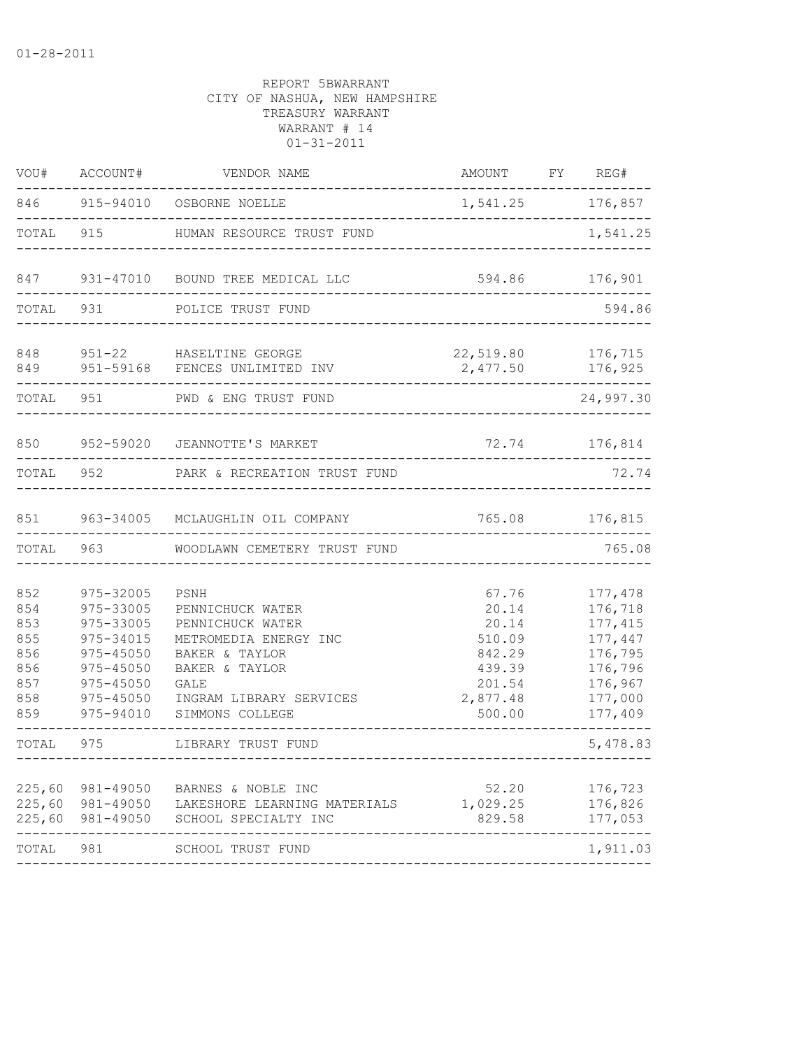01-28-2011

REPORT 5BWARRANT
CITY OF NASHUA, NEW HAMPSHIRE
TREASURY WARRANT
WARRANT # 14
01-31-2011

| VOU# | ACCOUNT# | VENDOR NAME | AMOUNT | FY | REG# |
|---|---|---|---|---|---|
| 846 | 915-94010 | OSBORNE NOELLE | 1,541.25 | | 176,857 |
| TOTAL | 915 | HUMAN RESOURCE TRUST FUND | | | 1,541.25 |
| 847 | 931-47010 | BOUND TREE MEDICAL LLC | 594.86 | | 176,901 |
| TOTAL | 931 | POLICE TRUST FUND | | | 594.86 |
| 848 | 951-22 | HASELTINE GEORGE | 22,519.80 | | 176,715 |
| 849 | 951-59168 | FENCES UNLIMITED INV | 2,477.50 | | 176,925 |
| TOTAL | 951 | PWD & ENG TRUST FUND | | | 24,997.30 |
| 850 | 952-59020 | JEANNOTTE'S MARKET | 72.74 | | 176,814 |
| TOTAL | 952 | PARK & RECREATION TRUST FUND | | | 72.74 |
| 851 | 963-34005 | MCLAUGHLIN OIL COMPANY | 765.08 | | 176,815 |
| TOTAL | 963 | WOODLAWN CEMETERY TRUST FUND | | | 765.08 |
| 852 | 975-32005 | PSNH | 67.76 | | 177,478 |
| 854 | 975-33005 | PENNICHUCK WATER | 20.14 | | 176,718 |
| 853 | 975-33005 | PENNICHUCK WATER | 20.14 | | 177,415 |
| 855 | 975-34015 | METROMEDIA ENERGY INC | 510.09 | | 177,447 |
| 856 | 975-45050 | BAKER & TAYLOR | 842.29 | | 176,795 |
| 856 | 975-45050 | BAKER & TAYLOR | 439.39 | | 176,796 |
| 857 | 975-45050 | GALE | 201.54 | | 176,967 |
| 858 | 975-45050 | INGRAM LIBRARY SERVICES | 2,877.48 | | 177,000 |
| 859 | 975-94010 | SIMMONS COLLEGE | 500.00 | | 177,409 |
| TOTAL | 975 | LIBRARY TRUST FUND | | | 5,478.83 |
| 225,60 | 981-49050 | BARNES & NOBLE INC | 52.20 | | 176,723 |
| 225,60 | 981-49050 | LAKESHORE LEARNING MATERIALS | 1,029.25 | | 176,826 |
| 225,60 | 981-49050 | SCHOOL SPECIALTY INC | 829.58 | | 177,053 |
| TOTAL | 981 | SCHOOL TRUST FUND | | | 1,911.03 |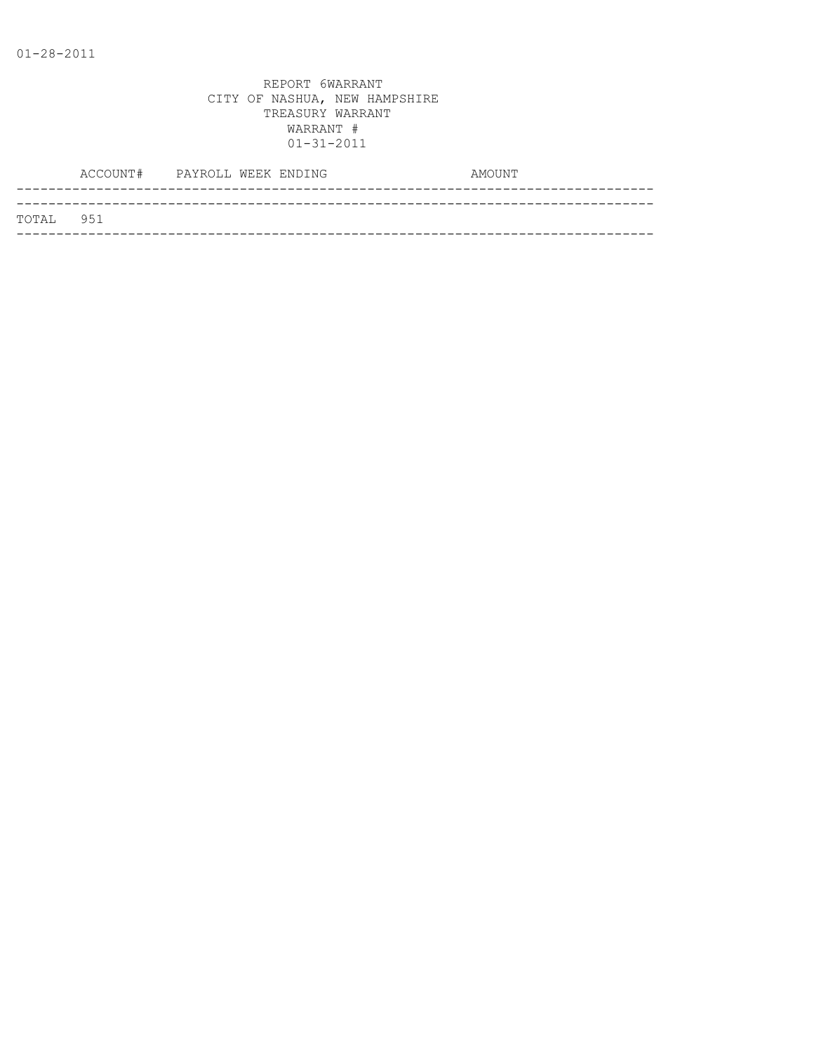01-28-2011

REPORT 6WARRANT
CITY OF NASHUA, NEW HAMPSHIRE
TREASURY WARRANT
WARRANT #
01-31-2011

| | ACCOUNT# | PAYROLL WEEK ENDING | AMOUNT |
|---|---|---|---|
| TOTAL | 951 | | |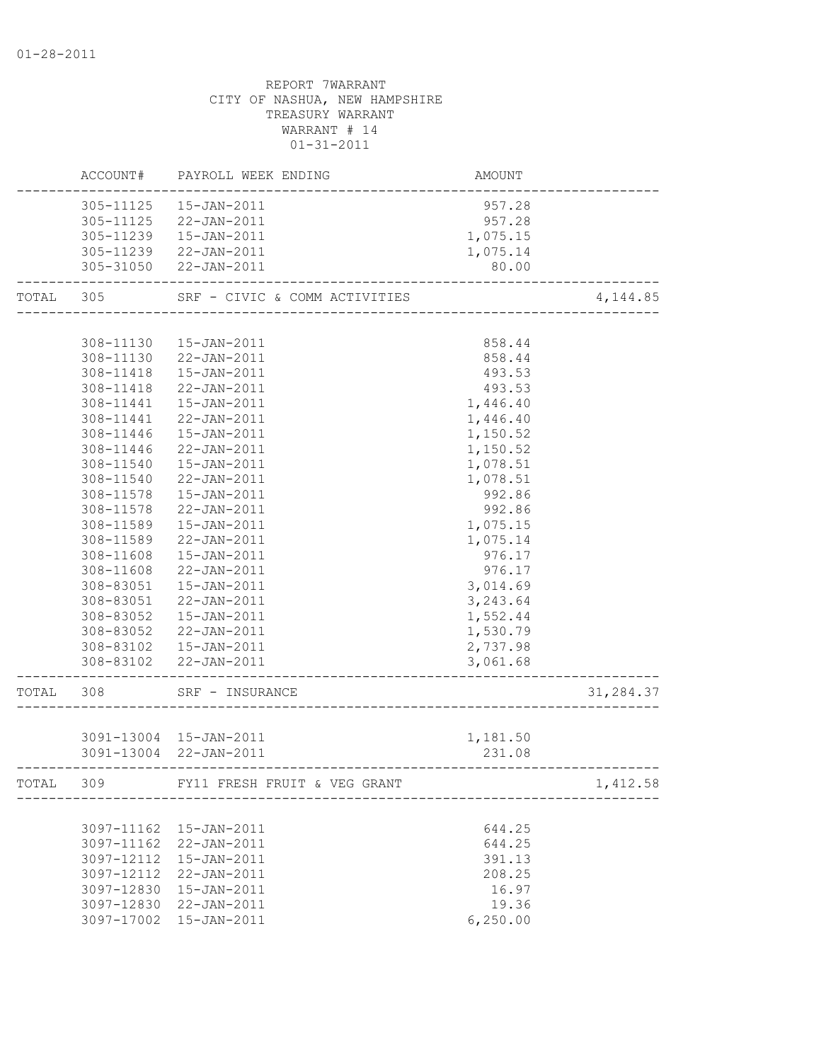01-28-2011

REPORT 7WARRANT
CITY OF NASHUA, NEW HAMPSHIRE
TREASURY WARRANT
WARRANT # 14
01-31-2011

| | ACCOUNT# | PAYROLL WEEK ENDING | AMOUNT | |
|---|---|---|---|---|
| | 305-11125 | 15-JAN-2011 | 957.28 | |
| | 305-11125 | 22-JAN-2011 | 957.28 | |
| | 305-11239 | 15-JAN-2011 | 1,075.15 | |
| | 305-11239 | 22-JAN-2011 | 1,075.14 | |
| | 305-31050 | 22-JAN-2011 | 80.00 | |
| TOTAL | 305 | SRF - CIVIC & COMM ACTIVITIES | | 4,144.85 |
| | 308-11130 | 15-JAN-2011 | 858.44 | |
| | 308-11130 | 22-JAN-2011 | 858.44 | |
| | 308-11418 | 15-JAN-2011 | 493.53 | |
| | 308-11418 | 22-JAN-2011 | 493.53 | |
| | 308-11441 | 15-JAN-2011 | 1,446.40 | |
| | 308-11441 | 22-JAN-2011 | 1,446.40 | |
| | 308-11446 | 15-JAN-2011 | 1,150.52 | |
| | 308-11446 | 22-JAN-2011 | 1,150.52 | |
| | 308-11540 | 15-JAN-2011 | 1,078.51 | |
| | 308-11540 | 22-JAN-2011 | 1,078.51 | |
| | 308-11578 | 15-JAN-2011 | 992.86 | |
| | 308-11578 | 22-JAN-2011 | 992.86 | |
| | 308-11589 | 15-JAN-2011 | 1,075.15 | |
| | 308-11589 | 22-JAN-2011 | 1,075.14 | |
| | 308-11608 | 15-JAN-2011 | 976.17 | |
| | 308-11608 | 22-JAN-2011 | 976.17 | |
| | 308-83051 | 15-JAN-2011 | 3,014.69 | |
| | 308-83051 | 22-JAN-2011 | 3,243.64 | |
| | 308-83052 | 15-JAN-2011 | 1,552.44 | |
| | 308-83052 | 22-JAN-2011 | 1,530.79 | |
| | 308-83102 | 15-JAN-2011 | 2,737.98 | |
| | 308-83102 | 22-JAN-2011 | 3,061.68 | |
| TOTAL | 308 | SRF - INSURANCE | | 31,284.37 |
| | 3091-13004 | 15-JAN-2011 | 1,181.50 | |
| | 3091-13004 | 22-JAN-2011 | 231.08 | |
| TOTAL | 309 | FY11 FRESH FRUIT & VEG GRANT | | 1,412.58 |
| | 3097-11162 | 15-JAN-2011 | 644.25 | |
| | 3097-11162 | 22-JAN-2011 | 644.25 | |
| | 3097-12112 | 15-JAN-2011 | 391.13 | |
| | 3097-12112 | 22-JAN-2011 | 208.25 | |
| | 3097-12830 | 15-JAN-2011 | 16.97 | |
| | 3097-12830 | 22-JAN-2011 | 19.36 | |
| | 3097-17002 | 15-JAN-2011 | 6,250.00 | |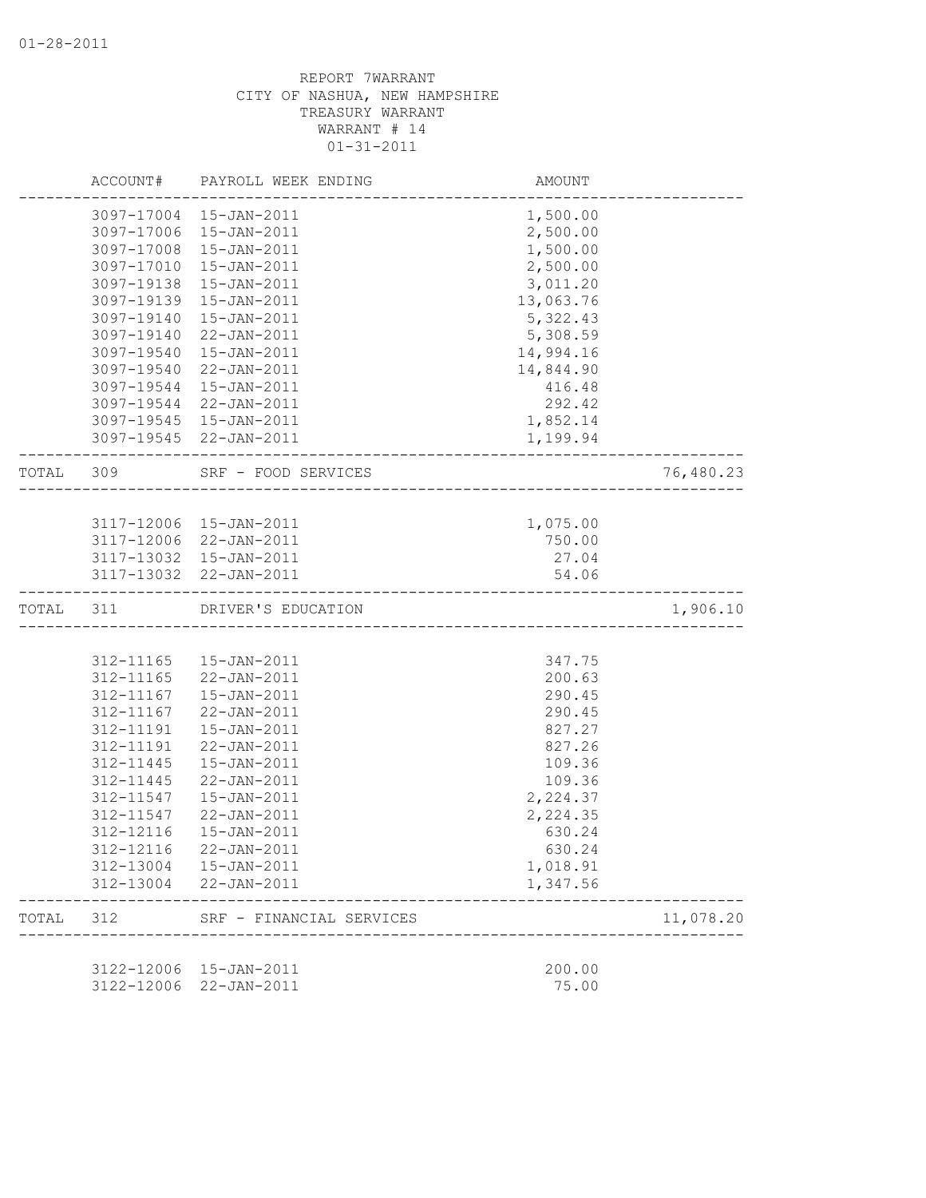01-28-2011

REPORT 7WARRANT
CITY OF NASHUA, NEW HAMPSHIRE
TREASURY WARRANT
WARRANT # 14
01-31-2011

| | ACCOUNT# | PAYROLL WEEK ENDING | AMOUNT | |
|---|---|---|---|---|
| | 3097-17004 | 15-JAN-2011 | 1,500.00 | |
| | 3097-17006 | 15-JAN-2011 | 2,500.00 | |
| | 3097-17008 | 15-JAN-2011 | 1,500.00 | |
| | 3097-17010 | 15-JAN-2011 | 2,500.00 | |
| | 3097-19138 | 15-JAN-2011 | 3,011.20 | |
| | 3097-19139 | 15-JAN-2011 | 13,063.76 | |
| | 3097-19140 | 15-JAN-2011 | 5,322.43 | |
| | 3097-19140 | 22-JAN-2011 | 5,308.59 | |
| | 3097-19540 | 15-JAN-2011 | 14,994.16 | |
| | 3097-19540 | 22-JAN-2011 | 14,844.90 | |
| | 3097-19544 | 15-JAN-2011 | 416.48 | |
| | 3097-19544 | 22-JAN-2011 | 292.42 | |
| | 3097-19545 | 15-JAN-2011 | 1,852.14 | |
| | 3097-19545 | 22-JAN-2011 | 1,199.94 | |
| TOTAL | 309 | SRF - FOOD SERVICES | | 76,480.23 |
| | 3117-12006 | 15-JAN-2011 | 1,075.00 | |
| | 3117-12006 | 22-JAN-2011 | 750.00 | |
| | 3117-13032 | 15-JAN-2011 | 27.04 | |
| | 3117-13032 | 22-JAN-2011 | 54.06 | |
| TOTAL | 311 | DRIVER'S EDUCATION | | 1,906.10 |
| | 312-11165 | 15-JAN-2011 | 347.75 | |
| | 312-11165 | 22-JAN-2011 | 200.63 | |
| | 312-11167 | 15-JAN-2011 | 290.45 | |
| | 312-11167 | 22-JAN-2011 | 290.45 | |
| | 312-11191 | 15-JAN-2011 | 827.27 | |
| | 312-11191 | 22-JAN-2011 | 827.26 | |
| | 312-11445 | 15-JAN-2011 | 109.36 | |
| | 312-11445 | 22-JAN-2011 | 109.36 | |
| | 312-11547 | 15-JAN-2011 | 2,224.37 | |
| | 312-11547 | 22-JAN-2011 | 2,224.35 | |
| | 312-12116 | 15-JAN-2011 | 630.24 | |
| | 312-12116 | 22-JAN-2011 | 630.24 | |
| | 312-13004 | 15-JAN-2011 | 1,018.91 | |
| | 312-13004 | 22-JAN-2011 | 1,347.56 | |
| TOTAL | 312 | SRF - FINANCIAL SERVICES | | 11,078.20 |
| | 3122-12006 | 15-JAN-2011 | 200.00 | |
| | 3122-12006 | 22-JAN-2011 | 75.00 | |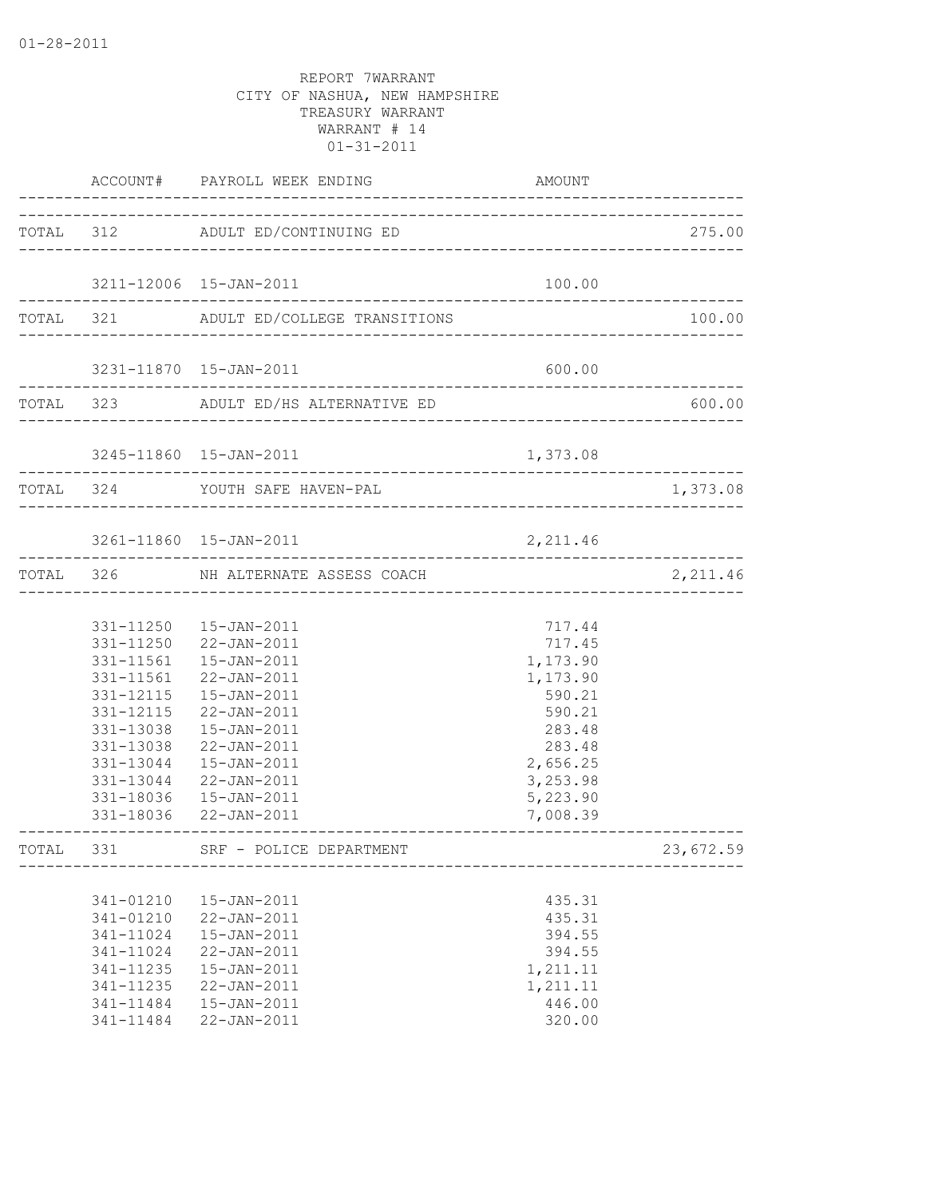01-28-2011

REPORT 7WARRANT
CITY OF NASHUA, NEW HAMPSHIRE
TREASURY WARRANT
WARRANT # 14
01-31-2011

| | ACCOUNT# | PAYROLL WEEK ENDING | AMOUNT | |
|---|---|---|---|---|
| TOTAL | 312 | ADULT ED/CONTINUING ED | | 275.00 |
| | 3211-12006 | 15-JAN-2011 | 100.00 | |
| TOTAL | 321 | ADULT ED/COLLEGE TRANSITIONS | | 100.00 |
| | 3231-11870 | 15-JAN-2011 | 600.00 | |
| TOTAL | 323 | ADULT ED/HS ALTERNATIVE ED | | 600.00 |
| | 3245-11860 | 15-JAN-2011 | 1,373.08 | |
| TOTAL | 324 | YOUTH SAFE HAVEN-PAL | | 1,373.08 |
| | 3261-11860 | 15-JAN-2011 | 2,211.46 | |
| TOTAL | 326 | NH ALTERNATE ASSESS COACH | | 2,211.46 |
| | 331-11250 | 15-JAN-2011 | 717.44 | |
| | 331-11250 | 22-JAN-2011 | 717.45 | |
| | 331-11561 | 15-JAN-2011 | 1,173.90 | |
| | 331-11561 | 22-JAN-2011 | 1,173.90 | |
| | 331-12115 | 15-JAN-2011 | 590.21 | |
| | 331-12115 | 22-JAN-2011 | 590.21 | |
| | 331-13038 | 15-JAN-2011 | 283.48 | |
| | 331-13038 | 22-JAN-2011 | 283.48 | |
| | 331-13044 | 15-JAN-2011 | 2,656.25 | |
| | 331-13044 | 22-JAN-2011 | 3,253.98 | |
| | 331-18036 | 15-JAN-2011 | 5,223.90 | |
| | 331-18036 | 22-JAN-2011 | 7,008.39 | |
| TOTAL | 331 | SRF - POLICE DEPARTMENT | | 23,672.59 |
| | 341-01210 | 15-JAN-2011 | 435.31 | |
| | 341-01210 | 22-JAN-2011 | 435.31 | |
| | 341-11024 | 15-JAN-2011 | 394.55 | |
| | 341-11024 | 22-JAN-2011 | 394.55 | |
| | 341-11235 | 15-JAN-2011 | 1,211.11 | |
| | 341-11235 | 22-JAN-2011 | 1,211.11 | |
| | 341-11484 | 15-JAN-2011 | 446.00 | |
| | 341-11484 | 22-JAN-2011 | 320.00 | |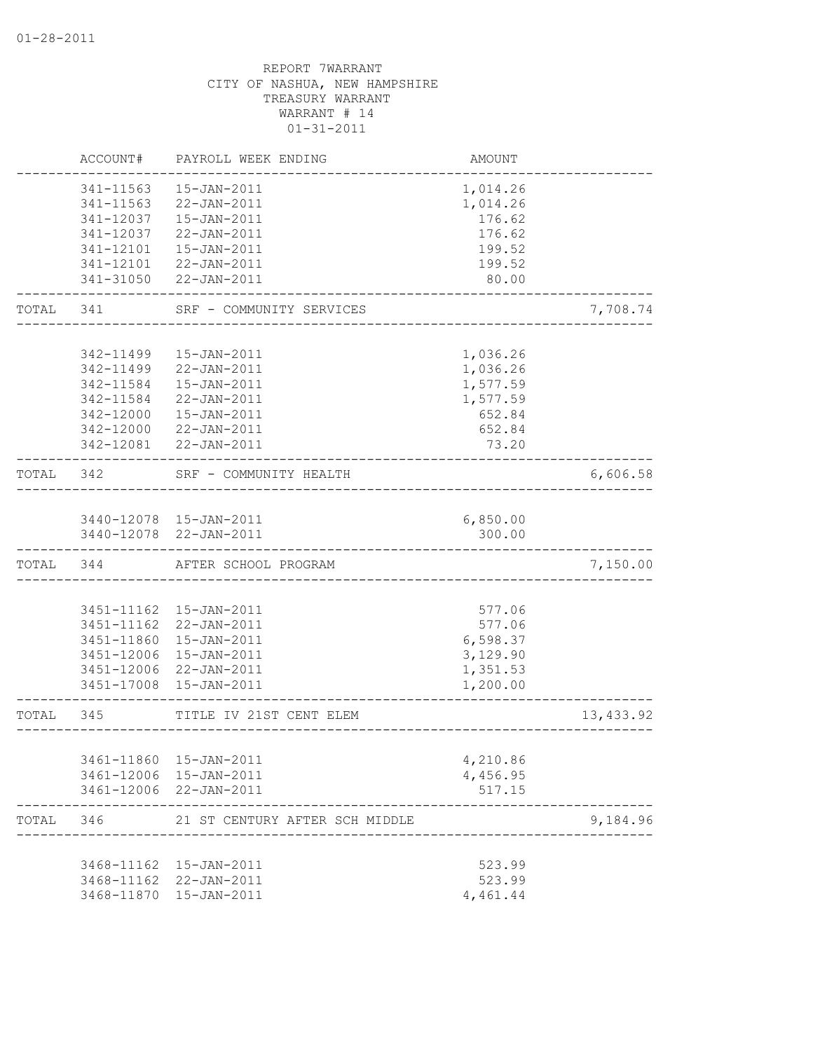01-28-2011

REPORT 7WARRANT
CITY OF NASHUA, NEW HAMPSHIRE
TREASURY WARRANT
WARRANT # 14
01-31-2011

| | ACCOUNT# | PAYROLL WEEK ENDING | AMOUNT | |
|---|---|---|---|---|
| | 341-11563 | 15-JAN-2011 | 1,014.26 | |
| | 341-11563 | 22-JAN-2011 | 1,014.26 | |
| | 341-12037 | 15-JAN-2011 | 176.62 | |
| | 341-12037 | 22-JAN-2011 | 176.62 | |
| | 341-12101 | 15-JAN-2011 | 199.52 | |
| | 341-12101 | 22-JAN-2011 | 199.52 | |
| | 341-31050 | 22-JAN-2011 | 80.00 | |
| TOTAL | 341 | SRF - COMMUNITY SERVICES | | 7,708.74 |
| | 342-11499 | 15-JAN-2011 | 1,036.26 | |
| | 342-11499 | 22-JAN-2011 | 1,036.26 | |
| | 342-11584 | 15-JAN-2011 | 1,577.59 | |
| | 342-11584 | 22-JAN-2011 | 1,577.59 | |
| | 342-12000 | 15-JAN-2011 | 652.84 | |
| | 342-12000 | 22-JAN-2011 | 652.84 | |
| | 342-12081 | 22-JAN-2011 | 73.20 | |
| TOTAL | 342 | SRF - COMMUNITY HEALTH | | 6,606.58 |
| | 3440-12078 | 15-JAN-2011 | 6,850.00 | |
| | 3440-12078 | 22-JAN-2011 | 300.00 | |
| TOTAL | 344 | AFTER SCHOOL PROGRAM | | 7,150.00 |
| | 3451-11162 | 15-JAN-2011 | 577.06 | |
| | 3451-11162 | 22-JAN-2011 | 577.06 | |
| | 3451-11860 | 15-JAN-2011 | 6,598.37 | |
| | 3451-12006 | 15-JAN-2011 | 3,129.90 | |
| | 3451-12006 | 22-JAN-2011 | 1,351.53 | |
| | 3451-17008 | 15-JAN-2011 | 1,200.00 | |
| TOTAL | 345 | TITLE IV 21ST CENT ELEM | | 13,433.92 |
| | 3461-11860 | 15-JAN-2011 | 4,210.86 | |
| | 3461-12006 | 15-JAN-2011 | 4,456.95 | |
| | 3461-12006 | 22-JAN-2011 | 517.15 | |
| TOTAL | 346 | 21 ST CENTURY AFTER SCH MIDDLE | | 9,184.96 |
| | 3468-11162 | 15-JAN-2011 | 523.99 | |
| | 3468-11162 | 22-JAN-2011 | 523.99 | |
| | 3468-11870 | 15-JAN-2011 | 4,461.44 | |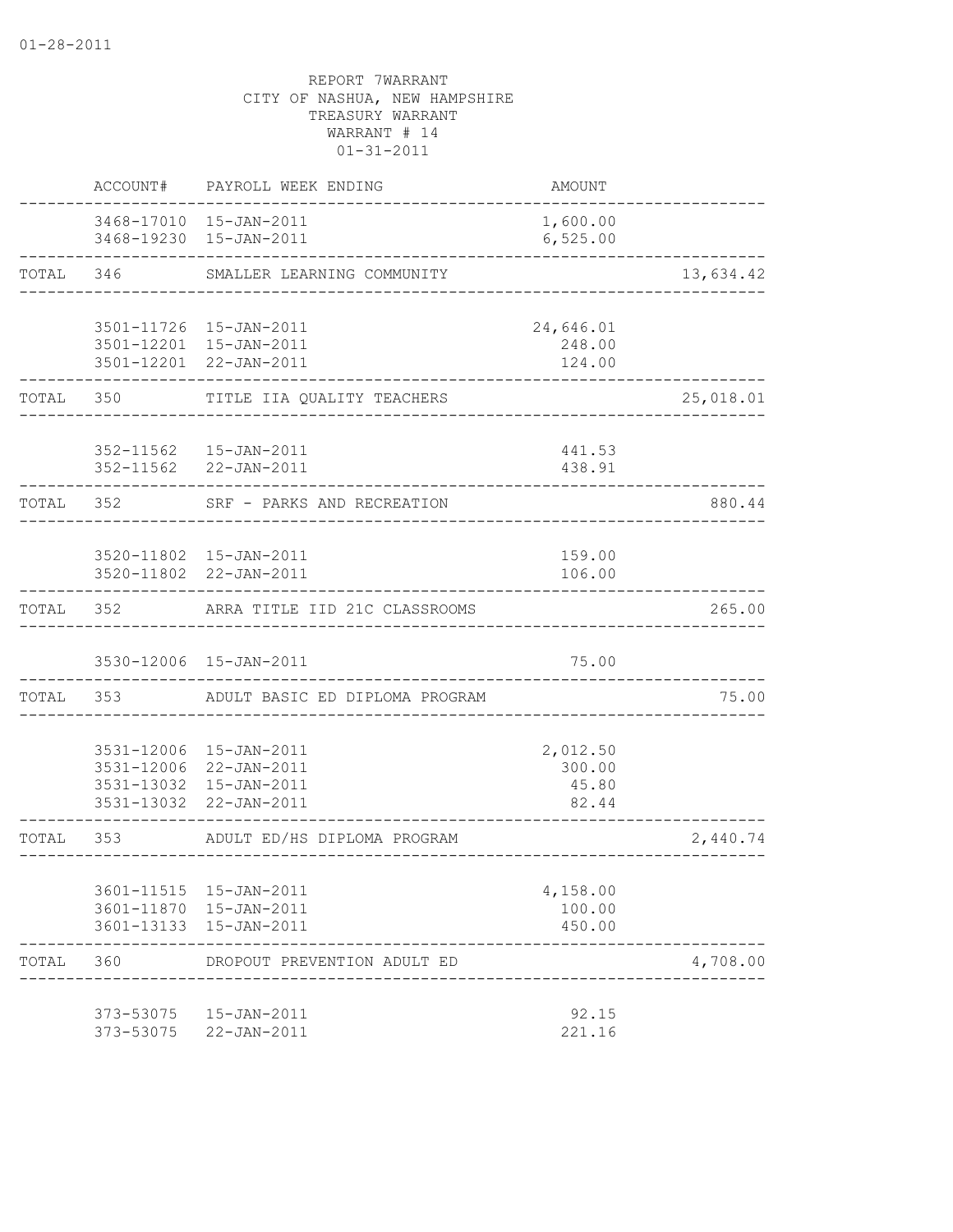01-28-2011

REPORT 7WARRANT
CITY OF NASHUA, NEW HAMPSHIRE
TREASURY WARRANT
WARRANT # 14
01-31-2011

| | ACCOUNT# | PAYROLL WEEK ENDING | AMOUNT | |
|---|---|---|---|---|
| | 3468-17010 | 15-JAN-2011 | 1,600.00 | |
| | 3468-19230 | 15-JAN-2011 | 6,525.00 | |
| TOTAL | 346 | SMALLER LEARNING COMMUNITY | | 13,634.42 |
| | 3501-11726 | 15-JAN-2011 | 24,646.01 | |
| | 3501-12201 | 15-JAN-2011 | 248.00 | |
| | 3501-12201 | 22-JAN-2011 | 124.00 | |
| TOTAL | 350 | TITLE IIA QUALITY TEACHERS | | 25,018.01 |
| | 352-11562 | 15-JAN-2011 | 441.53 | |
| | 352-11562 | 22-JAN-2011 | 438.91 | |
| TOTAL | 352 | SRF - PARKS AND RECREATION | | 880.44 |
| | 3520-11802 | 15-JAN-2011 | 159.00 | |
| | 3520-11802 | 22-JAN-2011 | 106.00 | |
| TOTAL | 352 | ARRA TITLE IID 21C CLASSROOMS | | 265.00 |
| | 3530-12006 | 15-JAN-2011 | 75.00 | |
| TOTAL | 353 | ADULT BASIC ED DIPLOMA PROGRAM | | 75.00 |
| | 3531-12006 | 15-JAN-2011 | 2,012.50 | |
| | 3531-12006 | 22-JAN-2011 | 300.00 | |
| | 3531-13032 | 15-JAN-2011 | 45.80 | |
| | 3531-13032 | 22-JAN-2011 | 82.44 | |
| TOTAL | 353 | ADULT ED/HS DIPLOMA PROGRAM | | 2,440.74 |
| | 3601-11515 | 15-JAN-2011 | 4,158.00 | |
| | 3601-11870 | 15-JAN-2011 | 100.00 | |
| | 3601-13133 | 15-JAN-2011 | 450.00 | |
| TOTAL | 360 | DROPOUT PREVENTION ADULT ED | | 4,708.00 |
| | 373-53075 | 15-JAN-2011 | 92.15 | |
| | 373-53075 | 22-JAN-2011 | 221.16 | |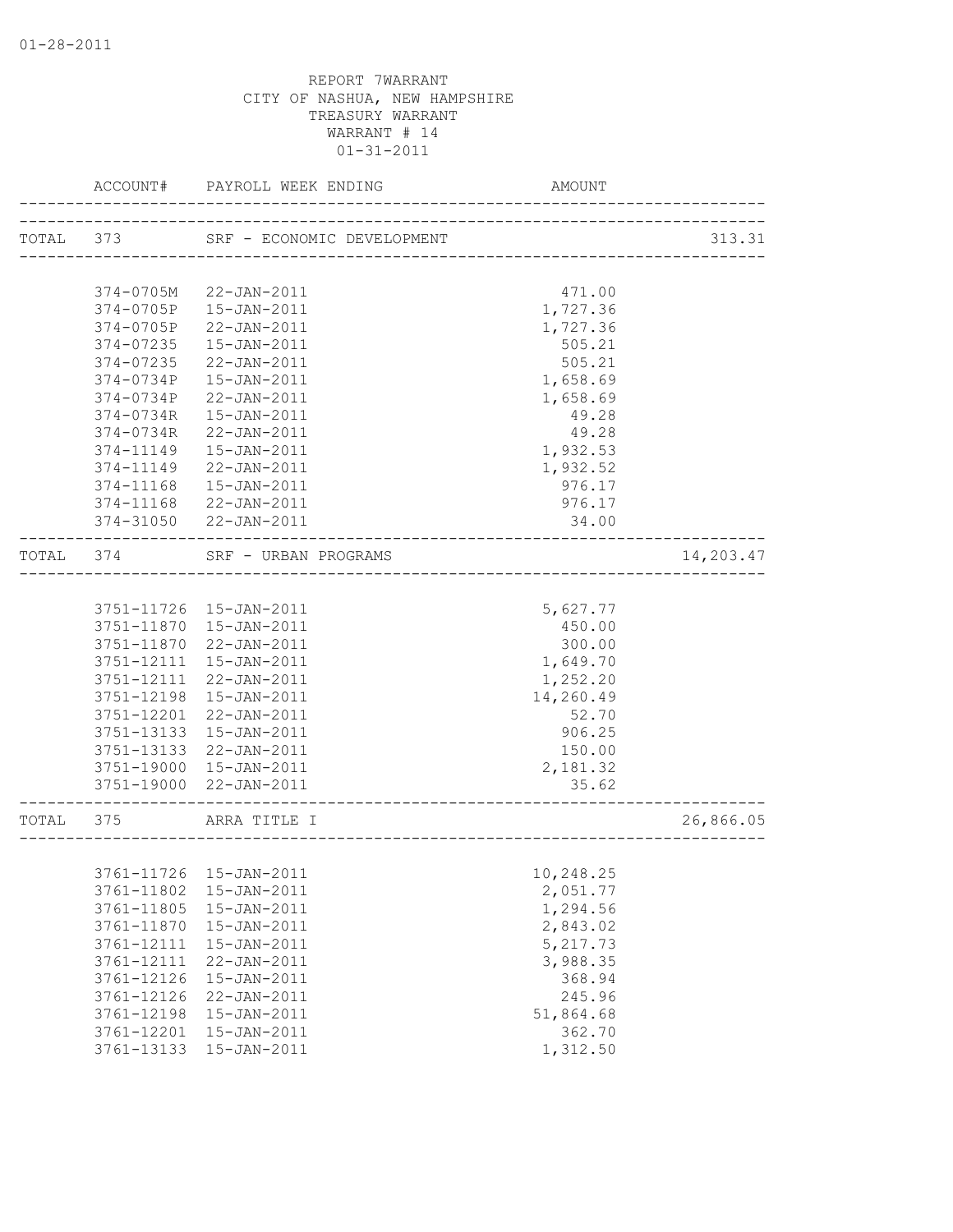01-28-2011

REPORT 7WARRANT
CITY OF NASHUA, NEW HAMPSHIRE
TREASURY WARRANT
WARRANT # 14
01-31-2011

| | ACCOUNT# | PAYROLL WEEK ENDING | AMOUNT | |
|---|---|---|---|---|
| TOTAL | 373 | SRF - ECONOMIC DEVELOPMENT | | 313.31 |
| | 374-0705M | 22-JAN-2011 | 471.00 | |
| | 374-0705P | 15-JAN-2011 | 1,727.36 | |
| | 374-0705P | 22-JAN-2011 | 1,727.36 | |
| | 374-07235 | 15-JAN-2011 | 505.21 | |
| | 374-07235 | 22-JAN-2011 | 505.21 | |
| | 374-0734P | 15-JAN-2011 | 1,658.69 | |
| | 374-0734P | 22-JAN-2011 | 1,658.69 | |
| | 374-0734R | 15-JAN-2011 | 49.28 | |
| | 374-0734R | 22-JAN-2011 | 49.28 | |
| | 374-11149 | 15-JAN-2011 | 1,932.53 | |
| | 374-11149 | 22-JAN-2011 | 1,932.52 | |
| | 374-11168 | 15-JAN-2011 | 976.17 | |
| | 374-11168 | 22-JAN-2011 | 976.17 | |
| | 374-31050 | 22-JAN-2011 | 34.00 | |
| TOTAL | 374 | SRF - URBAN PROGRAMS | | 14,203.47 |
| | 3751-11726 | 15-JAN-2011 | 5,627.77 | |
| | 3751-11870 | 15-JAN-2011 | 450.00 | |
| | 3751-11870 | 22-JAN-2011 | 300.00 | |
| | 3751-12111 | 15-JAN-2011 | 1,649.70 | |
| | 3751-12111 | 22-JAN-2011 | 1,252.20 | |
| | 3751-12198 | 15-JAN-2011 | 14,260.49 | |
| | 3751-12201 | 22-JAN-2011 | 52.70 | |
| | 3751-13133 | 15-JAN-2011 | 906.25 | |
| | 3751-13133 | 22-JAN-2011 | 150.00 | |
| | 3751-19000 | 15-JAN-2011 | 2,181.32 | |
| | 3751-19000 | 22-JAN-2011 | 35.62 | |
| TOTAL | 375 | ARRA TITLE I | | 26,866.05 |
| | 3761-11726 | 15-JAN-2011 | 10,248.25 | |
| | 3761-11802 | 15-JAN-2011 | 2,051.77 | |
| | 3761-11805 | 15-JAN-2011 | 1,294.56 | |
| | 3761-11870 | 15-JAN-2011 | 2,843.02 | |
| | 3761-12111 | 15-JAN-2011 | 5,217.73 | |
| | 3761-12111 | 22-JAN-2011 | 3,988.35 | |
| | 3761-12126 | 15-JAN-2011 | 368.94 | |
| | 3761-12126 | 22-JAN-2011 | 245.96 | |
| | 3761-12198 | 15-JAN-2011 | 51,864.68 | |
| | 3761-12201 | 15-JAN-2011 | 362.70 | |
| | 3761-13133 | 15-JAN-2011 | 1,312.50 | |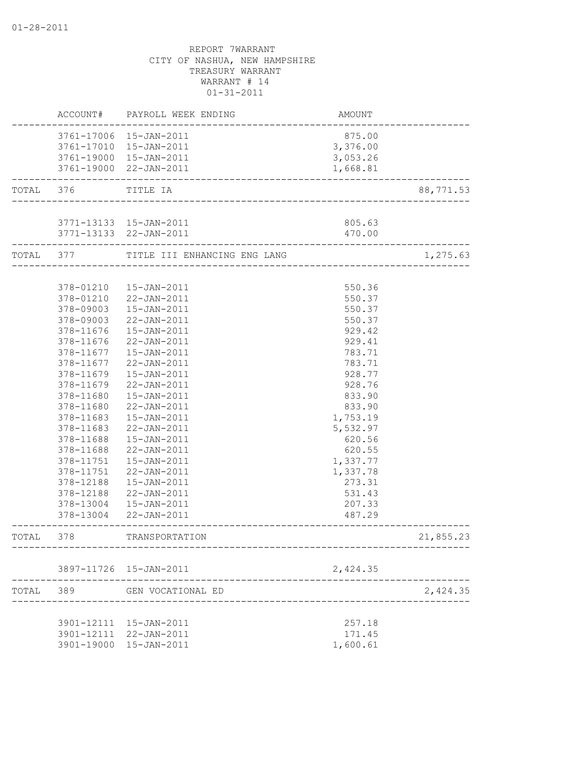01-28-2011

REPORT 7WARRANT
CITY OF NASHUA, NEW HAMPSHIRE
TREASURY WARRANT
WARRANT # 14
01-31-2011

| | ACCOUNT# | PAYROLL WEEK ENDING | AMOUNT | |
|---|---|---|---|---|
| | 3761-17006 | 15-JAN-2011 | 875.00 | |
| | 3761-17010 | 15-JAN-2011 | 3,376.00 | |
| | 3761-19000 | 15-JAN-2011 | 3,053.26 | |
| | 3761-19000 | 22-JAN-2011 | 1,668.81 | |
| TOTAL | 376 | TITLE IA | | 88,771.53 |
| | 3771-13133 | 15-JAN-2011 | 805.63 | |
| | 3771-13133 | 22-JAN-2011 | 470.00 | |
| TOTAL | 377 | TITLE III ENHANCING ENG LANG | | 1,275.63 |
| | 378-01210 | 15-JAN-2011 | 550.36 | |
| | 378-01210 | 22-JAN-2011 | 550.37 | |
| | 378-09003 | 15-JAN-2011 | 550.37 | |
| | 378-09003 | 22-JAN-2011 | 550.37 | |
| | 378-11676 | 15-JAN-2011 | 929.42 | |
| | 378-11676 | 22-JAN-2011 | 929.41 | |
| | 378-11677 | 15-JAN-2011 | 783.71 | |
| | 378-11677 | 22-JAN-2011 | 783.71 | |
| | 378-11679 | 15-JAN-2011 | 928.77 | |
| | 378-11679 | 22-JAN-2011 | 928.76 | |
| | 378-11680 | 15-JAN-2011 | 833.90 | |
| | 378-11680 | 22-JAN-2011 | 833.90 | |
| | 378-11683 | 15-JAN-2011 | 1,753.19 | |
| | 378-11683 | 22-JAN-2011 | 5,532.97 | |
| | 378-11688 | 15-JAN-2011 | 620.56 | |
| | 378-11688 | 22-JAN-2011 | 620.55 | |
| | 378-11751 | 15-JAN-2011 | 1,337.77 | |
| | 378-11751 | 22-JAN-2011 | 1,337.78 | |
| | 378-12188 | 15-JAN-2011 | 273.31 | |
| | 378-12188 | 22-JAN-2011 | 531.43 | |
| | 378-13004 | 15-JAN-2011 | 207.33 | |
| | 378-13004 | 22-JAN-2011 | 487.29 | |
| TOTAL | 378 | TRANSPORTATION | | 21,855.23 |
| | 3897-11726 | 15-JAN-2011 | 2,424.35 | |
| TOTAL | 389 | GEN VOCATIONAL ED | | 2,424.35 |
| | 3901-12111 | 15-JAN-2011 | 257.18 | |
| | 3901-12111 | 22-JAN-2011 | 171.45 | |
| | 3901-19000 | 15-JAN-2011 | 1,600.61 | |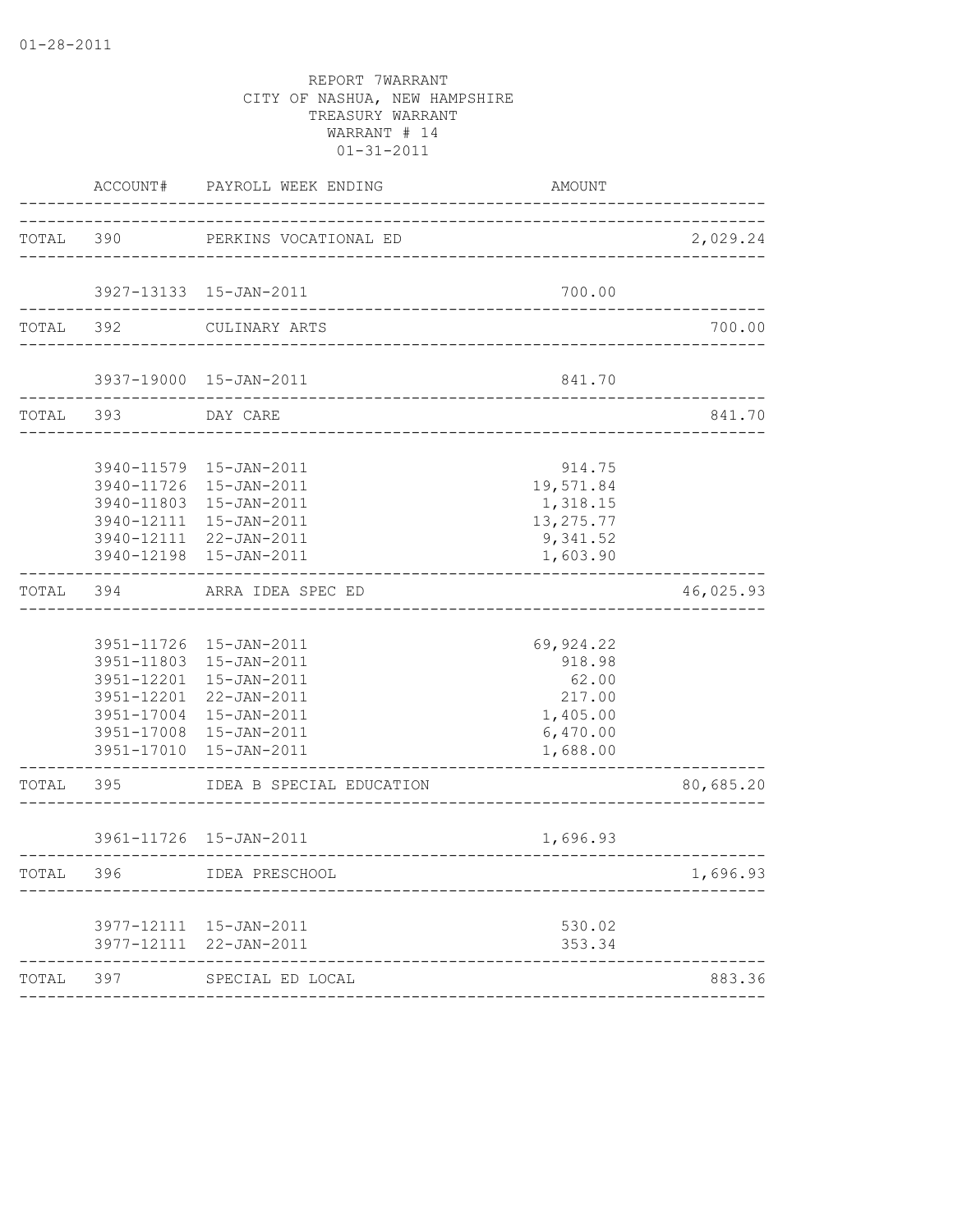01-28-2011

REPORT 7WARRANT
CITY OF NASHUA, NEW HAMPSHIRE
TREASURY WARRANT
WARRANT # 14
01-31-2011

| | ACCOUNT# | PAYROLL WEEK ENDING | AMOUNT | |
|---|---|---|---|---|
| TOTAL | 390 | PERKINS VOCATIONAL ED | | 2,029.24 |
| | 3927-13133 | 15-JAN-2011 | 700.00 | |
| TOTAL | 392 | CULINARY ARTS | | 700.00 |
| | 3937-19000 | 15-JAN-2011 | 841.70 | |
| TOTAL | 393 | DAY CARE | | 841.70 |
| | 3940-11579 | 15-JAN-2011 | 914.75 | |
| | 3940-11726 | 15-JAN-2011 | 19,571.84 | |
| | 3940-11803 | 15-JAN-2011 | 1,318.15 | |
| | 3940-12111 | 15-JAN-2011 | 13,275.77 | |
| | 3940-12111 | 22-JAN-2011 | 9,341.52 | |
| | 3940-12198 | 15-JAN-2011 | 1,603.90 | |
| TOTAL | 394 | ARRA IDEA SPEC ED | | 46,025.93 |
| | 3951-11726 | 15-JAN-2011 | 69,924.22 | |
| | 3951-11803 | 15-JAN-2011 | 918.98 | |
| | 3951-12201 | 15-JAN-2011 | 62.00 | |
| | 3951-12201 | 22-JAN-2011 | 217.00 | |
| | 3951-17004 | 15-JAN-2011 | 1,405.00 | |
| | 3951-17008 | 15-JAN-2011 | 6,470.00 | |
| | 3951-17010 | 15-JAN-2011 | 1,688.00 | |
| TOTAL | 395 | IDEA B SPECIAL EDUCATION | | 80,685.20 |
| | 3961-11726 | 15-JAN-2011 | 1,696.93 | |
| TOTAL | 396 | IDEA PRESCHOOL | | 1,696.93 |
| | 3977-12111 | 15-JAN-2011 | 530.02 | |
| | 3977-12111 | 22-JAN-2011 | 353.34 | |
| TOTAL | 397 | SPECIAL ED LOCAL | | 883.36 |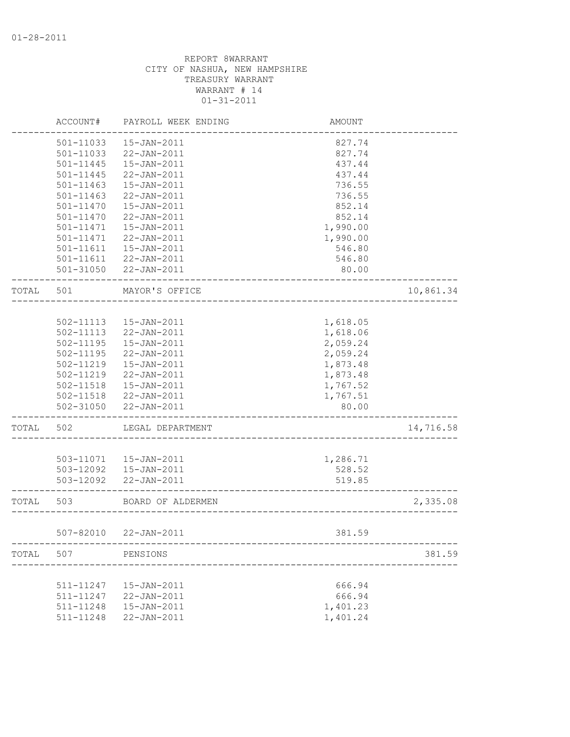REPORT 8WARRANT
CITY OF NASHUA, NEW HAMPSHIRE
TREASURY WARRANT
WARRANT # 14
01-31-2011

| | ACCOUNT# | PAYROLL WEEK ENDING | AMOUNT | |
|---|---|---|---|---|
| | 501-11033 | 15-JAN-2011 | 827.74 | |
| | 501-11033 | 22-JAN-2011 | 827.74 | |
| | 501-11445 | 15-JAN-2011 | 437.44 | |
| | 501-11445 | 22-JAN-2011 | 437.44 | |
| | 501-11463 | 15-JAN-2011 | 736.55 | |
| | 501-11463 | 22-JAN-2011 | 736.55 | |
| | 501-11470 | 15-JAN-2011 | 852.14 | |
| | 501-11470 | 22-JAN-2011 | 852.14 | |
| | 501-11471 | 15-JAN-2011 | 1,990.00 | |
| | 501-11471 | 22-JAN-2011 | 1,990.00 | |
| | 501-11611 | 15-JAN-2011 | 546.80 | |
| | 501-11611 | 22-JAN-2011 | 546.80 | |
| | 501-31050 | 22-JAN-2011 | 80.00 | |
| TOTAL | 501 | MAYOR'S OFFICE | | 10,861.34 |
| | 502-11113 | 15-JAN-2011 | 1,618.05 | |
| | 502-11113 | 22-JAN-2011 | 1,618.06 | |
| | 502-11195 | 15-JAN-2011 | 2,059.24 | |
| | 502-11195 | 22-JAN-2011 | 2,059.24 | |
| | 502-11219 | 15-JAN-2011 | 1,873.48 | |
| | 502-11219 | 22-JAN-2011 | 1,873.48 | |
| | 502-11518 | 15-JAN-2011 | 1,767.52 | |
| | 502-11518 | 22-JAN-2011 | 1,767.51 | |
| | 502-31050 | 22-JAN-2011 | 80.00 | |
| TOTAL | 502 | LEGAL DEPARTMENT | | 14,716.58 |
| | 503-11071 | 15-JAN-2011 | 1,286.71 | |
| | 503-12092 | 15-JAN-2011 | 528.52 | |
| | 503-12092 | 22-JAN-2011 | 519.85 | |
| TOTAL | 503 | BOARD OF ALDERMEN | | 2,335.08 |
| | 507-82010 | 22-JAN-2011 | 381.59 | |
| TOTAL | 507 | PENSIONS | | 381.59 |
| | 511-11247 | 15-JAN-2011 | 666.94 | |
| | 511-11247 | 22-JAN-2011 | 666.94 | |
| | 511-11248 | 15-JAN-2011 | 1,401.23 | |
| | 511-11248 | 22-JAN-2011 | 1,401.24 | |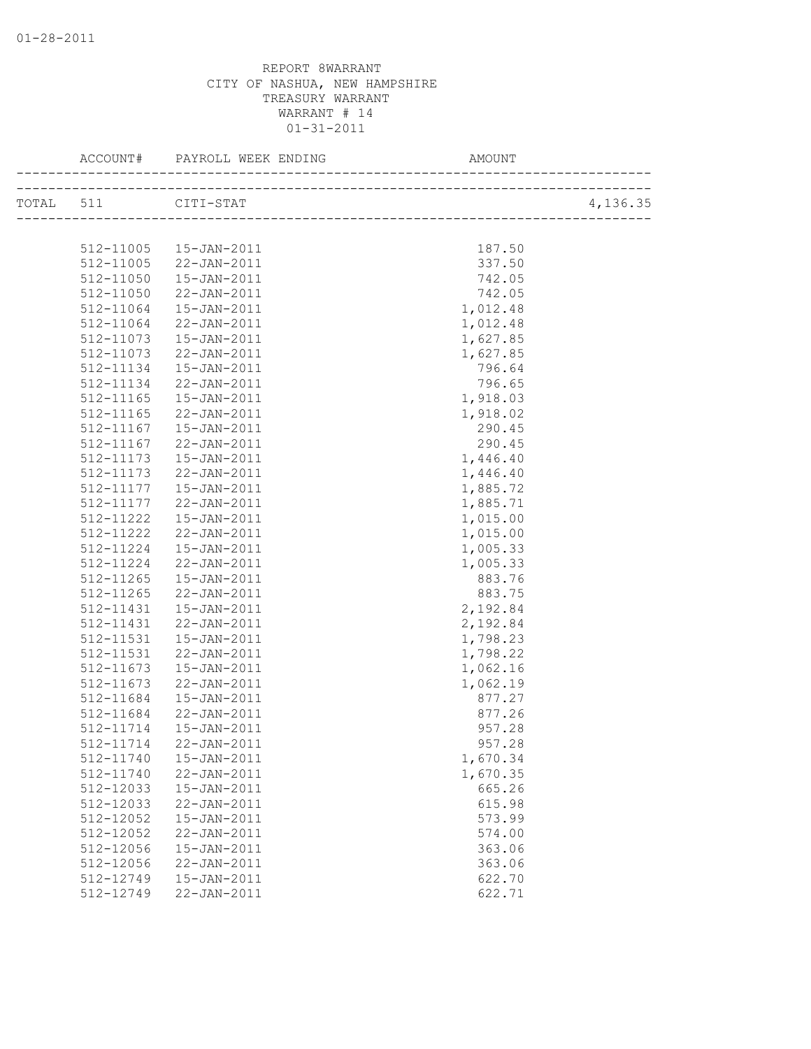REPORT 8WARRANT
CITY OF NASHUA, NEW HAMPSHIRE
TREASURY WARRANT
WARRANT # 14
01-31-2011

| ACCOUNT# | PAYROLL WEEK ENDING | AMOUNT | |
|---|---|---|---|
| TOTAL 511 | CITI-STAT | | 4,136.35 |
| 512-11005 | 15-JAN-2011 | 187.50 | |
| 512-11005 | 22-JAN-2011 | 337.50 | |
| 512-11050 | 15-JAN-2011 | 742.05 | |
| 512-11050 | 22-JAN-2011 | 742.05 | |
| 512-11064 | 15-JAN-2011 | 1,012.48 | |
| 512-11064 | 22-JAN-2011 | 1,012.48 | |
| 512-11073 | 15-JAN-2011 | 1,627.85 | |
| 512-11073 | 22-JAN-2011 | 1,627.85 | |
| 512-11134 | 15-JAN-2011 | 796.64 | |
| 512-11134 | 22-JAN-2011 | 796.65 | |
| 512-11165 | 15-JAN-2011 | 1,918.03 | |
| 512-11165 | 22-JAN-2011 | 1,918.02 | |
| 512-11167 | 15-JAN-2011 | 290.45 | |
| 512-11167 | 22-JAN-2011 | 290.45 | |
| 512-11173 | 15-JAN-2011 | 1,446.40 | |
| 512-11173 | 22-JAN-2011 | 1,446.40 | |
| 512-11177 | 15-JAN-2011 | 1,885.72 | |
| 512-11177 | 22-JAN-2011 | 1,885.71 | |
| 512-11222 | 15-JAN-2011 | 1,015.00 | |
| 512-11222 | 22-JAN-2011 | 1,015.00 | |
| 512-11224 | 15-JAN-2011 | 1,005.33 | |
| 512-11224 | 22-JAN-2011 | 1,005.33 | |
| 512-11265 | 15-JAN-2011 | 883.76 | |
| 512-11265 | 22-JAN-2011 | 883.75 | |
| 512-11431 | 15-JAN-2011 | 2,192.84 | |
| 512-11431 | 22-JAN-2011 | 2,192.84 | |
| 512-11531 | 15-JAN-2011 | 1,798.23 | |
| 512-11531 | 22-JAN-2011 | 1,798.22 | |
| 512-11673 | 15-JAN-2011 | 1,062.16 | |
| 512-11673 | 22-JAN-2011 | 1,062.19 | |
| 512-11684 | 15-JAN-2011 | 877.27 | |
| 512-11684 | 22-JAN-2011 | 877.26 | |
| 512-11714 | 15-JAN-2011 | 957.28 | |
| 512-11714 | 22-JAN-2011 | 957.28 | |
| 512-11740 | 15-JAN-2011 | 1,670.34 | |
| 512-11740 | 22-JAN-2011 | 1,670.35 | |
| 512-12033 | 15-JAN-2011 | 665.26 | |
| 512-12033 | 22-JAN-2011 | 615.98 | |
| 512-12052 | 15-JAN-2011 | 573.99 | |
| 512-12052 | 22-JAN-2011 | 574.00 | |
| 512-12056 | 15-JAN-2011 | 363.06 | |
| 512-12056 | 22-JAN-2011 | 363.06 | |
| 512-12749 | 15-JAN-2011 | 622.70 | |
| 512-12749 | 22-JAN-2011 | 622.71 | |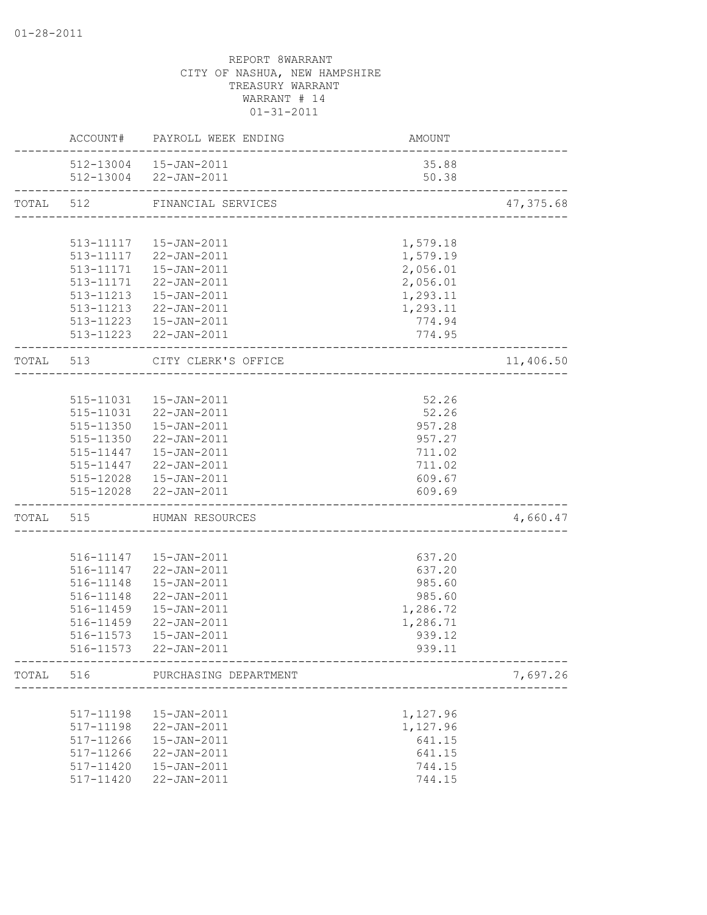01-28-2011

REPORT 8WARRANT
CITY OF NASHUA, NEW HAMPSHIRE
TREASURY WARRANT
WARRANT # 14
01-31-2011

| | ACCOUNT# | PAYROLL WEEK ENDING | AMOUNT | |
|---|---|---|---|---|
| | 512-13004 | 15-JAN-2011 | 35.88 | |
| | 512-13004 | 22-JAN-2011 | 50.38 | |
| TOTAL | 512 | FINANCIAL SERVICES | | 47,375.68 |
| | 513-11117 | 15-JAN-2011 | 1,579.18 | |
| | 513-11117 | 22-JAN-2011 | 1,579.19 | |
| | 513-11171 | 15-JAN-2011 | 2,056.01 | |
| | 513-11171 | 22-JAN-2011 | 2,056.01 | |
| | 513-11213 | 15-JAN-2011 | 1,293.11 | |
| | 513-11213 | 22-JAN-2011 | 1,293.11 | |
| | 513-11223 | 15-JAN-2011 | 774.94 | |
| | 513-11223 | 22-JAN-2011 | 774.95 | |
| TOTAL | 513 | CITY CLERK'S OFFICE | | 11,406.50 |
| | 515-11031 | 15-JAN-2011 | 52.26 | |
| | 515-11031 | 22-JAN-2011 | 52.26 | |
| | 515-11350 | 15-JAN-2011 | 957.28 | |
| | 515-11350 | 22-JAN-2011 | 957.27 | |
| | 515-11447 | 15-JAN-2011 | 711.02 | |
| | 515-11447 | 22-JAN-2011 | 711.02 | |
| | 515-12028 | 15-JAN-2011 | 609.67 | |
| | 515-12028 | 22-JAN-2011 | 609.69 | |
| TOTAL | 515 | HUMAN RESOURCES | | 4,660.47 |
| | 516-11147 | 15-JAN-2011 | 637.20 | |
| | 516-11147 | 22-JAN-2011 | 637.20 | |
| | 516-11148 | 15-JAN-2011 | 985.60 | |
| | 516-11148 | 22-JAN-2011 | 985.60 | |
| | 516-11459 | 15-JAN-2011 | 1,286.72 | |
| | 516-11459 | 22-JAN-2011 | 1,286.71 | |
| | 516-11573 | 15-JAN-2011 | 939.12 | |
| | 516-11573 | 22-JAN-2011 | 939.11 | |
| TOTAL | 516 | PURCHASING DEPARTMENT | | 7,697.26 |
| | 517-11198 | 15-JAN-2011 | 1,127.96 | |
| | 517-11198 | 22-JAN-2011 | 1,127.96 | |
| | 517-11266 | 15-JAN-2011 | 641.15 | |
| | 517-11266 | 22-JAN-2011 | 641.15 | |
| | 517-11420 | 15-JAN-2011 | 744.15 | |
| | 517-11420 | 22-JAN-2011 | 744.15 | |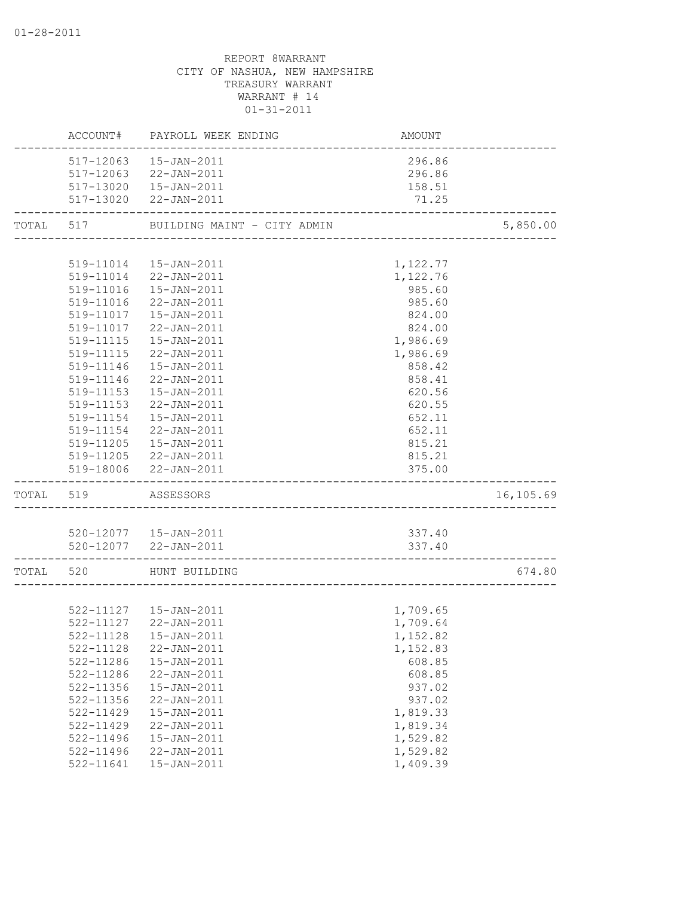01-28-2011

REPORT 8WARRANT
CITY OF NASHUA, NEW HAMPSHIRE
TREASURY WARRANT
WARRANT # 14
01-31-2011

| | ACCOUNT# | PAYROLL WEEK ENDING | AMOUNT | |
|---|---|---|---|---|
| | 517-12063 | 15-JAN-2011 | 296.86 | |
| | 517-12063 | 22-JAN-2011 | 296.86 | |
| | 517-13020 | 15-JAN-2011 | 158.51 | |
| | 517-13020 | 22-JAN-2011 | 71.25 | |
| TOTAL | 517 | BUILDING MAINT - CITY ADMIN | | 5,850.00 |
| | 519-11014 | 15-JAN-2011 | 1,122.77 | |
| | 519-11014 | 22-JAN-2011 | 1,122.76 | |
| | 519-11016 | 15-JAN-2011 | 985.60 | |
| | 519-11016 | 22-JAN-2011 | 985.60 | |
| | 519-11017 | 15-JAN-2011 | 824.00 | |
| | 519-11017 | 22-JAN-2011 | 824.00 | |
| | 519-11115 | 15-JAN-2011 | 1,986.69 | |
| | 519-11115 | 22-JAN-2011 | 1,986.69 | |
| | 519-11146 | 15-JAN-2011 | 858.42 | |
| | 519-11146 | 22-JAN-2011 | 858.41 | |
| | 519-11153 | 15-JAN-2011 | 620.56 | |
| | 519-11153 | 22-JAN-2011 | 620.55 | |
| | 519-11154 | 15-JAN-2011 | 652.11 | |
| | 519-11154 | 22-JAN-2011 | 652.11 | |
| | 519-11205 | 15-JAN-2011 | 815.21 | |
| | 519-11205 | 22-JAN-2011 | 815.21 | |
| | 519-18006 | 22-JAN-2011 | 375.00 | |
| TOTAL | 519 | ASSESSORS | | 16,105.69 |
| | 520-12077 | 15-JAN-2011 | 337.40 | |
| | 520-12077 | 22-JAN-2011 | 337.40 | |
| TOTAL | 520 | HUNT BUILDING | | 674.80 |
| | 522-11127 | 15-JAN-2011 | 1,709.65 | |
| | 522-11127 | 22-JAN-2011 | 1,709.64 | |
| | 522-11128 | 15-JAN-2011 | 1,152.82 | |
| | 522-11128 | 22-JAN-2011 | 1,152.83 | |
| | 522-11286 | 15-JAN-2011 | 608.85 | |
| | 522-11286 | 22-JAN-2011 | 608.85 | |
| | 522-11356 | 15-JAN-2011 | 937.02 | |
| | 522-11356 | 22-JAN-2011 | 937.02 | |
| | 522-11429 | 15-JAN-2011 | 1,819.33 | |
| | 522-11429 | 22-JAN-2011 | 1,819.34 | |
| | 522-11496 | 15-JAN-2011 | 1,529.82 | |
| | 522-11496 | 22-JAN-2011 | 1,529.82 | |
| | 522-11641 | 15-JAN-2011 | 1,409.39 | |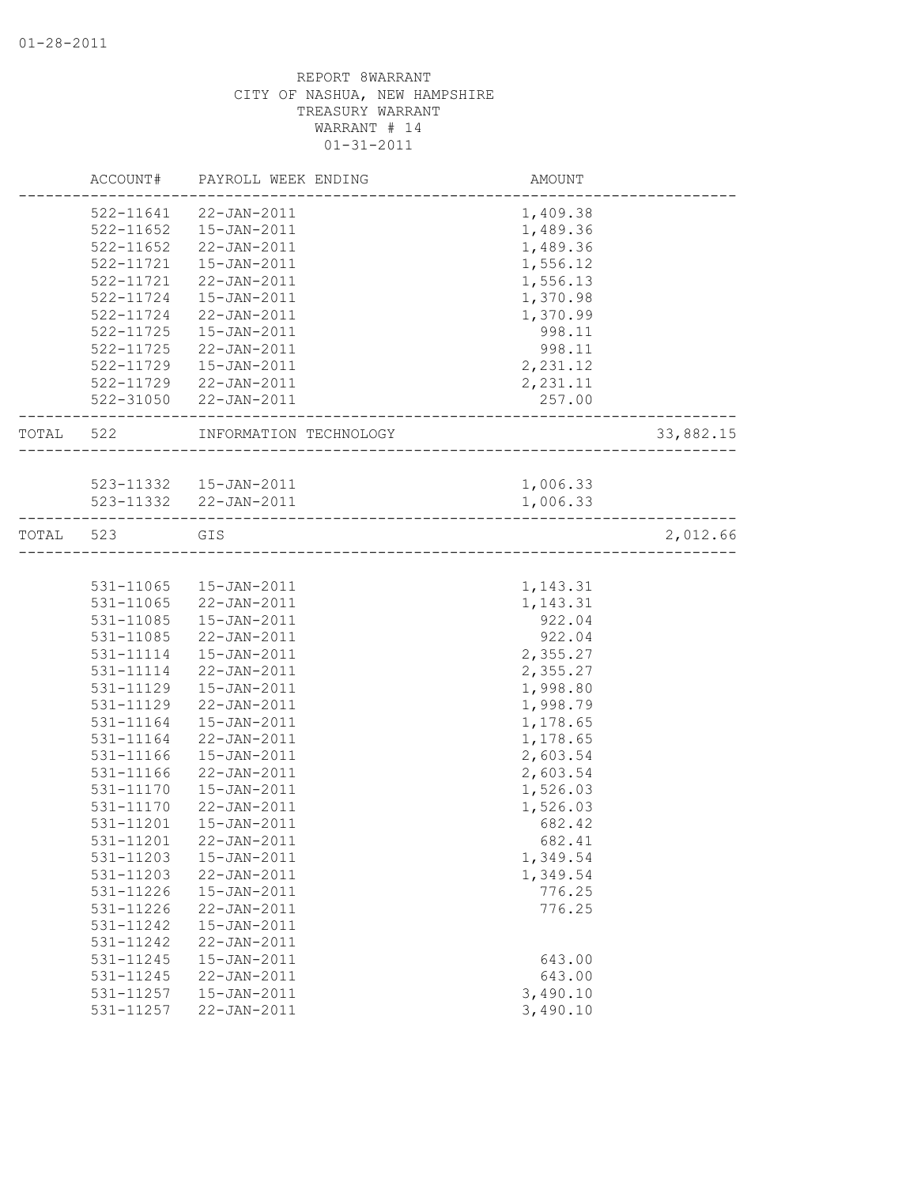01-28-2011

REPORT 8WARRANT
CITY OF NASHUA, NEW HAMPSHIRE
TREASURY WARRANT
WARRANT # 14
01-31-2011

| | ACCOUNT# | PAYROLL WEEK ENDING | AMOUNT | |
|---|---|---|---|---|
| | 522-11641 | 22-JAN-2011 | 1,409.38 | |
| | 522-11652 | 15-JAN-2011 | 1,489.36 | |
| | 522-11652 | 22-JAN-2011 | 1,489.36 | |
| | 522-11721 | 15-JAN-2011 | 1,556.12 | |
| | 522-11721 | 22-JAN-2011 | 1,556.13 | |
| | 522-11724 | 15-JAN-2011 | 1,370.98 | |
| | 522-11724 | 22-JAN-2011 | 1,370.99 | |
| | 522-11725 | 15-JAN-2011 | 998.11 | |
| | 522-11725 | 22-JAN-2011 | 998.11 | |
| | 522-11729 | 15-JAN-2011 | 2,231.12 | |
| | 522-11729 | 22-JAN-2011 | 2,231.11 | |
| | 522-31050 | 22-JAN-2011 | 257.00 | |
| TOTAL | 522 | INFORMATION TECHNOLOGY | | 33,882.15 |
| | 523-11332 | 15-JAN-2011 | 1,006.33 | |
| | 523-11332 | 22-JAN-2011 | 1,006.33 | |
| TOTAL | 523 | GIS | | 2,012.66 |
| | 531-11065 | 15-JAN-2011 | 1,143.31 | |
| | 531-11065 | 22-JAN-2011 | 1,143.31 | |
| | 531-11085 | 15-JAN-2011 | 922.04 | |
| | 531-11085 | 22-JAN-2011 | 922.04 | |
| | 531-11114 | 15-JAN-2011 | 2,355.27 | |
| | 531-11114 | 22-JAN-2011 | 2,355.27 | |
| | 531-11129 | 15-JAN-2011 | 1,998.80 | |
| | 531-11129 | 22-JAN-2011 | 1,998.79 | |
| | 531-11164 | 15-JAN-2011 | 1,178.65 | |
| | 531-11164 | 22-JAN-2011 | 1,178.65 | |
| | 531-11166 | 15-JAN-2011 | 2,603.54 | |
| | 531-11166 | 22-JAN-2011 | 2,603.54 | |
| | 531-11170 | 15-JAN-2011 | 1,526.03 | |
| | 531-11170 | 22-JAN-2011 | 1,526.03 | |
| | 531-11201 | 15-JAN-2011 | 682.42 | |
| | 531-11201 | 22-JAN-2011 | 682.41 | |
| | 531-11203 | 15-JAN-2011 | 1,349.54 | |
| | 531-11203 | 22-JAN-2011 | 1,349.54 | |
| | 531-11226 | 15-JAN-2011 | 776.25 | |
| | 531-11226 | 22-JAN-2011 | 776.25 | |
| | 531-11242 | 15-JAN-2011 | | |
| | 531-11242 | 22-JAN-2011 | | |
| | 531-11245 | 15-JAN-2011 | 643.00 | |
| | 531-11245 | 22-JAN-2011 | 643.00 | |
| | 531-11257 | 15-JAN-2011 | 3,490.10 | |
| | 531-11257 | 22-JAN-2011 | 3,490.10 | |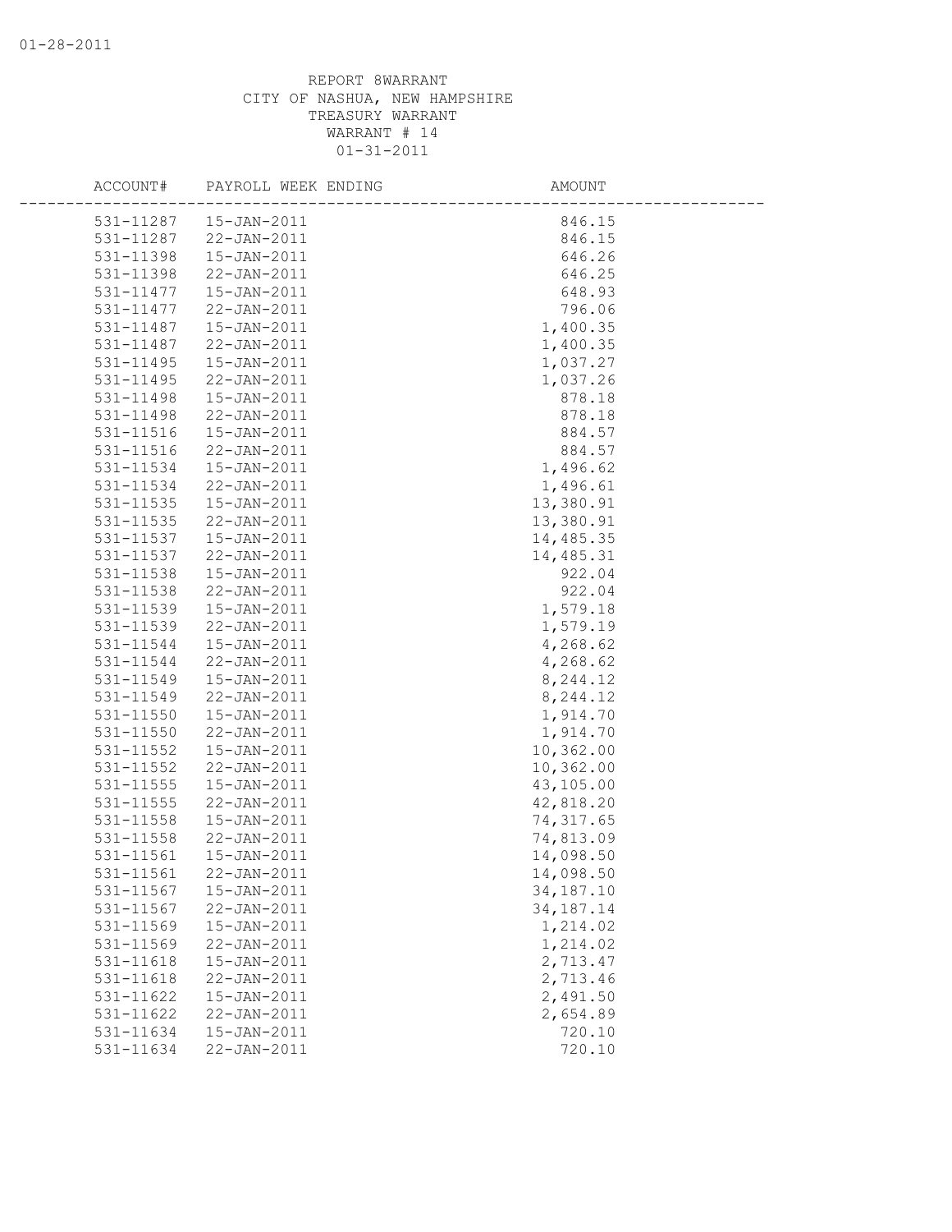REPORT 8WARRANT
CITY OF NASHUA, NEW HAMPSHIRE
TREASURY WARRANT
WARRANT # 14
01-31-2011

| ACCOUNT# | PAYROLL WEEK ENDING | AMOUNT |
|---|---|---|
| 531-11287 | 15-JAN-2011 | 846.15 |
| 531-11287 | 22-JAN-2011 | 846.15 |
| 531-11398 | 15-JAN-2011 | 646.26 |
| 531-11398 | 22-JAN-2011 | 646.25 |
| 531-11477 | 15-JAN-2011 | 648.93 |
| 531-11477 | 22-JAN-2011 | 796.06 |
| 531-11487 | 15-JAN-2011 | 1,400.35 |
| 531-11487 | 22-JAN-2011 | 1,400.35 |
| 531-11495 | 15-JAN-2011 | 1,037.27 |
| 531-11495 | 22-JAN-2011 | 1,037.26 |
| 531-11498 | 15-JAN-2011 | 878.18 |
| 531-11498 | 22-JAN-2011 | 878.18 |
| 531-11516 | 15-JAN-2011 | 884.57 |
| 531-11516 | 22-JAN-2011 | 884.57 |
| 531-11534 | 15-JAN-2011 | 1,496.62 |
| 531-11534 | 22-JAN-2011 | 1,496.61 |
| 531-11535 | 15-JAN-2011 | 13,380.91 |
| 531-11535 | 22-JAN-2011 | 13,380.91 |
| 531-11537 | 15-JAN-2011 | 14,485.35 |
| 531-11537 | 22-JAN-2011 | 14,485.31 |
| 531-11538 | 15-JAN-2011 | 922.04 |
| 531-11538 | 22-JAN-2011 | 922.04 |
| 531-11539 | 15-JAN-2011 | 1,579.18 |
| 531-11539 | 22-JAN-2011 | 1,579.19 |
| 531-11544 | 15-JAN-2011 | 4,268.62 |
| 531-11544 | 22-JAN-2011 | 4,268.62 |
| 531-11549 | 15-JAN-2011 | 8,244.12 |
| 531-11549 | 22-JAN-2011 | 8,244.12 |
| 531-11550 | 15-JAN-2011 | 1,914.70 |
| 531-11550 | 22-JAN-2011 | 1,914.70 |
| 531-11552 | 15-JAN-2011 | 10,362.00 |
| 531-11552 | 22-JAN-2011 | 10,362.00 |
| 531-11555 | 15-JAN-2011 | 43,105.00 |
| 531-11555 | 22-JAN-2011 | 42,818.20 |
| 531-11558 | 15-JAN-2011 | 74,317.65 |
| 531-11558 | 22-JAN-2011 | 74,813.09 |
| 531-11561 | 15-JAN-2011 | 14,098.50 |
| 531-11561 | 22-JAN-2011 | 14,098.50 |
| 531-11567 | 15-JAN-2011 | 34,187.10 |
| 531-11567 | 22-JAN-2011 | 34,187.14 |
| 531-11569 | 15-JAN-2011 | 1,214.02 |
| 531-11569 | 22-JAN-2011 | 1,214.02 |
| 531-11618 | 15-JAN-2011 | 2,713.47 |
| 531-11618 | 22-JAN-2011 | 2,713.46 |
| 531-11622 | 15-JAN-2011 | 2,491.50 |
| 531-11622 | 22-JAN-2011 | 2,654.89 |
| 531-11634 | 15-JAN-2011 | 720.10 |
| 531-11634 | 22-JAN-2011 | 720.10 |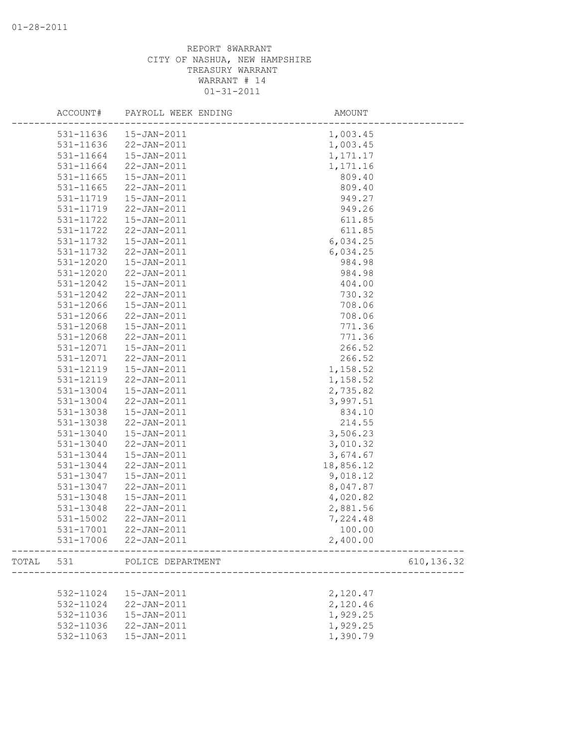01-28-2011

REPORT 8WARRANT
CITY OF NASHUA, NEW HAMPSHIRE
TREASURY WARRANT
WARRANT # 14
01-31-2011

| | ACCOUNT# | PAYROLL WEEK ENDING | AMOUNT | |
|---|---|---|---|---|
| | 531-11636 | 15-JAN-2011 | 1,003.45 | |
| | 531-11636 | 22-JAN-2011 | 1,003.45 | |
| | 531-11664 | 15-JAN-2011 | 1,171.17 | |
| | 531-11664 | 22-JAN-2011 | 1,171.16 | |
| | 531-11665 | 15-JAN-2011 | 809.40 | |
| | 531-11665 | 22-JAN-2011 | 809.40 | |
| | 531-11719 | 15-JAN-2011 | 949.27 | |
| | 531-11719 | 22-JAN-2011 | 949.26 | |
| | 531-11722 | 15-JAN-2011 | 611.85 | |
| | 531-11722 | 22-JAN-2011 | 611.85 | |
| | 531-11732 | 15-JAN-2011 | 6,034.25 | |
| | 531-11732 | 22-JAN-2011 | 6,034.25 | |
| | 531-12020 | 15-JAN-2011 | 984.98 | |
| | 531-12020 | 22-JAN-2011 | 984.98 | |
| | 531-12042 | 15-JAN-2011 | 404.00 | |
| | 531-12042 | 22-JAN-2011 | 730.32 | |
| | 531-12066 | 15-JAN-2011 | 708.06 | |
| | 531-12066 | 22-JAN-2011 | 708.06 | |
| | 531-12068 | 15-JAN-2011 | 771.36 | |
| | 531-12068 | 22-JAN-2011 | 771.36 | |
| | 531-12071 | 15-JAN-2011 | 266.52 | |
| | 531-12071 | 22-JAN-2011 | 266.52 | |
| | 531-12119 | 15-JAN-2011 | 1,158.52 | |
| | 531-12119 | 22-JAN-2011 | 1,158.52 | |
| | 531-13004 | 15-JAN-2011 | 2,735.82 | |
| | 531-13004 | 22-JAN-2011 | 3,997.51 | |
| | 531-13038 | 15-JAN-2011 | 834.10 | |
| | 531-13038 | 22-JAN-2011 | 214.55 | |
| | 531-13040 | 15-JAN-2011 | 3,506.23 | |
| | 531-13040 | 22-JAN-2011 | 3,010.32 | |
| | 531-13044 | 15-JAN-2011 | 3,674.67 | |
| | 531-13044 | 22-JAN-2011 | 18,856.12 | |
| | 531-13047 | 15-JAN-2011 | 9,018.12 | |
| | 531-13047 | 22-JAN-2011 | 8,047.87 | |
| | 531-13048 | 15-JAN-2011 | 4,020.82 | |
| | 531-13048 | 22-JAN-2011 | 2,881.56 | |
| | 531-15002 | 22-JAN-2011 | 7,224.48 | |
| | 531-17001 | 22-JAN-2011 | 100.00 | |
| | 531-17006 | 22-JAN-2011 | 2,400.00 | |
| TOTAL | 531 | POLICE DEPARTMENT | | 610,136.32 |
| | 532-11024 | 15-JAN-2011 | 2,120.47 | |
| | 532-11024 | 22-JAN-2011 | 2,120.46 | |
| | 532-11036 | 15-JAN-2011 | 1,929.25 | |
| | 532-11036 | 22-JAN-2011 | 1,929.25 | |
| | 532-11063 | 15-JAN-2011 | 1,390.79 | |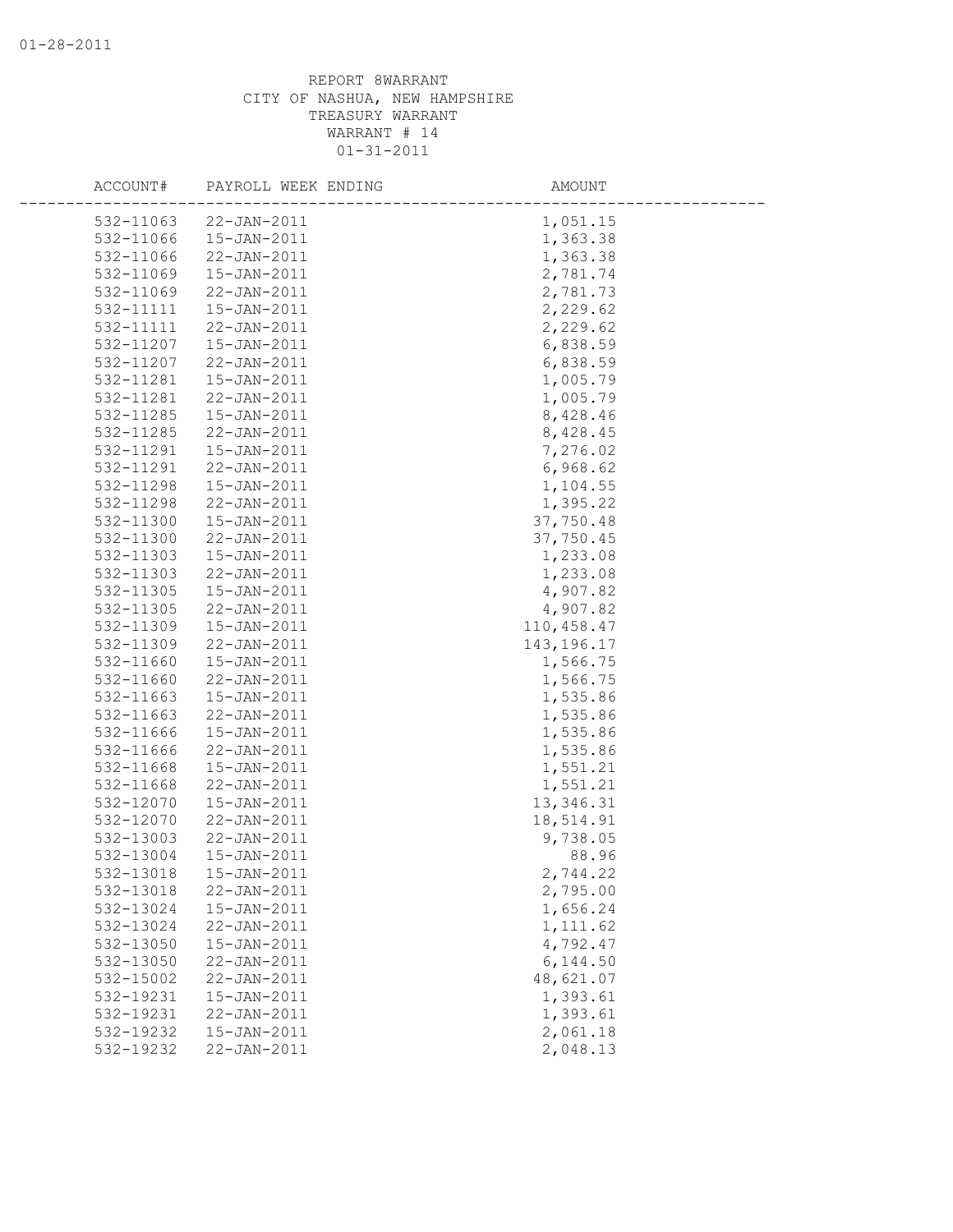REPORT 8WARRANT
CITY OF NASHUA, NEW HAMPSHIRE
TREASURY WARRANT
WARRANT # 14
01-31-2011

| ACCOUNT# | PAYROLL WEEK ENDING | AMOUNT |
|---|---|---|
| 532-11063 | 22-JAN-2011 | 1,051.15 |
| 532-11066 | 15-JAN-2011 | 1,363.38 |
| 532-11066 | 22-JAN-2011 | 1,363.38 |
| 532-11069 | 15-JAN-2011 | 2,781.74 |
| 532-11069 | 22-JAN-2011 | 2,781.73 |
| 532-11111 | 15-JAN-2011 | 2,229.62 |
| 532-11111 | 22-JAN-2011 | 2,229.62 |
| 532-11207 | 15-JAN-2011 | 6,838.59 |
| 532-11207 | 22-JAN-2011 | 6,838.59 |
| 532-11281 | 15-JAN-2011 | 1,005.79 |
| 532-11281 | 22-JAN-2011 | 1,005.79 |
| 532-11285 | 15-JAN-2011 | 8,428.46 |
| 532-11285 | 22-JAN-2011 | 8,428.45 |
| 532-11291 | 15-JAN-2011 | 7,276.02 |
| 532-11291 | 22-JAN-2011 | 6,968.62 |
| 532-11298 | 15-JAN-2011 | 1,104.55 |
| 532-11298 | 22-JAN-2011 | 1,395.22 |
| 532-11300 | 15-JAN-2011 | 37,750.48 |
| 532-11300 | 22-JAN-2011 | 37,750.45 |
| 532-11303 | 15-JAN-2011 | 1,233.08 |
| 532-11303 | 22-JAN-2011 | 1,233.08 |
| 532-11305 | 15-JAN-2011 | 4,907.82 |
| 532-11305 | 22-JAN-2011 | 4,907.82 |
| 532-11309 | 15-JAN-2011 | 110,458.47 |
| 532-11309 | 22-JAN-2011 | 143,196.17 |
| 532-11660 | 15-JAN-2011 | 1,566.75 |
| 532-11660 | 22-JAN-2011 | 1,566.75 |
| 532-11663 | 15-JAN-2011 | 1,535.86 |
| 532-11663 | 22-JAN-2011 | 1,535.86 |
| 532-11666 | 15-JAN-2011 | 1,535.86 |
| 532-11666 | 22-JAN-2011 | 1,535.86 |
| 532-11668 | 15-JAN-2011 | 1,551.21 |
| 532-11668 | 22-JAN-2011 | 1,551.21 |
| 532-12070 | 15-JAN-2011 | 13,346.31 |
| 532-12070 | 22-JAN-2011 | 18,514.91 |
| 532-13003 | 22-JAN-2011 | 9,738.05 |
| 532-13004 | 15-JAN-2011 | 88.96 |
| 532-13018 | 15-JAN-2011 | 2,744.22 |
| 532-13018 | 22-JAN-2011 | 2,795.00 |
| 532-13024 | 15-JAN-2011 | 1,656.24 |
| 532-13024 | 22-JAN-2011 | 1,111.62 |
| 532-13050 | 15-JAN-2011 | 4,792.47 |
| 532-13050 | 22-JAN-2011 | 6,144.50 |
| 532-15002 | 22-JAN-2011 | 48,621.07 |
| 532-19231 | 15-JAN-2011 | 1,393.61 |
| 532-19231 | 22-JAN-2011 | 1,393.61 |
| 532-19232 | 15-JAN-2011 | 2,061.18 |
| 532-19232 | 22-JAN-2011 | 2,048.13 |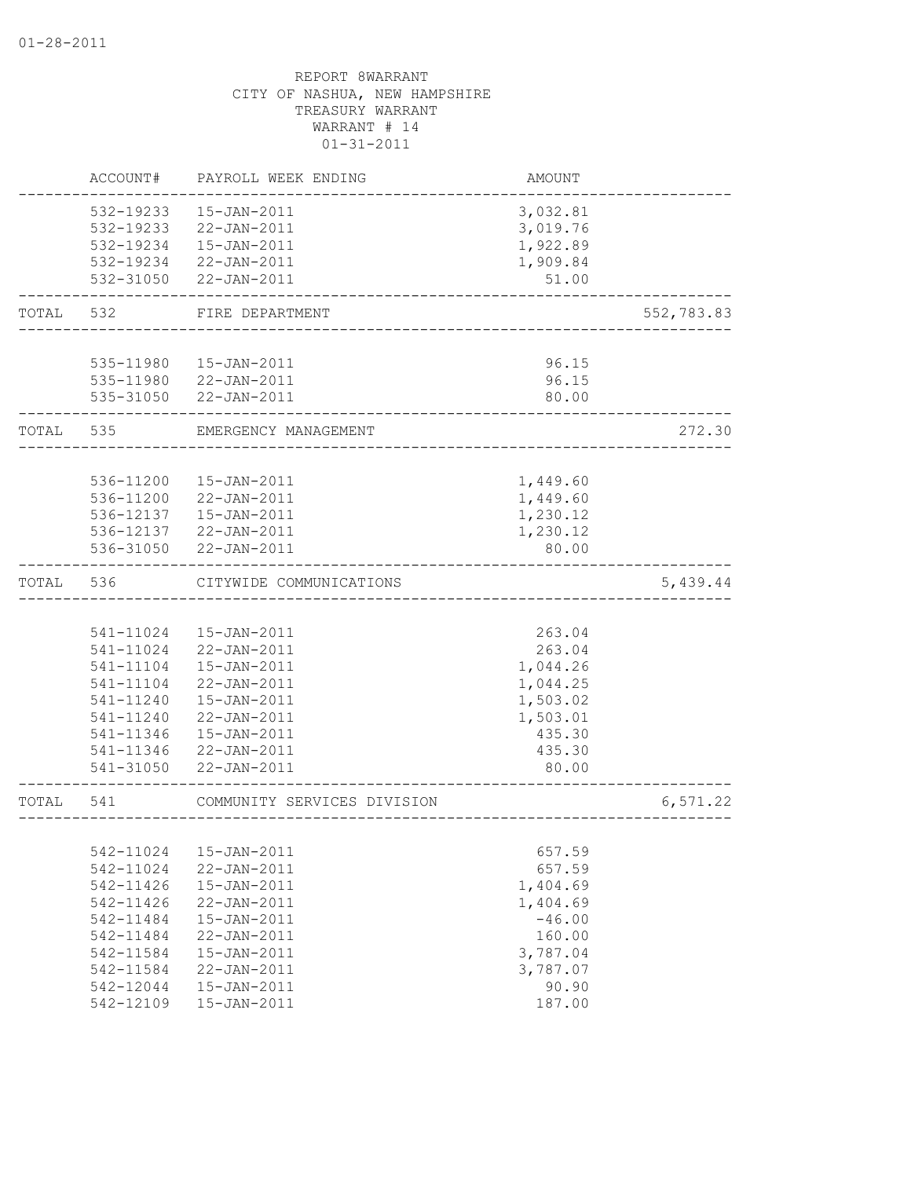01-28-2011

REPORT 8WARRANT
CITY OF NASHUA, NEW HAMPSHIRE
TREASURY WARRANT
WARRANT # 14
01-31-2011

| | ACCOUNT# | PAYROLL WEEK ENDING | AMOUNT | |
|---|---|---|---|---|
| | 532-19233 | 15-JAN-2011 | 3,032.81 | |
| | 532-19233 | 22-JAN-2011 | 3,019.76 | |
| | 532-19234 | 15-JAN-2011 | 1,922.89 | |
| | 532-19234 | 22-JAN-2011 | 1,909.84 | |
| | 532-31050 | 22-JAN-2011 | 51.00 | |
| TOTAL | 532 | FIRE DEPARTMENT | | 552,783.83 |
| | 535-11980 | 15-JAN-2011 | 96.15 | |
| | 535-11980 | 22-JAN-2011 | 96.15 | |
| | 535-31050 | 22-JAN-2011 | 80.00 | |
| TOTAL | 535 | EMERGENCY MANAGEMENT | | 272.30 |
| | 536-11200 | 15-JAN-2011 | 1,449.60 | |
| | 536-11200 | 22-JAN-2011 | 1,449.60 | |
| | 536-12137 | 15-JAN-2011 | 1,230.12 | |
| | 536-12137 | 22-JAN-2011 | 1,230.12 | |
| | 536-31050 | 22-JAN-2011 | 80.00 | |
| TOTAL | 536 | CITYWIDE COMMUNICATIONS | | 5,439.44 |
| | 541-11024 | 15-JAN-2011 | 263.04 | |
| | 541-11024 | 22-JAN-2011 | 263.04 | |
| | 541-11104 | 15-JAN-2011 | 1,044.26 | |
| | 541-11104 | 22-JAN-2011 | 1,044.25 | |
| | 541-11240 | 15-JAN-2011 | 1,503.02 | |
| | 541-11240 | 22-JAN-2011 | 1,503.01 | |
| | 541-11346 | 15-JAN-2011 | 435.30 | |
| | 541-11346 | 22-JAN-2011 | 435.30 | |
| | 541-31050 | 22-JAN-2011 | 80.00 | |
| TOTAL | 541 | COMMUNITY SERVICES DIVISION | | 6,571.22 |
| | 542-11024 | 15-JAN-2011 | 657.59 | |
| | 542-11024 | 22-JAN-2011 | 657.59 | |
| | 542-11426 | 15-JAN-2011 | 1,404.69 | |
| | 542-11426 | 22-JAN-2011 | 1,404.69 | |
| | 542-11484 | 15-JAN-2011 | -46.00 | |
| | 542-11484 | 22-JAN-2011 | 160.00 | |
| | 542-11584 | 15-JAN-2011 | 3,787.04 | |
| | 542-11584 | 22-JAN-2011 | 3,787.07 | |
| | 542-12044 | 15-JAN-2011 | 90.90 | |
| | 542-12109 | 15-JAN-2011 | 187.00 | |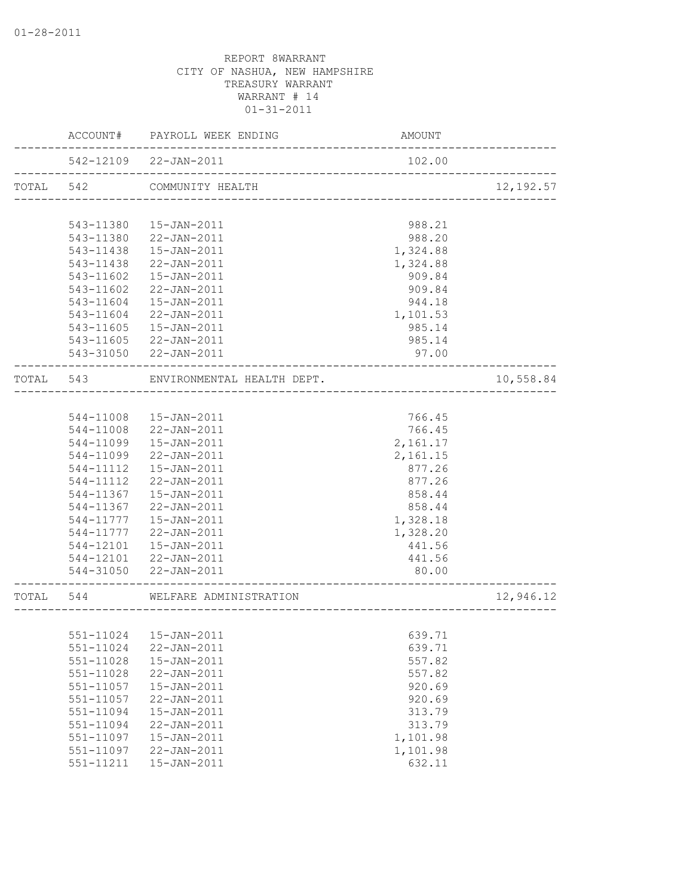01-28-2011

REPORT 8WARRANT
CITY OF NASHUA, NEW HAMPSHIRE
TREASURY WARRANT
WARRANT # 14
01-31-2011

| | ACCOUNT# | PAYROLL WEEK ENDING | AMOUNT | |
|---|---|---|---|---|
| | 542-12109 | 22-JAN-2011 | 102.00 | |
| TOTAL | 542 | COMMUNITY HEALTH | | 12,192.57 |
| | 543-11380 | 15-JAN-2011 | 988.21 | |
| | 543-11380 | 22-JAN-2011 | 988.20 | |
| | 543-11438 | 15-JAN-2011 | 1,324.88 | |
| | 543-11438 | 22-JAN-2011 | 1,324.88 | |
| | 543-11602 | 15-JAN-2011 | 909.84 | |
| | 543-11602 | 22-JAN-2011 | 909.84 | |
| | 543-11604 | 15-JAN-2011 | 944.18 | |
| | 543-11604 | 22-JAN-2011 | 1,101.53 | |
| | 543-11605 | 15-JAN-2011 | 985.14 | |
| | 543-11605 | 22-JAN-2011 | 985.14 | |
| | 543-31050 | 22-JAN-2011 | 97.00 | |
| TOTAL | 543 | ENVIRONMENTAL HEALTH DEPT. | | 10,558.84 |
| | 544-11008 | 15-JAN-2011 | 766.45 | |
| | 544-11008 | 22-JAN-2011 | 766.45 | |
| | 544-11099 | 15-JAN-2011 | 2,161.17 | |
| | 544-11099 | 22-JAN-2011 | 2,161.15 | |
| | 544-11112 | 15-JAN-2011 | 877.26 | |
| | 544-11112 | 22-JAN-2011 | 877.26 | |
| | 544-11367 | 15-JAN-2011 | 858.44 | |
| | 544-11367 | 22-JAN-2011 | 858.44 | |
| | 544-11777 | 15-JAN-2011 | 1,328.18 | |
| | 544-11777 | 22-JAN-2011 | 1,328.20 | |
| | 544-12101 | 15-JAN-2011 | 441.56 | |
| | 544-12101 | 22-JAN-2011 | 441.56 | |
| | 544-31050 | 22-JAN-2011 | 80.00 | |
| TOTAL | 544 | WELFARE ADMINISTRATION | | 12,946.12 |
| | 551-11024 | 15-JAN-2011 | 639.71 | |
| | 551-11024 | 22-JAN-2011 | 639.71 | |
| | 551-11028 | 15-JAN-2011 | 557.82 | |
| | 551-11028 | 22-JAN-2011 | 557.82 | |
| | 551-11057 | 15-JAN-2011 | 920.69 | |
| | 551-11057 | 22-JAN-2011 | 920.69 | |
| | 551-11094 | 15-JAN-2011 | 313.79 | |
| | 551-11094 | 22-JAN-2011 | 313.79 | |
| | 551-11097 | 15-JAN-2011 | 1,101.98 | |
| | 551-11097 | 22-JAN-2011 | 1,101.98 | |
| | 551-11211 | 15-JAN-2011 | 632.11 | |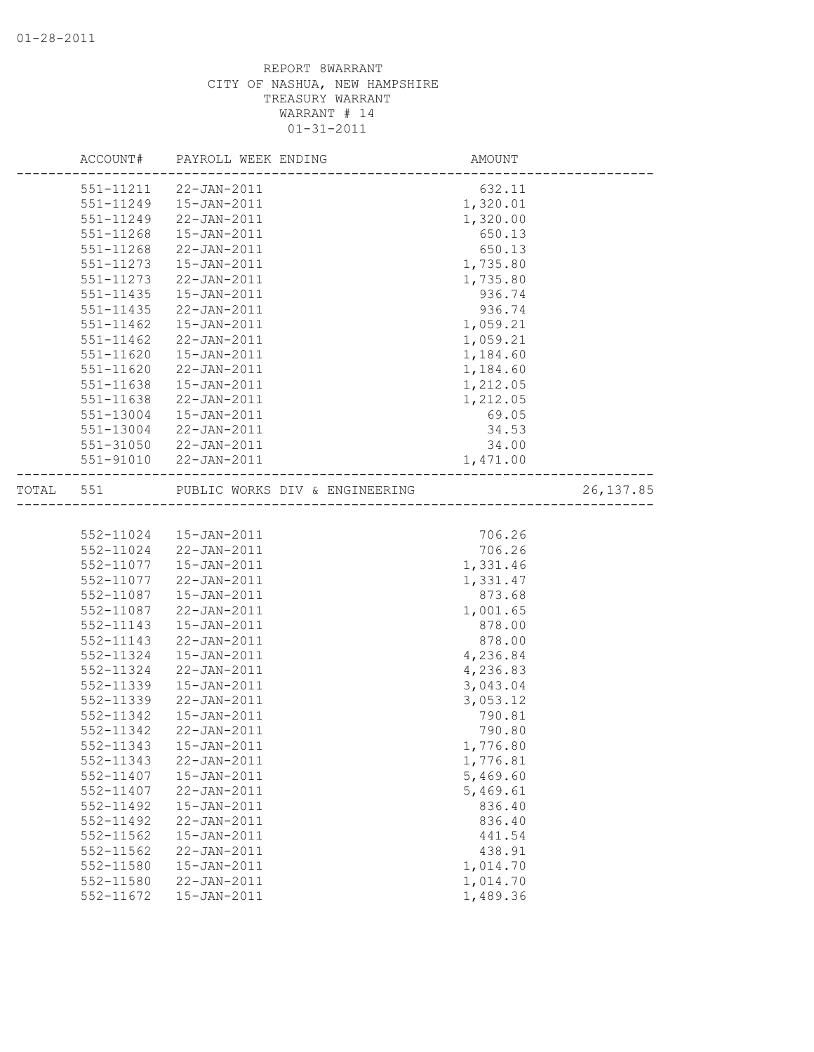01-28-2011

REPORT 8WARRANT
CITY OF NASHUA, NEW HAMPSHIRE
TREASURY WARRANT
WARRANT # 14
01-31-2011

| | ACCOUNT# | PAYROLL WEEK ENDING | AMOUNT | |
|---|---|---|---|---|
| | 551-11211 | 22-JAN-2011 | 632.11 | |
| | 551-11249 | 15-JAN-2011 | 1,320.01 | |
| | 551-11249 | 22-JAN-2011 | 1,320.00 | |
| | 551-11268 | 15-JAN-2011 | 650.13 | |
| | 551-11268 | 22-JAN-2011 | 650.13 | |
| | 551-11273 | 15-JAN-2011 | 1,735.80 | |
| | 551-11273 | 22-JAN-2011 | 1,735.80 | |
| | 551-11435 | 15-JAN-2011 | 936.74 | |
| | 551-11435 | 22-JAN-2011 | 936.74 | |
| | 551-11462 | 15-JAN-2011 | 1,059.21 | |
| | 551-11462 | 22-JAN-2011 | 1,059.21 | |
| | 551-11620 | 15-JAN-2011 | 1,184.60 | |
| | 551-11620 | 22-JAN-2011 | 1,184.60 | |
| | 551-11638 | 15-JAN-2011 | 1,212.05 | |
| | 551-11638 | 22-JAN-2011 | 1,212.05 | |
| | 551-13004 | 15-JAN-2011 | 69.05 | |
| | 551-13004 | 22-JAN-2011 | 34.53 | |
| | 551-31050 | 22-JAN-2011 | 34.00 | |
| | 551-91010 | 22-JAN-2011 | 1,471.00 | |
| TOTAL | 551 | PUBLIC WORKS DIV & ENGINEERING | | 26,137.85 |
| | 552-11024 | 15-JAN-2011 | 706.26 | |
| | 552-11024 | 22-JAN-2011 | 706.26 | |
| | 552-11077 | 15-JAN-2011 | 1,331.46 | |
| | 552-11077 | 22-JAN-2011 | 1,331.47 | |
| | 552-11087 | 15-JAN-2011 | 873.68 | |
| | 552-11087 | 22-JAN-2011 | 1,001.65 | |
| | 552-11143 | 15-JAN-2011 | 878.00 | |
| | 552-11143 | 22-JAN-2011 | 878.00 | |
| | 552-11324 | 15-JAN-2011 | 4,236.84 | |
| | 552-11324 | 22-JAN-2011 | 4,236.83 | |
| | 552-11339 | 15-JAN-2011 | 3,043.04 | |
| | 552-11339 | 22-JAN-2011 | 3,053.12 | |
| | 552-11342 | 15-JAN-2011 | 790.81 | |
| | 552-11342 | 22-JAN-2011 | 790.80 | |
| | 552-11343 | 15-JAN-2011 | 1,776.80 | |
| | 552-11343 | 22-JAN-2011 | 1,776.81 | |
| | 552-11407 | 15-JAN-2011 | 5,469.60 | |
| | 552-11407 | 22-JAN-2011 | 5,469.61 | |
| | 552-11492 | 15-JAN-2011 | 836.40 | |
| | 552-11492 | 22-JAN-2011 | 836.40 | |
| | 552-11562 | 15-JAN-2011 | 441.54 | |
| | 552-11562 | 22-JAN-2011 | 438.91 | |
| | 552-11580 | 15-JAN-2011 | 1,014.70 | |
| | 552-11580 | 22-JAN-2011 | 1,014.70 | |
| | 552-11672 | 15-JAN-2011 | 1,489.36 | |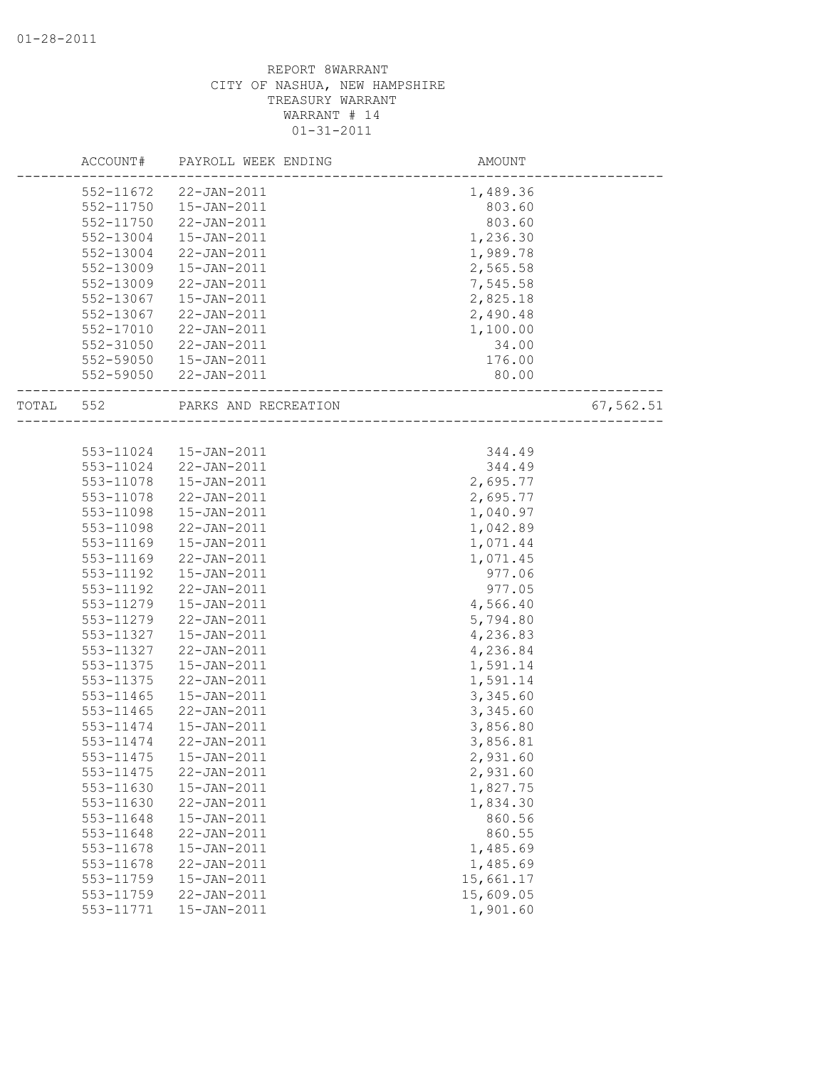REPORT 8WARRANT
CITY OF NASHUA, NEW HAMPSHIRE
TREASURY WARRANT
WARRANT # 14
01-31-2011

| | ACCOUNT# | PAYROLL WEEK ENDING | AMOUNT | |
|---|---|---|---|---|
| | 552-11672 | 22-JAN-2011 | 1,489.36 | |
| | 552-11750 | 15-JAN-2011 | 803.60 | |
| | 552-11750 | 22-JAN-2011 | 803.60 | |
| | 552-13004 | 15-JAN-2011 | 1,236.30 | |
| | 552-13004 | 22-JAN-2011 | 1,989.78 | |
| | 552-13009 | 15-JAN-2011 | 2,565.58 | |
| | 552-13009 | 22-JAN-2011 | 7,545.58 | |
| | 552-13067 | 15-JAN-2011 | 2,825.18 | |
| | 552-13067 | 22-JAN-2011 | 2,490.48 | |
| | 552-17010 | 22-JAN-2011 | 1,100.00 | |
| | 552-31050 | 22-JAN-2011 | 34.00 | |
| | 552-59050 | 15-JAN-2011 | 176.00 | |
| | 552-59050 | 22-JAN-2011 | 80.00 | |
| TOTAL | 552 | PARKS AND RECREATION | | 67,562.51 |
| | 553-11024 | 15-JAN-2011 | 344.49 | |
| | 553-11024 | 22-JAN-2011 | 344.49 | |
| | 553-11078 | 15-JAN-2011 | 2,695.77 | |
| | 553-11078 | 22-JAN-2011 | 2,695.77 | |
| | 553-11098 | 15-JAN-2011 | 1,040.97 | |
| | 553-11098 | 22-JAN-2011 | 1,042.89 | |
| | 553-11169 | 15-JAN-2011 | 1,071.44 | |
| | 553-11169 | 22-JAN-2011 | 1,071.45 | |
| | 553-11192 | 15-JAN-2011 | 977.06 | |
| | 553-11192 | 22-JAN-2011 | 977.05 | |
| | 553-11279 | 15-JAN-2011 | 4,566.40 | |
| | 553-11279 | 22-JAN-2011 | 5,794.80 | |
| | 553-11327 | 15-JAN-2011 | 4,236.83 | |
| | 553-11327 | 22-JAN-2011 | 4,236.84 | |
| | 553-11375 | 15-JAN-2011 | 1,591.14 | |
| | 553-11375 | 22-JAN-2011 | 1,591.14 | |
| | 553-11465 | 15-JAN-2011 | 3,345.60 | |
| | 553-11465 | 22-JAN-2011 | 3,345.60 | |
| | 553-11474 | 15-JAN-2011 | 3,856.80 | |
| | 553-11474 | 22-JAN-2011 | 3,856.81 | |
| | 553-11475 | 15-JAN-2011 | 2,931.60 | |
| | 553-11475 | 22-JAN-2011 | 2,931.60 | |
| | 553-11630 | 15-JAN-2011 | 1,827.75 | |
| | 553-11630 | 22-JAN-2011 | 1,834.30 | |
| | 553-11648 | 15-JAN-2011 | 860.56 | |
| | 553-11648 | 22-JAN-2011 | 860.55 | |
| | 553-11678 | 15-JAN-2011 | 1,485.69 | |
| | 553-11678 | 22-JAN-2011 | 1,485.69 | |
| | 553-11759 | 15-JAN-2011 | 15,661.17 | |
| | 553-11759 | 22-JAN-2011 | 15,609.05 | |
| | 553-11771 | 15-JAN-2011 | 1,901.60 | |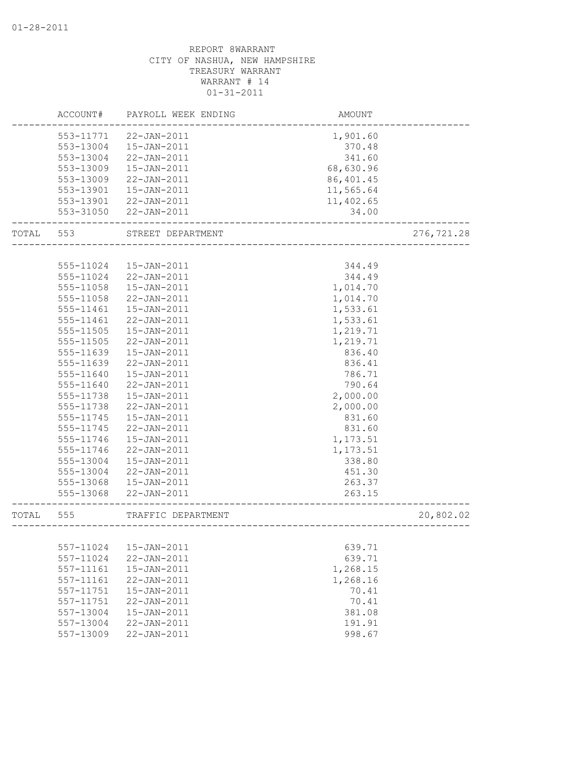REPORT 8WARRANT
CITY OF NASHUA, NEW HAMPSHIRE
TREASURY WARRANT
WARRANT # 14
01-31-2011

| | ACCOUNT# | PAYROLL WEEK ENDING | AMOUNT | |
|---|---|---|---|---|
| | 553-11771 | 22-JAN-2011 | 1,901.60 | |
| | 553-13004 | 15-JAN-2011 | 370.48 | |
| | 553-13004 | 22-JAN-2011 | 341.60 | |
| | 553-13009 | 15-JAN-2011 | 68,630.96 | |
| | 553-13009 | 22-JAN-2011 | 86,401.45 | |
| | 553-13901 | 15-JAN-2011 | 11,565.64 | |
| | 553-13901 | 22-JAN-2011 | 11,402.65 | |
| | 553-31050 | 22-JAN-2011 | 34.00 | |
| TOTAL | 553 | STREET DEPARTMENT | | 276,721.28 |
| | 555-11024 | 15-JAN-2011 | 344.49 | |
| | 555-11024 | 22-JAN-2011 | 344.49 | |
| | 555-11058 | 15-JAN-2011 | 1,014.70 | |
| | 555-11058 | 22-JAN-2011 | 1,014.70 | |
| | 555-11461 | 15-JAN-2011 | 1,533.61 | |
| | 555-11461 | 22-JAN-2011 | 1,533.61 | |
| | 555-11505 | 15-JAN-2011 | 1,219.71 | |
| | 555-11505 | 22-JAN-2011 | 1,219.71 | |
| | 555-11639 | 15-JAN-2011 | 836.40 | |
| | 555-11639 | 22-JAN-2011 | 836.41 | |
| | 555-11640 | 15-JAN-2011 | 786.71 | |
| | 555-11640 | 22-JAN-2011 | 790.64 | |
| | 555-11738 | 15-JAN-2011 | 2,000.00 | |
| | 555-11738 | 22-JAN-2011 | 2,000.00 | |
| | 555-11745 | 15-JAN-2011 | 831.60 | |
| | 555-11745 | 22-JAN-2011 | 831.60 | |
| | 555-11746 | 15-JAN-2011 | 1,173.51 | |
| | 555-11746 | 22-JAN-2011 | 1,173.51 | |
| | 555-13004 | 15-JAN-2011 | 338.80 | |
| | 555-13004 | 22-JAN-2011 | 451.30 | |
| | 555-13068 | 15-JAN-2011 | 263.37 | |
| | 555-13068 | 22-JAN-2011 | 263.15 | |
| TOTAL | 555 | TRAFFIC DEPARTMENT | | 20,802.02 |
| | 557-11024 | 15-JAN-2011 | 639.71 | |
| | 557-11024 | 22-JAN-2011 | 639.71 | |
| | 557-11161 | 15-JAN-2011 | 1,268.15 | |
| | 557-11161 | 22-JAN-2011 | 1,268.16 | |
| | 557-11751 | 15-JAN-2011 | 70.41 | |
| | 557-11751 | 22-JAN-2011 | 70.41 | |
| | 557-13004 | 15-JAN-2011 | 381.08 | |
| | 557-13004 | 22-JAN-2011 | 191.91 | |
| | 557-13009 | 22-JAN-2011 | 998.67 | |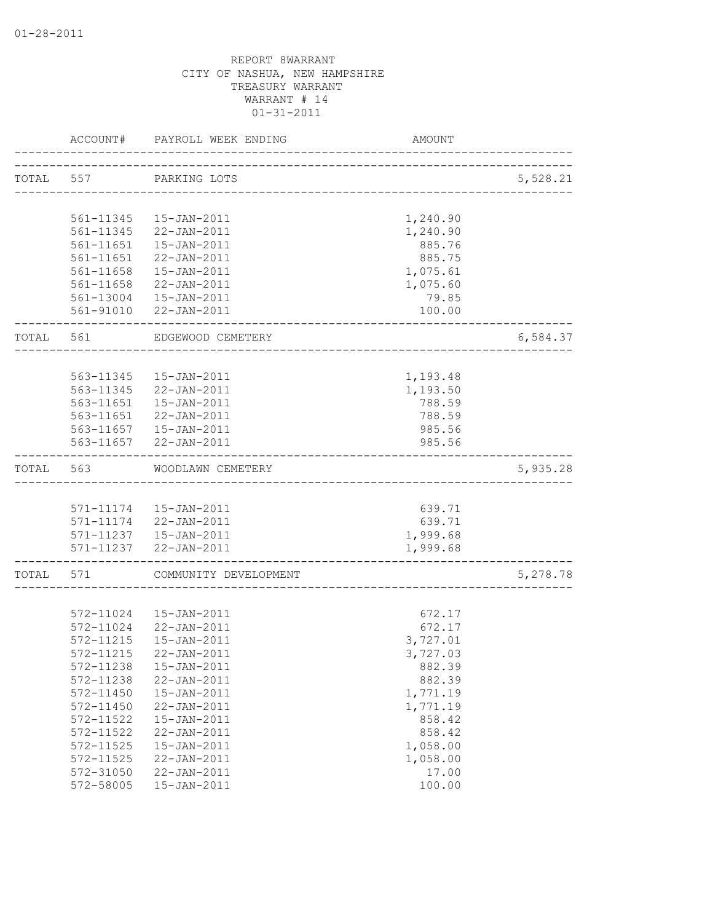01-28-2011

REPORT 8WARRANT
CITY OF NASHUA, NEW HAMPSHIRE
TREASURY WARRANT
WARRANT # 14
01-31-2011

| | ACCOUNT# | PAYROLL WEEK ENDING | AMOUNT | |
|---|---|---|---|---|
| TOTAL | 557 | PARKING LOTS | | 5,528.21 |
| | 561-11345 | 15-JAN-2011 | 1,240.90 | |
| | 561-11345 | 22-JAN-2011 | 1,240.90 | |
| | 561-11651 | 15-JAN-2011 | 885.76 | |
| | 561-11651 | 22-JAN-2011 | 885.75 | |
| | 561-11658 | 15-JAN-2011 | 1,075.61 | |
| | 561-11658 | 22-JAN-2011 | 1,075.60 | |
| | 561-13004 | 15-JAN-2011 | 79.85 | |
| | 561-91010 | 22-JAN-2011 | 100.00 | |
| TOTAL | 561 | EDGEWOOD CEMETERY | | 6,584.37 |
| | 563-11345 | 15-JAN-2011 | 1,193.48 | |
| | 563-11345 | 22-JAN-2011 | 1,193.50 | |
| | 563-11651 | 15-JAN-2011 | 788.59 | |
| | 563-11651 | 22-JAN-2011 | 788.59 | |
| | 563-11657 | 15-JAN-2011 | 985.56 | |
| | 563-11657 | 22-JAN-2011 | 985.56 | |
| TOTAL | 563 | WOODLAWN CEMETERY | | 5,935.28 |
| | 571-11174 | 15-JAN-2011 | 639.71 | |
| | 571-11174 | 22-JAN-2011 | 639.71 | |
| | 571-11237 | 15-JAN-2011 | 1,999.68 | |
| | 571-11237 | 22-JAN-2011 | 1,999.68 | |
| TOTAL | 571 | COMMUNITY DEVELOPMENT | | 5,278.78 |
| | 572-11024 | 15-JAN-2011 | 672.17 | |
| | 572-11024 | 22-JAN-2011 | 672.17 | |
| | 572-11215 | 15-JAN-2011 | 3,727.01 | |
| | 572-11215 | 22-JAN-2011 | 3,727.03 | |
| | 572-11238 | 15-JAN-2011 | 882.39 | |
| | 572-11238 | 22-JAN-2011 | 882.39 | |
| | 572-11450 | 15-JAN-2011 | 1,771.19 | |
| | 572-11450 | 22-JAN-2011 | 1,771.19 | |
| | 572-11522 | 15-JAN-2011 | 858.42 | |
| | 572-11522 | 22-JAN-2011 | 858.42 | |
| | 572-11525 | 15-JAN-2011 | 1,058.00 | |
| | 572-11525 | 22-JAN-2011 | 1,058.00 | |
| | 572-31050 | 22-JAN-2011 | 17.00 | |
| | 572-58005 | 15-JAN-2011 | 100.00 | |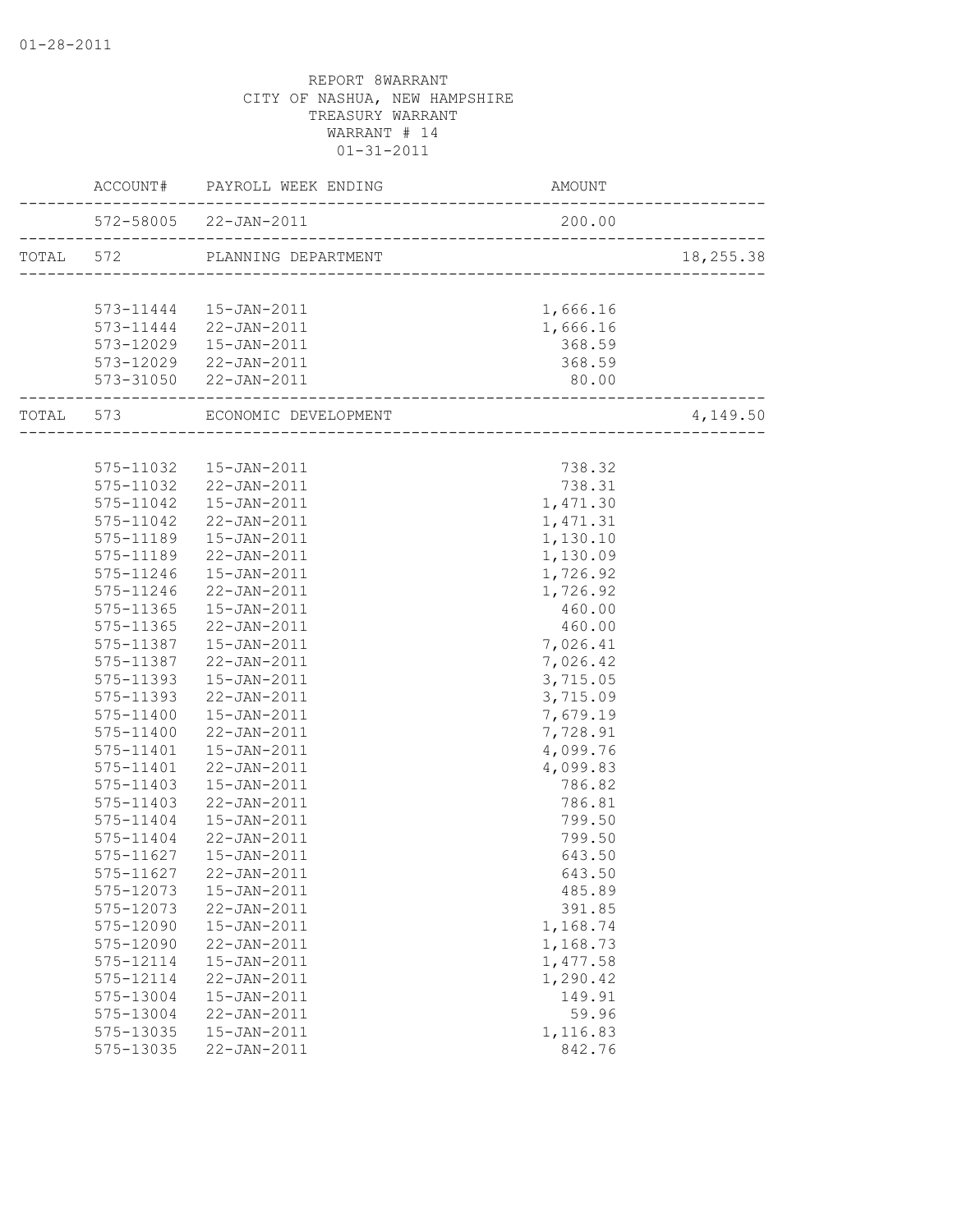REPORT 8WARRANT
CITY OF NASHUA, NEW HAMPSHIRE
TREASURY WARRANT
WARRANT # 14
01-31-2011

| | ACCOUNT# | PAYROLL WEEK ENDING | AMOUNT | |
|---|---|---|---|---|
| | 572-58005 | 22-JAN-2011 | 200.00 | |
| TOTAL | 572 | PLANNING DEPARTMENT | | 18,255.38 |
| | 573-11444 | 15-JAN-2011 | 1,666.16 | |
| | 573-11444 | 22-JAN-2011 | 1,666.16 | |
| | 573-12029 | 15-JAN-2011 | 368.59 | |
| | 573-12029 | 22-JAN-2011 | 368.59 | |
| | 573-31050 | 22-JAN-2011 | 80.00 | |
| TOTAL | 573 | ECONOMIC DEVELOPMENT | | 4,149.50 |
| | 575-11032 | 15-JAN-2011 | 738.32 | |
| | 575-11032 | 22-JAN-2011 | 738.31 | |
| | 575-11042 | 15-JAN-2011 | 1,471.30 | |
| | 575-11042 | 22-JAN-2011 | 1,471.31 | |
| | 575-11189 | 15-JAN-2011 | 1,130.10 | |
| | 575-11189 | 22-JAN-2011 | 1,130.09 | |
| | 575-11246 | 15-JAN-2011 | 1,726.92 | |
| | 575-11246 | 22-JAN-2011 | 1,726.92 | |
| | 575-11365 | 15-JAN-2011 | 460.00 | |
| | 575-11365 | 22-JAN-2011 | 460.00 | |
| | 575-11387 | 15-JAN-2011 | 7,026.41 | |
| | 575-11387 | 22-JAN-2011 | 7,026.42 | |
| | 575-11393 | 15-JAN-2011 | 3,715.05 | |
| | 575-11393 | 22-JAN-2011 | 3,715.09 | |
| | 575-11400 | 15-JAN-2011 | 7,679.19 | |
| | 575-11400 | 22-JAN-2011 | 7,728.91 | |
| | 575-11401 | 15-JAN-2011 | 4,099.76 | |
| | 575-11401 | 22-JAN-2011 | 4,099.83 | |
| | 575-11403 | 15-JAN-2011 | 786.82 | |
| | 575-11403 | 22-JAN-2011 | 786.81 | |
| | 575-11404 | 15-JAN-2011 | 799.50 | |
| | 575-11404 | 22-JAN-2011 | 799.50 | |
| | 575-11627 | 15-JAN-2011 | 643.50 | |
| | 575-11627 | 22-JAN-2011 | 643.50 | |
| | 575-12073 | 15-JAN-2011 | 485.89 | |
| | 575-12073 | 22-JAN-2011 | 391.85 | |
| | 575-12090 | 15-JAN-2011 | 1,168.74 | |
| | 575-12090 | 22-JAN-2011 | 1,168.73 | |
| | 575-12114 | 15-JAN-2011 | 1,477.58 | |
| | 575-12114 | 22-JAN-2011 | 1,290.42 | |
| | 575-13004 | 15-JAN-2011 | 149.91 | |
| | 575-13004 | 22-JAN-2011 | 59.96 | |
| | 575-13035 | 15-JAN-2011 | 1,116.83 | |
| | 575-13035 | 22-JAN-2011 | 842.76 | |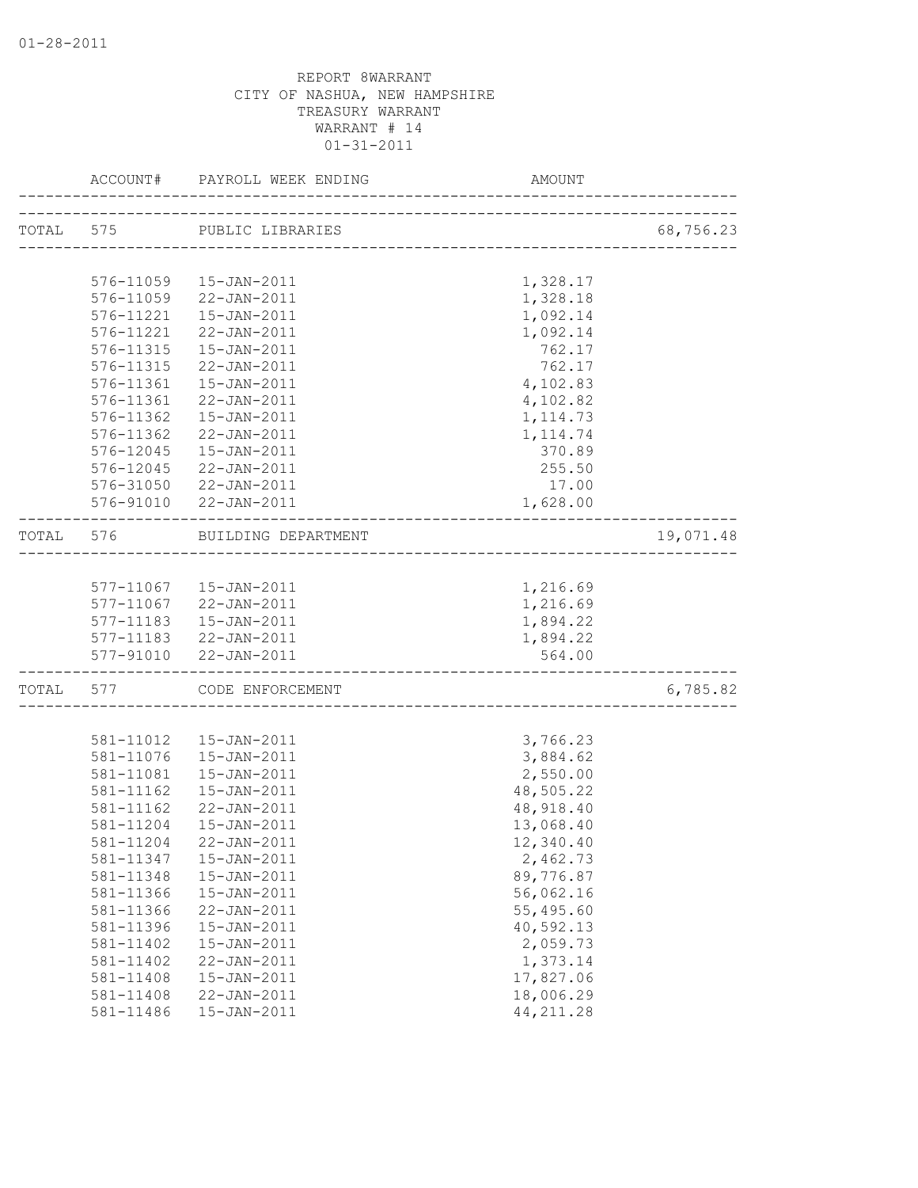REPORT 8WARRANT
CITY OF NASHUA, NEW HAMPSHIRE
TREASURY WARRANT
WARRANT # 14
01-31-2011

| ACCOUNT# | PAYROLL WEEK ENDING | AMOUNT | |
|---|---|---|---|
| TOTAL 575 | PUBLIC LIBRARIES | | 68,756.23 |
| 576-11059 | 15-JAN-2011 | 1,328.17 | |
| 576-11059 | 22-JAN-2011 | 1,328.18 | |
| 576-11221 | 15-JAN-2011 | 1,092.14 | |
| 576-11221 | 22-JAN-2011 | 1,092.14 | |
| 576-11315 | 15-JAN-2011 | 762.17 | |
| 576-11315 | 22-JAN-2011 | 762.17 | |
| 576-11361 | 15-JAN-2011 | 4,102.83 | |
| 576-11361 | 22-JAN-2011 | 4,102.82 | |
| 576-11362 | 15-JAN-2011 | 1,114.73 | |
| 576-11362 | 22-JAN-2011 | 1,114.74 | |
| 576-12045 | 15-JAN-2011 | 370.89 | |
| 576-12045 | 22-JAN-2011 | 255.50 | |
| 576-31050 | 22-JAN-2011 | 17.00 | |
| 576-91010 | 22-JAN-2011 | 1,628.00 | |
| TOTAL 576 | BUILDING DEPARTMENT | | 19,071.48 |
| 577-11067 | 15-JAN-2011 | 1,216.69 | |
| 577-11067 | 22-JAN-2011 | 1,216.69 | |
| 577-11183 | 15-JAN-2011 | 1,894.22 | |
| 577-11183 | 22-JAN-2011 | 1,894.22 | |
| 577-91010 | 22-JAN-2011 | 564.00 | |
| TOTAL 577 | CODE ENFORCEMENT | | 6,785.82 |
| 581-11012 | 15-JAN-2011 | 3,766.23 | |
| 581-11076 | 15-JAN-2011 | 3,884.62 | |
| 581-11081 | 15-JAN-2011 | 2,550.00 | |
| 581-11162 | 15-JAN-2011 | 48,505.22 | |
| 581-11162 | 22-JAN-2011 | 48,918.40 | |
| 581-11204 | 15-JAN-2011 | 13,068.40 | |
| 581-11204 | 22-JAN-2011 | 12,340.40 | |
| 581-11347 | 15-JAN-2011 | 2,462.73 | |
| 581-11348 | 15-JAN-2011 | 89,776.87 | |
| 581-11366 | 15-JAN-2011 | 56,062.16 | |
| 581-11366 | 22-JAN-2011 | 55,495.60 | |
| 581-11396 | 15-JAN-2011 | 40,592.13 | |
| 581-11402 | 15-JAN-2011 | 2,059.73 | |
| 581-11402 | 22-JAN-2011 | 1,373.14 | |
| 581-11408 | 15-JAN-2011 | 17,827.06 | |
| 581-11408 | 22-JAN-2011 | 18,006.29 | |
| 581-11486 | 15-JAN-2011 | 44,211.28 | |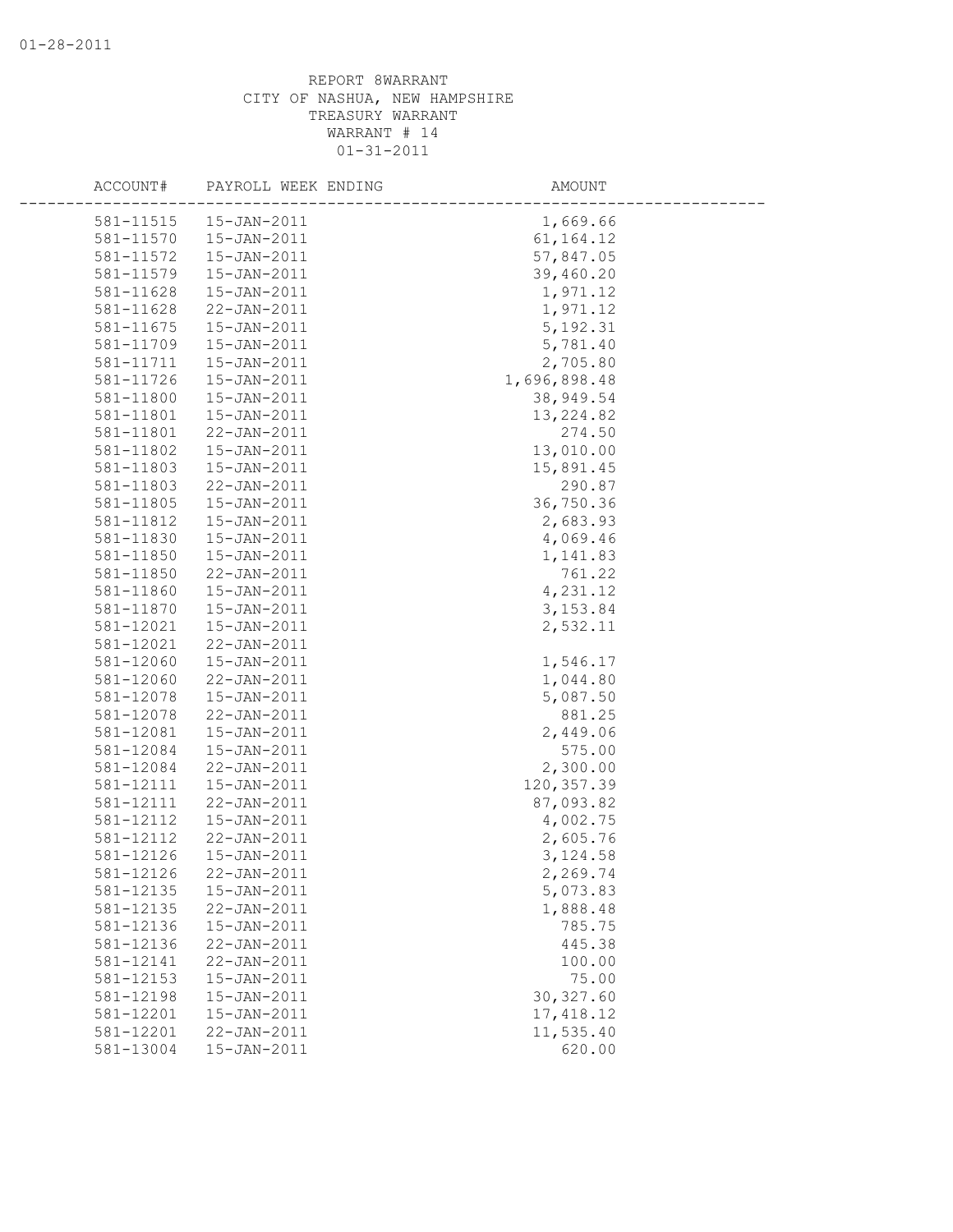REPORT 8WARRANT
CITY OF NASHUA, NEW HAMPSHIRE
TREASURY WARRANT
WARRANT # 14
01-31-2011

| ACCOUNT# | PAYROLL WEEK ENDING | AMOUNT |
|---|---|---|
| 581-11515 | 15-JAN-2011 | 1,669.66 |
| 581-11570 | 15-JAN-2011 | 61,164.12 |
| 581-11572 | 15-JAN-2011 | 57,847.05 |
| 581-11579 | 15-JAN-2011 | 39,460.20 |
| 581-11628 | 15-JAN-2011 | 1,971.12 |
| 581-11628 | 22-JAN-2011 | 1,971.12 |
| 581-11675 | 15-JAN-2011 | 5,192.31 |
| 581-11709 | 15-JAN-2011 | 5,781.40 |
| 581-11711 | 15-JAN-2011 | 2,705.80 |
| 581-11726 | 15-JAN-2011 | 1,696,898.48 |
| 581-11800 | 15-JAN-2011 | 38,949.54 |
| 581-11801 | 15-JAN-2011 | 13,224.82 |
| 581-11801 | 22-JAN-2011 | 274.50 |
| 581-11802 | 15-JAN-2011 | 13,010.00 |
| 581-11803 | 15-JAN-2011 | 15,891.45 |
| 581-11803 | 22-JAN-2011 | 290.87 |
| 581-11805 | 15-JAN-2011 | 36,750.36 |
| 581-11812 | 15-JAN-2011 | 2,683.93 |
| 581-11830 | 15-JAN-2011 | 4,069.46 |
| 581-11850 | 15-JAN-2011 | 1,141.83 |
| 581-11850 | 22-JAN-2011 | 761.22 |
| 581-11860 | 15-JAN-2011 | 4,231.12 |
| 581-11870 | 15-JAN-2011 | 3,153.84 |
| 581-12021 | 15-JAN-2011 | 2,532.11 |
| 581-12021 | 22-JAN-2011 | |
| 581-12060 | 15-JAN-2011 | 1,546.17 |
| 581-12060 | 22-JAN-2011 | 1,044.80 |
| 581-12078 | 15-JAN-2011 | 5,087.50 |
| 581-12078 | 22-JAN-2011 | 881.25 |
| 581-12081 | 15-JAN-2011 | 2,449.06 |
| 581-12084 | 15-JAN-2011 | 575.00 |
| 581-12084 | 22-JAN-2011 | 2,300.00 |
| 581-12111 | 15-JAN-2011 | 120,357.39 |
| 581-12111 | 22-JAN-2011 | 87,093.82 |
| 581-12112 | 15-JAN-2011 | 4,002.75 |
| 581-12112 | 22-JAN-2011 | 2,605.76 |
| 581-12126 | 15-JAN-2011 | 3,124.58 |
| 581-12126 | 22-JAN-2011 | 2,269.74 |
| 581-12135 | 15-JAN-2011 | 5,073.83 |
| 581-12135 | 22-JAN-2011 | 1,888.48 |
| 581-12136 | 15-JAN-2011 | 785.75 |
| 581-12136 | 22-JAN-2011 | 445.38 |
| 581-12141 | 22-JAN-2011 | 100.00 |
| 581-12153 | 15-JAN-2011 | 75.00 |
| 581-12198 | 15-JAN-2011 | 30,327.60 |
| 581-12201 | 15-JAN-2011 | 17,418.12 |
| 581-12201 | 22-JAN-2011 | 11,535.40 |
| 581-13004 | 15-JAN-2011 | 620.00 |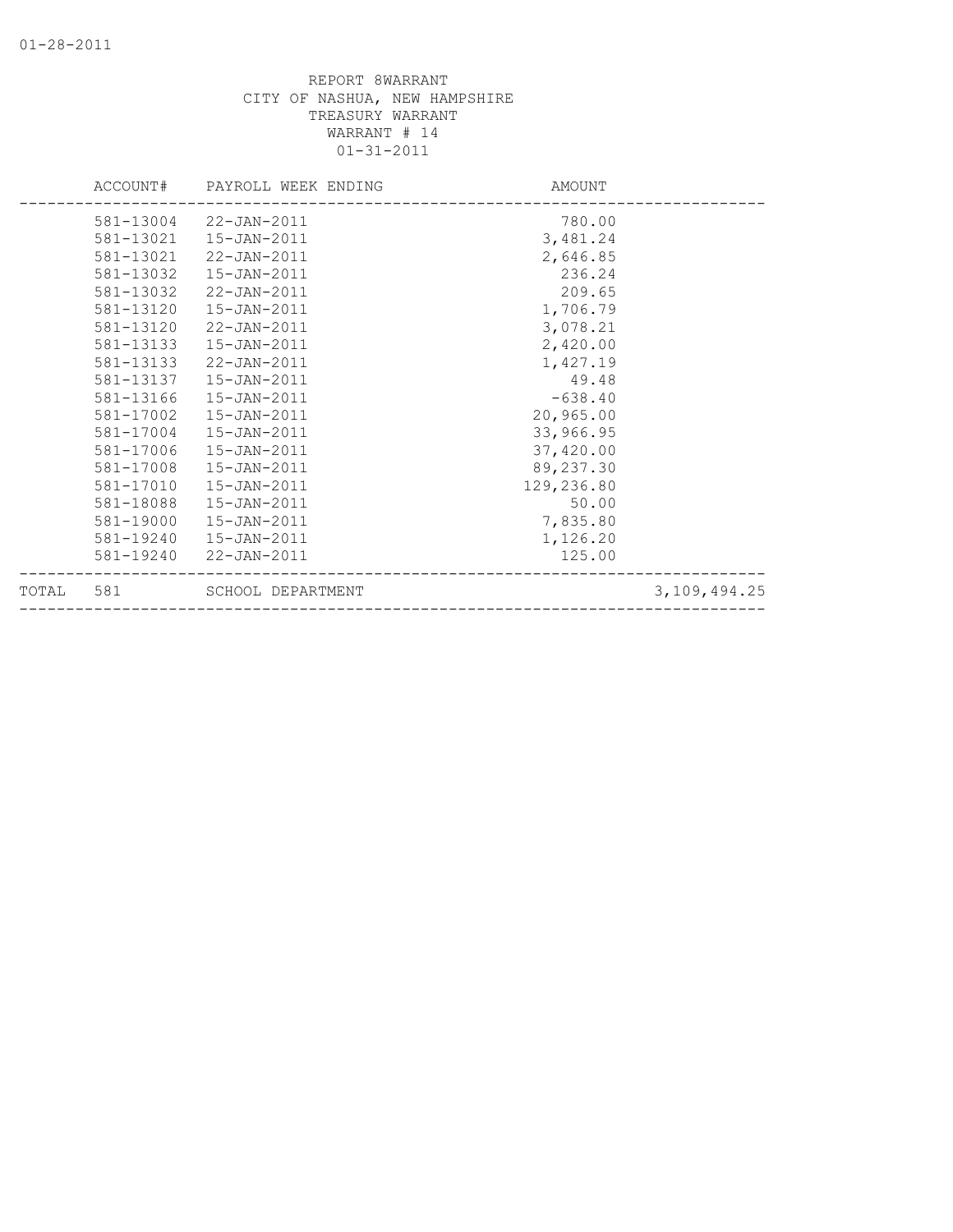REPORT 8WARRANT
CITY OF NASHUA, NEW HAMPSHIRE
TREASURY WARRANT
WARRANT # 14
01-31-2011

| ACCOUNT# | PAYROLL WEEK ENDING | AMOUNT | |
|---|---|---|---|
| 581-13004 | 22-JAN-2011 | 780.00 | |
| 581-13021 | 15-JAN-2011 | 3,481.24 | |
| 581-13021 | 22-JAN-2011 | 2,646.85 | |
| 581-13032 | 15-JAN-2011 | 236.24 | |
| 581-13032 | 22-JAN-2011 | 209.65 | |
| 581-13120 | 15-JAN-2011 | 1,706.79 | |
| 581-13120 | 22-JAN-2011 | 3,078.21 | |
| 581-13133 | 15-JAN-2011 | 2,420.00 | |
| 581-13133 | 22-JAN-2011 | 1,427.19 | |
| 581-13137 | 15-JAN-2011 | 49.48 | |
| 581-13166 | 15-JAN-2011 | -638.40 | |
| 581-17002 | 15-JAN-2011 | 20,965.00 | |
| 581-17004 | 15-JAN-2011 | 33,966.95 | |
| 581-17006 | 15-JAN-2011 | 37,420.00 | |
| 581-17008 | 15-JAN-2011 | 89,237.30 | |
| 581-17010 | 15-JAN-2011 | 129,236.80 | |
| 581-18088 | 15-JAN-2011 | 50.00 | |
| 581-19000 | 15-JAN-2011 | 7,835.80 | |
| 581-19240 | 15-JAN-2011 | 1,126.20 | |
| 581-19240 | 22-JAN-2011 | 125.00 | |
| TOTAL 581 | SCHOOL DEPARTMENT | | 3,109,494.25 |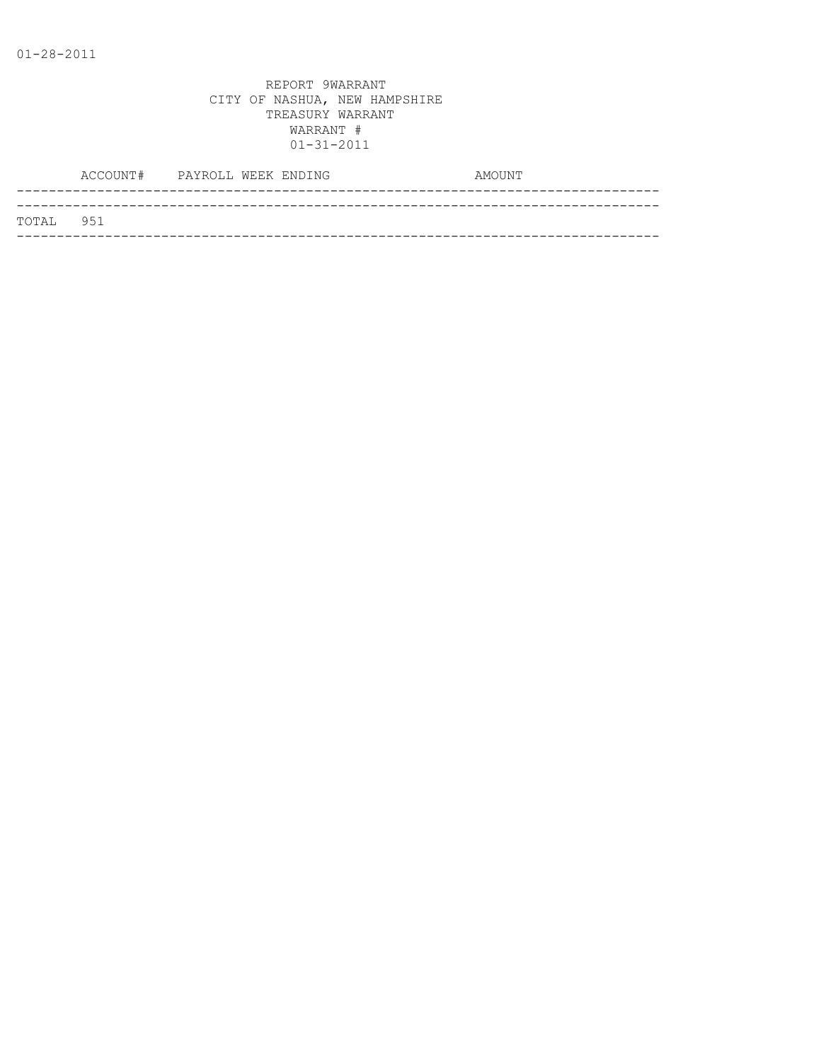01-28-2011

REPORT 9WARRANT
CITY OF NASHUA, NEW HAMPSHIRE
TREASURY WARRANT
WARRANT #
01-31-2011

| ACCOUNT# | PAYROLL WEEK ENDING | AMOUNT |
| --- | --- | --- |
| TOTAL 951 | | |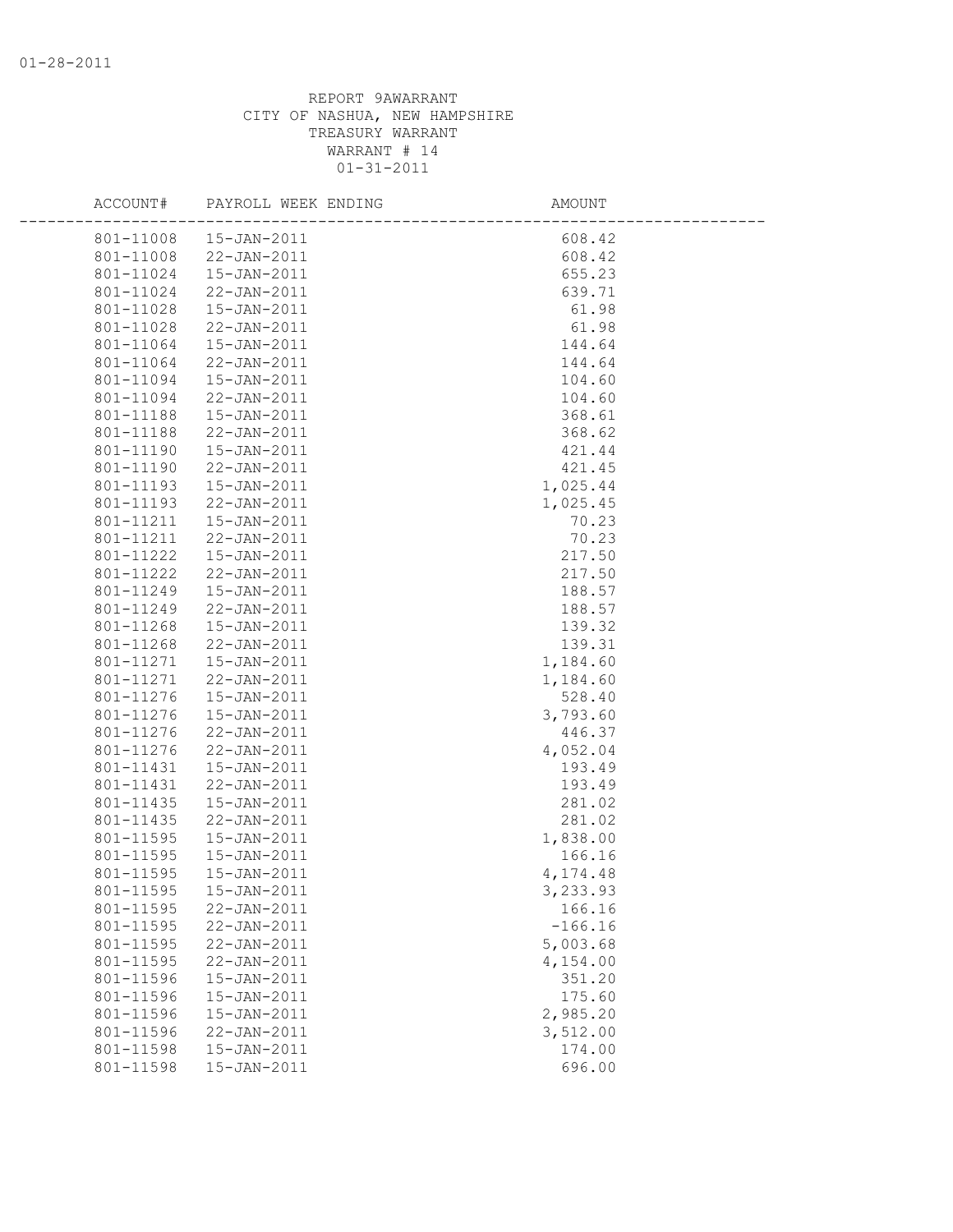REPORT 9AWARRANT
CITY OF NASHUA, NEW HAMPSHIRE
TREASURY WARRANT
WARRANT # 14
01-31-2011

| ACCOUNT# | PAYROLL WEEK ENDING | AMOUNT |
|---|---|---|
| 801-11008 | 15-JAN-2011 | 608.42 |
| 801-11008 | 22-JAN-2011 | 608.42 |
| 801-11024 | 15-JAN-2011 | 655.23 |
| 801-11024 | 22-JAN-2011 | 639.71 |
| 801-11028 | 15-JAN-2011 | 61.98 |
| 801-11028 | 22-JAN-2011 | 61.98 |
| 801-11064 | 15-JAN-2011 | 144.64 |
| 801-11064 | 22-JAN-2011 | 144.64 |
| 801-11094 | 15-JAN-2011 | 104.60 |
| 801-11094 | 22-JAN-2011 | 104.60 |
| 801-11188 | 15-JAN-2011 | 368.61 |
| 801-11188 | 22-JAN-2011 | 368.62 |
| 801-11190 | 15-JAN-2011 | 421.44 |
| 801-11190 | 22-JAN-2011 | 421.45 |
| 801-11193 | 15-JAN-2011 | 1,025.44 |
| 801-11193 | 22-JAN-2011 | 1,025.45 |
| 801-11211 | 15-JAN-2011 | 70.23 |
| 801-11211 | 22-JAN-2011 | 70.23 |
| 801-11222 | 15-JAN-2011 | 217.50 |
| 801-11222 | 22-JAN-2011 | 217.50 |
| 801-11249 | 15-JAN-2011 | 188.57 |
| 801-11249 | 22-JAN-2011 | 188.57 |
| 801-11268 | 15-JAN-2011 | 139.32 |
| 801-11268 | 22-JAN-2011 | 139.31 |
| 801-11271 | 15-JAN-2011 | 1,184.60 |
| 801-11271 | 22-JAN-2011 | 1,184.60 |
| 801-11276 | 15-JAN-2011 | 528.40 |
| 801-11276 | 15-JAN-2011 | 3,793.60 |
| 801-11276 | 22-JAN-2011 | 446.37 |
| 801-11276 | 22-JAN-2011 | 4,052.04 |
| 801-11431 | 15-JAN-2011 | 193.49 |
| 801-11431 | 22-JAN-2011 | 193.49 |
| 801-11435 | 15-JAN-2011 | 281.02 |
| 801-11435 | 22-JAN-2011 | 281.02 |
| 801-11595 | 15-JAN-2011 | 1,838.00 |
| 801-11595 | 15-JAN-2011 | 166.16 |
| 801-11595 | 15-JAN-2011 | 4,174.48 |
| 801-11595 | 15-JAN-2011 | 3,233.93 |
| 801-11595 | 22-JAN-2011 | 166.16 |
| 801-11595 | 22-JAN-2011 | -166.16 |
| 801-11595 | 22-JAN-2011 | 5,003.68 |
| 801-11595 | 22-JAN-2011 | 4,154.00 |
| 801-11596 | 15-JAN-2011 | 351.20 |
| 801-11596 | 15-JAN-2011 | 175.60 |
| 801-11596 | 15-JAN-2011 | 2,985.20 |
| 801-11596 | 22-JAN-2011 | 3,512.00 |
| 801-11598 | 15-JAN-2011 | 174.00 |
| 801-11598 | 15-JAN-2011 | 696.00 |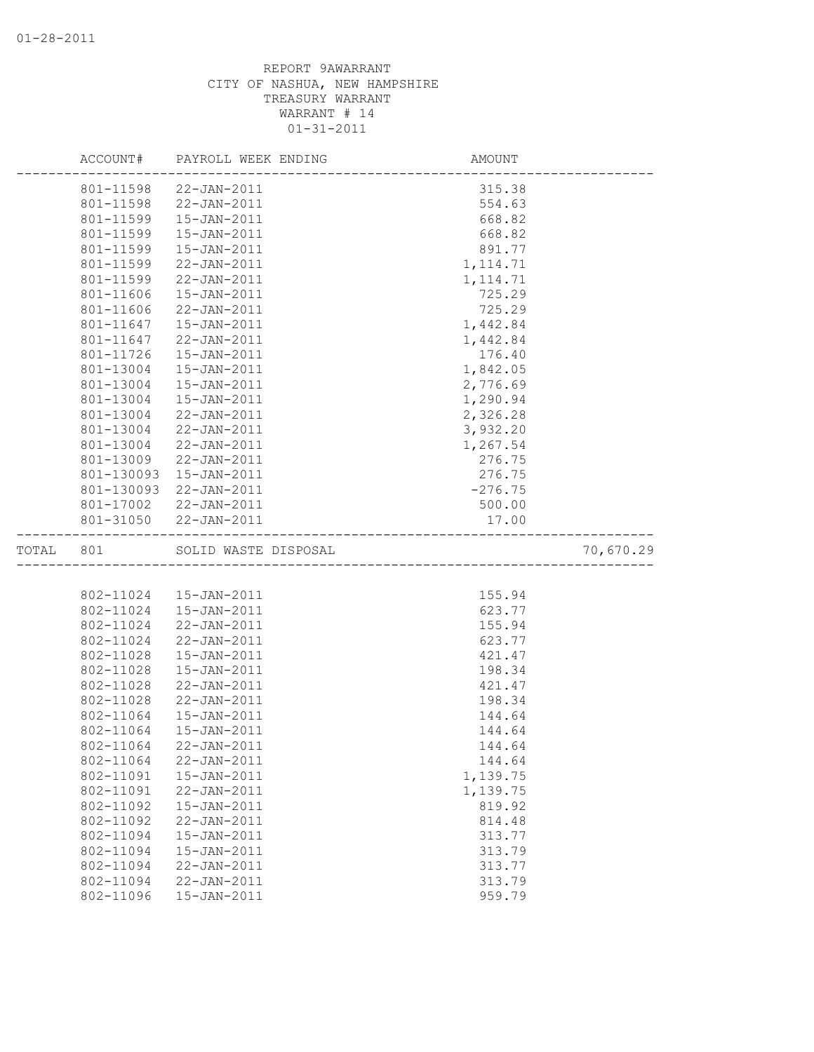REPORT 9AWARRANT
CITY OF NASHUA, NEW HAMPSHIRE
TREASURY WARRANT
WARRANT # 14
01-31-2011

| | ACCOUNT# | PAYROLL WEEK ENDING | AMOUNT | |
|---|---|---|---|---|
| | 801-11598 | 22-JAN-2011 | 315.38 | |
| | 801-11598 | 22-JAN-2011 | 554.63 | |
| | 801-11599 | 15-JAN-2011 | 668.82 | |
| | 801-11599 | 15-JAN-2011 | 668.82 | |
| | 801-11599 | 15-JAN-2011 | 891.77 | |
| | 801-11599 | 22-JAN-2011 | 1,114.71 | |
| | 801-11599 | 22-JAN-2011 | 1,114.71 | |
| | 801-11606 | 15-JAN-2011 | 725.29 | |
| | 801-11606 | 22-JAN-2011 | 725.29 | |
| | 801-11647 | 15-JAN-2011 | 1,442.84 | |
| | 801-11647 | 22-JAN-2011 | 1,442.84 | |
| | 801-11726 | 15-JAN-2011 | 176.40 | |
| | 801-13004 | 15-JAN-2011 | 1,842.05 | |
| | 801-13004 | 15-JAN-2011 | 2,776.69 | |
| | 801-13004 | 15-JAN-2011 | 1,290.94 | |
| | 801-13004 | 22-JAN-2011 | 2,326.28 | |
| | 801-13004 | 22-JAN-2011 | 3,932.20 | |
| | 801-13004 | 22-JAN-2011 | 1,267.54 | |
| | 801-13009 | 22-JAN-2011 | 276.75 | |
| | 801-130093 | 15-JAN-2011 | 276.75 | |
| | 801-130093 | 22-JAN-2011 | -276.75 | |
| | 801-17002 | 22-JAN-2011 | 500.00 | |
| | 801-31050 | 22-JAN-2011 | 17.00 | |
| TOTAL | 801 | SOLID WASTE DISPOSAL | | 70,670.29 |
| | 802-11024 | 15-JAN-2011 | 155.94 | |
| | 802-11024 | 15-JAN-2011 | 623.77 | |
| | 802-11024 | 22-JAN-2011 | 155.94 | |
| | 802-11024 | 22-JAN-2011 | 623.77 | |
| | 802-11028 | 15-JAN-2011 | 421.47 | |
| | 802-11028 | 15-JAN-2011 | 198.34 | |
| | 802-11028 | 22-JAN-2011 | 421.47 | |
| | 802-11028 | 22-JAN-2011 | 198.34 | |
| | 802-11064 | 15-JAN-2011 | 144.64 | |
| | 802-11064 | 15-JAN-2011 | 144.64 | |
| | 802-11064 | 22-JAN-2011 | 144.64 | |
| | 802-11064 | 22-JAN-2011 | 144.64 | |
| | 802-11091 | 15-JAN-2011 | 1,139.75 | |
| | 802-11091 | 22-JAN-2011 | 1,139.75 | |
| | 802-11092 | 15-JAN-2011 | 819.92 | |
| | 802-11092 | 22-JAN-2011 | 814.48 | |
| | 802-11094 | 15-JAN-2011 | 313.77 | |
| | 802-11094 | 15-JAN-2011 | 313.79 | |
| | 802-11094 | 22-JAN-2011 | 313.77 | |
| | 802-11094 | 22-JAN-2011 | 313.79 | |
| | 802-11096 | 15-JAN-2011 | 959.79 | |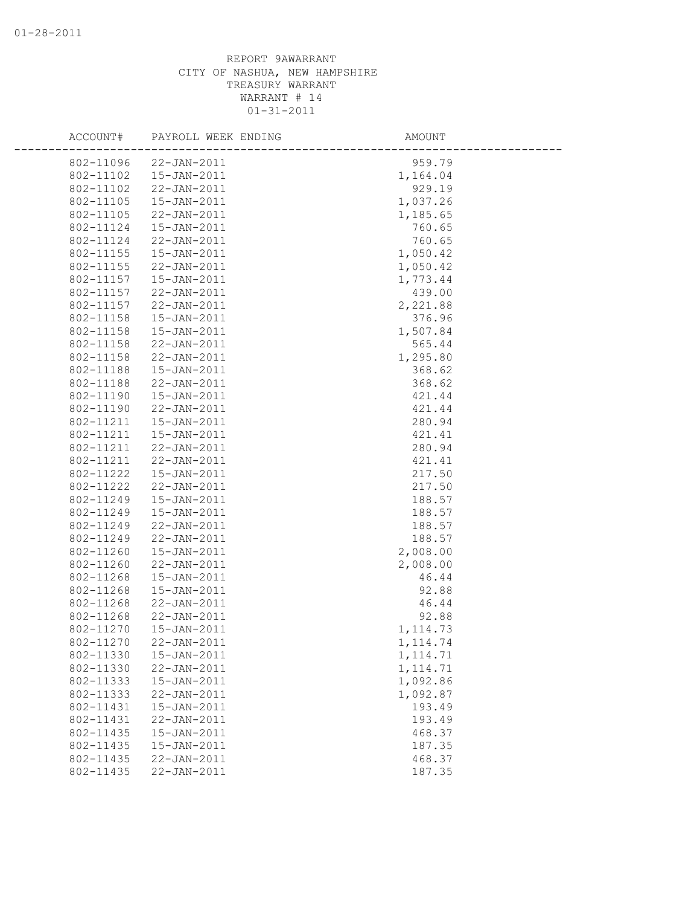REPORT 9AWARRANT
CITY OF NASHUA, NEW HAMPSHIRE
TREASURY WARRANT
WARRANT # 14
01-31-2011

| ACCOUNT# | PAYROLL WEEK ENDING | AMOUNT |
|---|---|---|
| 802-11096 | 22-JAN-2011 | 959.79 |
| 802-11102 | 15-JAN-2011 | 1,164.04 |
| 802-11102 | 22-JAN-2011 | 929.19 |
| 802-11105 | 15-JAN-2011 | 1,037.26 |
| 802-11105 | 22-JAN-2011 | 1,185.65 |
| 802-11124 | 15-JAN-2011 | 760.65 |
| 802-11124 | 22-JAN-2011 | 760.65 |
| 802-11155 | 15-JAN-2011 | 1,050.42 |
| 802-11155 | 22-JAN-2011 | 1,050.42 |
| 802-11157 | 15-JAN-2011 | 1,773.44 |
| 802-11157 | 22-JAN-2011 | 439.00 |
| 802-11157 | 22-JAN-2011 | 2,221.88 |
| 802-11158 | 15-JAN-2011 | 376.96 |
| 802-11158 | 15-JAN-2011 | 1,507.84 |
| 802-11158 | 22-JAN-2011 | 565.44 |
| 802-11158 | 22-JAN-2011 | 1,295.80 |
| 802-11188 | 15-JAN-2011 | 368.62 |
| 802-11188 | 22-JAN-2011 | 368.62 |
| 802-11190 | 15-JAN-2011 | 421.44 |
| 802-11190 | 22-JAN-2011 | 421.44 |
| 802-11211 | 15-JAN-2011 | 280.94 |
| 802-11211 | 15-JAN-2011 | 421.41 |
| 802-11211 | 22-JAN-2011 | 280.94 |
| 802-11211 | 22-JAN-2011 | 421.41 |
| 802-11222 | 15-JAN-2011 | 217.50 |
| 802-11222 | 22-JAN-2011 | 217.50 |
| 802-11249 | 15-JAN-2011 | 188.57 |
| 802-11249 | 15-JAN-2011 | 188.57 |
| 802-11249 | 22-JAN-2011 | 188.57 |
| 802-11249 | 22-JAN-2011 | 188.57 |
| 802-11260 | 15-JAN-2011 | 2,008.00 |
| 802-11260 | 22-JAN-2011 | 2,008.00 |
| 802-11268 | 15-JAN-2011 | 46.44 |
| 802-11268 | 15-JAN-2011 | 92.88 |
| 802-11268 | 22-JAN-2011 | 46.44 |
| 802-11268 | 22-JAN-2011 | 92.88 |
| 802-11270 | 15-JAN-2011 | 1,114.73 |
| 802-11270 | 22-JAN-2011 | 1,114.74 |
| 802-11330 | 15-JAN-2011 | 1,114.71 |
| 802-11330 | 22-JAN-2011 | 1,114.71 |
| 802-11333 | 15-JAN-2011 | 1,092.86 |
| 802-11333 | 22-JAN-2011 | 1,092.87 |
| 802-11431 | 15-JAN-2011 | 193.49 |
| 802-11431 | 22-JAN-2011 | 193.49 |
| 802-11435 | 15-JAN-2011 | 468.37 |
| 802-11435 | 15-JAN-2011 | 187.35 |
| 802-11435 | 22-JAN-2011 | 468.37 |
| 802-11435 | 22-JAN-2011 | 187.35 |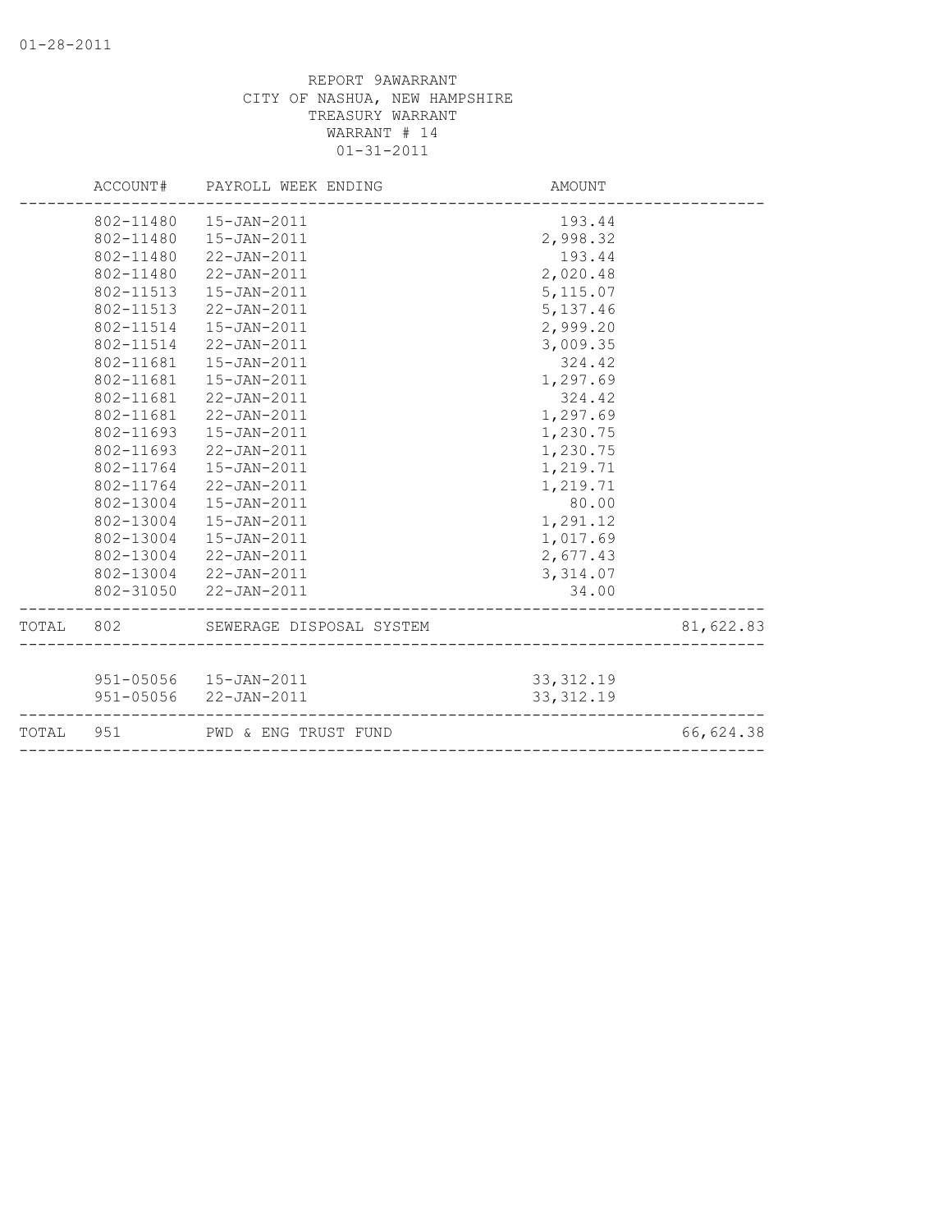01-28-2011

REPORT 9AWARRANT
CITY OF NASHUA, NEW HAMPSHIRE
TREASURY WARRANT
WARRANT # 14
01-31-2011

| | ACCOUNT# | PAYROLL WEEK ENDING | AMOUNT | |
|---|---|---|---|---|
| | 802-11480 | 15-JAN-2011 | 193.44 | |
| | 802-11480 | 15-JAN-2011 | 2,998.32 | |
| | 802-11480 | 22-JAN-2011 | 193.44 | |
| | 802-11480 | 22-JAN-2011 | 2,020.48 | |
| | 802-11513 | 15-JAN-2011 | 5,115.07 | |
| | 802-11513 | 22-JAN-2011 | 5,137.46 | |
| | 802-11514 | 15-JAN-2011 | 2,999.20 | |
| | 802-11514 | 22-JAN-2011 | 3,009.35 | |
| | 802-11681 | 15-JAN-2011 | 324.42 | |
| | 802-11681 | 15-JAN-2011 | 1,297.69 | |
| | 802-11681 | 22-JAN-2011 | 324.42 | |
| | 802-11681 | 22-JAN-2011 | 1,297.69 | |
| | 802-11693 | 15-JAN-2011 | 1,230.75 | |
| | 802-11693 | 22-JAN-2011 | 1,230.75 | |
| | 802-11764 | 15-JAN-2011 | 1,219.71 | |
| | 802-11764 | 22-JAN-2011 | 1,219.71 | |
| | 802-13004 | 15-JAN-2011 | 80.00 | |
| | 802-13004 | 15-JAN-2011 | 1,291.12 | |
| | 802-13004 | 15-JAN-2011 | 1,017.69 | |
| | 802-13004 | 22-JAN-2011 | 2,677.43 | |
| | 802-13004 | 22-JAN-2011 | 3,314.07 | |
| | 802-31050 | 22-JAN-2011 | 34.00 | |
| TOTAL | 802 | SEWERAGE DISPOSAL SYSTEM | | 81,622.83 |
| | 951-05056 | 15-JAN-2011 | 33,312.19 | |
| | 951-05056 | 22-JAN-2011 | 33,312.19 | |
| TOTAL | 951 | PWD & ENG TRUST FUND | | 66,624.38 |